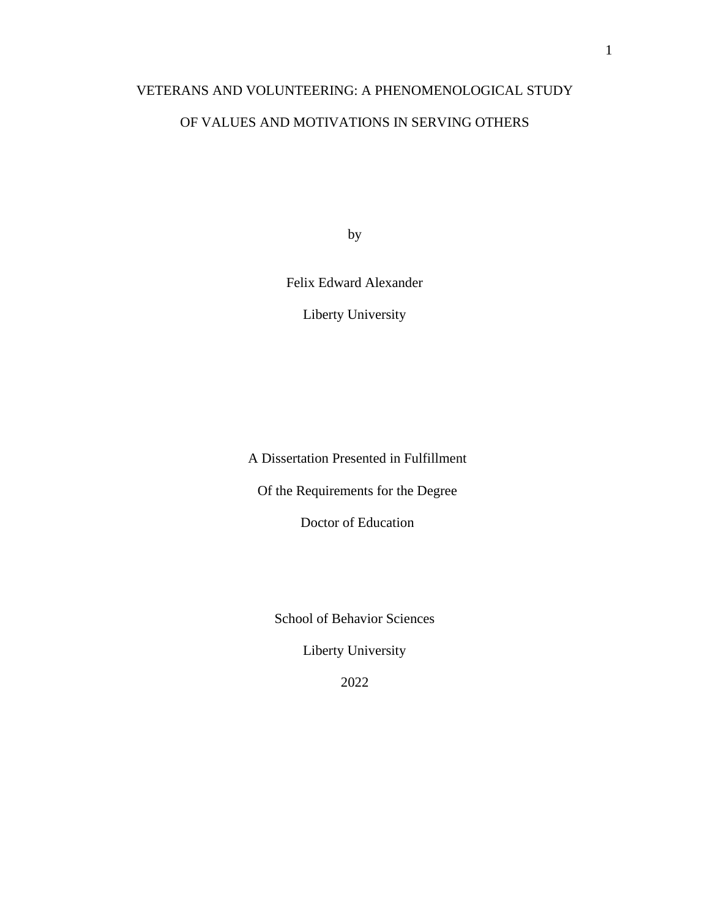# VETERANS AND VOLUNTEERING: A PHENOMENOLOGICAL STUDY OF VALUES AND MOTIVATIONS IN SERVING OTHERS

by

Felix Edward Alexander

Liberty University

A Dissertation Presented in Fulfillment

Of the Requirements for the Degree

Doctor of Education

School of Behavior Sciences

Liberty University

2022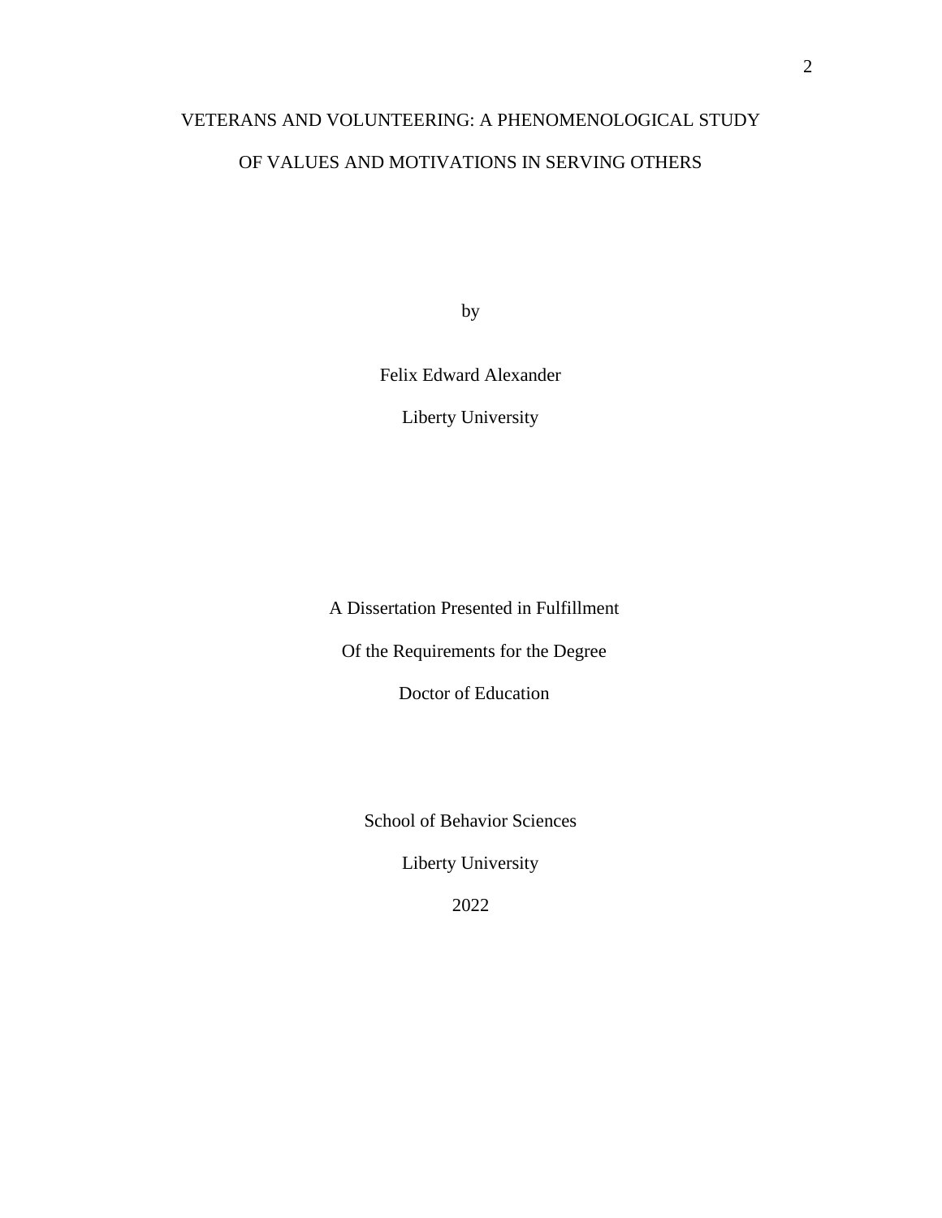# VETERANS AND VOLUNTEERING: A PHENOMENOLOGICAL STUDY OF VALUES AND MOTIVATIONS IN SERVING OTHERS

by

Felix Edward Alexander

Liberty University

A Dissertation Presented in Fulfillment

Of the Requirements for the Degree

Doctor of Education

School of Behavior Sciences

Liberty University

2022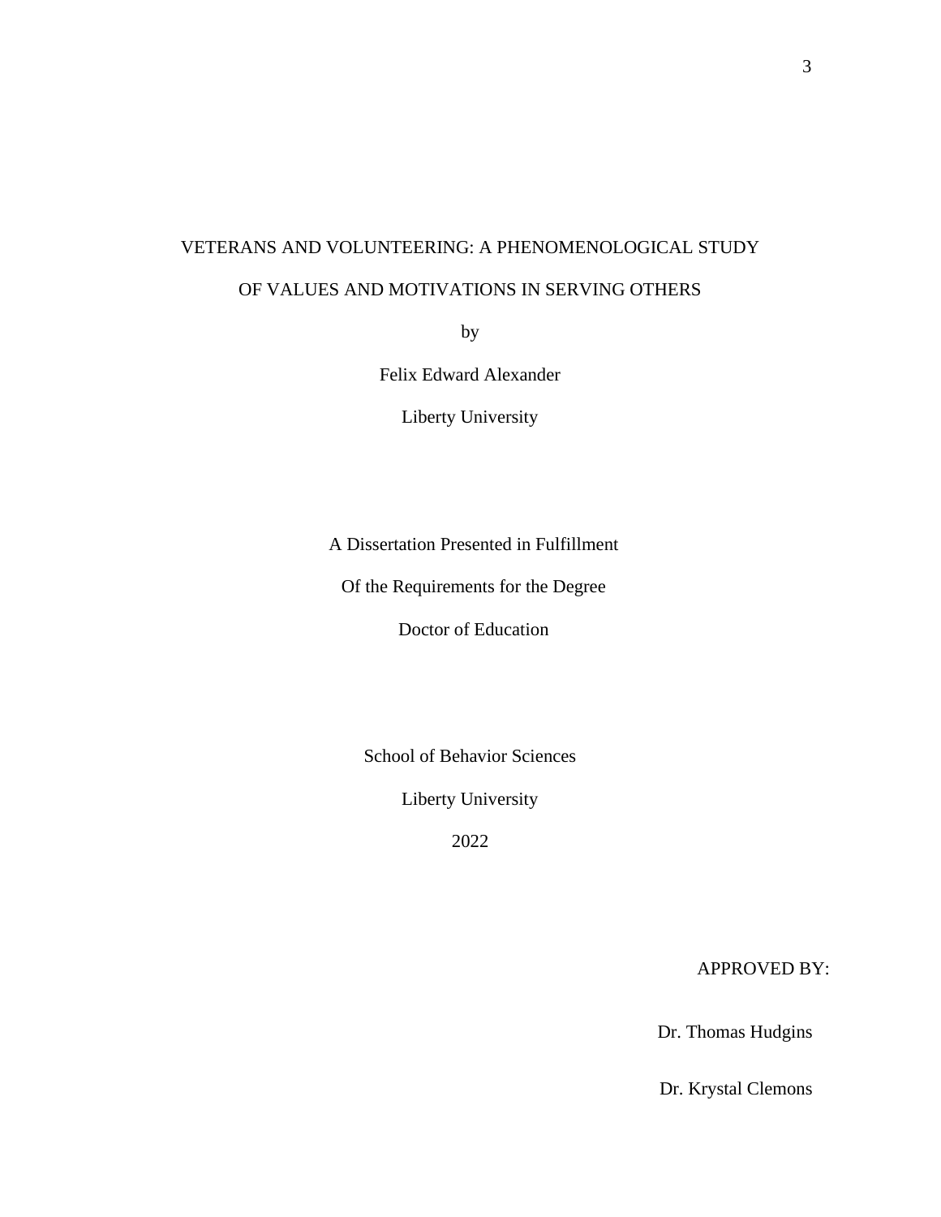VETERANS AND VOLUNTEERING: A PHENOMENOLOGICAL STUDY

OF VALUES AND MOTIVATIONS IN SERVING OTHERS

by

Felix Edward Alexander

Liberty University

A Dissertation Presented in Fulfillment

Of the Requirements for the Degree

Doctor of Education

School of Behavior Sciences

Liberty University

2022

APPROVED BY:

Dr. Thomas Hudgins

Dr. Krystal Clemons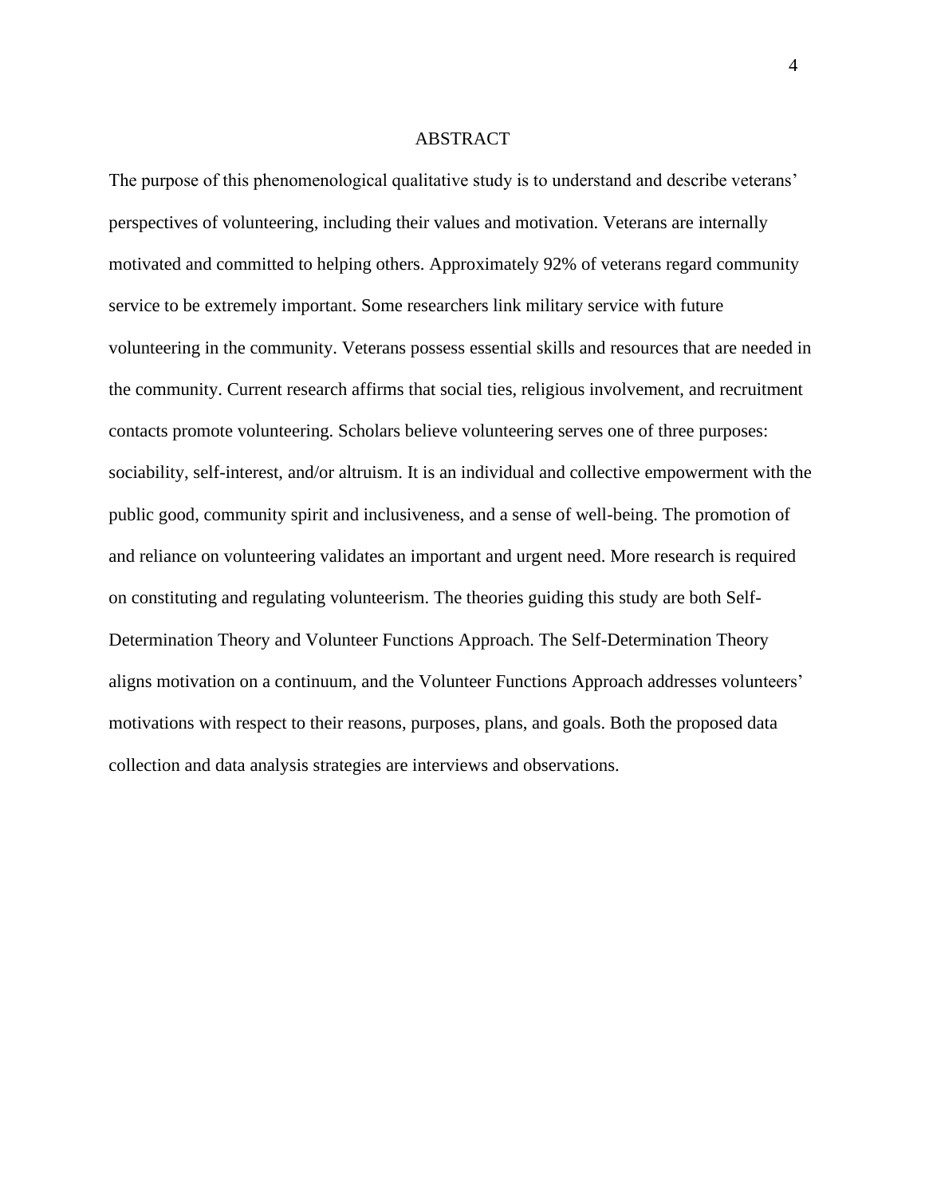# ABSTRACT

The purpose of this phenomenological qualitative study is to understand and describe veterans' perspectives of volunteering, including their values and motivation. Veterans are internally motivated and committed to helping others. Approximately 92% of veterans regard community service to be extremely important. Some researchers link military service with future volunteering in the community. Veterans possess essential skills and resources that are needed in the community. Current research affirms that social ties, religious involvement, and recruitment contacts promote volunteering. Scholars believe volunteering serves one of three purposes: sociability, self-interest, and/or altruism. It is an individual and collective empowerment with the public good, community spirit and inclusiveness, and a sense of well-being. The promotion of and reliance on volunteering validates an important and urgent need. More research is required on constituting and regulating volunteerism. The theories guiding this study are both Self-Determination Theory and Volunteer Functions Approach. The Self-Determination Theory aligns motivation on a continuum, and the Volunteer Functions Approach addresses volunteers' motivations with respect to their reasons, purposes, plans, and goals. Both the proposed data collection and data analysis strategies are interviews and observations.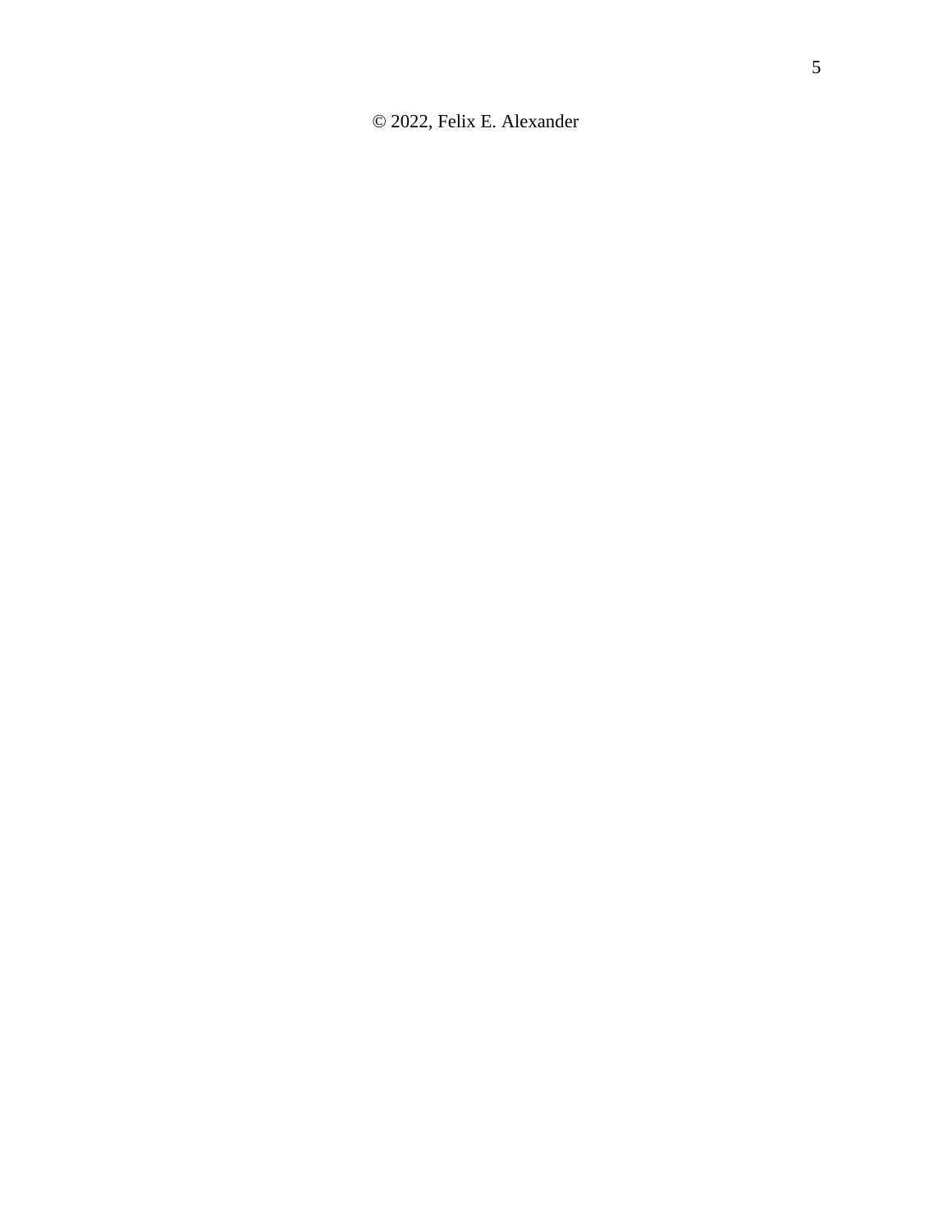© 2022, Felix E. Alexander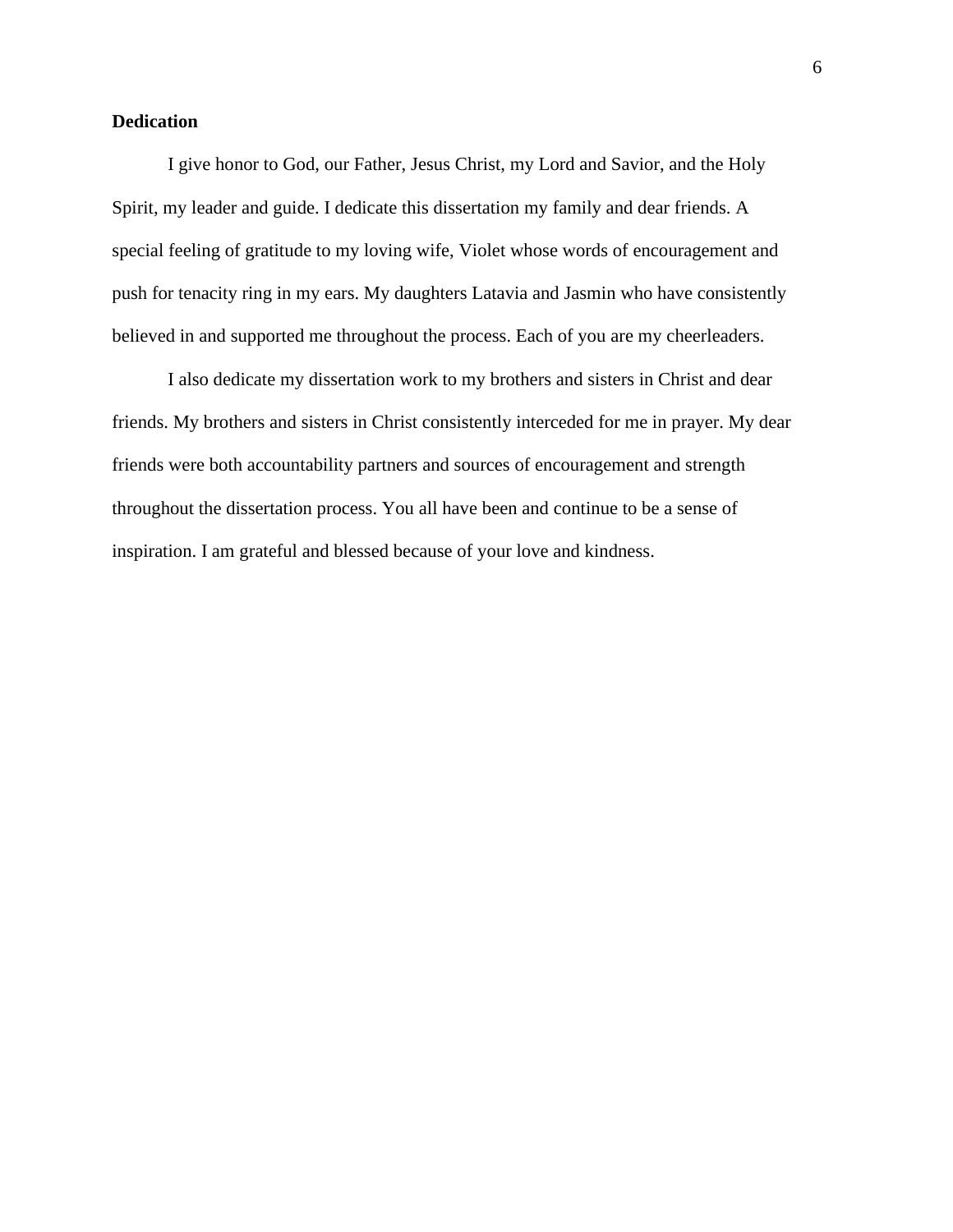**Dedication**

I give honor to God, our Father, Jesus Christ, my Lord and Savior, and the Holy Spirit, my leader and guide. I dedicate this dissertation my family and dear friends. A special feeling of gratitude to my loving wife, Violet whose words of encouragement and push for tenacity ring in my ears. My daughters Latavia and Jasmin who have consistently believed in and supported me throughout the process. Each of you are my cheerleaders.

I also dedicate my dissertation work to my brothers and sisters in Christ and dear friends. My brothers and sisters in Christ consistently interceded for me in prayer. My dear friends were both accountability partners and sources of encouragement and strength throughout the dissertation process. You all have been and continue to be a sense of inspiration. I am grateful and blessed because of your love and kindness.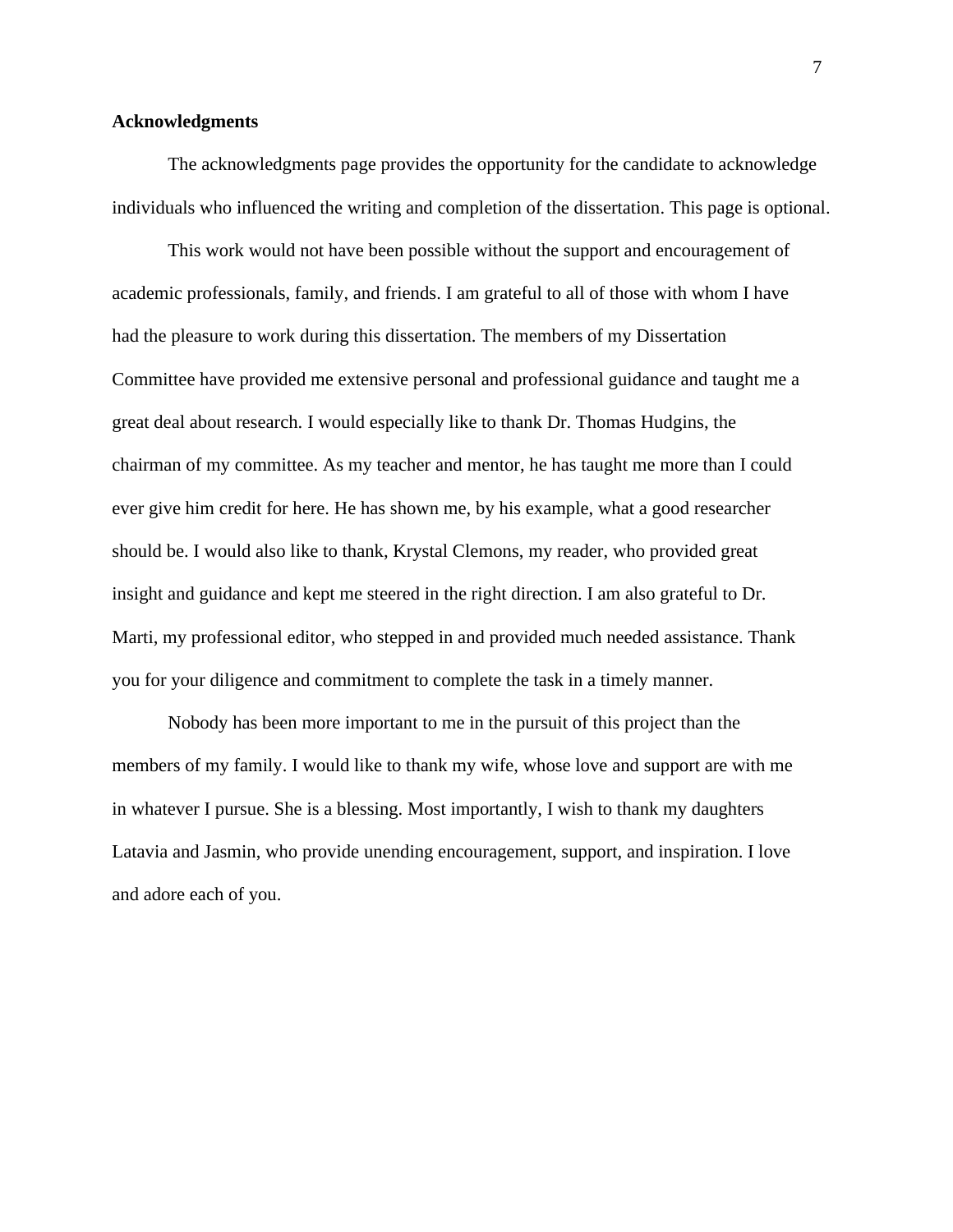**Acknowledgments**

The acknowledgments page provides the opportunity for the candidate to acknowledge individuals who influenced the writing and completion of the dissertation. This page is optional.

This work would not have been possible without the support and encouragement of academic professionals, family, and friends. I am grateful to all of those with whom I have had the pleasure to work during this dissertation. The members of my Dissertation Committee have provided me extensive personal and professional guidance and taught me a great deal about research. I would especially like to thank Dr. Thomas Hudgins, the chairman of my committee. As my teacher and mentor, he has taught me more than I could ever give him credit for here. He has shown me, by his example, what a good researcher should be. I would also like to thank, Krystal Clemons, my reader, who provided great insight and guidance and kept me steered in the right direction. I am also grateful to Dr. Marti, my professional editor, who stepped in and provided much needed assistance. Thank you for your diligence and commitment to complete the task in a timely manner.

Nobody has been more important to me in the pursuit of this project than the members of my family. I would like to thank my wife, whose love and support are with me in whatever I pursue. She is a blessing. Most importantly, I wish to thank my daughters Latavia and Jasmin, who provide unending encouragement, support, and inspiration. I love and adore each of you.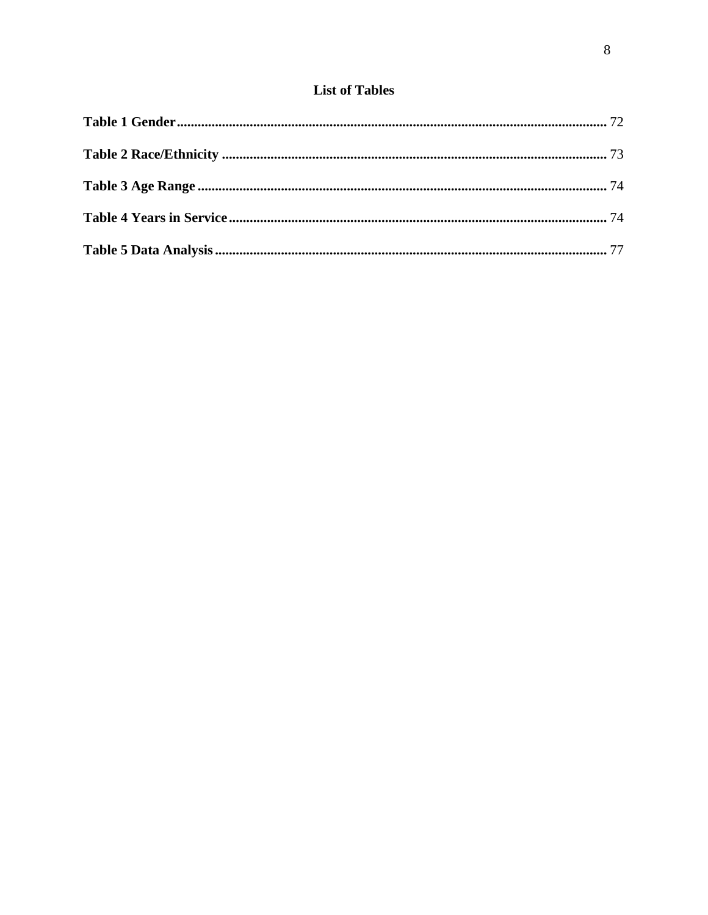# List of Tables

**Table 1 Gender** ........................................................................................................................ 72

**Table 2 Race/Ethnicity** ............................................................................................................. 73

**Table 3 Age Range** ................................................................................................................... 74

**Table 4 Years in Service** .......................................................................................................... 74

**Table 5 Data Analysis** .............................................................................................................. 77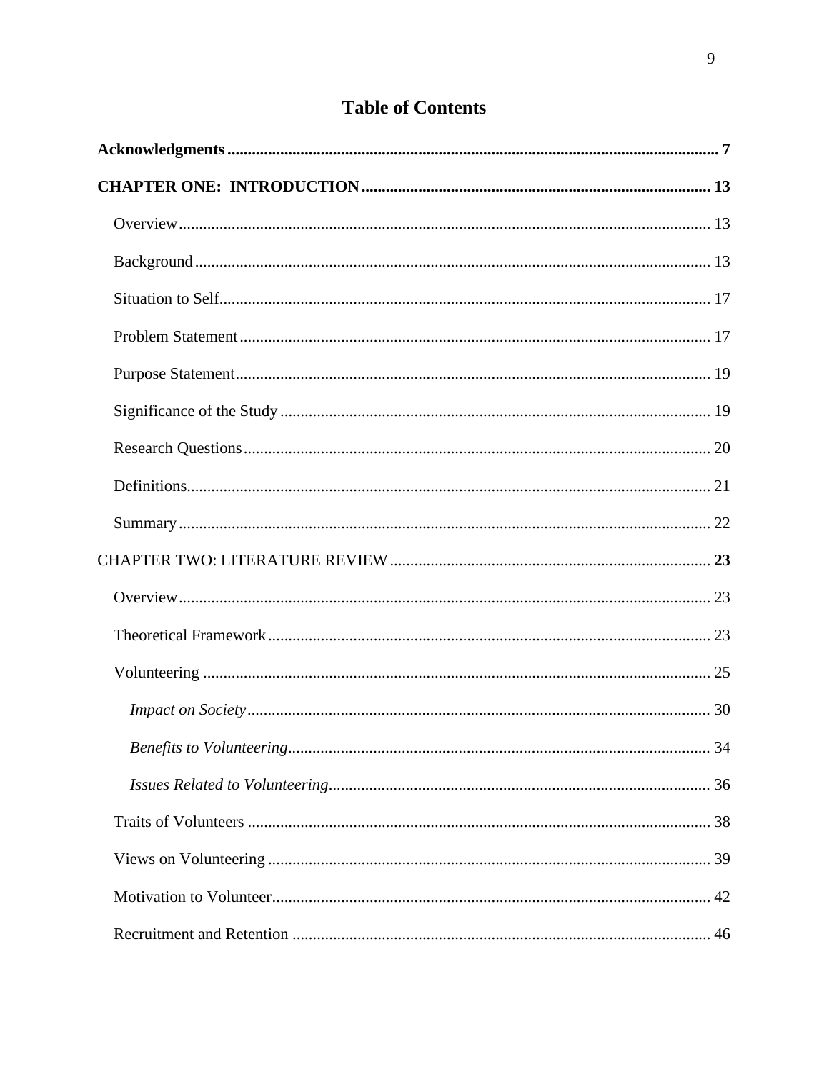# Table of Contents

**Acknowledgments** .......................................................................................................... **7**

**CHAPTER ONE: INTRODUCTION** ...................................................................................... **13**

Overview .......................................................................................................... 13

Background .......................................................................................................... 13

Situation to Self .......................................................................................................... 17

Problem Statement .......................................................................................................... 17

Purpose Statement .......................................................................................................... 19

Significance of the Study .......................................................................................................... 19

Research Questions .......................................................................................................... 20

Definitions .......................................................................................................... 21

Summary .......................................................................................................... 22

CHAPTER TWO: LITERATURE REVIEW .......................................................................................... **23**

Overview .......................................................................................................... 23

Theoretical Framework .......................................................................................................... 23

Volunteering .......................................................................................................... 25

*Impact on Society* .......................................................................................................... 30

*Benefits to Volunteering* .......................................................................................................... 34

*Issues Related to Volunteering* .......................................................................................................... 36

Traits of Volunteers .......................................................................................................... 38

Views on Volunteering .......................................................................................................... 39

Motivation to Volunteer .......................................................................................................... 42

Recruitment and Retention .......................................................................................................... 46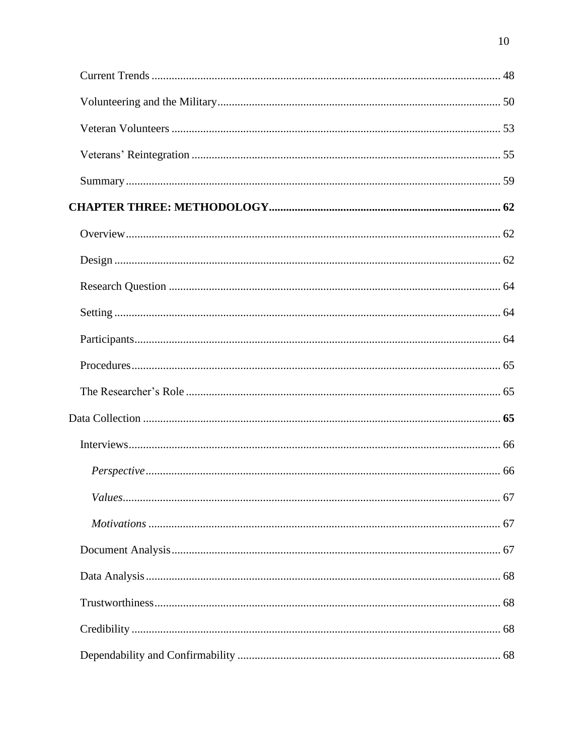Current Trends ........................................................................................................................ 48

Volunteering and the Military................................................................................................. 50

Veteran Volunteers ................................................................................................................. 53

Veterans' Reintegration .......................................................................................................... 55

Summary................................................................................................................................. 59

**CHAPTER THREE: METHODOLOGY................................................................................ 62**

Overview................................................................................................................................. 62

Design ..................................................................................................................................... 62

Research Question .................................................................................................................. 64

Setting ..................................................................................................................................... 64

Participants.............................................................................................................................. 64

Procedures............................................................................................................................... 65

The Researcher's Role ............................................................................................................ 65

Data Collection ........................................................................................................................... **65**

Interviews................................................................................................................................ 66

*Perspective*.......................................................................................................................... 66

*Values*.................................................................................................................................. 67

*Motivations* ......................................................................................................................... 67

Document Analysis................................................................................................................. 67

Data Analysis .......................................................................................................................... 68

Trustworthiness....................................................................................................................... 68

Credibility ............................................................................................................................... 68

Dependability and Confirmability .......................................................................................... 68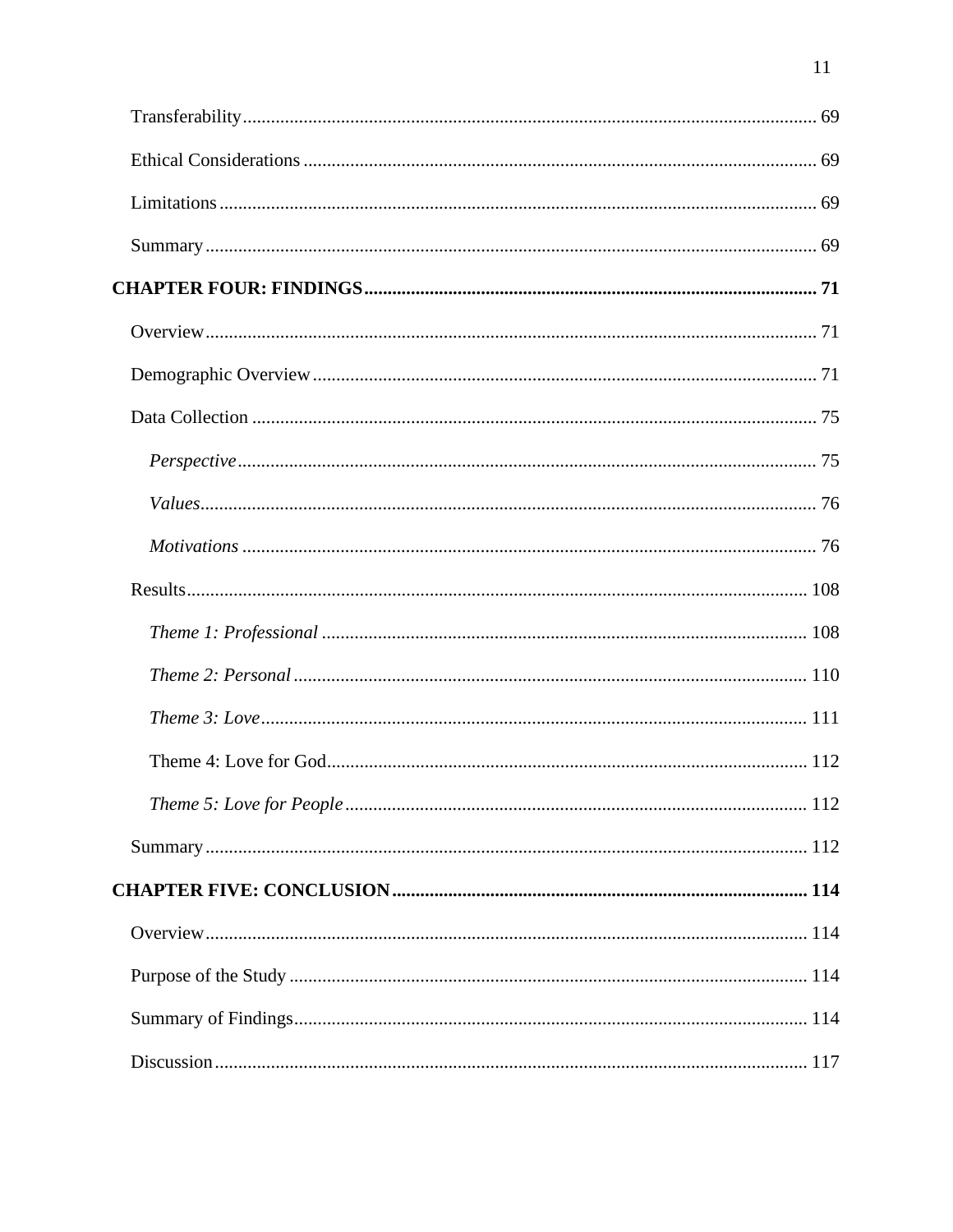Transferability ........................................................................................................... 69

Ethical Considerations ............................................................................................... 69

Limitations ................................................................................................................. 69

Summary .................................................................................................................... 69

**CHAPTER FOUR: FINDINGS ................................................................................. 71**

Overview .................................................................................................................... 71

Demographic Overview ............................................................................................. 71

Data Collection .......................................................................................................... 75

*Perspective* .......................................................................................................... 75

*Values* ................................................................................................................. 76

*Motivations* ......................................................................................................... 76

Results ...................................................................................................................... 108

*Theme 1: Professional* ....................................................................................... 108

*Theme 2: Personal* ............................................................................................. 110

*Theme 3: Love* .................................................................................................... 111

Theme 4: Love for God ........................................................................................ 112

*Theme 5: Love for People* .................................................................................. 112

Summary .................................................................................................................. 112

**CHAPTER FIVE: CONCLUSION ......................................................................... 114**

Overview .................................................................................................................. 114

Purpose of the Study ............................................................................................... 114

Summary of Findings ............................................................................................... 114

Discussion ................................................................................................................ 117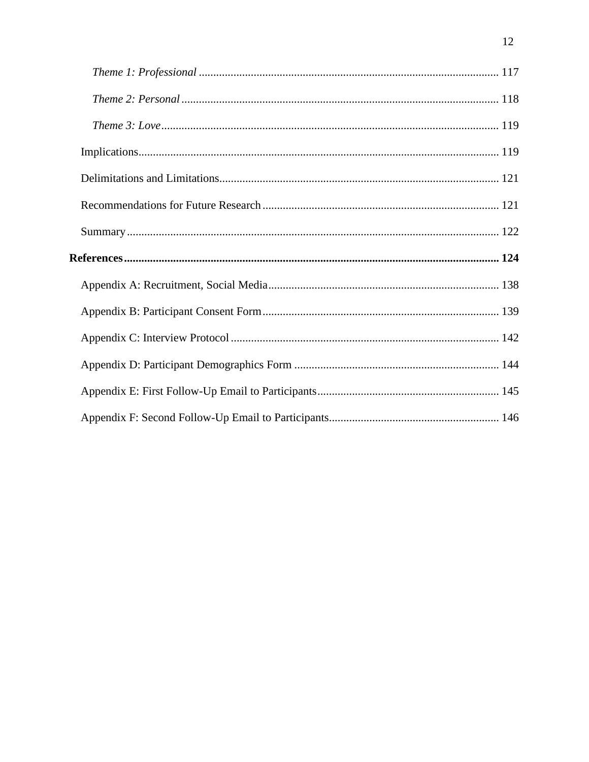*Theme 1: Professional* ........................................................................................................ 117

*Theme 2: Personal* ............................................................................................................. 118

*Theme 3: Love* .................................................................................................................... 119

Implications............................................................................................................................ 119

Delimitations and Limitations................................................................................................. 121

Recommendations for Future Research .................................................................................. 121

Summary ................................................................................................................................. 122

**References ................................................................................................................................ 124**

Appendix A: Recruitment, Social Media ................................................................................ 138

Appendix B: Participant Consent Form .................................................................................. 139

Appendix C: Interview Protocol ............................................................................................. 142

Appendix D: Participant Demographics Form ....................................................................... 144

Appendix E: First Follow-Up Email to Participants............................................................... 145

Appendix F: Second Follow-Up Email to Participants........................................................... 146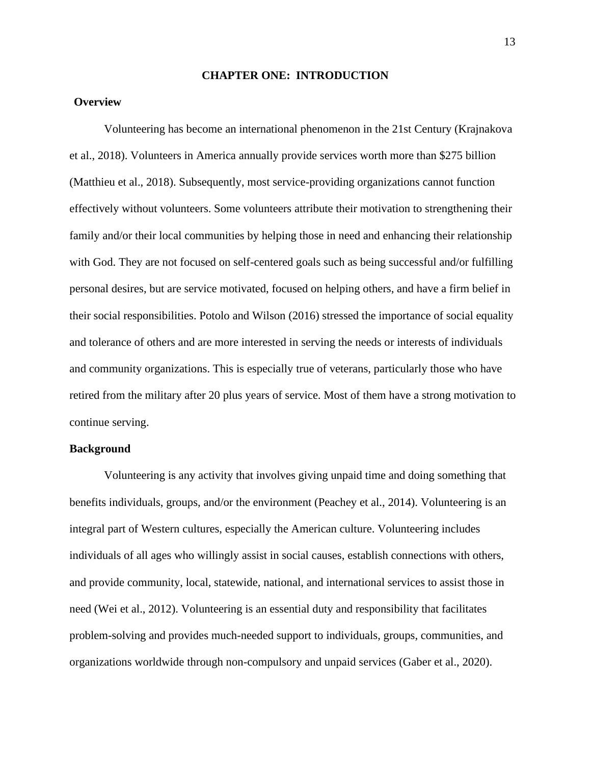# CHAPTER ONE: INTRODUCTION

## Overview

Volunteering has become an international phenomenon in the 21st Century (Krajnakova et al., 2018). Volunteers in America annually provide services worth more than $275 billion (Matthieu et al., 2018). Subsequently, most service-providing organizations cannot function effectively without volunteers. Some volunteers attribute their motivation to strengthening their family and/or their local communities by helping those in need and enhancing their relationship with God. They are not focused on self-centered goals such as being successful and/or fulfilling personal desires, but are service motivated, focused on helping others, and have a firm belief in their social responsibilities. Potolo and Wilson (2016) stressed the importance of social equality and tolerance of others and are more interested in serving the needs or interests of individuals and community organizations. This is especially true of veterans, particularly those who have retired from the military after 20 plus years of service. Most of them have a strong motivation to continue serving.

## Background

Volunteering is any activity that involves giving unpaid time and doing something that benefits individuals, groups, and/or the environment (Peachey et al., 2014). Volunteering is an integral part of Western cultures, especially the American culture. Volunteering includes individuals of all ages who willingly assist in social causes, establish connections with others, and provide community, local, statewide, national, and international services to assist those in need (Wei et al., 2012). Volunteering is an essential duty and responsibility that facilitates problem-solving and provides much-needed support to individuals, groups, communities, and organizations worldwide through non-compulsory and unpaid services (Gaber et al., 2020).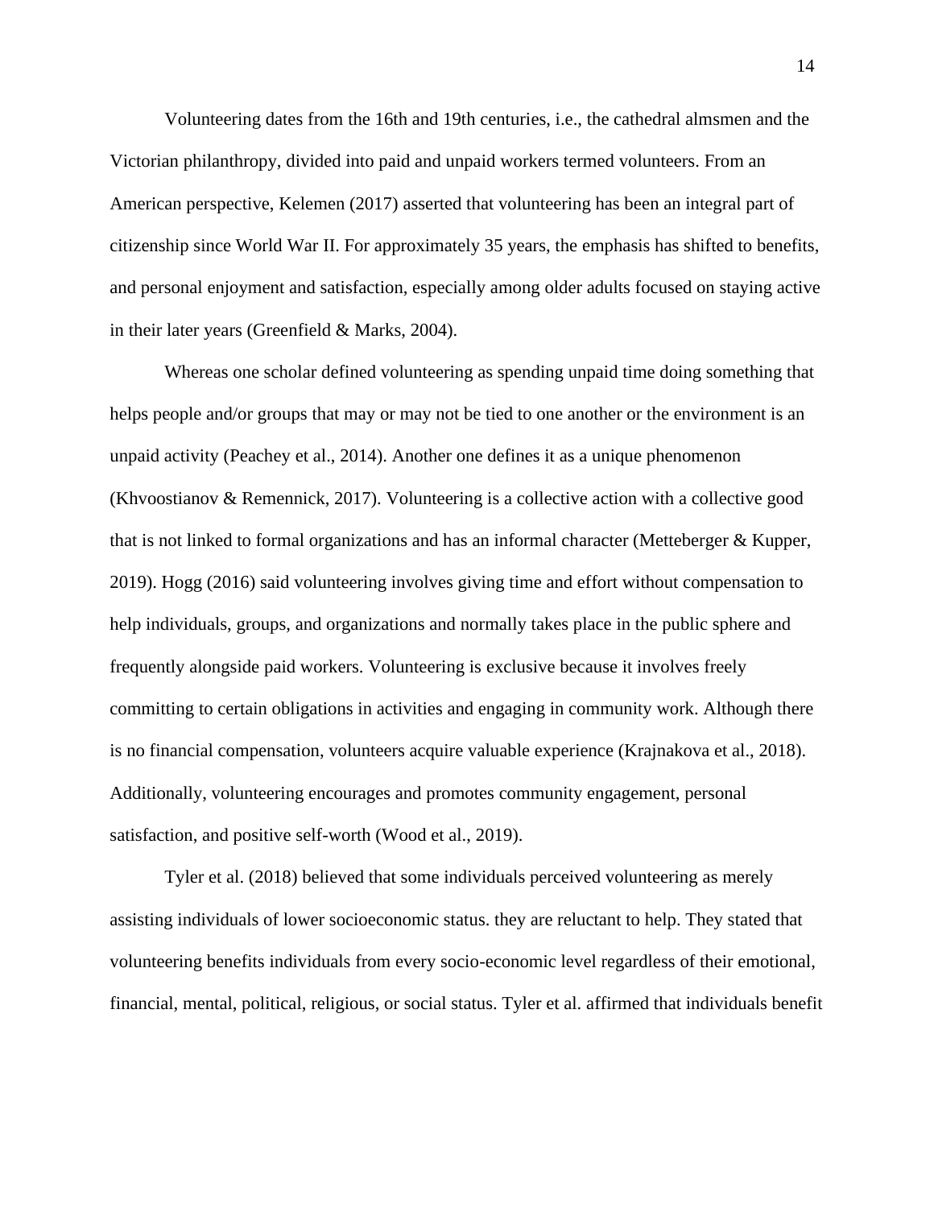Volunteering dates from the 16th and 19th centuries, i.e., the cathedral almsmen and the Victorian philanthropy, divided into paid and unpaid workers termed volunteers. From an American perspective, Kelemen (2017) asserted that volunteering has been an integral part of citizenship since World War II. For approximately 35 years, the emphasis has shifted to benefits, and personal enjoyment and satisfaction, especially among older adults focused on staying active in their later years (Greenfield & Marks, 2004).

Whereas one scholar defined volunteering as spending unpaid time doing something that helps people and/or groups that may or may not be tied to one another or the environment is an unpaid activity (Peachey et al., 2014). Another one defines it as a unique phenomenon (Khvoostianov & Remennick, 2017). Volunteering is a collective action with a collective good that is not linked to formal organizations and has an informal character (Metteberger & Kupper, 2019). Hogg (2016) said volunteering involves giving time and effort without compensation to help individuals, groups, and organizations and normally takes place in the public sphere and frequently alongside paid workers. Volunteering is exclusive because it involves freely committing to certain obligations in activities and engaging in community work. Although there is no financial compensation, volunteers acquire valuable experience (Krajnakova et al., 2018). Additionally, volunteering encourages and promotes community engagement, personal satisfaction, and positive self-worth (Wood et al., 2019).

Tyler et al. (2018) believed that some individuals perceived volunteering as merely assisting individuals of lower socioeconomic status. they are reluctant to help. They stated that volunteering benefits individuals from every socio-economic level regardless of their emotional, financial, mental, political, religious, or social status. Tyler et al. affirmed that individuals benefit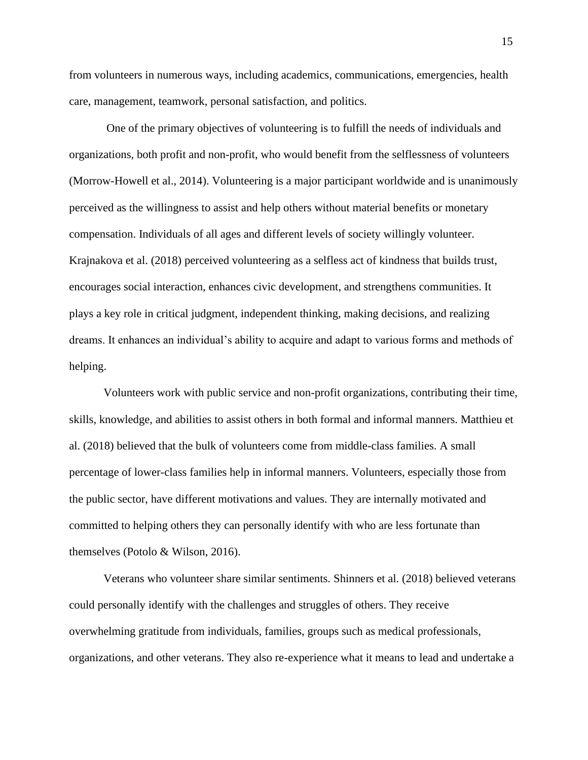from volunteers in numerous ways, including academics, communications, emergencies, health care, management, teamwork, personal satisfaction, and politics.

One of the primary objectives of volunteering is to fulfill the needs of individuals and organizations, both profit and non-profit, who would benefit from the selflessness of volunteers (Morrow-Howell et al., 2014). Volunteering is a major participant worldwide and is unanimously perceived as the willingness to assist and help others without material benefits or monetary compensation. Individuals of all ages and different levels of society willingly volunteer. Krajnakova et al. (2018) perceived volunteering as a selfless act of kindness that builds trust, encourages social interaction, enhances civic development, and strengthens communities. It plays a key role in critical judgment, independent thinking, making decisions, and realizing dreams. It enhances an individual's ability to acquire and adapt to various forms and methods of helping.

Volunteers work with public service and non-profit organizations, contributing their time, skills, knowledge, and abilities to assist others in both formal and informal manners. Matthieu et al. (2018) believed that the bulk of volunteers come from middle-class families. A small percentage of lower-class families help in informal manners. Volunteers, especially those from the public sector, have different motivations and values. They are internally motivated and committed to helping others they can personally identify with who are less fortunate than themselves (Potolo & Wilson, 2016).

Veterans who volunteer share similar sentiments. Shinners et al. (2018) believed veterans could personally identify with the challenges and struggles of others. They receive overwhelming gratitude from individuals, families, groups such as medical professionals, organizations, and other veterans. They also re-experience what it means to lead and undertake a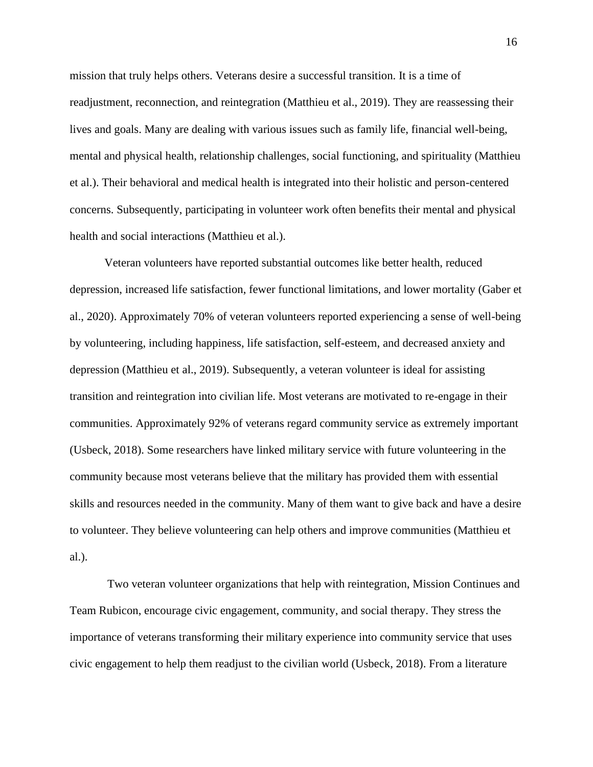mission that truly helps others. Veterans desire a successful transition. It is a time of readjustment, reconnection, and reintegration (Matthieu et al., 2019). They are reassessing their lives and goals. Many are dealing with various issues such as family life, financial well-being, mental and physical health, relationship challenges, social functioning, and spirituality (Matthieu et al.). Their behavioral and medical health is integrated into their holistic and person-centered concerns. Subsequently, participating in volunteer work often benefits their mental and physical health and social interactions (Matthieu et al.).

Veteran volunteers have reported substantial outcomes like better health, reduced depression, increased life satisfaction, fewer functional limitations, and lower mortality (Gaber et al., 2020). Approximately 70% of veteran volunteers reported experiencing a sense of well-being by volunteering, including happiness, life satisfaction, self-esteem, and decreased anxiety and depression (Matthieu et al., 2019). Subsequently, a veteran volunteer is ideal for assisting transition and reintegration into civilian life. Most veterans are motivated to re-engage in their communities. Approximately 92% of veterans regard community service as extremely important (Usbeck, 2018). Some researchers have linked military service with future volunteering in the community because most veterans believe that the military has provided them with essential skills and resources needed in the community. Many of them want to give back and have a desire to volunteer. They believe volunteering can help others and improve communities (Matthieu et al.).

Two veteran volunteer organizations that help with reintegration, Mission Continues and Team Rubicon, encourage civic engagement, community, and social therapy. They stress the importance of veterans transforming their military experience into community service that uses civic engagement to help them readjust to the civilian world (Usbeck, 2018). From a literature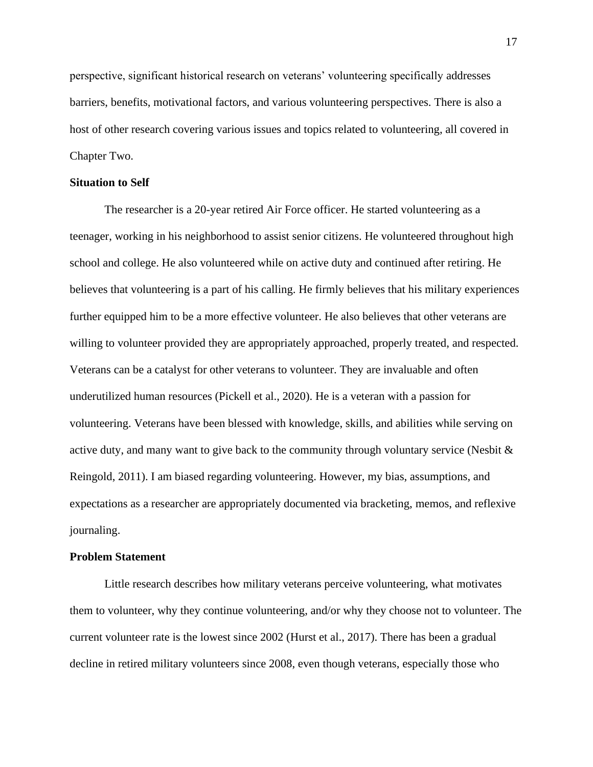perspective, significant historical research on veterans' volunteering specifically addresses barriers, benefits, motivational factors, and various volunteering perspectives. There is also a host of other research covering various issues and topics related to volunteering, all covered in Chapter Two.

## Situation to Self

The researcher is a 20-year retired Air Force officer. He started volunteering as a teenager, working in his neighborhood to assist senior citizens. He volunteered throughout high school and college. He also volunteered while on active duty and continued after retiring. He believes that volunteering is a part of his calling. He firmly believes that his military experiences further equipped him to be a more effective volunteer. He also believes that other veterans are willing to volunteer provided they are appropriately approached, properly treated, and respected. Veterans can be a catalyst for other veterans to volunteer. They are invaluable and often underutilized human resources (Pickell et al., 2020). He is a veteran with a passion for volunteering. Veterans have been blessed with knowledge, skills, and abilities while serving on active duty, and many want to give back to the community through voluntary service (Nesbit & Reingold, 2011). I am biased regarding volunteering. However, my bias, assumptions, and expectations as a researcher are appropriately documented via bracketing, memos, and reflexive journaling.

## Problem Statement

Little research describes how military veterans perceive volunteering, what motivates them to volunteer, why they continue volunteering, and/or why they choose not to volunteer. The current volunteer rate is the lowest since 2002 (Hurst et al., 2017). There has been a gradual decline in retired military volunteers since 2008, even though veterans, especially those who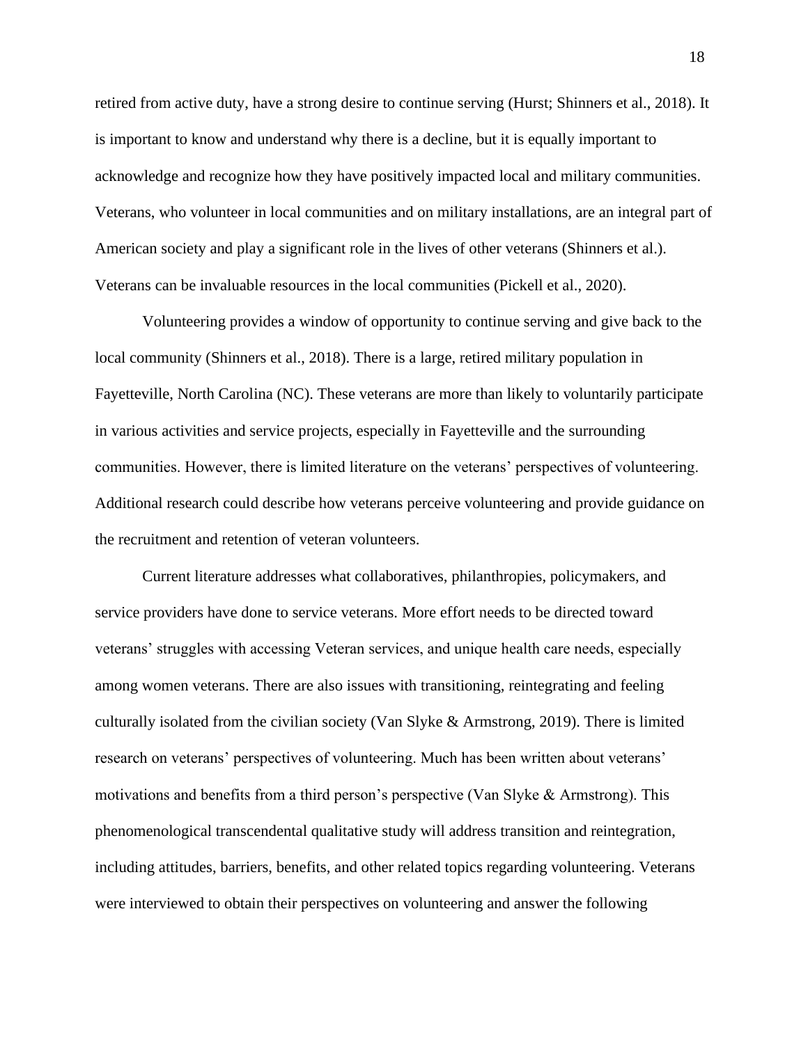retired from active duty, have a strong desire to continue serving (Hurst; Shinners et al., 2018). It is important to know and understand why there is a decline, but it is equally important to acknowledge and recognize how they have positively impacted local and military communities. Veterans, who volunteer in local communities and on military installations, are an integral part of American society and play a significant role in the lives of other veterans (Shinners et al.). Veterans can be invaluable resources in the local communities (Pickell et al., 2020).

Volunteering provides a window of opportunity to continue serving and give back to the local community (Shinners et al., 2018). There is a large, retired military population in Fayetteville, North Carolina (NC). These veterans are more than likely to voluntarily participate in various activities and service projects, especially in Fayetteville and the surrounding communities. However, there is limited literature on the veterans' perspectives of volunteering. Additional research could describe how veterans perceive volunteering and provide guidance on the recruitment and retention of veteran volunteers.

Current literature addresses what collaboratives, philanthropies, policymakers, and service providers have done to service veterans. More effort needs to be directed toward veterans' struggles with accessing Veteran services, and unique health care needs, especially among women veterans. There are also issues with transitioning, reintegrating and feeling culturally isolated from the civilian society (Van Slyke & Armstrong, 2019). There is limited research on veterans' perspectives of volunteering. Much has been written about veterans' motivations and benefits from a third person's perspective (Van Slyke & Armstrong). This phenomenological transcendental qualitative study will address transition and reintegration, including attitudes, barriers, benefits, and other related topics regarding volunteering. Veterans were interviewed to obtain their perspectives on volunteering and answer the following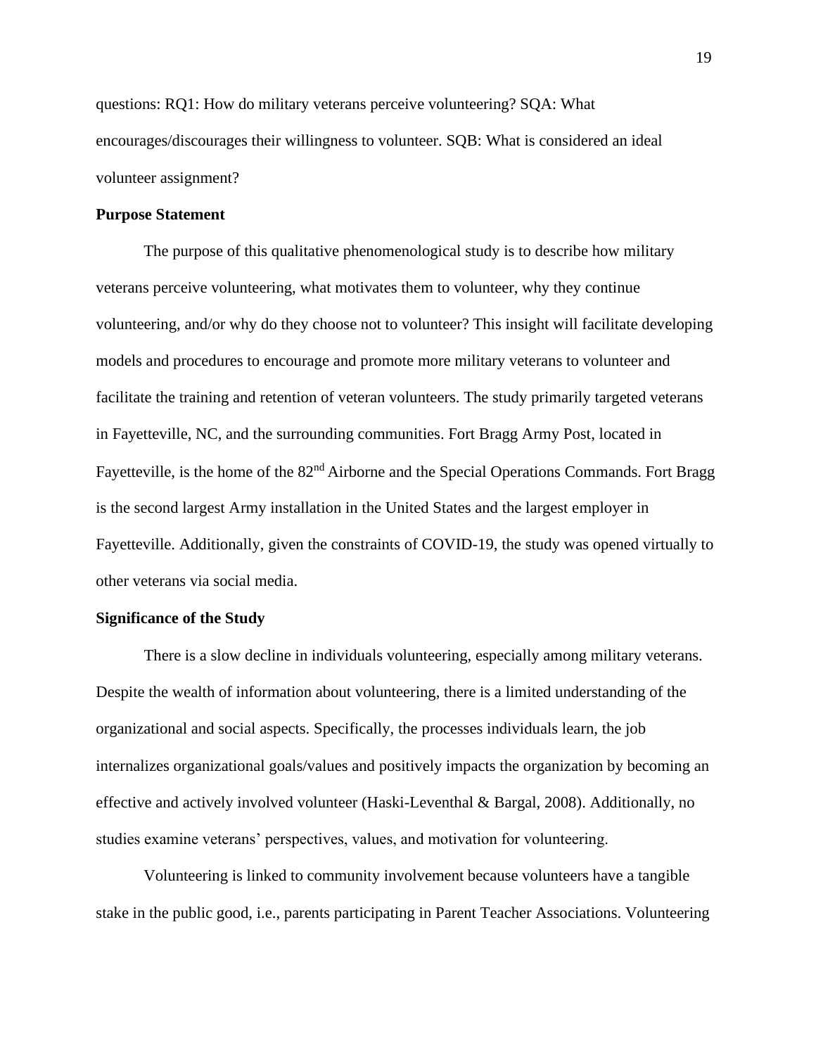questions: RQ1: How do military veterans perceive volunteering? SQA: What encourages/discourages their willingness to volunteer. SQB: What is considered an ideal volunteer assignment?

## Purpose Statement

The purpose of this qualitative phenomenological study is to describe how military veterans perceive volunteering, what motivates them to volunteer, why they continue volunteering, and/or why do they choose not to volunteer? This insight will facilitate developing models and procedures to encourage and promote more military veterans to volunteer and facilitate the training and retention of veteran volunteers. The study primarily targeted veterans in Fayetteville, NC, and the surrounding communities. Fort Bragg Army Post, located in Fayetteville, is the home of the 82nd Airborne and the Special Operations Commands. Fort Bragg is the second largest Army installation in the United States and the largest employer in Fayetteville. Additionally, given the constraints of COVID-19, the study was opened virtually to other veterans via social media.

## Significance of the Study

There is a slow decline in individuals volunteering, especially among military veterans. Despite the wealth of information about volunteering, there is a limited understanding of the organizational and social aspects. Specifically, the processes individuals learn, the job internalizes organizational goals/values and positively impacts the organization by becoming an effective and actively involved volunteer (Haski-Leventhal & Bargal, 2008). Additionally, no studies examine veterans' perspectives, values, and motivation for volunteering.

Volunteering is linked to community involvement because volunteers have a tangible stake in the public good, i.e., parents participating in Parent Teacher Associations. Volunteering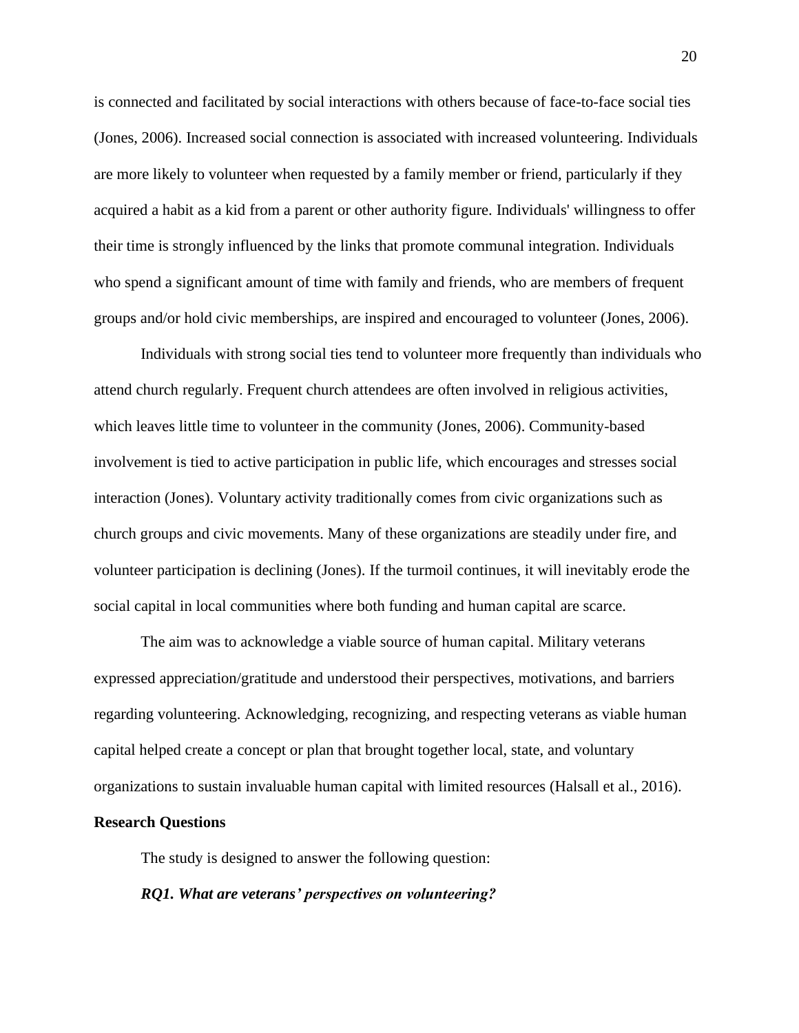is connected and facilitated by social interactions with others because of face-to-face social ties (Jones, 2006). Increased social connection is associated with increased volunteering. Individuals are more likely to volunteer when requested by a family member or friend, particularly if they acquired a habit as a kid from a parent or other authority figure. Individuals' willingness to offer their time is strongly influenced by the links that promote communal integration. Individuals who spend a significant amount of time with family and friends, who are members of frequent groups and/or hold civic memberships, are inspired and encouraged to volunteer (Jones, 2006).

Individuals with strong social ties tend to volunteer more frequently than individuals who attend church regularly. Frequent church attendees are often involved in religious activities, which leaves little time to volunteer in the community (Jones, 2006). Community-based involvement is tied to active participation in public life, which encourages and stresses social interaction (Jones). Voluntary activity traditionally comes from civic organizations such as church groups and civic movements. Many of these organizations are steadily under fire, and volunteer participation is declining (Jones). If the turmoil continues, it will inevitably erode the social capital in local communities where both funding and human capital are scarce.

The aim was to acknowledge a viable source of human capital. Military veterans expressed appreciation/gratitude and understood their perspectives, motivations, and barriers regarding volunteering. Acknowledging, recognizing, and respecting veterans as viable human capital helped create a concept or plan that brought together local, state, and voluntary organizations to sustain invaluable human capital with limited resources (Halsall et al., 2016).

**Research Questions**

The study is designed to answer the following question:

***RQ1. What are veterans' perspectives on volunteering?***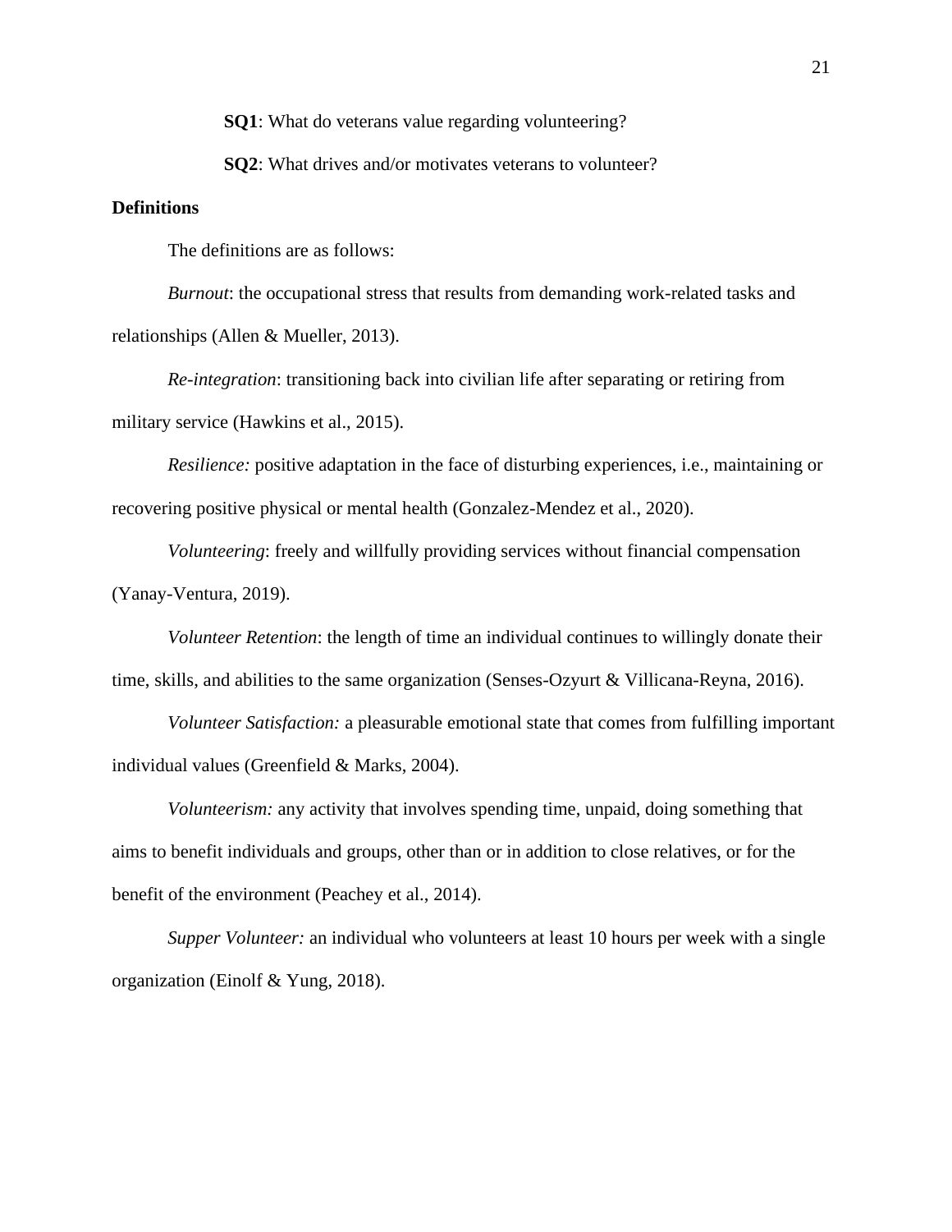**SQ1**: What do veterans value regarding volunteering?

**SQ2**: What drives and/or motivates veterans to volunteer?

## Definitions

The definitions are as follows:

*Burnout*: the occupational stress that results from demanding work-related tasks and relationships (Allen & Mueller, 2013).

*Re-integration*: transitioning back into civilian life after separating or retiring from military service (Hawkins et al., 2015).

*Resilience:* positive adaptation in the face of disturbing experiences, i.e., maintaining or recovering positive physical or mental health (Gonzalez-Mendez et al., 2020).

*Volunteering*: freely and willfully providing services without financial compensation (Yanay-Ventura, 2019).

*Volunteer Retention*: the length of time an individual continues to willingly donate their time, skills, and abilities to the same organization (Senses-Ozyurt & Villicana-Reyna, 2016).

*Volunteer Satisfaction:* a pleasurable emotional state that comes from fulfilling important individual values (Greenfield & Marks, 2004).

*Volunteerism:* any activity that involves spending time, unpaid, doing something that aims to benefit individuals and groups, other than or in addition to close relatives, or for the benefit of the environment (Peachey et al., 2014).

*Supper Volunteer:* an individual who volunteers at least 10 hours per week with a single organization (Einolf & Yung, 2018).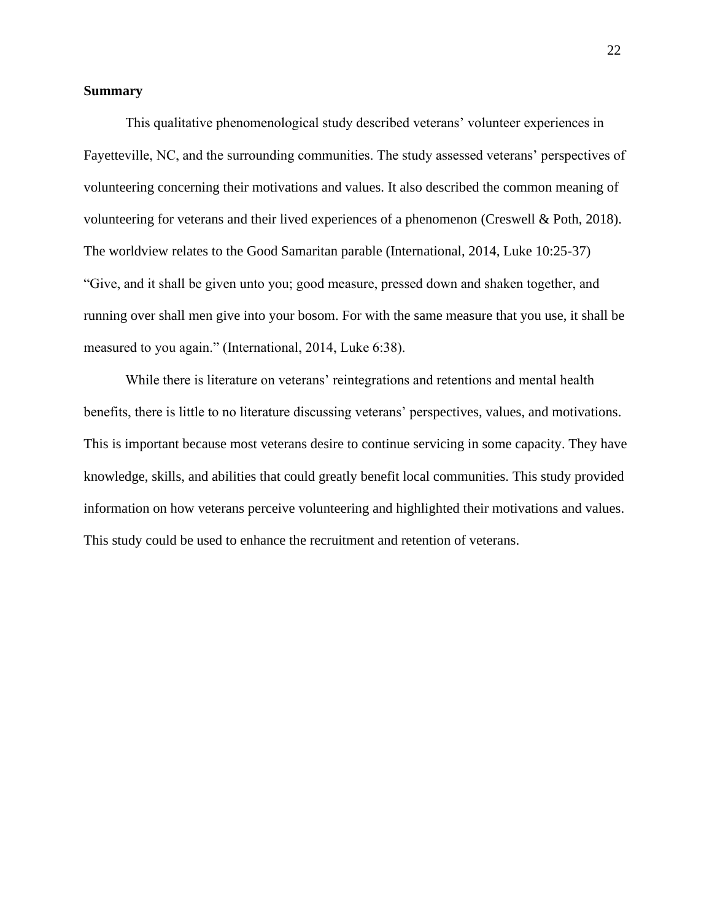**Summary**

This qualitative phenomenological study described veterans' volunteer experiences in Fayetteville, NC, and the surrounding communities. The study assessed veterans' perspectives of volunteering concerning their motivations and values. It also described the common meaning of volunteering for veterans and their lived experiences of a phenomenon (Creswell & Poth, 2018). The worldview relates to the Good Samaritan parable (International, 2014, Luke 10:25-37) "Give, and it shall be given unto you; good measure, pressed down and shaken together, and running over shall men give into your bosom. For with the same measure that you use, it shall be measured to you again." (International, 2014, Luke 6:38).

While there is literature on veterans' reintegrations and retentions and mental health benefits, there is little to no literature discussing veterans' perspectives, values, and motivations. This is important because most veterans desire to continue servicing in some capacity. They have knowledge, skills, and abilities that could greatly benefit local communities. This study provided information on how veterans perceive volunteering and highlighted their motivations and values. This study could be used to enhance the recruitment and retention of veterans.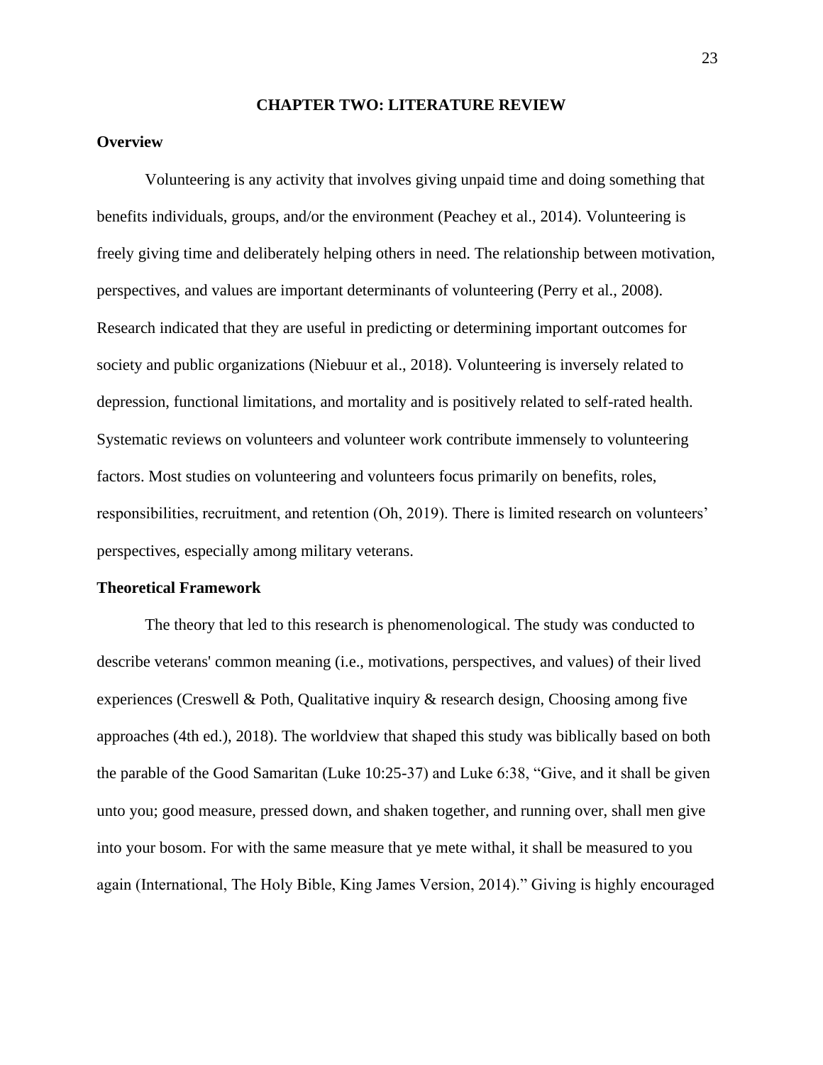# CHAPTER TWO: LITERATURE REVIEW

## Overview

Volunteering is any activity that involves giving unpaid time and doing something that benefits individuals, groups, and/or the environment (Peachey et al., 2014). Volunteering is freely giving time and deliberately helping others in need. The relationship between motivation, perspectives, and values are important determinants of volunteering (Perry et al., 2008). Research indicated that they are useful in predicting or determining important outcomes for society and public organizations (Niebuur et al., 2018). Volunteering is inversely related to depression, functional limitations, and mortality and is positively related to self-rated health. Systematic reviews on volunteers and volunteer work contribute immensely to volunteering factors. Most studies on volunteering and volunteers focus primarily on benefits, roles, responsibilities, recruitment, and retention (Oh, 2019). There is limited research on volunteers' perspectives, especially among military veterans.

## Theoretical Framework

The theory that led to this research is phenomenological. The study was conducted to describe veterans' common meaning (i.e., motivations, perspectives, and values) of their lived experiences (Creswell & Poth, Qualitative inquiry & research design, Choosing among five approaches (4th ed.), 2018). The worldview that shaped this study was biblically based on both the parable of the Good Samaritan (Luke 10:25-37) and Luke 6:38, "Give, and it shall be given unto you; good measure, pressed down, and shaken together, and running over, shall men give into your bosom. For with the same measure that ye mete withal, it shall be measured to you again (International, The Holy Bible, King James Version, 2014)." Giving is highly encouraged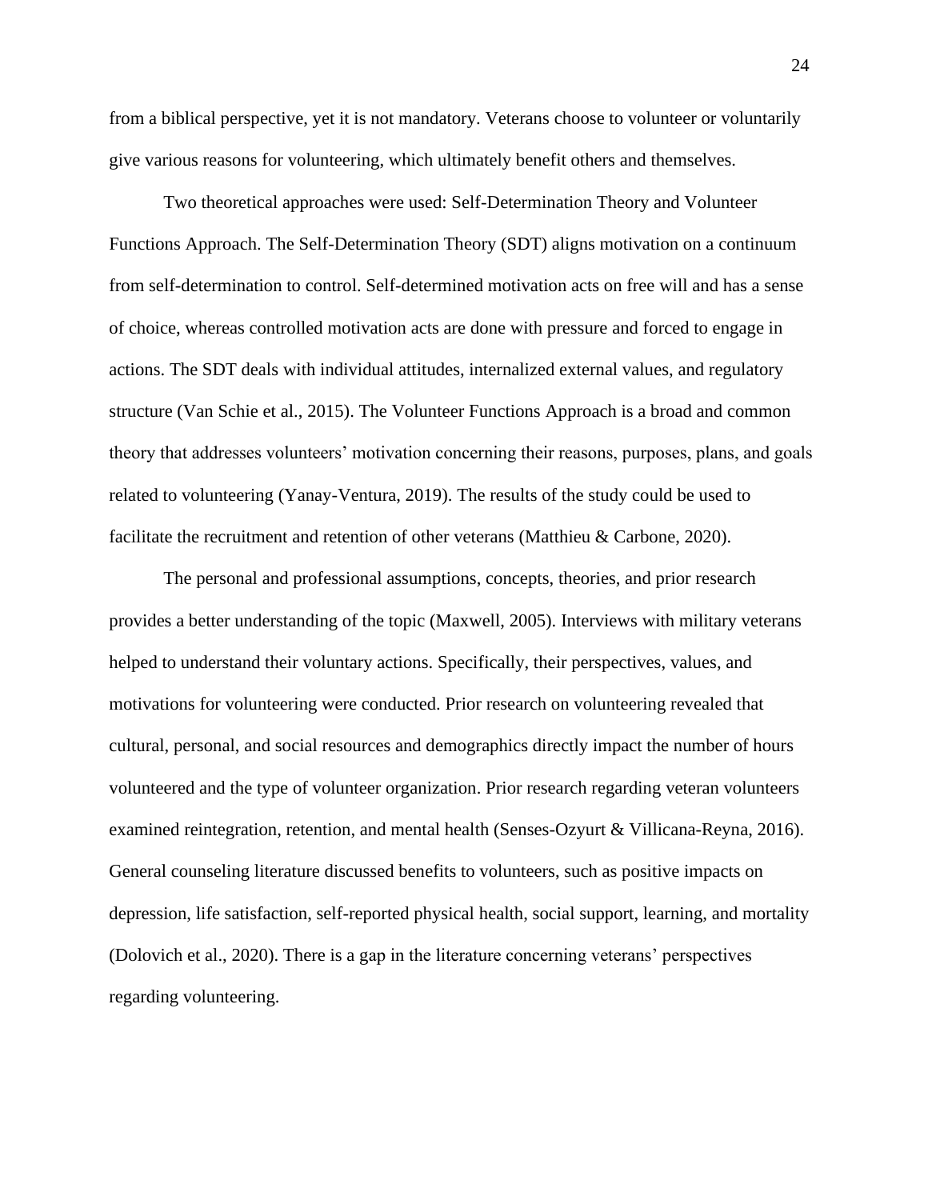from a biblical perspective, yet it is not mandatory. Veterans choose to volunteer or voluntarily give various reasons for volunteering, which ultimately benefit others and themselves.

Two theoretical approaches were used: Self-Determination Theory and Volunteer Functions Approach. The Self-Determination Theory (SDT) aligns motivation on a continuum from self-determination to control. Self-determined motivation acts on free will and has a sense of choice, whereas controlled motivation acts are done with pressure and forced to engage in actions. The SDT deals with individual attitudes, internalized external values, and regulatory structure (Van Schie et al., 2015). The Volunteer Functions Approach is a broad and common theory that addresses volunteers' motivation concerning their reasons, purposes, plans, and goals related to volunteering (Yanay-Ventura, 2019). The results of the study could be used to facilitate the recruitment and retention of other veterans (Matthieu & Carbone, 2020).

The personal and professional assumptions, concepts, theories, and prior research provides a better understanding of the topic (Maxwell, 2005). Interviews with military veterans helped to understand their voluntary actions. Specifically, their perspectives, values, and motivations for volunteering were conducted. Prior research on volunteering revealed that cultural, personal, and social resources and demographics directly impact the number of hours volunteered and the type of volunteer organization. Prior research regarding veteran volunteers examined reintegration, retention, and mental health (Senses-Ozyurt & Villicana-Reyna, 2016). General counseling literature discussed benefits to volunteers, such as positive impacts on depression, life satisfaction, self-reported physical health, social support, learning, and mortality (Dolovich et al., 2020). There is a gap in the literature concerning veterans' perspectives regarding volunteering.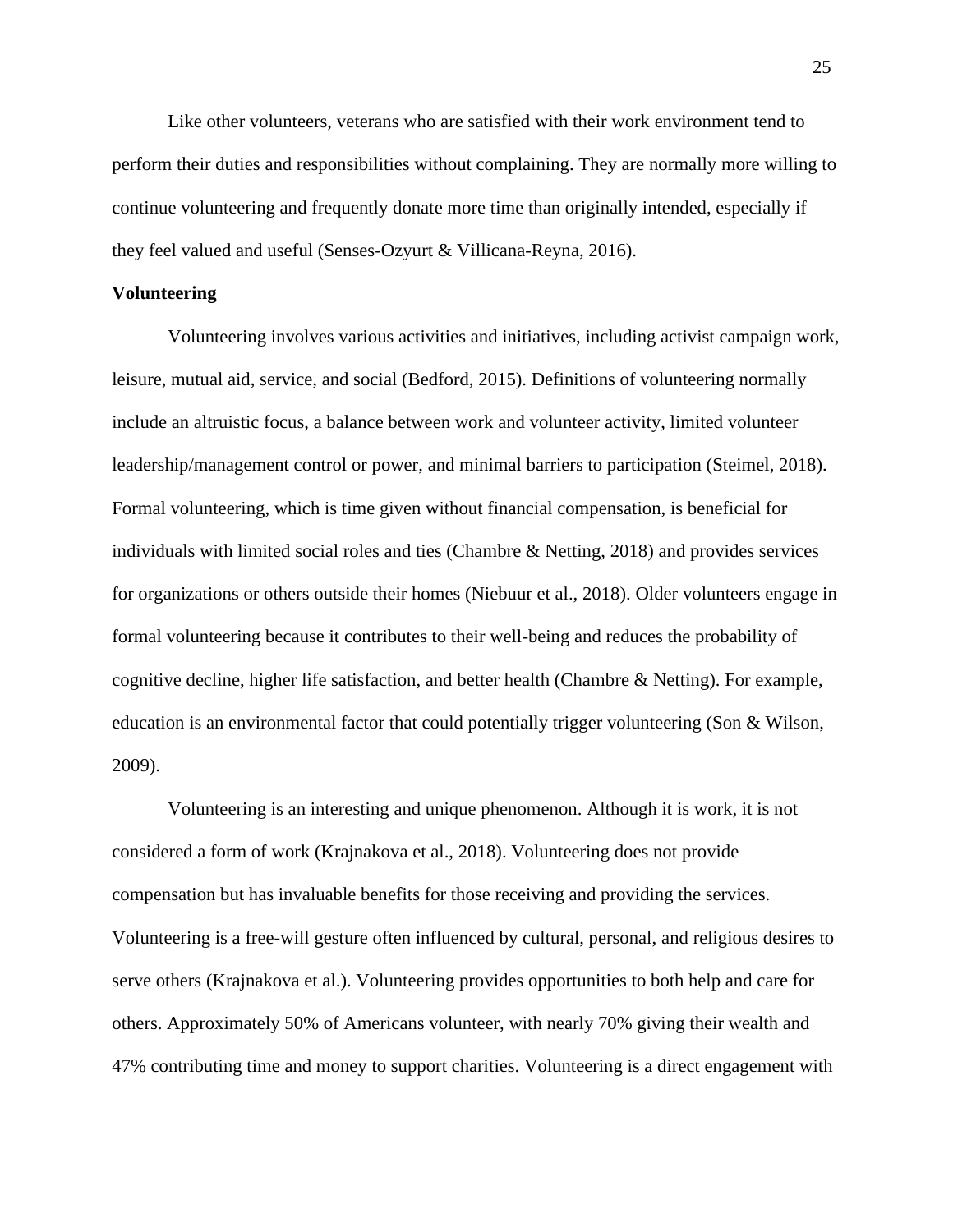Like other volunteers, veterans who are satisfied with their work environment tend to perform their duties and responsibilities without complaining. They are normally more willing to continue volunteering and frequently donate more time than originally intended, especially if they feel valued and useful (Senses-Ozyurt & Villicana-Reyna, 2016).

**Volunteering**

Volunteering involves various activities and initiatives, including activist campaign work, leisure, mutual aid, service, and social (Bedford, 2015). Definitions of volunteering normally include an altruistic focus, a balance between work and volunteer activity, limited volunteer leadership/management control or power, and minimal barriers to participation (Steimel, 2018). Formal volunteering, which is time given without financial compensation, is beneficial for individuals with limited social roles and ties (Chambre & Netting, 2018) and provides services for organizations or others outside their homes (Niebuur et al., 2018). Older volunteers engage in formal volunteering because it contributes to their well-being and reduces the probability of cognitive decline, higher life satisfaction, and better health (Chambre & Netting). For example, education is an environmental factor that could potentially trigger volunteering (Son & Wilson, 2009).

Volunteering is an interesting and unique phenomenon. Although it is work, it is not considered a form of work (Krajnakova et al., 2018). Volunteering does not provide compensation but has invaluable benefits for those receiving and providing the services. Volunteering is a free-will gesture often influenced by cultural, personal, and religious desires to serve others (Krajnakova et al.). Volunteering provides opportunities to both help and care for others. Approximately 50% of Americans volunteer, with nearly 70% giving their wealth and 47% contributing time and money to support charities. Volunteering is a direct engagement with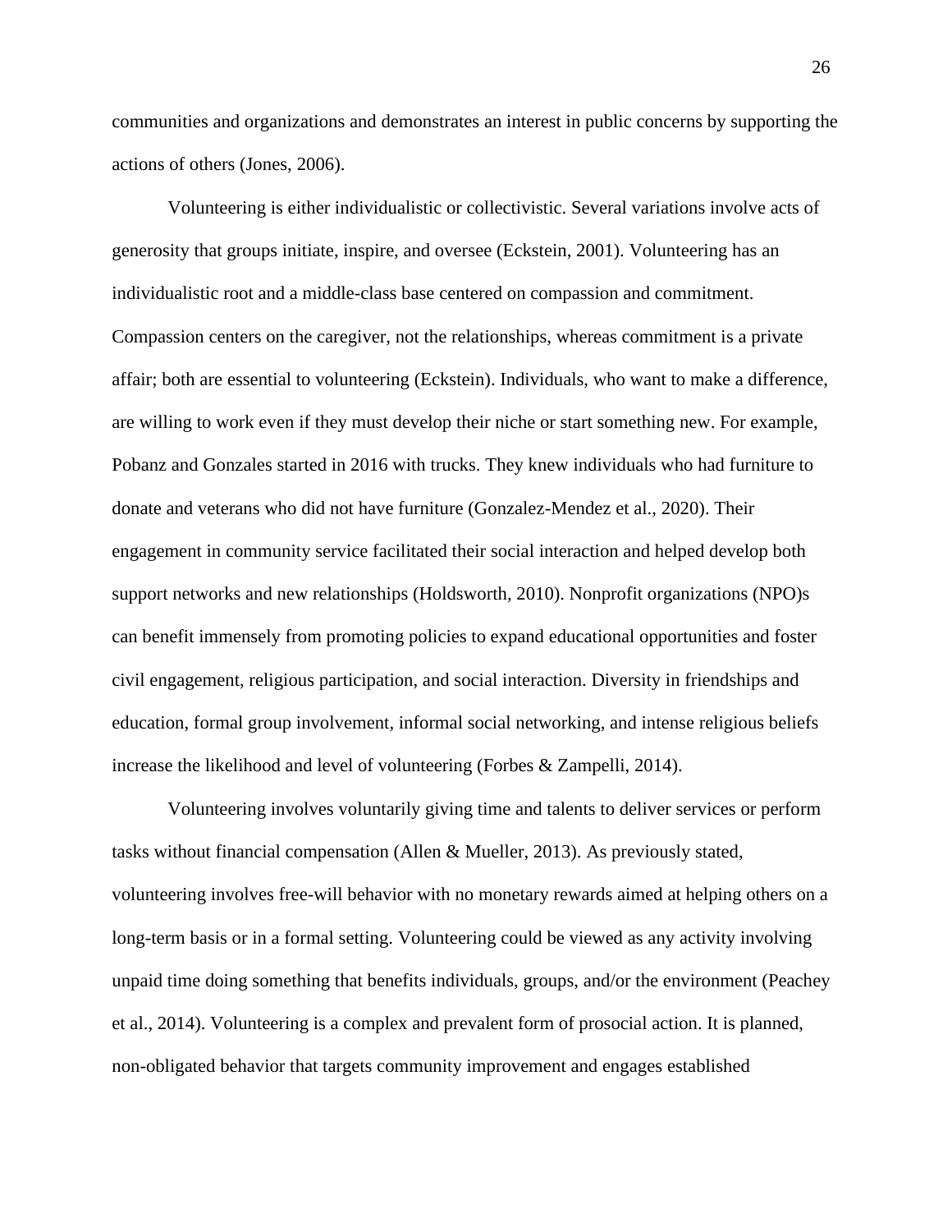communities and organizations and demonstrates an interest in public concerns by supporting the actions of others (Jones, 2006).

Volunteering is either individualistic or collectivistic. Several variations involve acts of generosity that groups initiate, inspire, and oversee (Eckstein, 2001). Volunteering has an individualistic root and a middle-class base centered on compassion and commitment. Compassion centers on the caregiver, not the relationships, whereas commitment is a private affair; both are essential to volunteering (Eckstein). Individuals, who want to make a difference, are willing to work even if they must develop their niche or start something new. For example, Pobanz and Gonzales started in 2016 with trucks. They knew individuals who had furniture to donate and veterans who did not have furniture (Gonzalez-Mendez et al., 2020). Their engagement in community service facilitated their social interaction and helped develop both support networks and new relationships (Holdsworth, 2010). Nonprofit organizations (NPO)s can benefit immensely from promoting policies to expand educational opportunities and foster civil engagement, religious participation, and social interaction. Diversity in friendships and education, formal group involvement, informal social networking, and intense religious beliefs increase the likelihood and level of volunteering (Forbes & Zampelli, 2014).

Volunteering involves voluntarily giving time and talents to deliver services or perform tasks without financial compensation (Allen & Mueller, 2013). As previously stated, volunteering involves free-will behavior with no monetary rewards aimed at helping others on a long-term basis or in a formal setting. Volunteering could be viewed as any activity involving unpaid time doing something that benefits individuals, groups, and/or the environment (Peachey et al., 2014). Volunteering is a complex and prevalent form of prosocial action. It is planned, non-obligated behavior that targets community improvement and engages established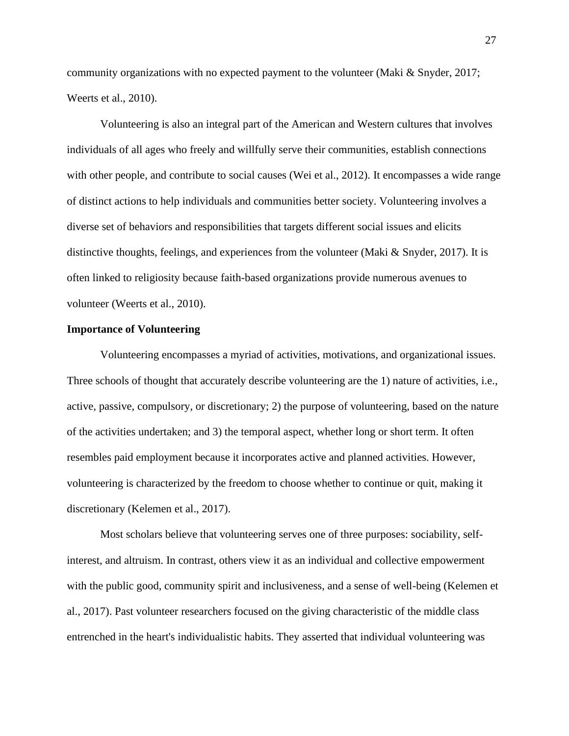community organizations with no expected payment to the volunteer (Maki & Snyder, 2017; Weerts et al., 2010).

Volunteering is also an integral part of the American and Western cultures that involves individuals of all ages who freely and willfully serve their communities, establish connections with other people, and contribute to social causes (Wei et al., 2012). It encompasses a wide range of distinct actions to help individuals and communities better society. Volunteering involves a diverse set of behaviors and responsibilities that targets different social issues and elicits distinctive thoughts, feelings, and experiences from the volunteer (Maki & Snyder, 2017). It is often linked to religiosity because faith-based organizations provide numerous avenues to volunteer (Weerts et al., 2010).

**Importance of Volunteering**

Volunteering encompasses a myriad of activities, motivations, and organizational issues. Three schools of thought that accurately describe volunteering are the 1) nature of activities, i.e., active, passive, compulsory, or discretionary; 2) the purpose of volunteering, based on the nature of the activities undertaken; and 3) the temporal aspect, whether long or short term. It often resembles paid employment because it incorporates active and planned activities. However, volunteering is characterized by the freedom to choose whether to continue or quit, making it discretionary (Kelemen et al., 2017).

Most scholars believe that volunteering serves one of three purposes: sociability, self-interest, and altruism. In contrast, others view it as an individual and collective empowerment with the public good, community spirit and inclusiveness, and a sense of well-being (Kelemen et al., 2017). Past volunteer researchers focused on the giving characteristic of the middle class entrenched in the heart's individualistic habits. They asserted that individual volunteering was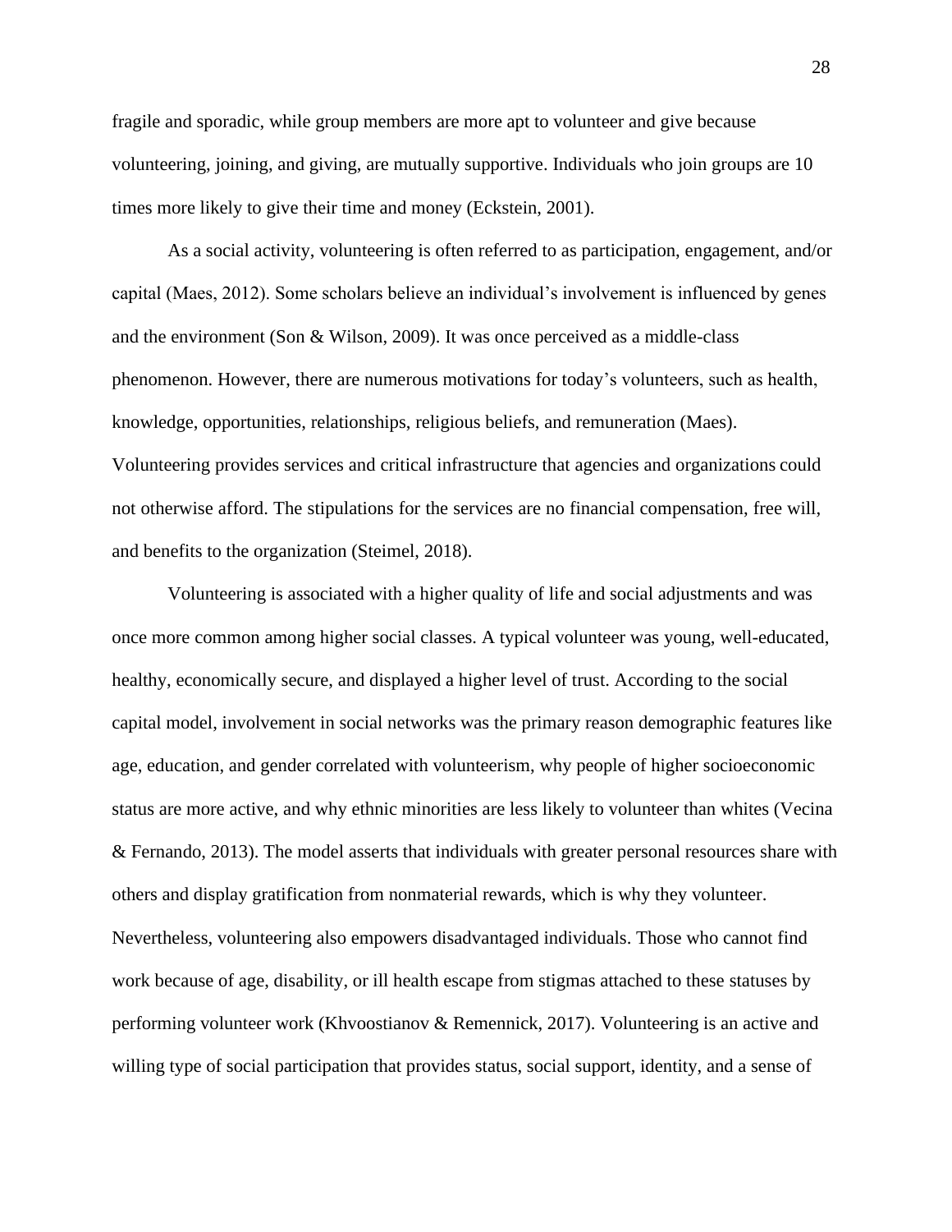fragile and sporadic, while group members are more apt to volunteer and give because volunteering, joining, and giving, are mutually supportive. Individuals who join groups are 10 times more likely to give their time and money (Eckstein, 2001).

As a social activity, volunteering is often referred to as participation, engagement, and/or capital (Maes, 2012). Some scholars believe an individual's involvement is influenced by genes and the environment (Son & Wilson, 2009). It was once perceived as a middle-class phenomenon. However, there are numerous motivations for today's volunteers, such as health, knowledge, opportunities, relationships, religious beliefs, and remuneration (Maes). Volunteering provides services and critical infrastructure that agencies and organizations could not otherwise afford. The stipulations for the services are no financial compensation, free will, and benefits to the organization (Steimel, 2018).

Volunteering is associated with a higher quality of life and social adjustments and was once more common among higher social classes. A typical volunteer was young, well-educated, healthy, economically secure, and displayed a higher level of trust. According to the social capital model, involvement in social networks was the primary reason demographic features like age, education, and gender correlated with volunteerism, why people of higher socioeconomic status are more active, and why ethnic minorities are less likely to volunteer than whites (Vecina & Fernando, 2013). The model asserts that individuals with greater personal resources share with others and display gratification from nonmaterial rewards, which is why they volunteer. Nevertheless, volunteering also empowers disadvantaged individuals. Those who cannot find work because of age, disability, or ill health escape from stigmas attached to these statuses by performing volunteer work (Khvoostianov & Remennick, 2017). Volunteering is an active and willing type of social participation that provides status, social support, identity, and a sense of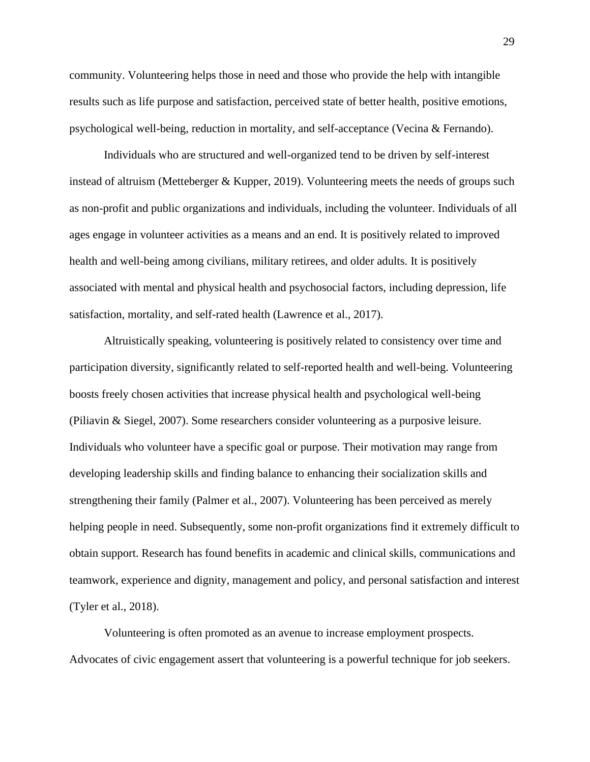community. Volunteering helps those in need and those who provide the help with intangible results such as life purpose and satisfaction, perceived state of better health, positive emotions, psychological well-being, reduction in mortality, and self-acceptance (Vecina & Fernando).

Individuals who are structured and well-organized tend to be driven by self-interest instead of altruism (Metteberger & Kupper, 2019). Volunteering meets the needs of groups such as non-profit and public organizations and individuals, including the volunteer. Individuals of all ages engage in volunteer activities as a means and an end. It is positively related to improved health and well-being among civilians, military retirees, and older adults. It is positively associated with mental and physical health and psychosocial factors, including depression, life satisfaction, mortality, and self-rated health (Lawrence et al., 2017).

Altruistically speaking, volunteering is positively related to consistency over time and participation diversity, significantly related to self-reported health and well-being. Volunteering boosts freely chosen activities that increase physical health and psychological well-being (Piliavin & Siegel, 2007). Some researchers consider volunteering as a purposive leisure. Individuals who volunteer have a specific goal or purpose. Their motivation may range from developing leadership skills and finding balance to enhancing their socialization skills and strengthening their family (Palmer et al., 2007). Volunteering has been perceived as merely helping people in need. Subsequently, some non-profit organizations find it extremely difficult to obtain support. Research has found benefits in academic and clinical skills, communications and teamwork, experience and dignity, management and policy, and personal satisfaction and interest (Tyler et al., 2018).

Volunteering is often promoted as an avenue to increase employment prospects. Advocates of civic engagement assert that volunteering is a powerful technique for job seekers.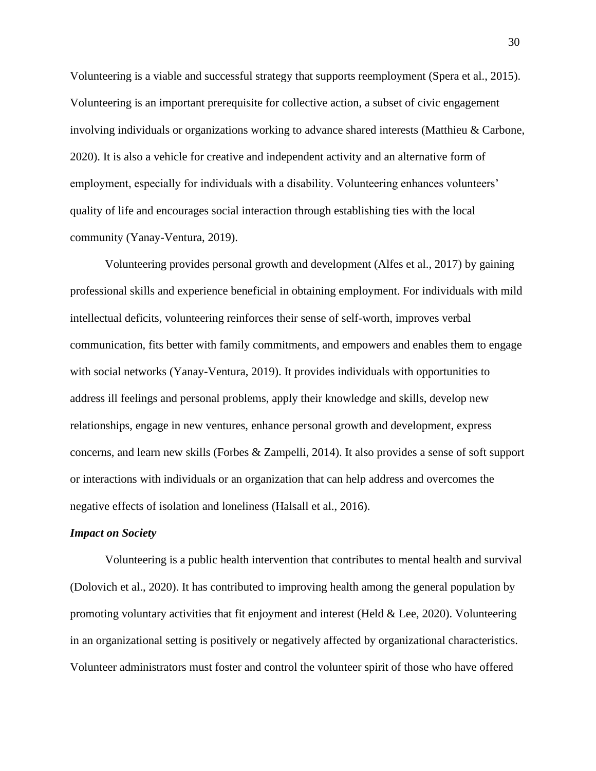Volunteering is a viable and successful strategy that supports reemployment (Spera et al., 2015). Volunteering is an important prerequisite for collective action, a subset of civic engagement involving individuals or organizations working to advance shared interests (Matthieu & Carbone, 2020). It is also a vehicle for creative and independent activity and an alternative form of employment, especially for individuals with a disability. Volunteering enhances volunteers' quality of life and encourages social interaction through establishing ties with the local community (Yanay-Ventura, 2019).

Volunteering provides personal growth and development (Alfes et al., 2017) by gaining professional skills and experience beneficial in obtaining employment. For individuals with mild intellectual deficits, volunteering reinforces their sense of self-worth, improves verbal communication, fits better with family commitments, and empowers and enables them to engage with social networks (Yanay-Ventura, 2019). It provides individuals with opportunities to address ill feelings and personal problems, apply their knowledge and skills, develop new relationships, engage in new ventures, enhance personal growth and development, express concerns, and learn new skills (Forbes & Zampelli, 2014). It also provides a sense of soft support or interactions with individuals or an organization that can help address and overcomes the negative effects of isolation and loneliness (Halsall et al., 2016).

### *Impact on Society*

Volunteering is a public health intervention that contributes to mental health and survival (Dolovich et al., 2020). It has contributed to improving health among the general population by promoting voluntary activities that fit enjoyment and interest (Held & Lee, 2020). Volunteering in an organizational setting is positively or negatively affected by organizational characteristics. Volunteer administrators must foster and control the volunteer spirit of those who have offered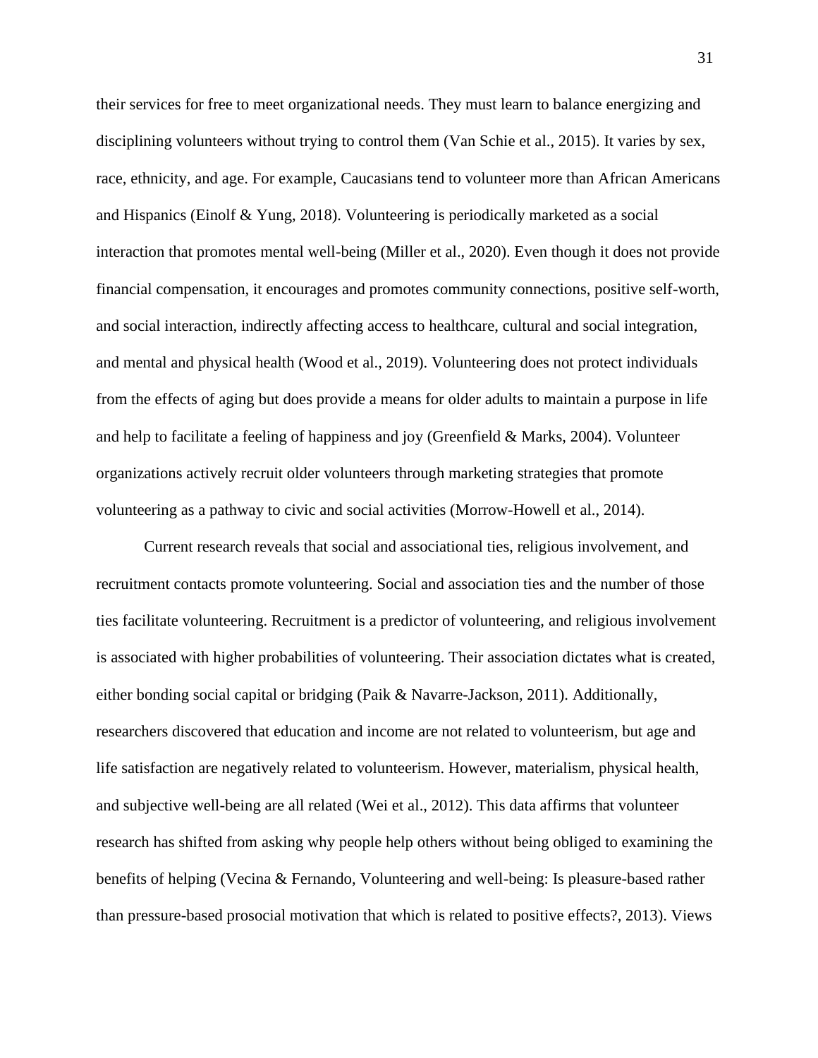their services for free to meet organizational needs. They must learn to balance energizing and disciplining volunteers without trying to control them (Van Schie et al., 2015). It varies by sex, race, ethnicity, and age. For example, Caucasians tend to volunteer more than African Americans and Hispanics (Einolf & Yung, 2018). Volunteering is periodically marketed as a social interaction that promotes mental well-being (Miller et al., 2020). Even though it does not provide financial compensation, it encourages and promotes community connections, positive self-worth, and social interaction, indirectly affecting access to healthcare, cultural and social integration, and mental and physical health (Wood et al., 2019). Volunteering does not protect individuals from the effects of aging but does provide a means for older adults to maintain a purpose in life and help to facilitate a feeling of happiness and joy (Greenfield & Marks, 2004). Volunteer organizations actively recruit older volunteers through marketing strategies that promote volunteering as a pathway to civic and social activities (Morrow-Howell et al., 2014).

Current research reveals that social and associational ties, religious involvement, and recruitment contacts promote volunteering. Social and association ties and the number of those ties facilitate volunteering. Recruitment is a predictor of volunteering, and religious involvement is associated with higher probabilities of volunteering. Their association dictates what is created, either bonding social capital or bridging (Paik & Navarre-Jackson, 2011). Additionally, researchers discovered that education and income are not related to volunteerism, but age and life satisfaction are negatively related to volunteerism. However, materialism, physical health, and subjective well-being are all related (Wei et al., 2012). This data affirms that volunteer research has shifted from asking why people help others without being obliged to examining the benefits of helping (Vecina & Fernando, Volunteering and well-being: Is pleasure-based rather than pressure-based prosocial motivation that which is related to positive effects?, 2013). Views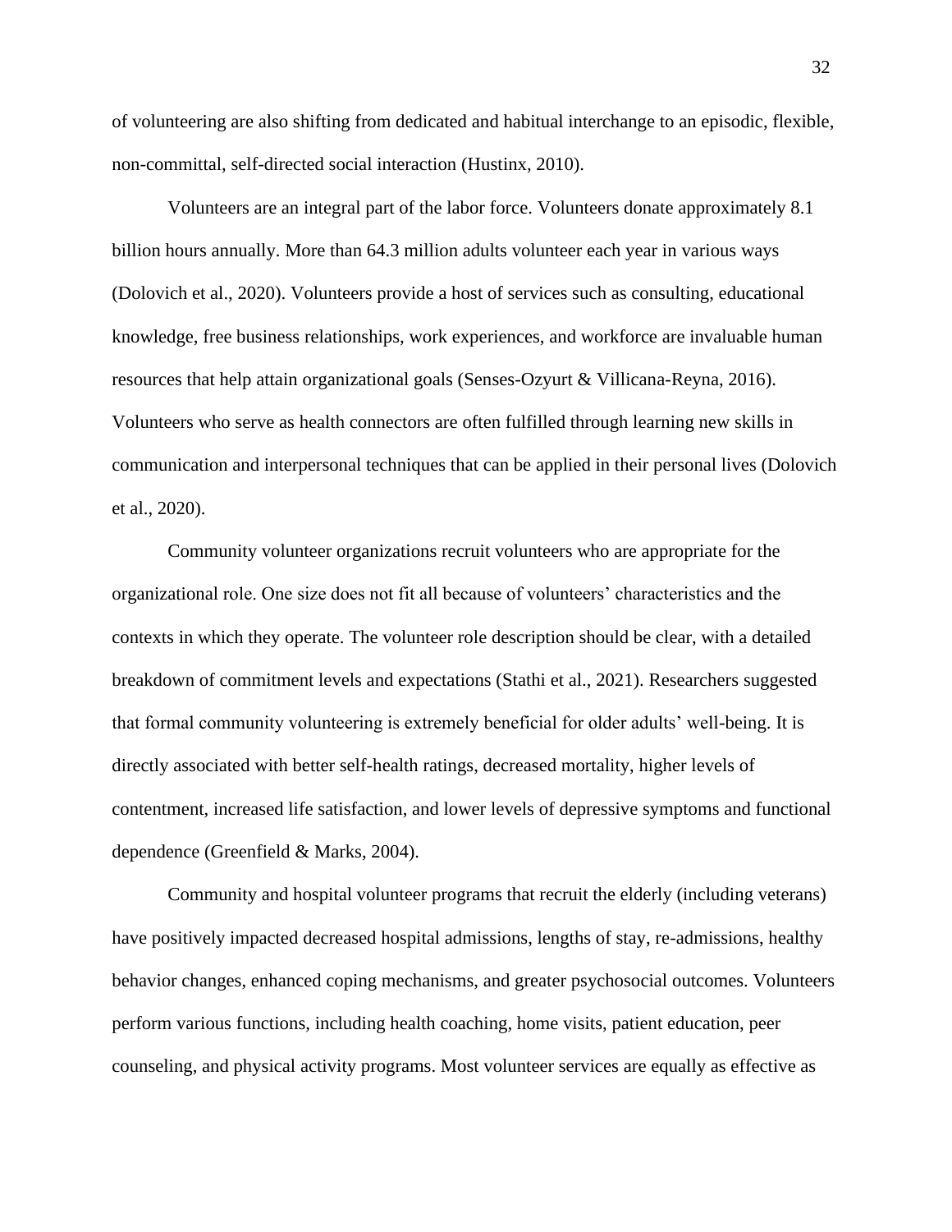of volunteering are also shifting from dedicated and habitual interchange to an episodic, flexible, non-committal, self-directed social interaction (Hustinx, 2010).

Volunteers are an integral part of the labor force. Volunteers donate approximately 8.1 billion hours annually. More than 64.3 million adults volunteer each year in various ways (Dolovich et al., 2020). Volunteers provide a host of services such as consulting, educational knowledge, free business relationships, work experiences, and workforce are invaluable human resources that help attain organizational goals (Senses-Ozyurt & Villicana-Reyna, 2016). Volunteers who serve as health connectors are often fulfilled through learning new skills in communication and interpersonal techniques that can be applied in their personal lives (Dolovich et al., 2020).

Community volunteer organizations recruit volunteers who are appropriate for the organizational role. One size does not fit all because of volunteers' characteristics and the contexts in which they operate. The volunteer role description should be clear, with a detailed breakdown of commitment levels and expectations (Stathi et al., 2021). Researchers suggested that formal community volunteering is extremely beneficial for older adults' well-being. It is directly associated with better self-health ratings, decreased mortality, higher levels of contentment, increased life satisfaction, and lower levels of depressive symptoms and functional dependence (Greenfield & Marks, 2004).

Community and hospital volunteer programs that recruit the elderly (including veterans) have positively impacted decreased hospital admissions, lengths of stay, re-admissions, healthy behavior changes, enhanced coping mechanisms, and greater psychosocial outcomes. Volunteers perform various functions, including health coaching, home visits, patient education, peer counseling, and physical activity programs. Most volunteer services are equally as effective as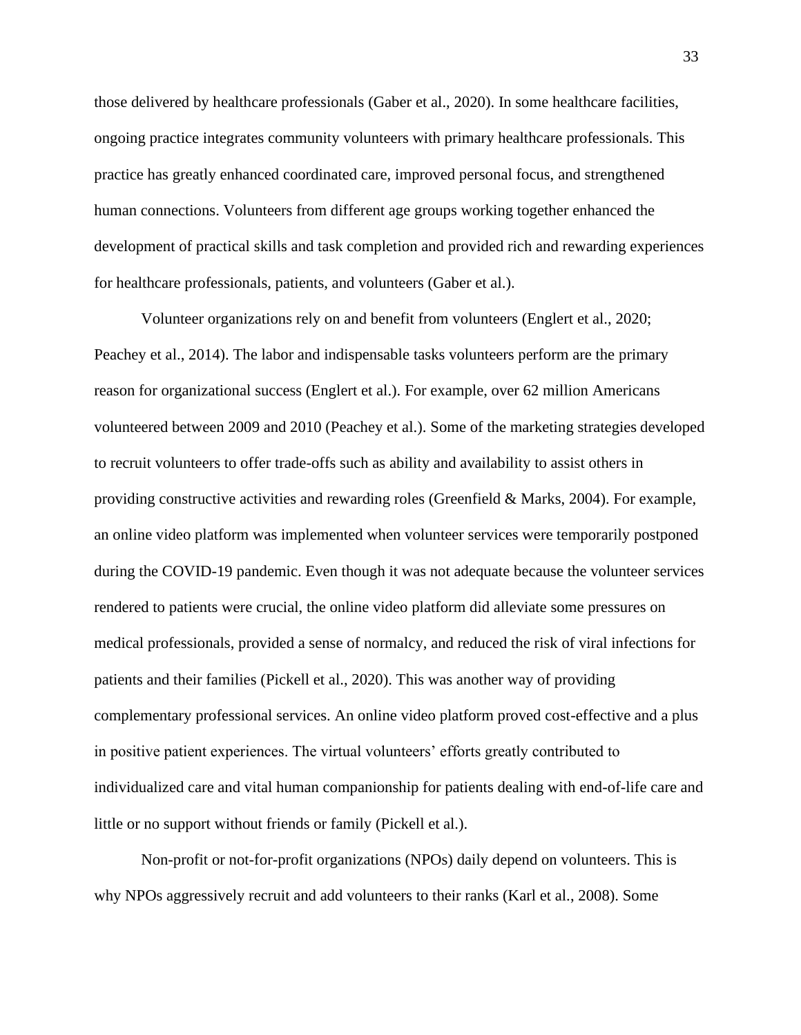those delivered by healthcare professionals (Gaber et al., 2020). In some healthcare facilities, ongoing practice integrates community volunteers with primary healthcare professionals. This practice has greatly enhanced coordinated care, improved personal focus, and strengthened human connections. Volunteers from different age groups working together enhanced the development of practical skills and task completion and provided rich and rewarding experiences for healthcare professionals, patients, and volunteers (Gaber et al.).

Volunteer organizations rely on and benefit from volunteers (Englert et al., 2020; Peachey et al., 2014). The labor and indispensable tasks volunteers perform are the primary reason for organizational success (Englert et al.). For example, over 62 million Americans volunteered between 2009 and 2010 (Peachey et al.). Some of the marketing strategies developed to recruit volunteers to offer trade-offs such as ability and availability to assist others in providing constructive activities and rewarding roles (Greenfield & Marks, 2004). For example, an online video platform was implemented when volunteer services were temporarily postponed during the COVID-19 pandemic. Even though it was not adequate because the volunteer services rendered to patients were crucial, the online video platform did alleviate some pressures on medical professionals, provided a sense of normalcy, and reduced the risk of viral infections for patients and their families (Pickell et al., 2020). This was another way of providing complementary professional services. An online video platform proved cost-effective and a plus in positive patient experiences. The virtual volunteers' efforts greatly contributed to individualized care and vital human companionship for patients dealing with end-of-life care and little or no support without friends or family (Pickell et al.).

Non-profit or not-for-profit organizations (NPOs) daily depend on volunteers. This is why NPOs aggressively recruit and add volunteers to their ranks (Karl et al., 2008). Some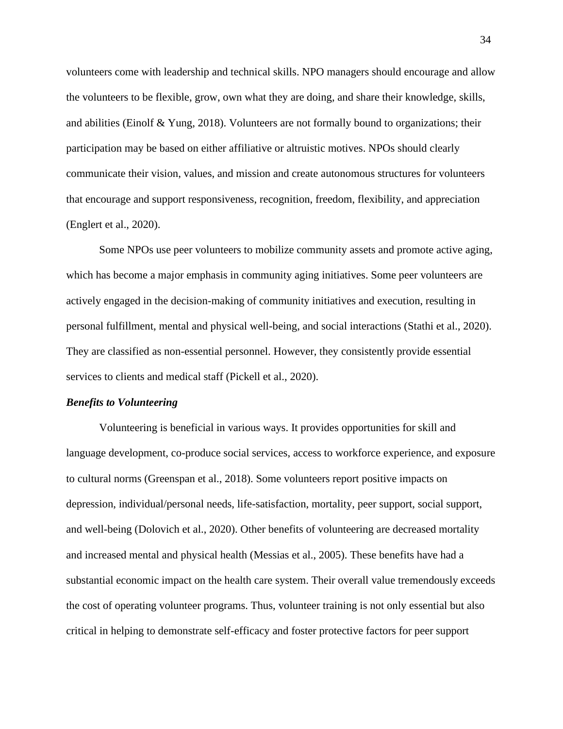volunteers come with leadership and technical skills. NPO managers should encourage and allow the volunteers to be flexible, grow, own what they are doing, and share their knowledge, skills, and abilities (Einolf & Yung, 2018). Volunteers are not formally bound to organizations; their participation may be based on either affiliative or altruistic motives. NPOs should clearly communicate their vision, values, and mission and create autonomous structures for volunteers that encourage and support responsiveness, recognition, freedom, flexibility, and appreciation (Englert et al., 2020).

Some NPOs use peer volunteers to mobilize community assets and promote active aging, which has become a major emphasis in community aging initiatives. Some peer volunteers are actively engaged in the decision-making of community initiatives and execution, resulting in personal fulfillment, mental and physical well-being, and social interactions (Stathi et al., 2020). They are classified as non-essential personnel. However, they consistently provide essential services to clients and medical staff (Pickell et al., 2020).

### *Benefits to Volunteering*

Volunteering is beneficial in various ways. It provides opportunities for skill and language development, co-produce social services, access to workforce experience, and exposure to cultural norms (Greenspan et al., 2018). Some volunteers report positive impacts on depression, individual/personal needs, life-satisfaction, mortality, peer support, social support, and well-being (Dolovich et al., 2020). Other benefits of volunteering are decreased mortality and increased mental and physical health (Messias et al., 2005). These benefits have had a substantial economic impact on the health care system. Their overall value tremendously exceeds the cost of operating volunteer programs. Thus, volunteer training is not only essential but also critical in helping to demonstrate self-efficacy and foster protective factors for peer support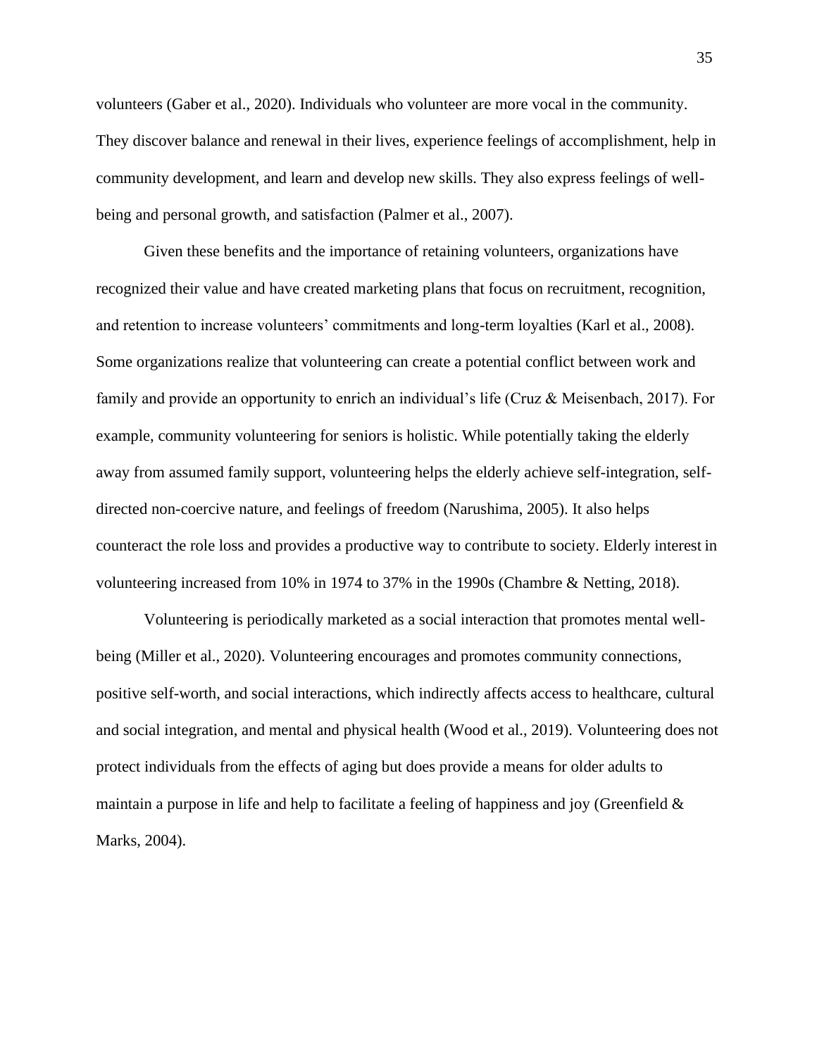volunteers (Gaber et al., 2020). Individuals who volunteer are more vocal in the community. They discover balance and renewal in their lives, experience feelings of accomplishment, help in community development, and learn and develop new skills. They also express feelings of well-being and personal growth, and satisfaction (Palmer et al., 2007).

Given these benefits and the importance of retaining volunteers, organizations have recognized their value and have created marketing plans that focus on recruitment, recognition, and retention to increase volunteers' commitments and long-term loyalties (Karl et al., 2008). Some organizations realize that volunteering can create a potential conflict between work and family and provide an opportunity to enrich an individual's life (Cruz & Meisenbach, 2017). For example, community volunteering for seniors is holistic. While potentially taking the elderly away from assumed family support, volunteering helps the elderly achieve self-integration, self-directed non-coercive nature, and feelings of freedom (Narushima, 2005). It also helps counteract the role loss and provides a productive way to contribute to society. Elderly interest in volunteering increased from 10% in 1974 to 37% in the 1990s (Chambre & Netting, 2018).

Volunteering is periodically marketed as a social interaction that promotes mental well-being (Miller et al., 2020). Volunteering encourages and promotes community connections, positive self-worth, and social interactions, which indirectly affects access to healthcare, cultural and social integration, and mental and physical health (Wood et al., 2019). Volunteering does not protect individuals from the effects of aging but does provide a means for older adults to maintain a purpose in life and help to facilitate a feeling of happiness and joy (Greenfield & Marks, 2004).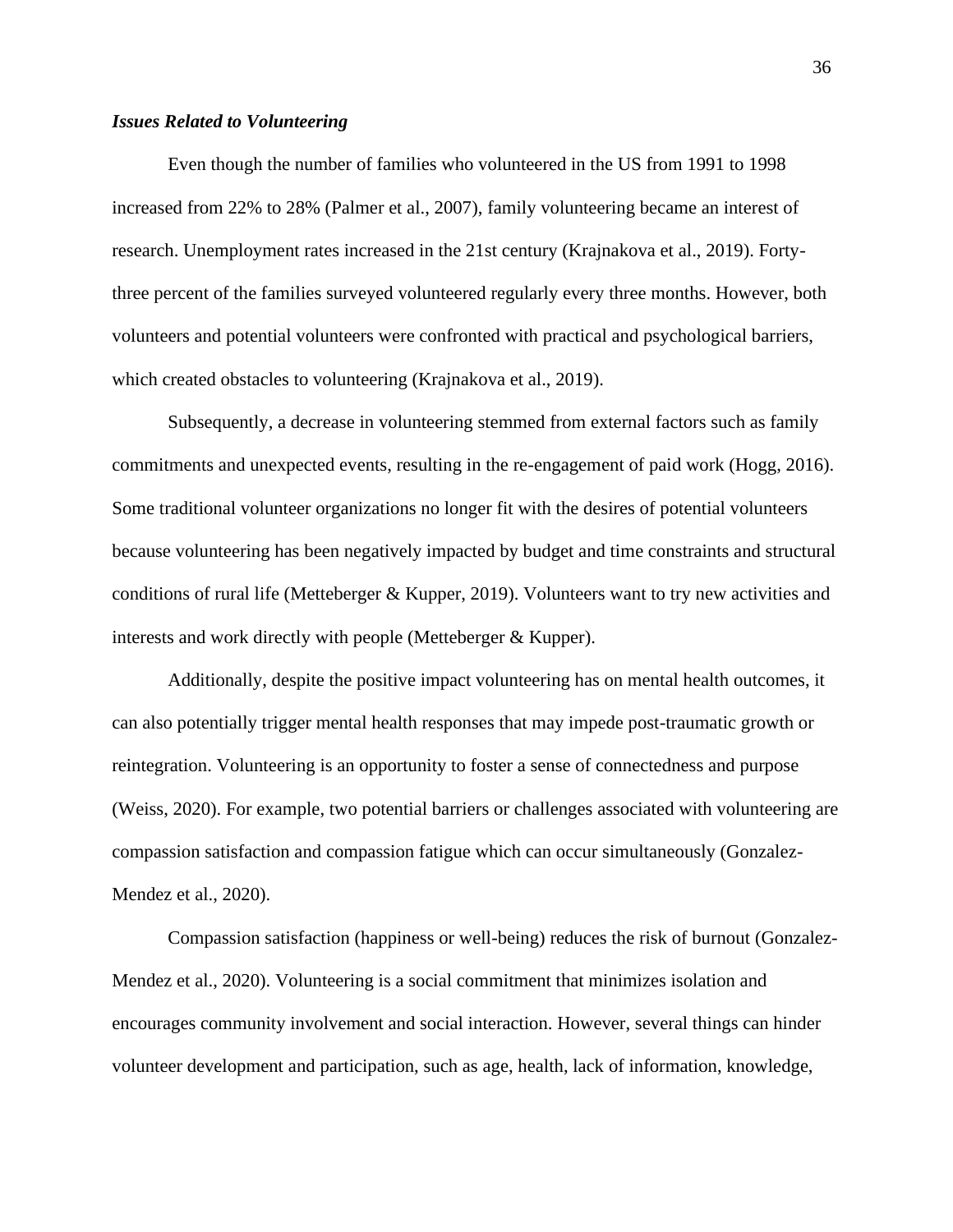### ***Issues Related to Volunteering***

Even though the number of families who volunteered in the US from 1991 to 1998 increased from 22% to 28% (Palmer et al., 2007), family volunteering became an interest of research. Unemployment rates increased in the 21st century (Krajnakova et al., 2019). Forty-three percent of the families surveyed volunteered regularly every three months. However, both volunteers and potential volunteers were confronted with practical and psychological barriers, which created obstacles to volunteering (Krajnakova et al., 2019).

Subsequently, a decrease in volunteering stemmed from external factors such as family commitments and unexpected events, resulting in the re-engagement of paid work (Hogg, 2016). Some traditional volunteer organizations no longer fit with the desires of potential volunteers because volunteering has been negatively impacted by budget and time constraints and structural conditions of rural life (Metteberger & Kupper, 2019). Volunteers want to try new activities and interests and work directly with people (Metteberger & Kupper).

Additionally, despite the positive impact volunteering has on mental health outcomes, it can also potentially trigger mental health responses that may impede post-traumatic growth or reintegration. Volunteering is an opportunity to foster a sense of connectedness and purpose (Weiss, 2020). For example, two potential barriers or challenges associated with volunteering are compassion satisfaction and compassion fatigue which can occur simultaneously (Gonzalez-Mendez et al., 2020).

Compassion satisfaction (happiness or well-being) reduces the risk of burnout (Gonzalez-Mendez et al., 2020). Volunteering is a social commitment that minimizes isolation and encourages community involvement and social interaction. However, several things can hinder volunteer development and participation, such as age, health, lack of information, knowledge,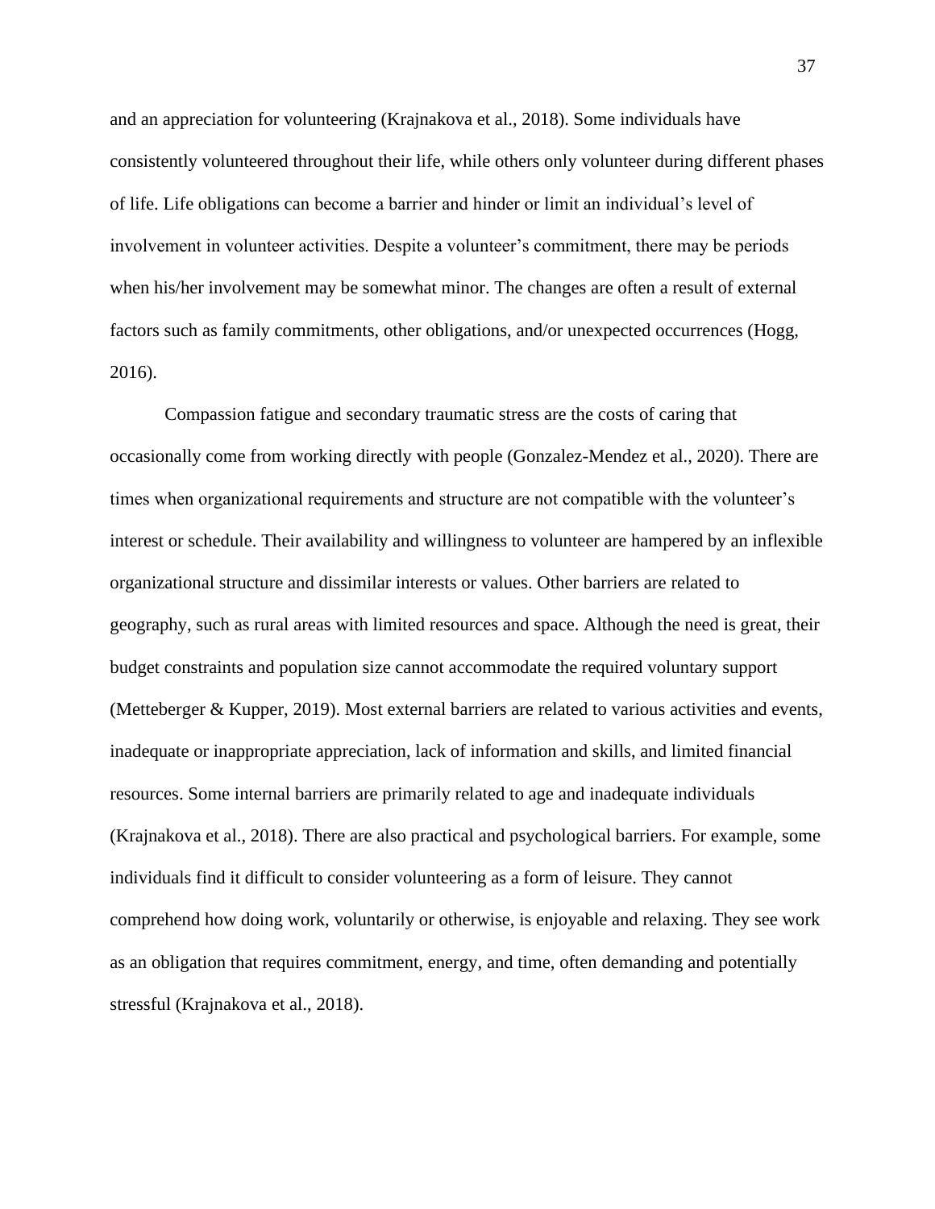and an appreciation for volunteering (Krajnakova et al., 2018). Some individuals have consistently volunteered throughout their life, while others only volunteer during different phases of life. Life obligations can become a barrier and hinder or limit an individual's level of involvement in volunteer activities. Despite a volunteer's commitment, there may be periods when his/her involvement may be somewhat minor. The changes are often a result of external factors such as family commitments, other obligations, and/or unexpected occurrences (Hogg, 2016).

Compassion fatigue and secondary traumatic stress are the costs of caring that occasionally come from working directly with people (Gonzalez-Mendez et al., 2020). There are times when organizational requirements and structure are not compatible with the volunteer's interest or schedule. Their availability and willingness to volunteer are hampered by an inflexible organizational structure and dissimilar interests or values. Other barriers are related to geography, such as rural areas with limited resources and space. Although the need is great, their budget constraints and population size cannot accommodate the required voluntary support (Metteberger & Kupper, 2019). Most external barriers are related to various activities and events, inadequate or inappropriate appreciation, lack of information and skills, and limited financial resources. Some internal barriers are primarily related to age and inadequate individuals (Krajnakova et al., 2018). There are also practical and psychological barriers. For example, some individuals find it difficult to consider volunteering as a form of leisure. They cannot comprehend how doing work, voluntarily or otherwise, is enjoyable and relaxing. They see work as an obligation that requires commitment, energy, and time, often demanding and potentially stressful (Krajnakova et al., 2018).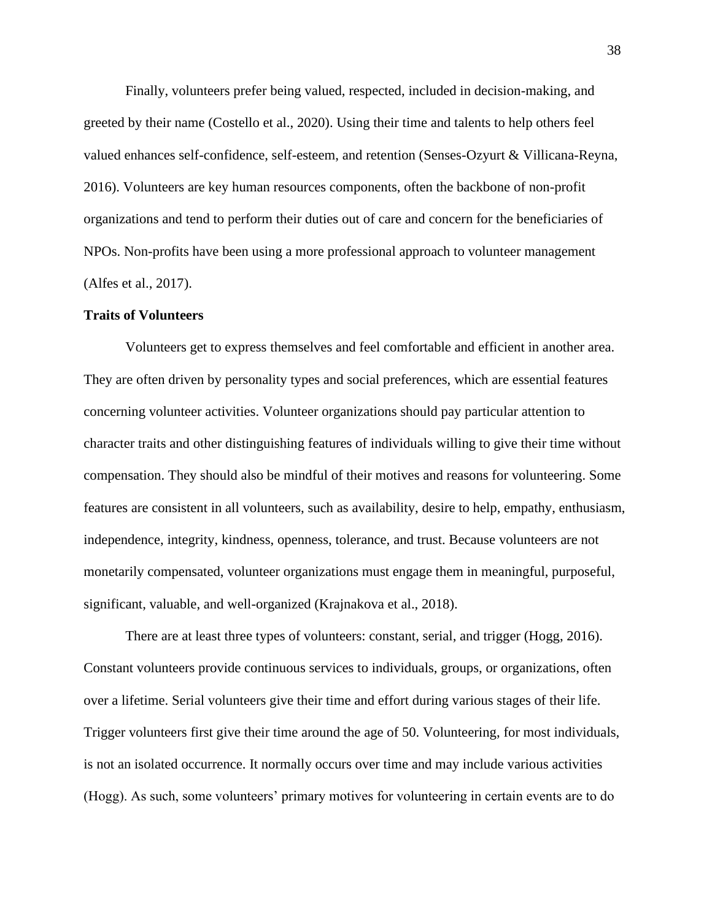Finally, volunteers prefer being valued, respected, included in decision-making, and greeted by their name (Costello et al., 2020). Using their time and talents to help others feel valued enhances self-confidence, self-esteem, and retention (Senses-Ozyurt & Villicana-Reyna, 2016). Volunteers are key human resources components, often the backbone of non-profit organizations and tend to perform their duties out of care and concern for the beneficiaries of NPOs. Non-profits have been using a more professional approach to volunteer management (Alfes et al., 2017).

**Traits of Volunteers**

Volunteers get to express themselves and feel comfortable and efficient in another area. They are often driven by personality types and social preferences, which are essential features concerning volunteer activities. Volunteer organizations should pay particular attention to character traits and other distinguishing features of individuals willing to give their time without compensation. They should also be mindful of their motives and reasons for volunteering. Some features are consistent in all volunteers, such as availability, desire to help, empathy, enthusiasm, independence, integrity, kindness, openness, tolerance, and trust. Because volunteers are not monetarily compensated, volunteer organizations must engage them in meaningful, purposeful, significant, valuable, and well-organized (Krajnakova et al., 2018).

There are at least three types of volunteers: constant, serial, and trigger (Hogg, 2016). Constant volunteers provide continuous services to individuals, groups, or organizations, often over a lifetime. Serial volunteers give their time and effort during various stages of their life. Trigger volunteers first give their time around the age of 50. Volunteering, for most individuals, is not an isolated occurrence. It normally occurs over time and may include various activities (Hogg). As such, some volunteers' primary motives for volunteering in certain events are to do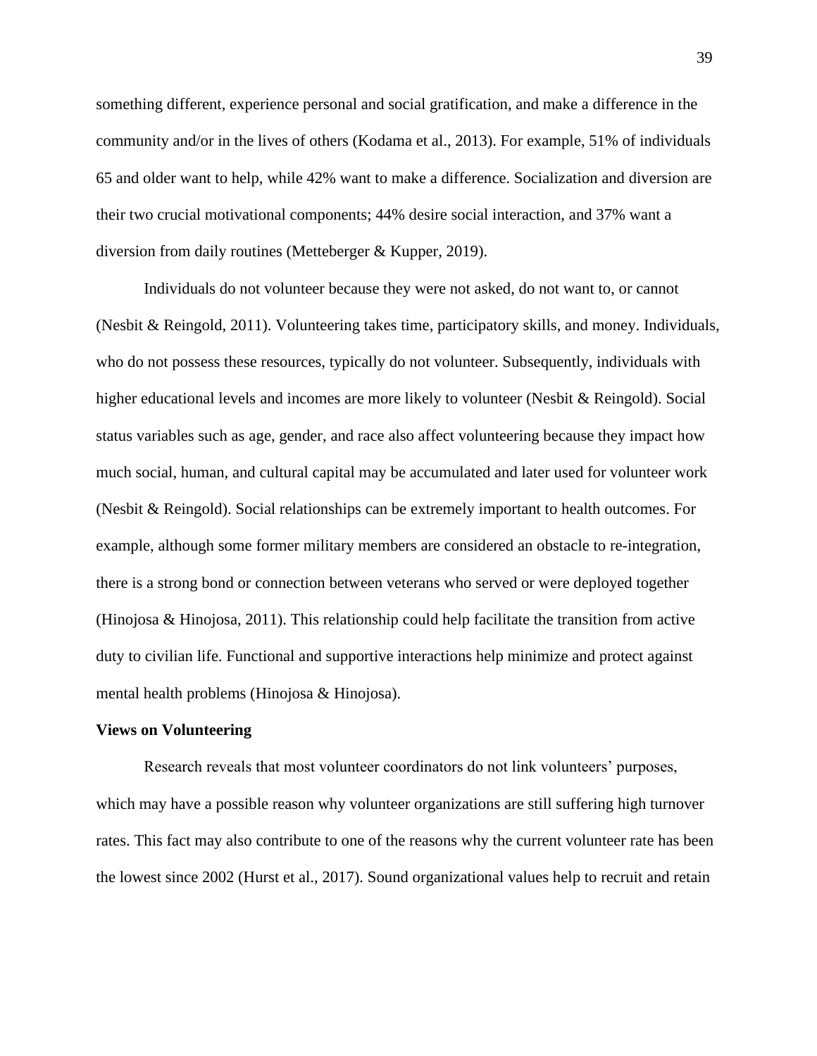something different, experience personal and social gratification, and make a difference in the community and/or in the lives of others (Kodama et al., 2013). For example, 51% of individuals 65 and older want to help, while 42% want to make a difference. Socialization and diversion are their two crucial motivational components; 44% desire social interaction, and 37% want a diversion from daily routines (Metteberger & Kupper, 2019).

Individuals do not volunteer because they were not asked, do not want to, or cannot (Nesbit & Reingold, 2011). Volunteering takes time, participatory skills, and money. Individuals, who do not possess these resources, typically do not volunteer. Subsequently, individuals with higher educational levels and incomes are more likely to volunteer (Nesbit & Reingold). Social status variables such as age, gender, and race also affect volunteering because they impact how much social, human, and cultural capital may be accumulated and later used for volunteer work (Nesbit & Reingold). Social relationships can be extremely important to health outcomes. For example, although some former military members are considered an obstacle to re-integration, there is a strong bond or connection between veterans who served or were deployed together (Hinojosa & Hinojosa, 2011). This relationship could help facilitate the transition from active duty to civilian life. Functional and supportive interactions help minimize and protect against mental health problems (Hinojosa & Hinojosa).

## Views on Volunteering

Research reveals that most volunteer coordinators do not link volunteers' purposes, which may have a possible reason why volunteer organizations are still suffering high turnover rates. This fact may also contribute to one of the reasons why the current volunteer rate has been the lowest since 2002 (Hurst et al., 2017). Sound organizational values help to recruit and retain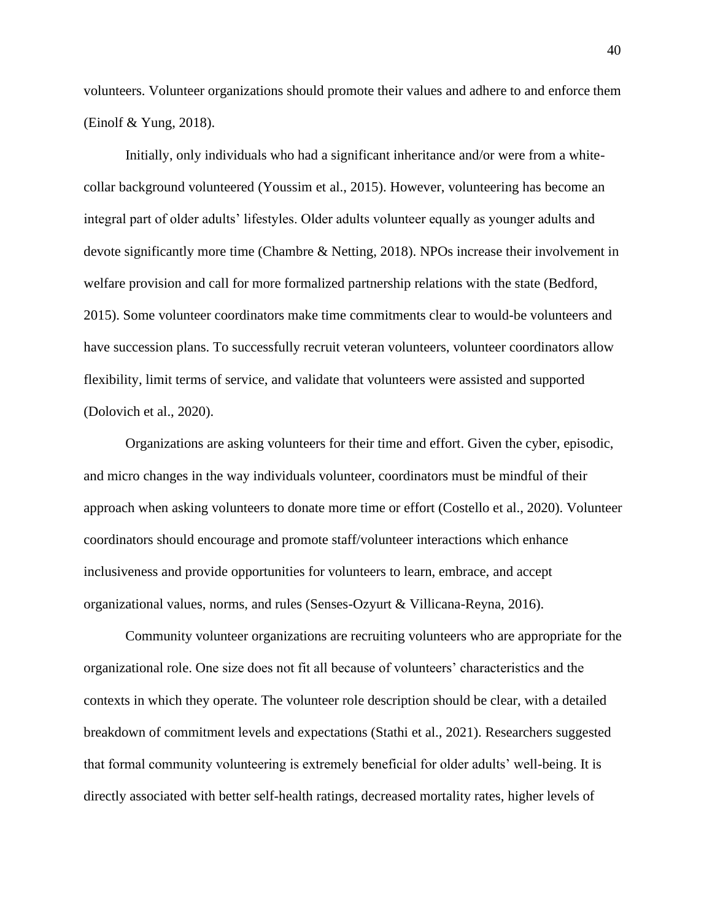volunteers. Volunteer organizations should promote their values and adhere to and enforce them (Einolf & Yung, 2018).

Initially, only individuals who had a significant inheritance and/or were from a white-collar background volunteered (Youssim et al., 2015). However, volunteering has become an integral part of older adults' lifestyles. Older adults volunteer equally as younger adults and devote significantly more time (Chambre & Netting, 2018). NPOs increase their involvement in welfare provision and call for more formalized partnership relations with the state (Bedford, 2015). Some volunteer coordinators make time commitments clear to would-be volunteers and have succession plans. To successfully recruit veteran volunteers, volunteer coordinators allow flexibility, limit terms of service, and validate that volunteers were assisted and supported (Dolovich et al., 2020).

Organizations are asking volunteers for their time and effort. Given the cyber, episodic, and micro changes in the way individuals volunteer, coordinators must be mindful of their approach when asking volunteers to donate more time or effort (Costello et al., 2020). Volunteer coordinators should encourage and promote staff/volunteer interactions which enhance inclusiveness and provide opportunities for volunteers to learn, embrace, and accept organizational values, norms, and rules (Senses-Ozyurt & Villicana-Reyna, 2016).

Community volunteer organizations are recruiting volunteers who are appropriate for the organizational role. One size does not fit all because of volunteers' characteristics and the contexts in which they operate. The volunteer role description should be clear, with a detailed breakdown of commitment levels and expectations (Stathi et al., 2021). Researchers suggested that formal community volunteering is extremely beneficial for older adults' well-being. It is directly associated with better self-health ratings, decreased mortality rates, higher levels of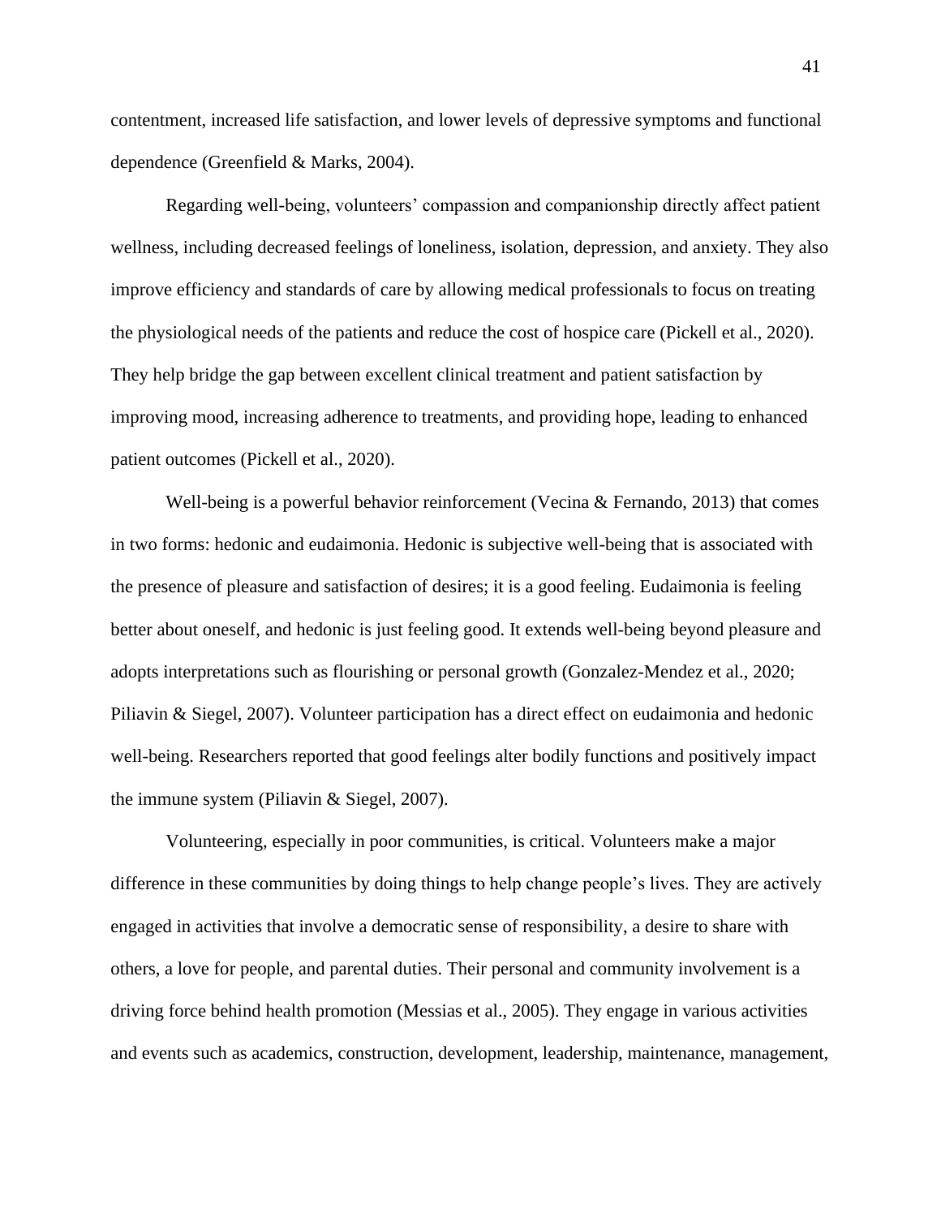contentment, increased life satisfaction, and lower levels of depressive symptoms and functional dependence (Greenfield & Marks, 2004).

Regarding well-being, volunteers' compassion and companionship directly affect patient wellness, including decreased feelings of loneliness, isolation, depression, and anxiety. They also improve efficiency and standards of care by allowing medical professionals to focus on treating the physiological needs of the patients and reduce the cost of hospice care (Pickell et al., 2020). They help bridge the gap between excellent clinical treatment and patient satisfaction by improving mood, increasing adherence to treatments, and providing hope, leading to enhanced patient outcomes (Pickell et al., 2020).

Well-being is a powerful behavior reinforcement (Vecina & Fernando, 2013) that comes in two forms: hedonic and eudaimonia. Hedonic is subjective well-being that is associated with the presence of pleasure and satisfaction of desires; it is a good feeling. Eudaimonia is feeling better about oneself, and hedonic is just feeling good. It extends well-being beyond pleasure and adopts interpretations such as flourishing or personal growth (Gonzalez-Mendez et al., 2020; Piliavin & Siegel, 2007). Volunteer participation has a direct effect on eudaimonia and hedonic well-being. Researchers reported that good feelings alter bodily functions and positively impact the immune system (Piliavin & Siegel, 2007).

Volunteering, especially in poor communities, is critical. Volunteers make a major difference in these communities by doing things to help change people's lives. They are actively engaged in activities that involve a democratic sense of responsibility, a desire to share with others, a love for people, and parental duties. Their personal and community involvement is a driving force behind health promotion (Messias et al., 2005). They engage in various activities and events such as academics, construction, development, leadership, maintenance, management,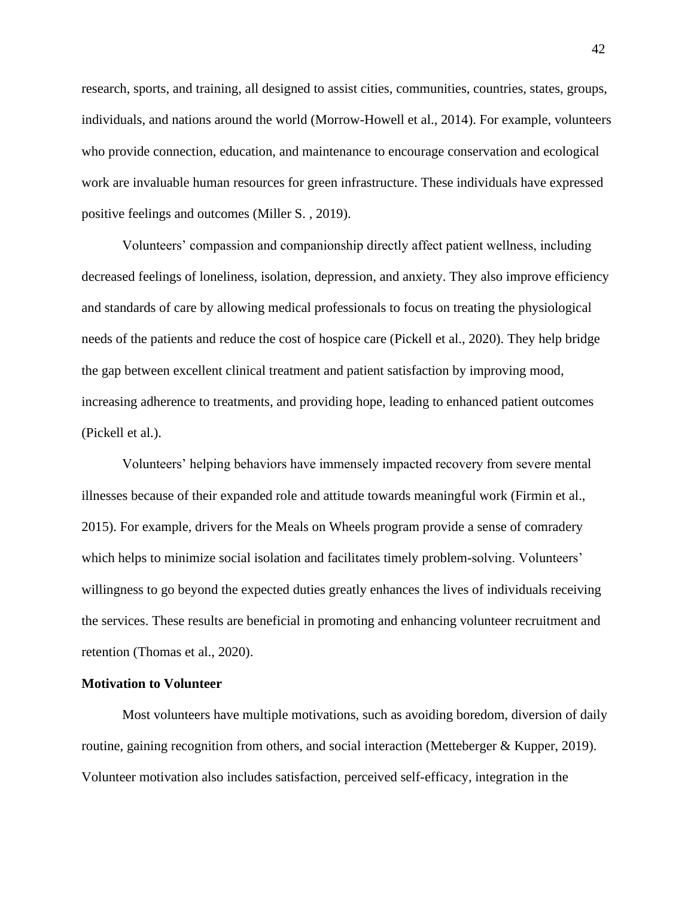research, sports, and training, all designed to assist cities, communities, countries, states, groups, individuals, and nations around the world (Morrow-Howell et al., 2014). For example, volunteers who provide connection, education, and maintenance to encourage conservation and ecological work are invaluable human resources for green infrastructure. These individuals have expressed positive feelings and outcomes (Miller S. , 2019).

Volunteers' compassion and companionship directly affect patient wellness, including decreased feelings of loneliness, isolation, depression, and anxiety. They also improve efficiency and standards of care by allowing medical professionals to focus on treating the physiological needs of the patients and reduce the cost of hospice care (Pickell et al., 2020). They help bridge the gap between excellent clinical treatment and patient satisfaction by improving mood, increasing adherence to treatments, and providing hope, leading to enhanced patient outcomes (Pickell et al.).

Volunteers' helping behaviors have immensely impacted recovery from severe mental illnesses because of their expanded role and attitude towards meaningful work (Firmin et al., 2015). For example, drivers for the Meals on Wheels program provide a sense of comradery which helps to minimize social isolation and facilitates timely problem-solving. Volunteers' willingness to go beyond the expected duties greatly enhances the lives of individuals receiving the services. These results are beneficial in promoting and enhancing volunteer recruitment and retention (Thomas et al., 2020).

## Motivation to Volunteer

Most volunteers have multiple motivations, such as avoiding boredom, diversion of daily routine, gaining recognition from others, and social interaction (Metteberger & Kupper, 2019). Volunteer motivation also includes satisfaction, perceived self-efficacy, integration in the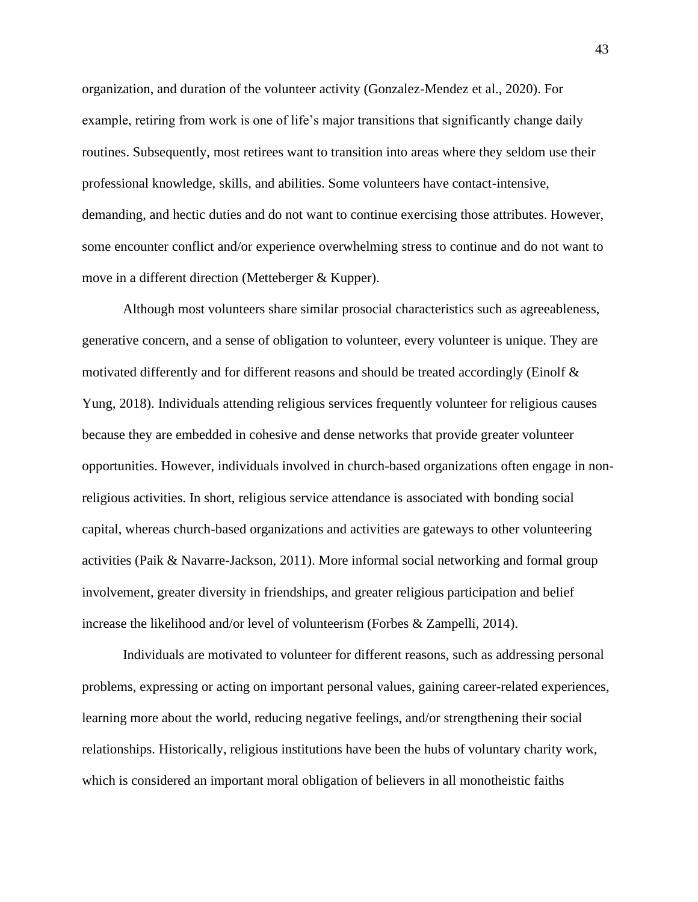organization, and duration of the volunteer activity (Gonzalez-Mendez et al., 2020). For example, retiring from work is one of life's major transitions that significantly change daily routines. Subsequently, most retirees want to transition into areas where they seldom use their professional knowledge, skills, and abilities. Some volunteers have contact-intensive, demanding, and hectic duties and do not want to continue exercising those attributes. However, some encounter conflict and/or experience overwhelming stress to continue and do not want to move in a different direction (Metteberger & Kupper).

Although most volunteers share similar prosocial characteristics such as agreeableness, generative concern, and a sense of obligation to volunteer, every volunteer is unique. They are motivated differently and for different reasons and should be treated accordingly (Einolf & Yung, 2018). Individuals attending religious services frequently volunteer for religious causes because they are embedded in cohesive and dense networks that provide greater volunteer opportunities. However, individuals involved in church-based organizations often engage in non-religious activities. In short, religious service attendance is associated with bonding social capital, whereas church-based organizations and activities are gateways to other volunteering activities (Paik & Navarre-Jackson, 2011). More informal social networking and formal group involvement, greater diversity in friendships, and greater religious participation and belief increase the likelihood and/or level of volunteerism (Forbes & Zampelli, 2014).

Individuals are motivated to volunteer for different reasons, such as addressing personal problems, expressing or acting on important personal values, gaining career-related experiences, learning more about the world, reducing negative feelings, and/or strengthening their social relationships. Historically, religious institutions have been the hubs of voluntary charity work, which is considered an important moral obligation of believers in all monotheistic faiths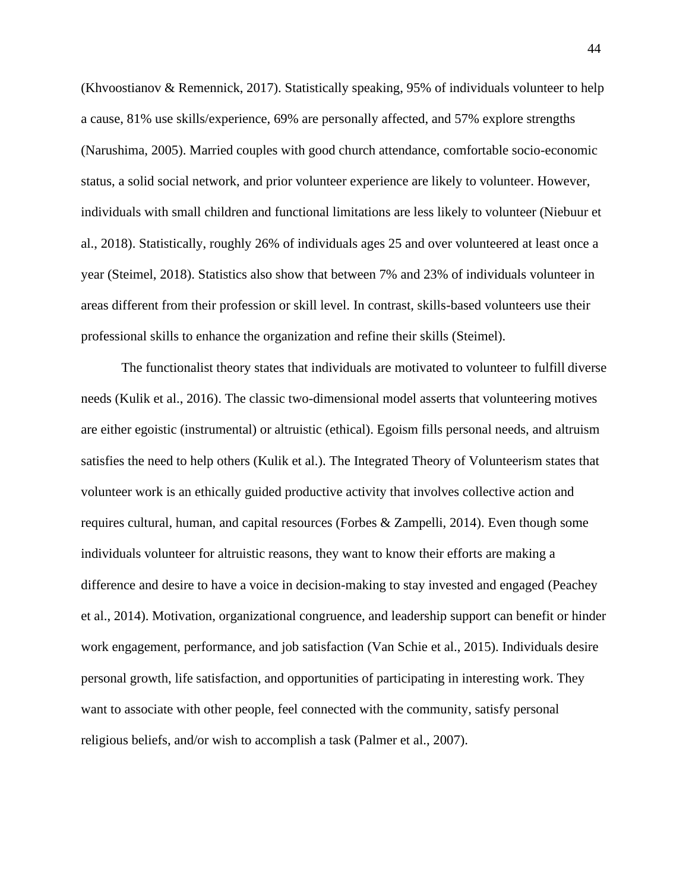(Khvoostianov & Remennick, 2017). Statistically speaking, 95% of individuals volunteer to help a cause, 81% use skills/experience, 69% are personally affected, and 57% explore strengths (Narushima, 2005). Married couples with good church attendance, comfortable socio-economic status, a solid social network, and prior volunteer experience are likely to volunteer. However, individuals with small children and functional limitations are less likely to volunteer (Niebuur et al., 2018). Statistically, roughly 26% of individuals ages 25 and over volunteered at least once a year (Steimel, 2018). Statistics also show that between 7% and 23% of individuals volunteer in areas different from their profession or skill level. In contrast, skills-based volunteers use their professional skills to enhance the organization and refine their skills (Steimel).

The functionalist theory states that individuals are motivated to volunteer to fulfill diverse needs (Kulik et al., 2016). The classic two-dimensional model asserts that volunteering motives are either egoistic (instrumental) or altruistic (ethical). Egoism fills personal needs, and altruism satisfies the need to help others (Kulik et al.). The Integrated Theory of Volunteerism states that volunteer work is an ethically guided productive activity that involves collective action and requires cultural, human, and capital resources (Forbes & Zampelli, 2014). Even though some individuals volunteer for altruistic reasons, they want to know their efforts are making a difference and desire to have a voice in decision-making to stay invested and engaged (Peachey et al., 2014). Motivation, organizational congruence, and leadership support can benefit or hinder work engagement, performance, and job satisfaction (Van Schie et al., 2015). Individuals desire personal growth, life satisfaction, and opportunities of participating in interesting work. They want to associate with other people, feel connected with the community, satisfy personal religious beliefs, and/or wish to accomplish a task (Palmer et al., 2007).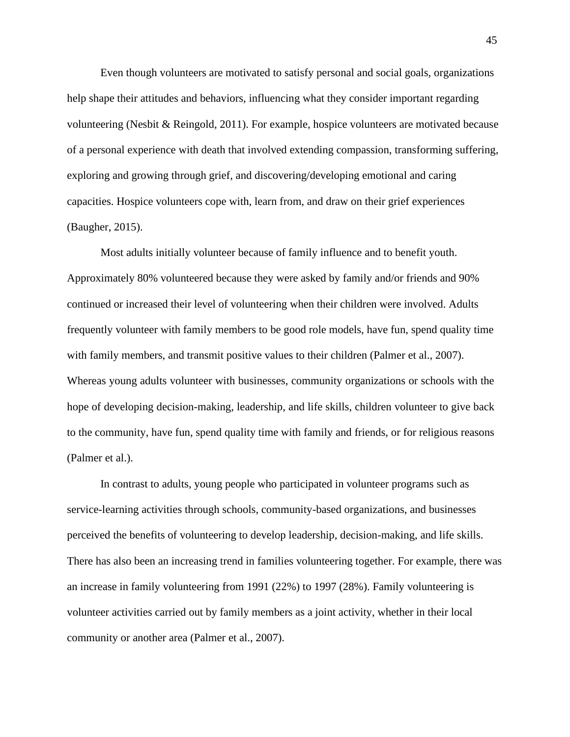Even though volunteers are motivated to satisfy personal and social goals, organizations help shape their attitudes and behaviors, influencing what they consider important regarding volunteering (Nesbit & Reingold, 2011). For example, hospice volunteers are motivated because of a personal experience with death that involved extending compassion, transforming suffering, exploring and growing through grief, and discovering/developing emotional and caring capacities. Hospice volunteers cope with, learn from, and draw on their grief experiences (Baugher, 2015).

Most adults initially volunteer because of family influence and to benefit youth. Approximately 80% volunteered because they were asked by family and/or friends and 90% continued or increased their level of volunteering when their children were involved. Adults frequently volunteer with family members to be good role models, have fun, spend quality time with family members, and transmit positive values to their children (Palmer et al., 2007). Whereas young adults volunteer with businesses, community organizations or schools with the hope of developing decision-making, leadership, and life skills, children volunteer to give back to the community, have fun, spend quality time with family and friends, or for religious reasons (Palmer et al.).

In contrast to adults, young people who participated in volunteer programs such as service-learning activities through schools, community-based organizations, and businesses perceived the benefits of volunteering to develop leadership, decision-making, and life skills. There has also been an increasing trend in families volunteering together. For example, there was an increase in family volunteering from 1991 (22%) to 1997 (28%). Family volunteering is volunteer activities carried out by family members as a joint activity, whether in their local community or another area (Palmer et al., 2007).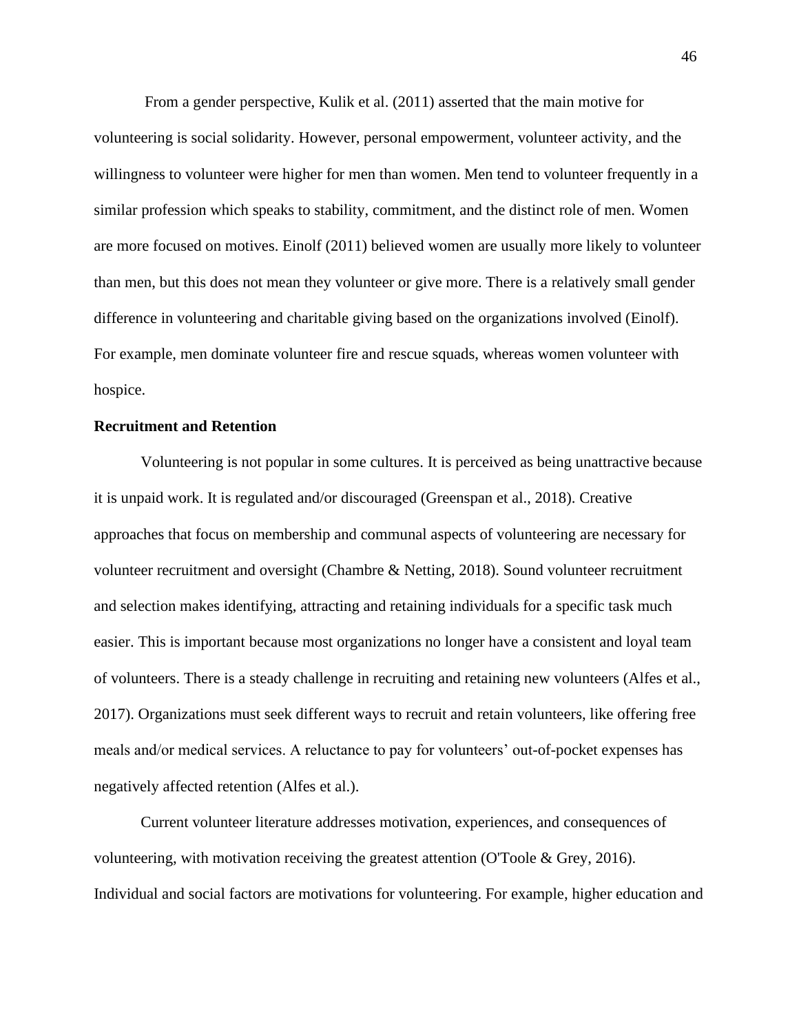From a gender perspective, Kulik et al. (2011) asserted that the main motive for volunteering is social solidarity. However, personal empowerment, volunteer activity, and the willingness to volunteer were higher for men than women. Men tend to volunteer frequently in a similar profession which speaks to stability, commitment, and the distinct role of men. Women are more focused on motives. Einolf (2011) believed women are usually more likely to volunteer than men, but this does not mean they volunteer or give more. There is a relatively small gender difference in volunteering and charitable giving based on the organizations involved (Einolf). For example, men dominate volunteer fire and rescue squads, whereas women volunteer with hospice.

**Recruitment and Retention**

Volunteering is not popular in some cultures. It is perceived as being unattractive because it is unpaid work. It is regulated and/or discouraged (Greenspan et al., 2018). Creative approaches that focus on membership and communal aspects of volunteering are necessary for volunteer recruitment and oversight (Chambre & Netting, 2018). Sound volunteer recruitment and selection makes identifying, attracting and retaining individuals for a specific task much easier. This is important because most organizations no longer have a consistent and loyal team of volunteers. There is a steady challenge in recruiting and retaining new volunteers (Alfes et al., 2017). Organizations must seek different ways to recruit and retain volunteers, like offering free meals and/or medical services. A reluctance to pay for volunteers' out-of-pocket expenses has negatively affected retention (Alfes et al.).

Current volunteer literature addresses motivation, experiences, and consequences of volunteering, with motivation receiving the greatest attention (O'Toole & Grey, 2016). Individual and social factors are motivations for volunteering. For example, higher education and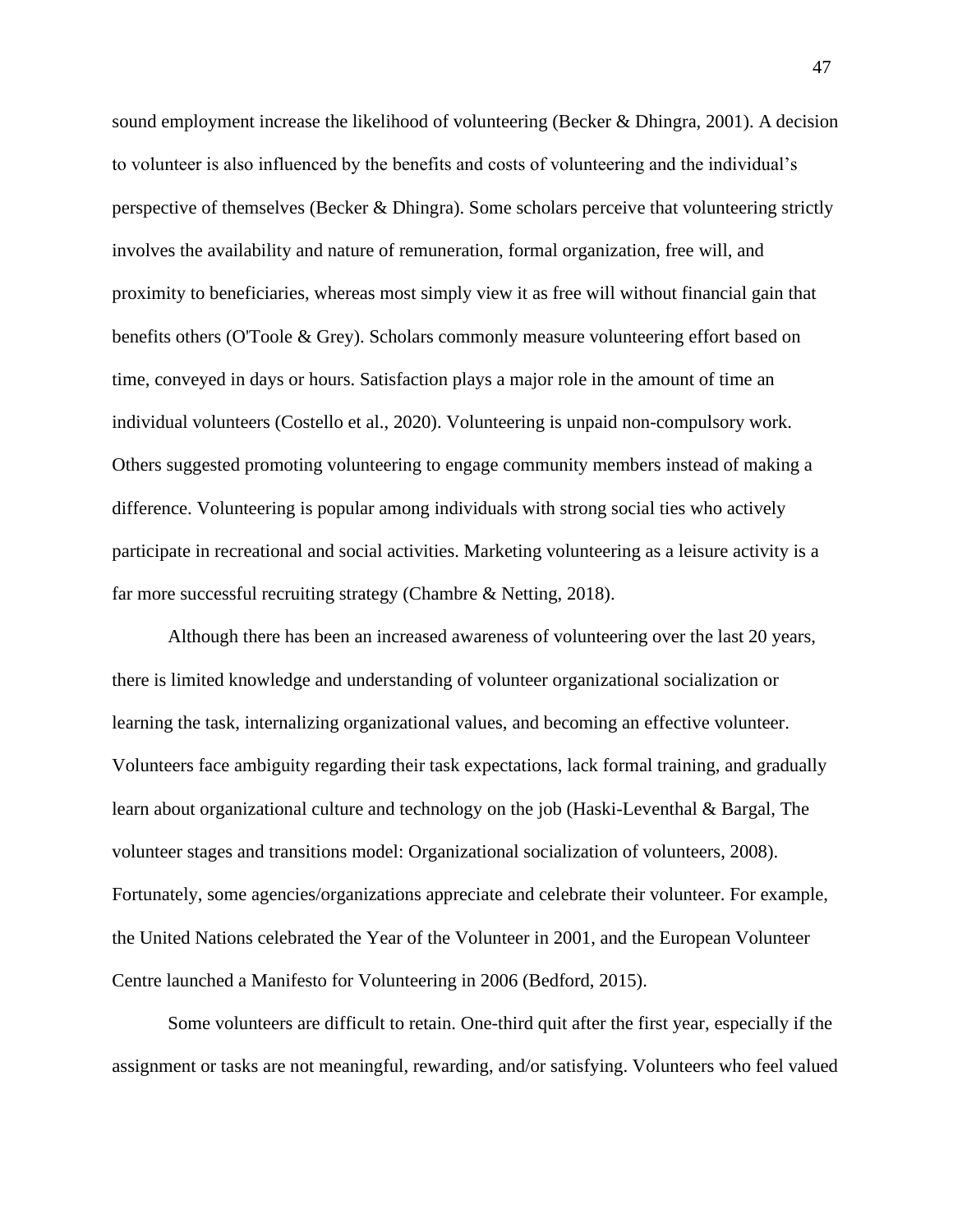sound employment increase the likelihood of volunteering (Becker & Dhingra, 2001). A decision to volunteer is also influenced by the benefits and costs of volunteering and the individual's perspective of themselves (Becker & Dhingra). Some scholars perceive that volunteering strictly involves the availability and nature of remuneration, formal organization, free will, and proximity to beneficiaries, whereas most simply view it as free will without financial gain that benefits others (O'Toole & Grey). Scholars commonly measure volunteering effort based on time, conveyed in days or hours. Satisfaction plays a major role in the amount of time an individual volunteers (Costello et al., 2020). Volunteering is unpaid non-compulsory work. Others suggested promoting volunteering to engage community members instead of making a difference. Volunteering is popular among individuals with strong social ties who actively participate in recreational and social activities. Marketing volunteering as a leisure activity is a far more successful recruiting strategy (Chambre & Netting, 2018).

Although there has been an increased awareness of volunteering over the last 20 years, there is limited knowledge and understanding of volunteer organizational socialization or learning the task, internalizing organizational values, and becoming an effective volunteer. Volunteers face ambiguity regarding their task expectations, lack formal training, and gradually learn about organizational culture and technology on the job (Haski-Leventhal & Bargal, The volunteer stages and transitions model: Organizational socialization of volunteers, 2008). Fortunately, some agencies/organizations appreciate and celebrate their volunteer. For example, the United Nations celebrated the Year of the Volunteer in 2001, and the European Volunteer Centre launched a Manifesto for Volunteering in 2006 (Bedford, 2015).

Some volunteers are difficult to retain. One-third quit after the first year, especially if the assignment or tasks are not meaningful, rewarding, and/or satisfying. Volunteers who feel valued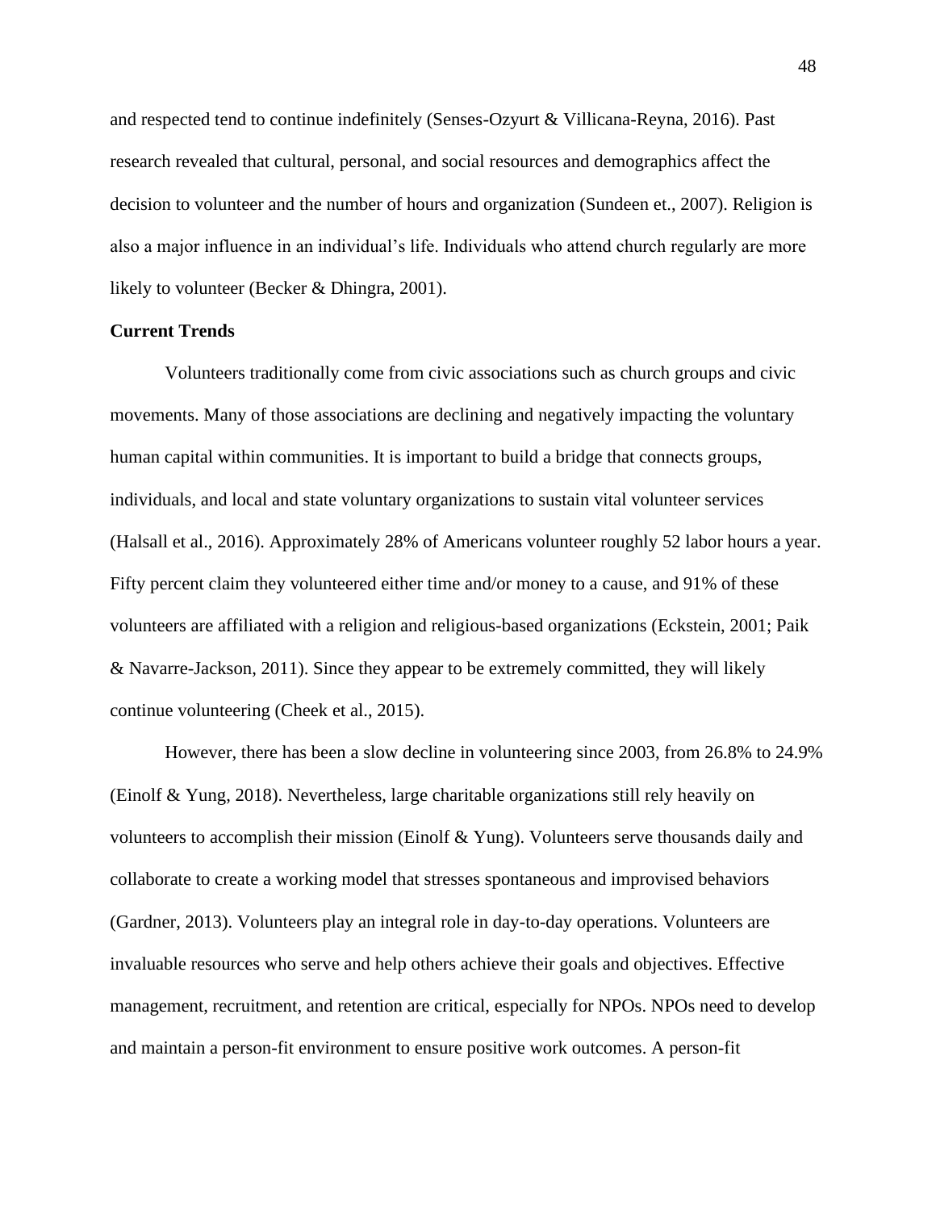and respected tend to continue indefinitely (Senses-Ozyurt & Villicana-Reyna, 2016). Past research revealed that cultural, personal, and social resources and demographics affect the decision to volunteer and the number of hours and organization (Sundeen et., 2007). Religion is also a major influence in an individual's life. Individuals who attend church regularly are more likely to volunteer (Becker & Dhingra, 2001).

**Current Trends**

Volunteers traditionally come from civic associations such as church groups and civic movements. Many of those associations are declining and negatively impacting the voluntary human capital within communities. It is important to build a bridge that connects groups, individuals, and local and state voluntary organizations to sustain vital volunteer services (Halsall et al., 2016). Approximately 28% of Americans volunteer roughly 52 labor hours a year. Fifty percent claim they volunteered either time and/or money to a cause, and 91% of these volunteers are affiliated with a religion and religious-based organizations (Eckstein, 2001; Paik & Navarre-Jackson, 2011). Since they appear to be extremely committed, they will likely continue volunteering (Cheek et al., 2015).

However, there has been a slow decline in volunteering since 2003, from 26.8% to 24.9% (Einolf & Yung, 2018). Nevertheless, large charitable organizations still rely heavily on volunteers to accomplish their mission (Einolf & Yung). Volunteers serve thousands daily and collaborate to create a working model that stresses spontaneous and improvised behaviors (Gardner, 2013). Volunteers play an integral role in day-to-day operations. Volunteers are invaluable resources who serve and help others achieve their goals and objectives. Effective management, recruitment, and retention are critical, especially for NPOs. NPOs need to develop and maintain a person-fit environment to ensure positive work outcomes. A person-fit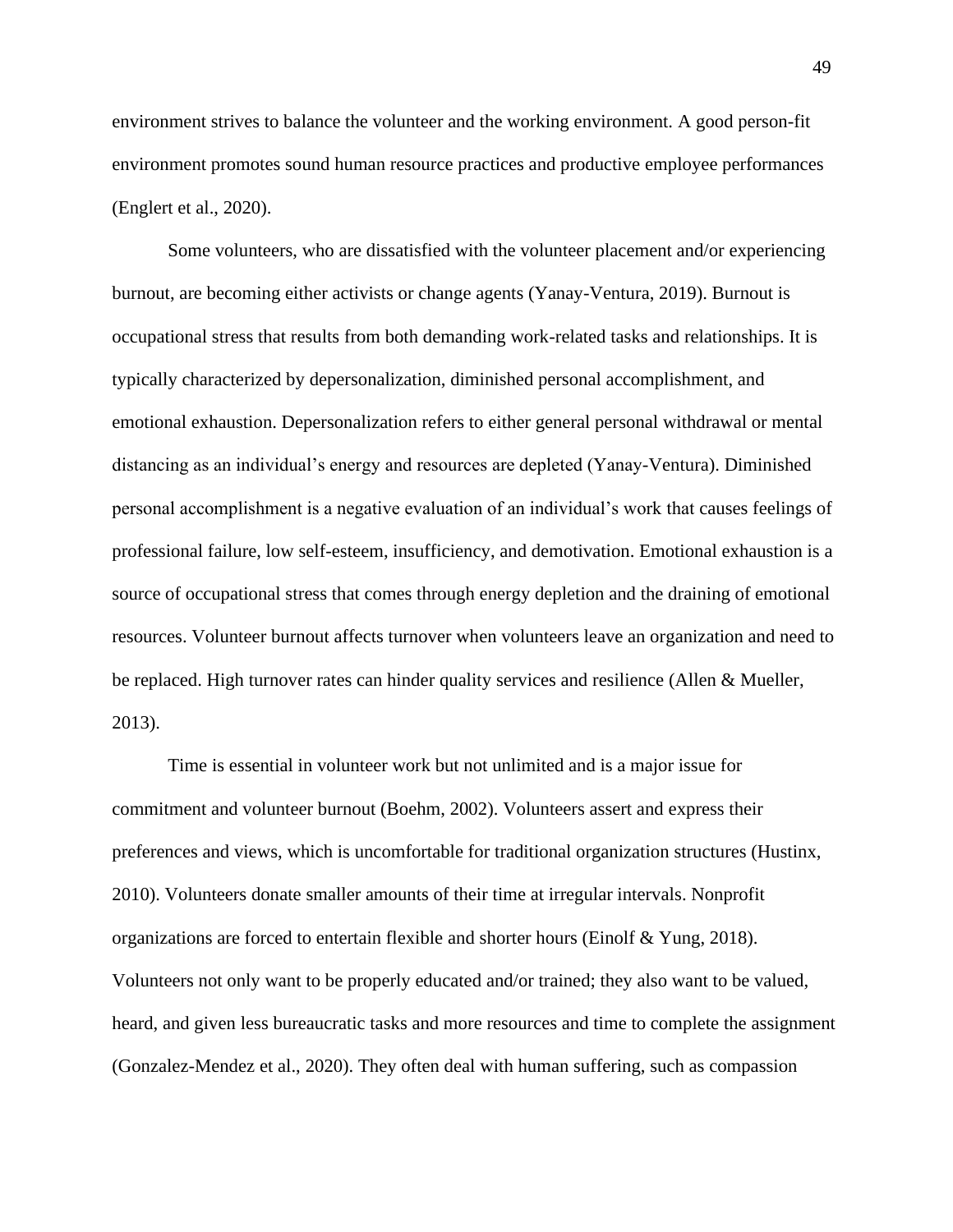environment strives to balance the volunteer and the working environment. A good person-fit environment promotes sound human resource practices and productive employee performances (Englert et al., 2020).

Some volunteers, who are dissatisfied with the volunteer placement and/or experiencing burnout, are becoming either activists or change agents (Yanay-Ventura, 2019). Burnout is occupational stress that results from both demanding work-related tasks and relationships. It is typically characterized by depersonalization, diminished personal accomplishment, and emotional exhaustion. Depersonalization refers to either general personal withdrawal or mental distancing as an individual's energy and resources are depleted (Yanay-Ventura). Diminished personal accomplishment is a negative evaluation of an individual's work that causes feelings of professional failure, low self-esteem, insufficiency, and demotivation. Emotional exhaustion is a source of occupational stress that comes through energy depletion and the draining of emotional resources. Volunteer burnout affects turnover when volunteers leave an organization and need to be replaced. High turnover rates can hinder quality services and resilience (Allen & Mueller, 2013).

Time is essential in volunteer work but not unlimited and is a major issue for commitment and volunteer burnout (Boehm, 2002). Volunteers assert and express their preferences and views, which is uncomfortable for traditional organization structures (Hustinx, 2010). Volunteers donate smaller amounts of their time at irregular intervals. Nonprofit organizations are forced to entertain flexible and shorter hours (Einolf & Yung, 2018). Volunteers not only want to be properly educated and/or trained; they also want to be valued, heard, and given less bureaucratic tasks and more resources and time to complete the assignment (Gonzalez-Mendez et al., 2020). They often deal with human suffering, such as compassion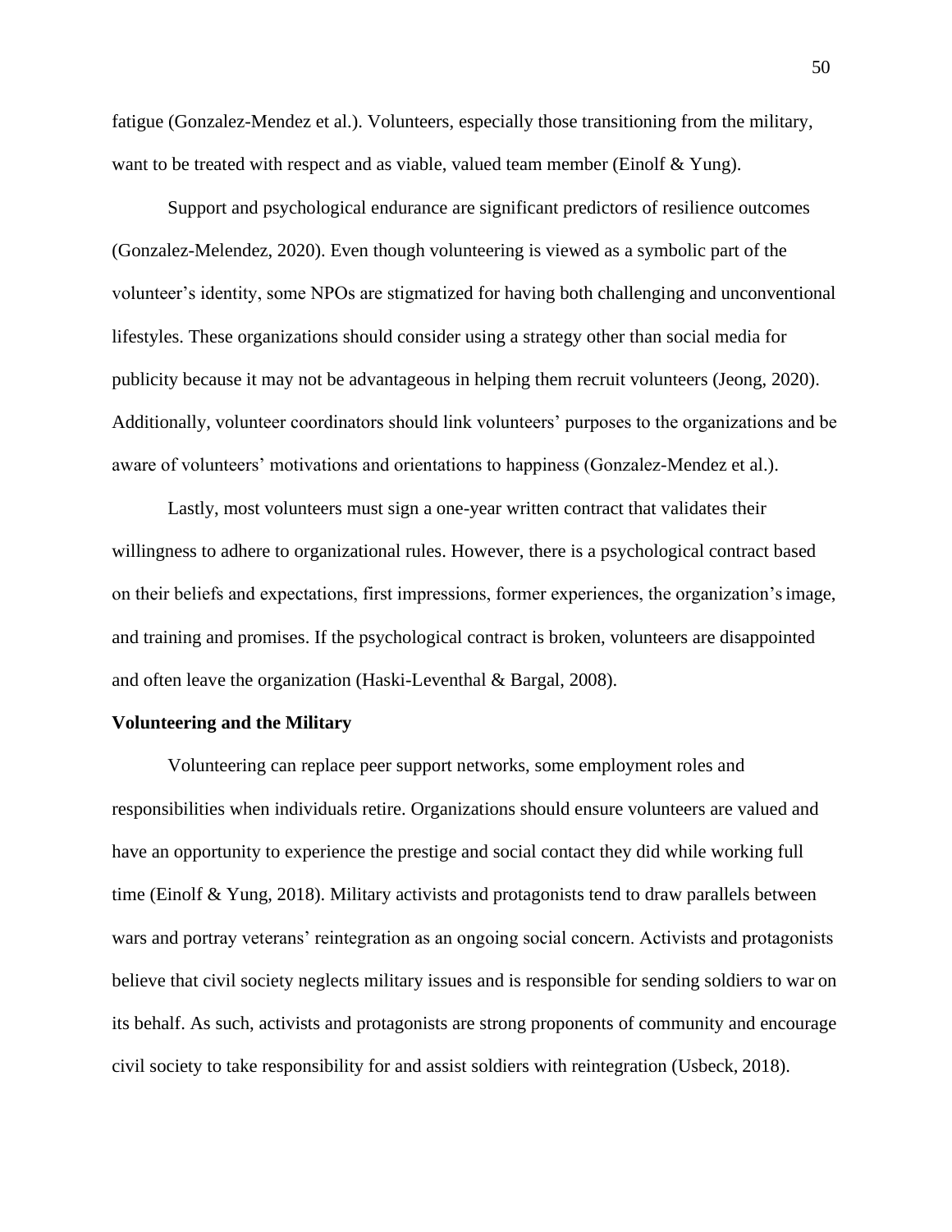fatigue (Gonzalez-Mendez et al.). Volunteers, especially those transitioning from the military, want to be treated with respect and as viable, valued team member (Einolf & Yung).

Support and psychological endurance are significant predictors of resilience outcomes (Gonzalez-Melendez, 2020). Even though volunteering is viewed as a symbolic part of the volunteer's identity, some NPOs are stigmatized for having both challenging and unconventional lifestyles. These organizations should consider using a strategy other than social media for publicity because it may not be advantageous in helping them recruit volunteers (Jeong, 2020). Additionally, volunteer coordinators should link volunteers' purposes to the organizations and be aware of volunteers' motivations and orientations to happiness (Gonzalez-Mendez et al.).

Lastly, most volunteers must sign a one-year written contract that validates their willingness to adhere to organizational rules. However, there is a psychological contract based on their beliefs and expectations, first impressions, former experiences, the organization's image, and training and promises. If the psychological contract is broken, volunteers are disappointed and often leave the organization (Haski-Leventhal & Bargal, 2008).

**Volunteering and the Military**

Volunteering can replace peer support networks, some employment roles and responsibilities when individuals retire. Organizations should ensure volunteers are valued and have an opportunity to experience the prestige and social contact they did while working full time (Einolf & Yung, 2018). Military activists and protagonists tend to draw parallels between wars and portray veterans' reintegration as an ongoing social concern. Activists and protagonists believe that civil society neglects military issues and is responsible for sending soldiers to war on its behalf. As such, activists and protagonists are strong proponents of community and encourage civil society to take responsibility for and assist soldiers with reintegration (Usbeck, 2018).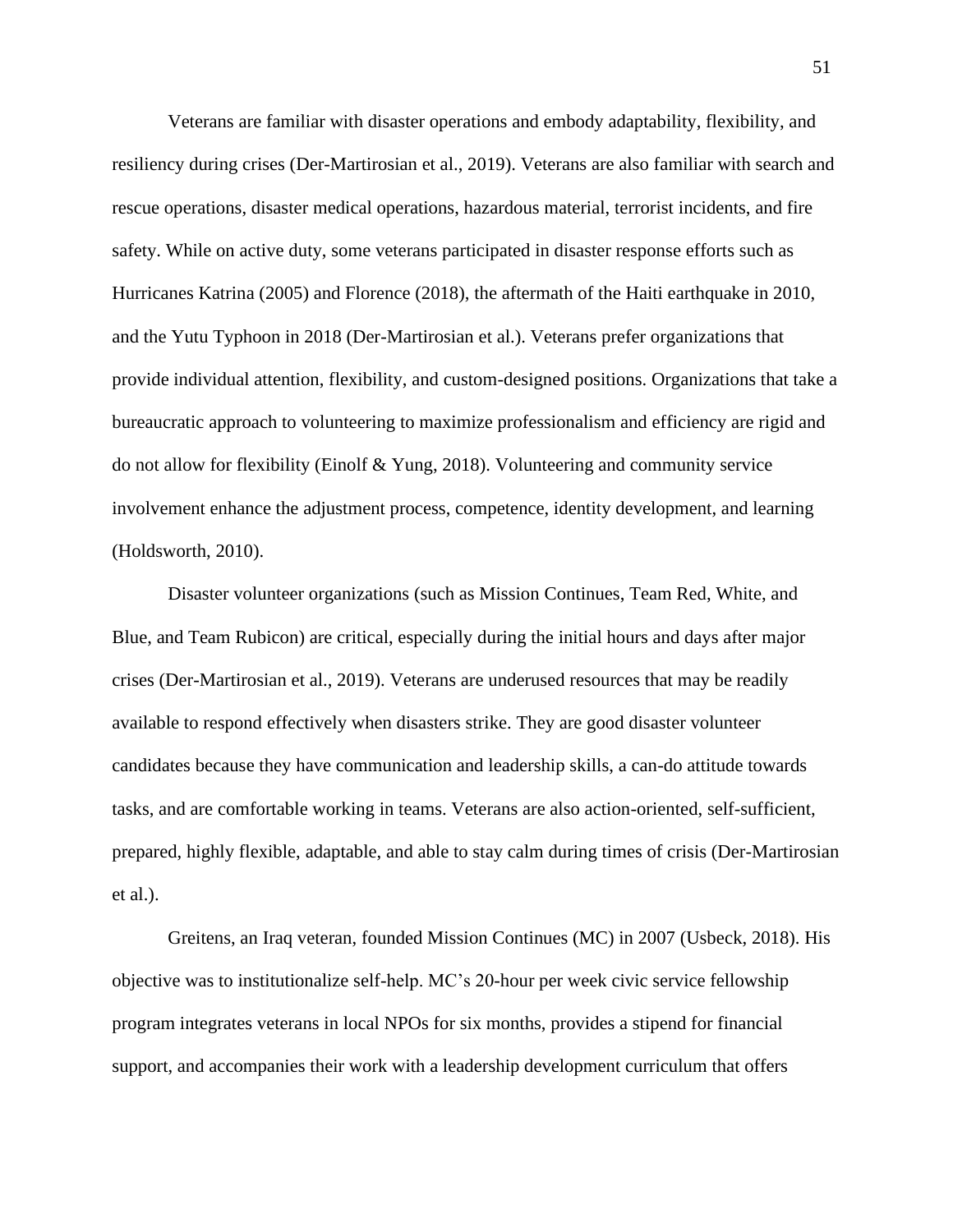Veterans are familiar with disaster operations and embody adaptability, flexibility, and resiliency during crises (Der-Martirosian et al., 2019). Veterans are also familiar with search and rescue operations, disaster medical operations, hazardous material, terrorist incidents, and fire safety. While on active duty, some veterans participated in disaster response efforts such as Hurricanes Katrina (2005) and Florence (2018), the aftermath of the Haiti earthquake in 2010, and the Yutu Typhoon in 2018 (Der-Martirosian et al.). Veterans prefer organizations that provide individual attention, flexibility, and custom-designed positions. Organizations that take a bureaucratic approach to volunteering to maximize professionalism and efficiency are rigid and do not allow for flexibility (Einolf & Yung, 2018). Volunteering and community service involvement enhance the adjustment process, competence, identity development, and learning (Holdsworth, 2010).

Disaster volunteer organizations (such as Mission Continues, Team Red, White, and Blue, and Team Rubicon) are critical, especially during the initial hours and days after major crises (Der-Martirosian et al., 2019). Veterans are underused resources that may be readily available to respond effectively when disasters strike. They are good disaster volunteer candidates because they have communication and leadership skills, a can-do attitude towards tasks, and are comfortable working in teams. Veterans are also action-oriented, self-sufficient, prepared, highly flexible, adaptable, and able to stay calm during times of crisis (Der-Martirosian et al.).

Greitens, an Iraq veteran, founded Mission Continues (MC) in 2007 (Usbeck, 2018). His objective was to institutionalize self-help. MC's 20-hour per week civic service fellowship program integrates veterans in local NPOs for six months, provides a stipend for financial support, and accompanies their work with a leadership development curriculum that offers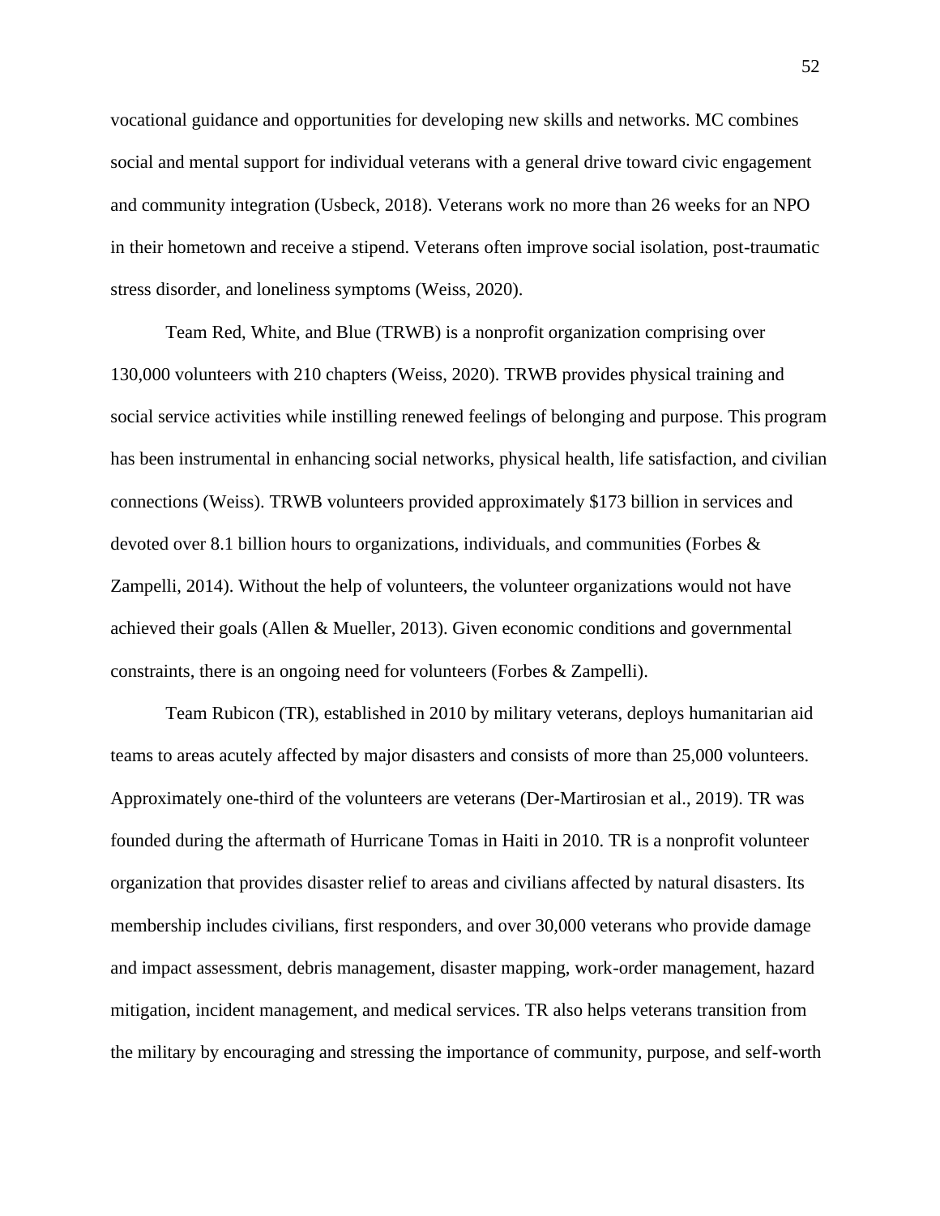vocational guidance and opportunities for developing new skills and networks. MC combines social and mental support for individual veterans with a general drive toward civic engagement and community integration (Usbeck, 2018). Veterans work no more than 26 weeks for an NPO in their hometown and receive a stipend. Veterans often improve social isolation, post-traumatic stress disorder, and loneliness symptoms (Weiss, 2020).

Team Red, White, and Blue (TRWB) is a nonprofit organization comprising over 130,000 volunteers with 210 chapters (Weiss, 2020). TRWB provides physical training and social service activities while instilling renewed feelings of belonging and purpose. This program has been instrumental in enhancing social networks, physical health, life satisfaction, and civilian connections (Weiss). TRWB volunteers provided approximately $173 billion in services and devoted over 8.1 billion hours to organizations, individuals, and communities (Forbes & Zampelli, 2014). Without the help of volunteers, the volunteer organizations would not have achieved their goals (Allen & Mueller, 2013). Given economic conditions and governmental constraints, there is an ongoing need for volunteers (Forbes & Zampelli).

Team Rubicon (TR), established in 2010 by military veterans, deploys humanitarian aid teams to areas acutely affected by major disasters and consists of more than 25,000 volunteers. Approximately one-third of the volunteers are veterans (Der-Martirosian et al., 2019). TR was founded during the aftermath of Hurricane Tomas in Haiti in 2010. TR is a nonprofit volunteer organization that provides disaster relief to areas and civilians affected by natural disasters. Its membership includes civilians, first responders, and over 30,000 veterans who provide damage and impact assessment, debris management, disaster mapping, work-order management, hazard mitigation, incident management, and medical services. TR also helps veterans transition from the military by encouraging and stressing the importance of community, purpose, and self-worth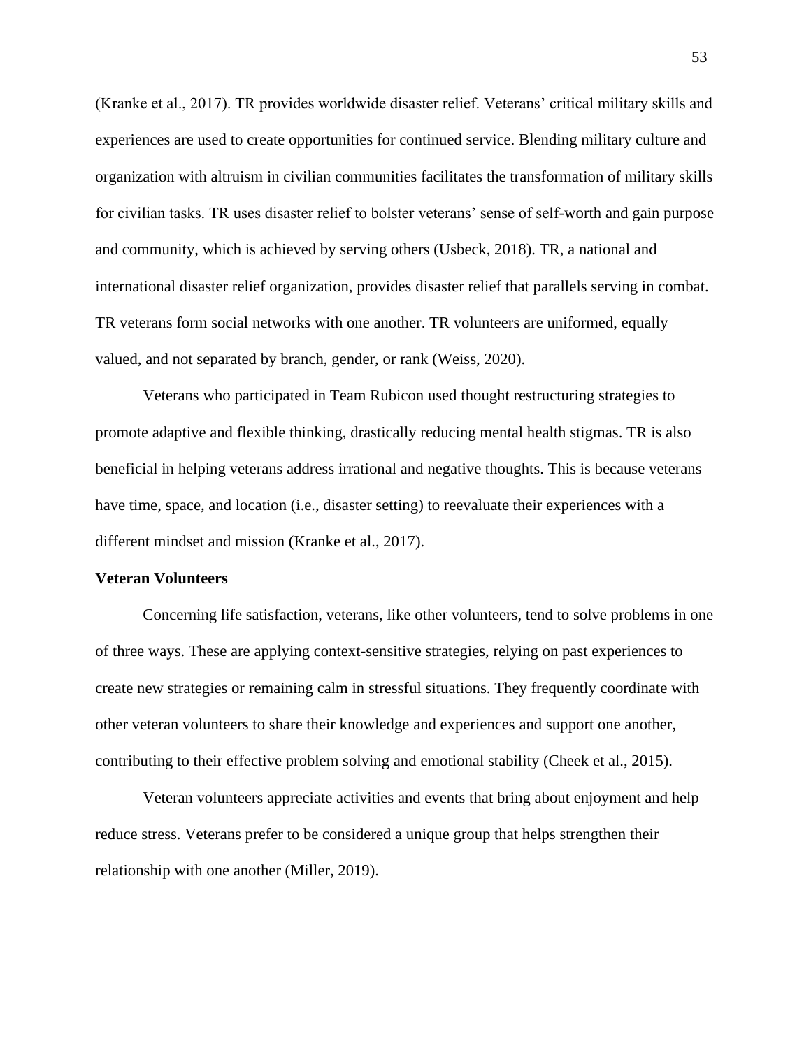(Kranke et al., 2017). TR provides worldwide disaster relief. Veterans' critical military skills and experiences are used to create opportunities for continued service. Blending military culture and organization with altruism in civilian communities facilitates the transformation of military skills for civilian tasks. TR uses disaster relief to bolster veterans' sense of self-worth and gain purpose and community, which is achieved by serving others (Usbeck, 2018). TR, a national and international disaster relief organization, provides disaster relief that parallels serving in combat. TR veterans form social networks with one another. TR volunteers are uniformed, equally valued, and not separated by branch, gender, or rank (Weiss, 2020).

Veterans who participated in Team Rubicon used thought restructuring strategies to promote adaptive and flexible thinking, drastically reducing mental health stigmas. TR is also beneficial in helping veterans address irrational and negative thoughts. This is because veterans have time, space, and location (i.e., disaster setting) to reevaluate their experiences with a different mindset and mission (Kranke et al., 2017).

**Veteran Volunteers**

Concerning life satisfaction, veterans, like other volunteers, tend to solve problems in one of three ways. These are applying context-sensitive strategies, relying on past experiences to create new strategies or remaining calm in stressful situations. They frequently coordinate with other veteran volunteers to share their knowledge and experiences and support one another, contributing to their effective problem solving and emotional stability (Cheek et al., 2015).

Veteran volunteers appreciate activities and events that bring about enjoyment and help reduce stress. Veterans prefer to be considered a unique group that helps strengthen their relationship with one another (Miller, 2019).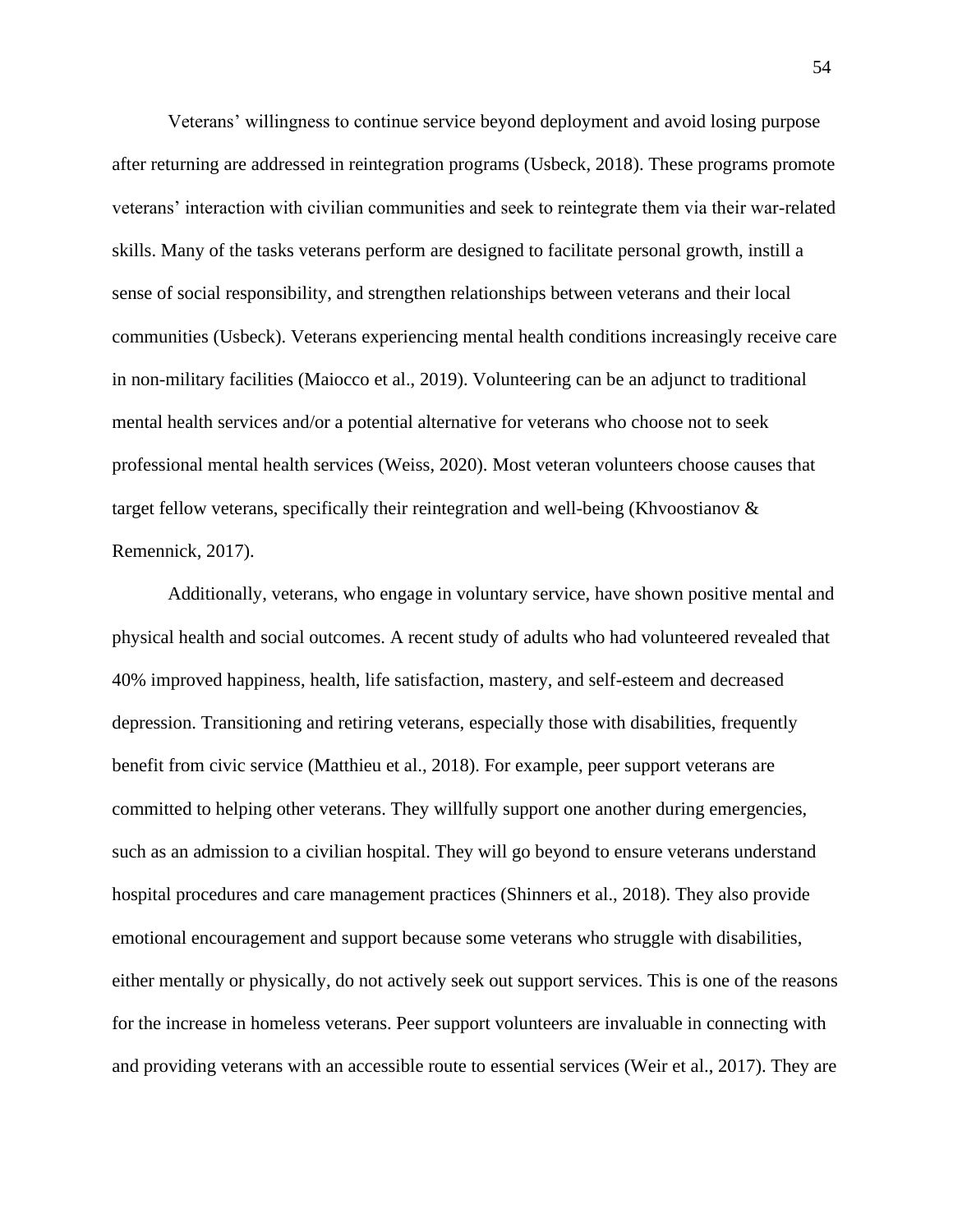Veterans' willingness to continue service beyond deployment and avoid losing purpose after returning are addressed in reintegration programs (Usbeck, 2018). These programs promote veterans' interaction with civilian communities and seek to reintegrate them via their war-related skills. Many of the tasks veterans perform are designed to facilitate personal growth, instill a sense of social responsibility, and strengthen relationships between veterans and their local communities (Usbeck). Veterans experiencing mental health conditions increasingly receive care in non-military facilities (Maiocco et al., 2019). Volunteering can be an adjunct to traditional mental health services and/or a potential alternative for veterans who choose not to seek professional mental health services (Weiss, 2020). Most veteran volunteers choose causes that target fellow veterans, specifically their reintegration and well-being (Khvoostianov & Remennick, 2017).

Additionally, veterans, who engage in voluntary service, have shown positive mental and physical health and social outcomes. A recent study of adults who had volunteered revealed that 40% improved happiness, health, life satisfaction, mastery, and self-esteem and decreased depression. Transitioning and retiring veterans, especially those with disabilities, frequently benefit from civic service (Matthieu et al., 2018). For example, peer support veterans are committed to helping other veterans. They willfully support one another during emergencies, such as an admission to a civilian hospital. They will go beyond to ensure veterans understand hospital procedures and care management practices (Shinners et al., 2018). They also provide emotional encouragement and support because some veterans who struggle with disabilities, either mentally or physically, do not actively seek out support services. This is one of the reasons for the increase in homeless veterans. Peer support volunteers are invaluable in connecting with and providing veterans with an accessible route to essential services (Weir et al., 2017). They are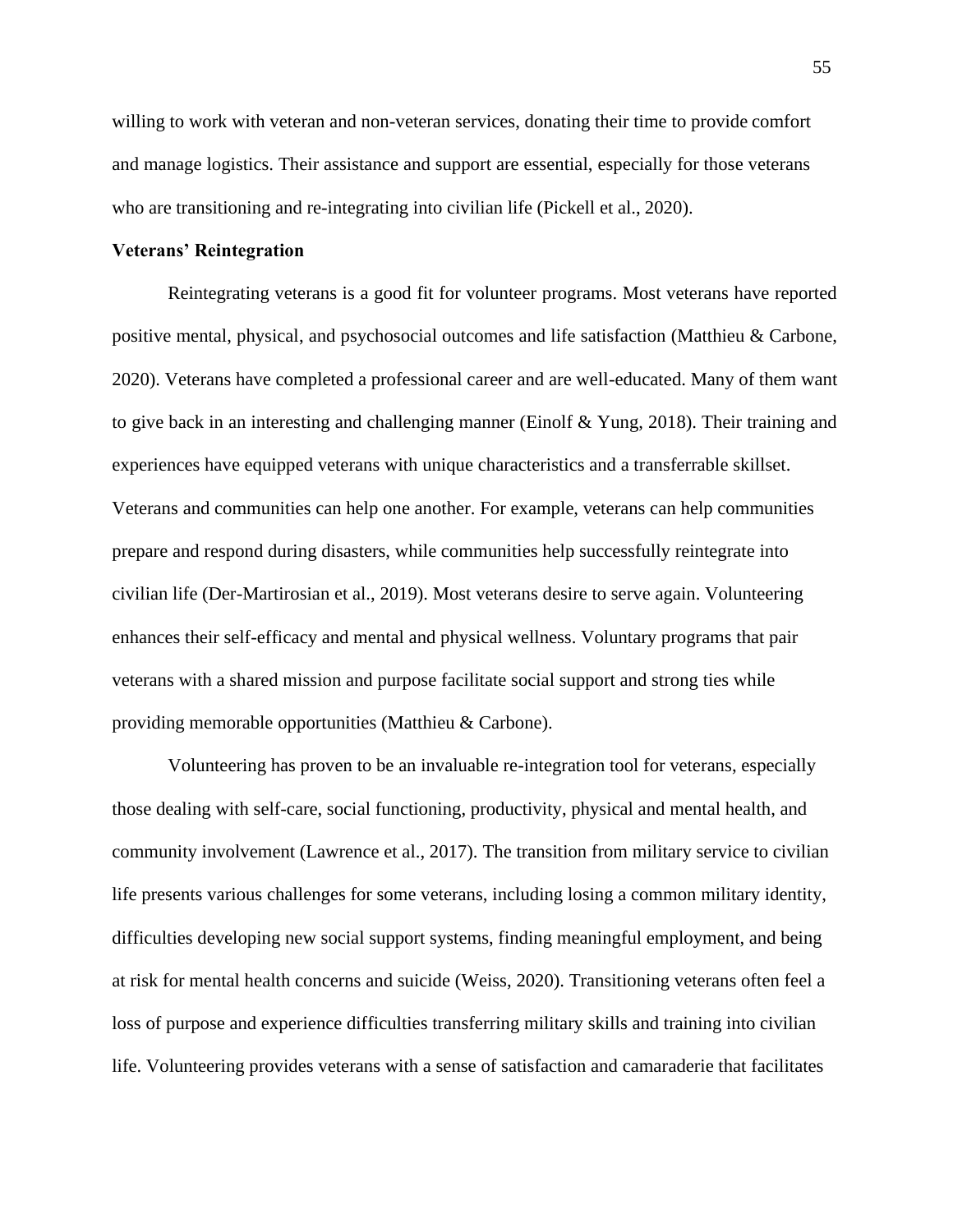willing to work with veteran and non-veteran services, donating their time to provide comfort and manage logistics. Their assistance and support are essential, especially for those veterans who are transitioning and re-integrating into civilian life (Pickell et al., 2020).

**Veterans' Reintegration**

Reintegrating veterans is a good fit for volunteer programs. Most veterans have reported positive mental, physical, and psychosocial outcomes and life satisfaction (Matthieu & Carbone, 2020). Veterans have completed a professional career and are well-educated. Many of them want to give back in an interesting and challenging manner (Einolf & Yung, 2018). Their training and experiences have equipped veterans with unique characteristics and a transferrable skillset. Veterans and communities can help one another. For example, veterans can help communities prepare and respond during disasters, while communities help successfully reintegrate into civilian life (Der-Martirosian et al., 2019). Most veterans desire to serve again. Volunteering enhances their self-efficacy and mental and physical wellness. Voluntary programs that pair veterans with a shared mission and purpose facilitate social support and strong ties while providing memorable opportunities (Matthieu & Carbone).

Volunteering has proven to be an invaluable re-integration tool for veterans, especially those dealing with self-care, social functioning, productivity, physical and mental health, and community involvement (Lawrence et al., 2017). The transition from military service to civilian life presents various challenges for some veterans, including losing a common military identity, difficulties developing new social support systems, finding meaningful employment, and being at risk for mental health concerns and suicide (Weiss, 2020). Transitioning veterans often feel a loss of purpose and experience difficulties transferring military skills and training into civilian life. Volunteering provides veterans with a sense of satisfaction and camaraderie that facilitates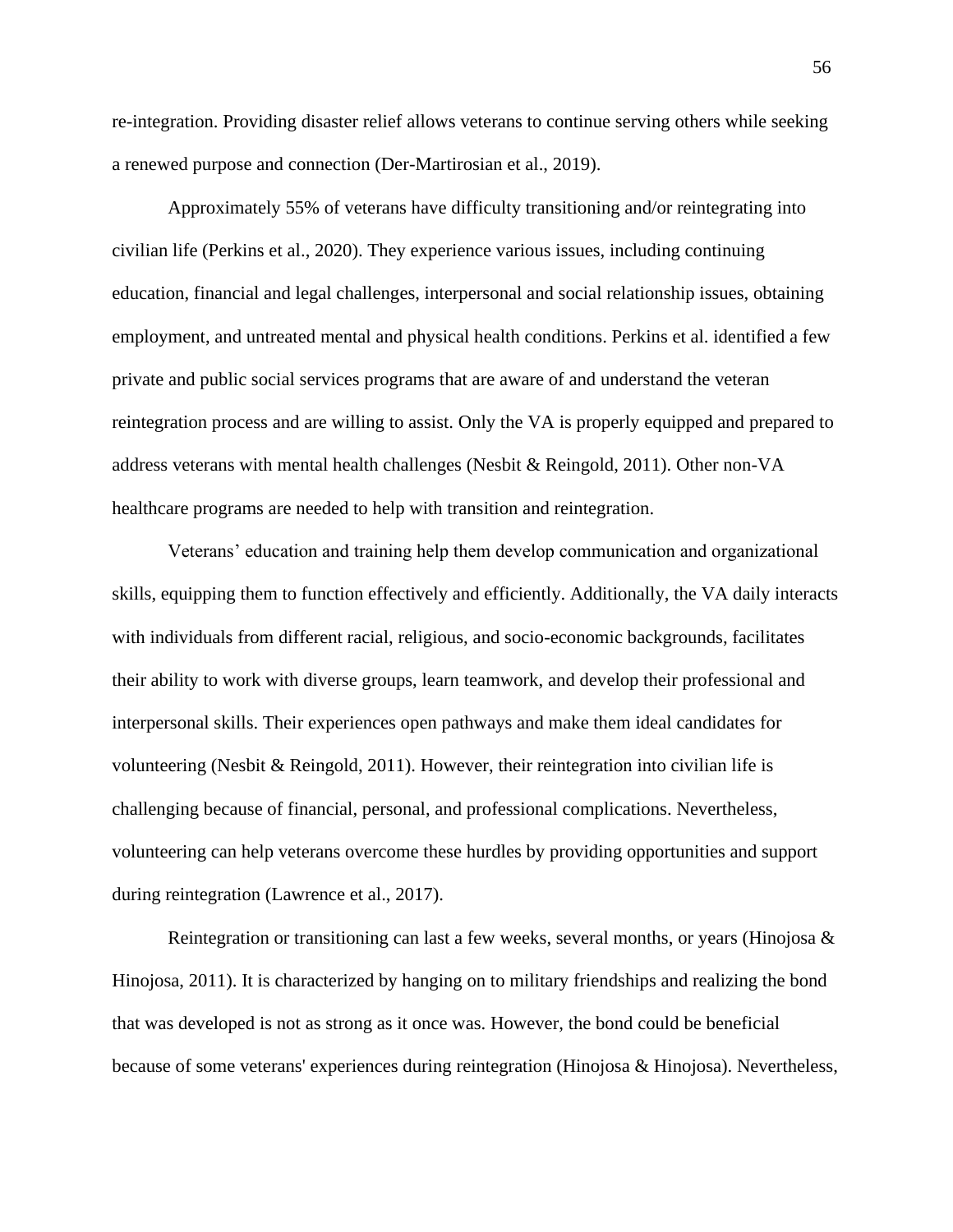re-integration. Providing disaster relief allows veterans to continue serving others while seeking a renewed purpose and connection (Der-Martirosian et al., 2019).

Approximately 55% of veterans have difficulty transitioning and/or reintegrating into civilian life (Perkins et al., 2020). They experience various issues, including continuing education, financial and legal challenges, interpersonal and social relationship issues, obtaining employment, and untreated mental and physical health conditions. Perkins et al. identified a few private and public social services programs that are aware of and understand the veteran reintegration process and are willing to assist. Only the VA is properly equipped and prepared to address veterans with mental health challenges (Nesbit & Reingold, 2011). Other non-VA healthcare programs are needed to help with transition and reintegration.

Veterans' education and training help them develop communication and organizational skills, equipping them to function effectively and efficiently. Additionally, the VA daily interacts with individuals from different racial, religious, and socio-economic backgrounds, facilitates their ability to work with diverse groups, learn teamwork, and develop their professional and interpersonal skills. Their experiences open pathways and make them ideal candidates for volunteering (Nesbit & Reingold, 2011). However, their reintegration into civilian life is challenging because of financial, personal, and professional complications. Nevertheless, volunteering can help veterans overcome these hurdles by providing opportunities and support during reintegration (Lawrence et al., 2017).

Reintegration or transitioning can last a few weeks, several months, or years (Hinojosa & Hinojosa, 2011). It is characterized by hanging on to military friendships and realizing the bond that was developed is not as strong as it once was. However, the bond could be beneficial because of some veterans' experiences during reintegration (Hinojosa & Hinojosa). Nevertheless,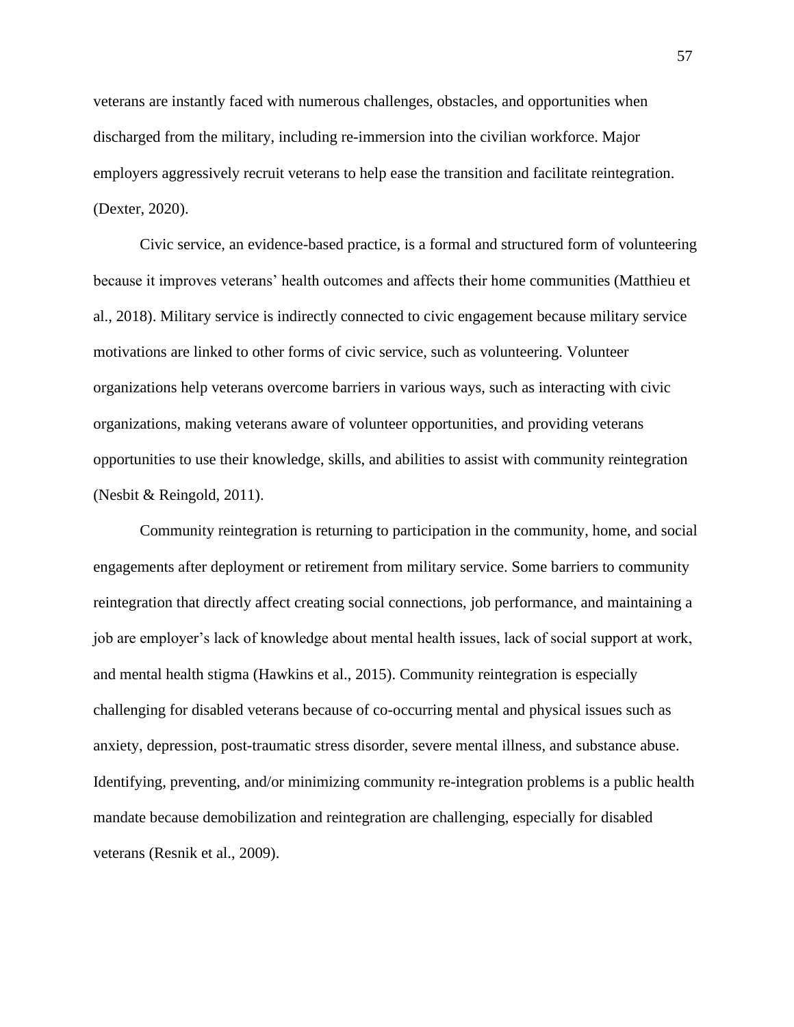veterans are instantly faced with numerous challenges, obstacles, and opportunities when discharged from the military, including re-immersion into the civilian workforce. Major employers aggressively recruit veterans to help ease the transition and facilitate reintegration. (Dexter, 2020).

Civic service, an evidence-based practice, is a formal and structured form of volunteering because it improves veterans' health outcomes and affects their home communities (Matthieu et al., 2018). Military service is indirectly connected to civic engagement because military service motivations are linked to other forms of civic service, such as volunteering. Volunteer organizations help veterans overcome barriers in various ways, such as interacting with civic organizations, making veterans aware of volunteer opportunities, and providing veterans opportunities to use their knowledge, skills, and abilities to assist with community reintegration (Nesbit & Reingold, 2011).

Community reintegration is returning to participation in the community, home, and social engagements after deployment or retirement from military service. Some barriers to community reintegration that directly affect creating social connections, job performance, and maintaining a job are employer's lack of knowledge about mental health issues, lack of social support at work, and mental health stigma (Hawkins et al., 2015). Community reintegration is especially challenging for disabled veterans because of co-occurring mental and physical issues such as anxiety, depression, post-traumatic stress disorder, severe mental illness, and substance abuse. Identifying, preventing, and/or minimizing community re-integration problems is a public health mandate because demobilization and reintegration are challenging, especially for disabled veterans (Resnik et al., 2009).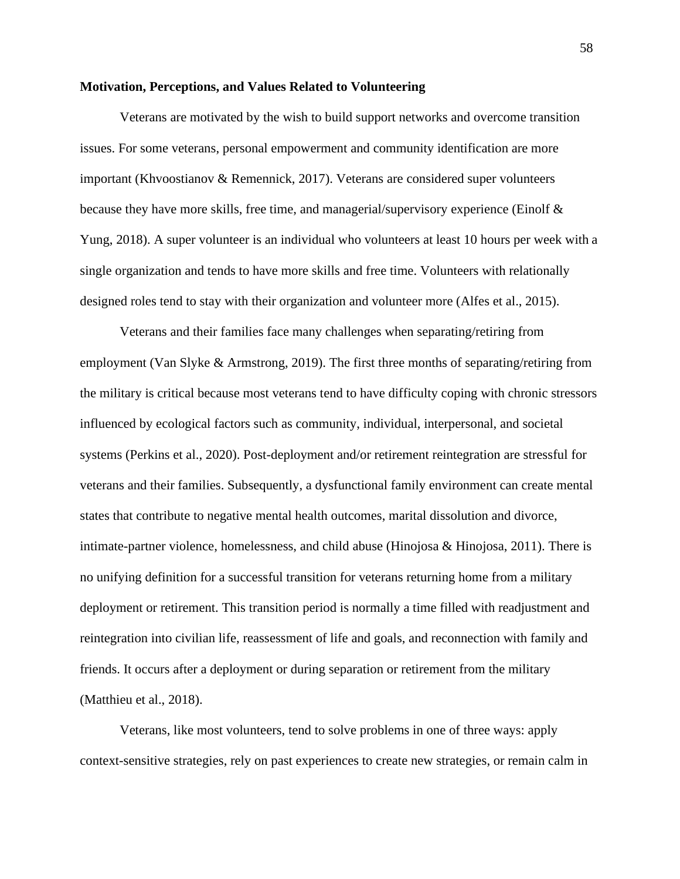**Motivation, Perceptions, and Values Related to Volunteering**

Veterans are motivated by the wish to build support networks and overcome transition issues. For some veterans, personal empowerment and community identification are more important (Khvoostianov & Remennick, 2017). Veterans are considered super volunteers because they have more skills, free time, and managerial/supervisory experience (Einolf & Yung, 2018). A super volunteer is an individual who volunteers at least 10 hours per week with a single organization and tends to have more skills and free time. Volunteers with relationally designed roles tend to stay with their organization and volunteer more (Alfes et al., 2015).

Veterans and their families face many challenges when separating/retiring from employment (Van Slyke & Armstrong, 2019). The first three months of separating/retiring from the military is critical because most veterans tend to have difficulty coping with chronic stressors influenced by ecological factors such as community, individual, interpersonal, and societal systems (Perkins et al., 2020). Post-deployment and/or retirement reintegration are stressful for veterans and their families. Subsequently, a dysfunctional family environment can create mental states that contribute to negative mental health outcomes, marital dissolution and divorce, intimate-partner violence, homelessness, and child abuse (Hinojosa & Hinojosa, 2011). There is no unifying definition for a successful transition for veterans returning home from a military deployment or retirement. This transition period is normally a time filled with readjustment and reintegration into civilian life, reassessment of life and goals, and reconnection with family and friends. It occurs after a deployment or during separation or retirement from the military (Matthieu et al., 2018).

Veterans, like most volunteers, tend to solve problems in one of three ways: apply context-sensitive strategies, rely on past experiences to create new strategies, or remain calm in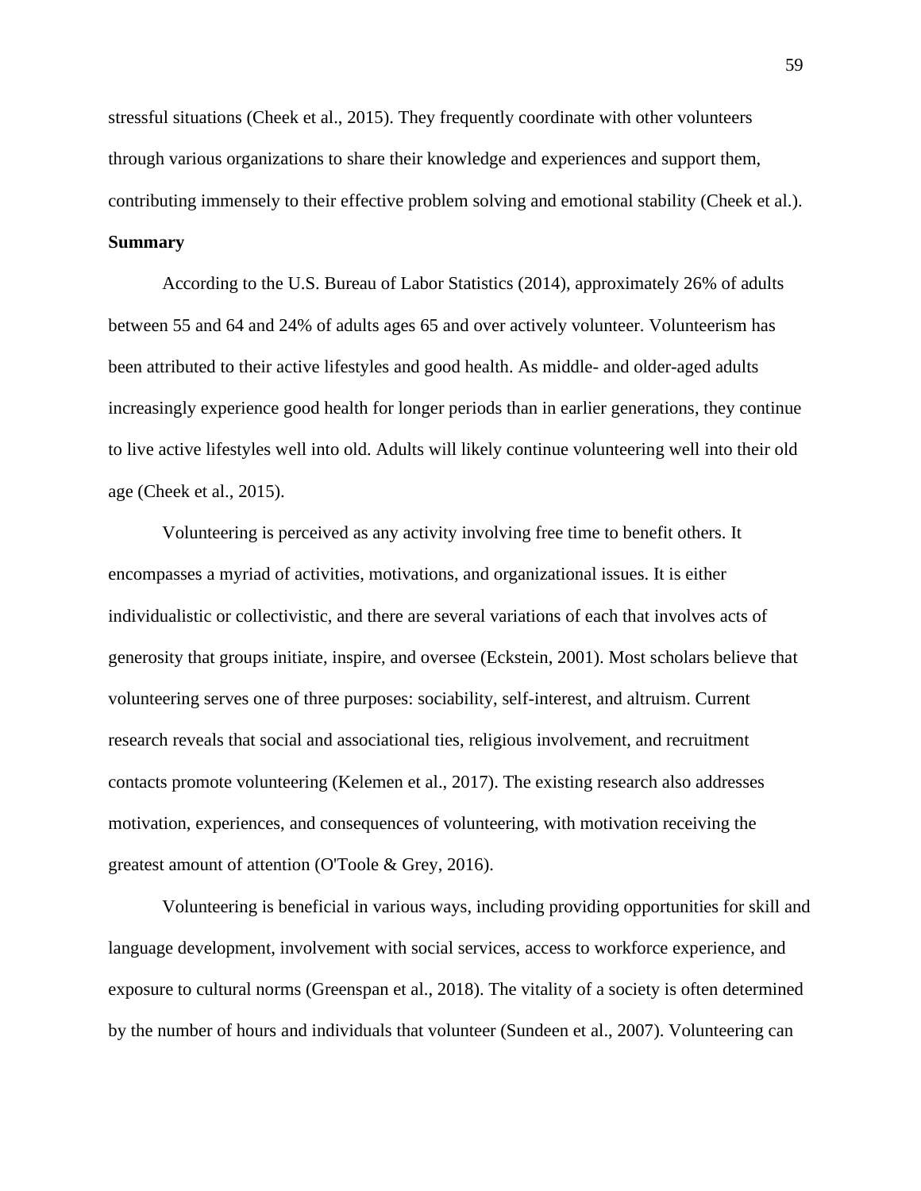stressful situations (Cheek et al., 2015). They frequently coordinate with other volunteers through various organizations to share their knowledge and experiences and support them, contributing immensely to their effective problem solving and emotional stability (Cheek et al.).

**Summary**

According to the U.S. Bureau of Labor Statistics (2014), approximately 26% of adults between 55 and 64 and 24% of adults ages 65 and over actively volunteer. Volunteerism has been attributed to their active lifestyles and good health. As middle- and older-aged adults increasingly experience good health for longer periods than in earlier generations, they continue to live active lifestyles well into old. Adults will likely continue volunteering well into their old age (Cheek et al., 2015).

Volunteering is perceived as any activity involving free time to benefit others. It encompasses a myriad of activities, motivations, and organizational issues. It is either individualistic or collectivistic, and there are several variations of each that involves acts of generosity that groups initiate, inspire, and oversee (Eckstein, 2001). Most scholars believe that volunteering serves one of three purposes: sociability, self-interest, and altruism. Current research reveals that social and associational ties, religious involvement, and recruitment contacts promote volunteering (Kelemen et al., 2017). The existing research also addresses motivation, experiences, and consequences of volunteering, with motivation receiving the greatest amount of attention (O'Toole & Grey, 2016).

Volunteering is beneficial in various ways, including providing opportunities for skill and language development, involvement with social services, access to workforce experience, and exposure to cultural norms (Greenspan et al., 2018). The vitality of a society is often determined by the number of hours and individuals that volunteer (Sundeen et al., 2007). Volunteering can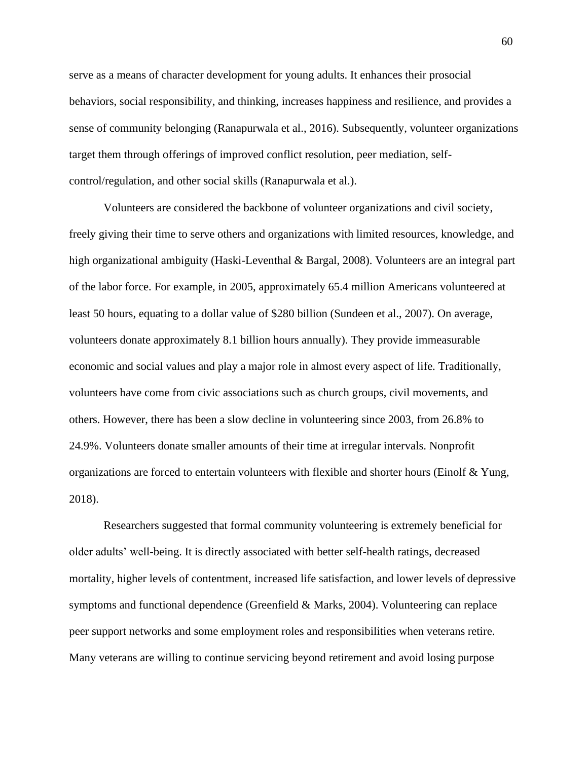serve as a means of character development for young adults. It enhances their prosocial behaviors, social responsibility, and thinking, increases happiness and resilience, and provides a sense of community belonging (Ranapurwala et al., 2016). Subsequently, volunteer organizations target them through offerings of improved conflict resolution, peer mediation, self-control/regulation, and other social skills (Ranapurwala et al.).

Volunteers are considered the backbone of volunteer organizations and civil society, freely giving their time to serve others and organizations with limited resources, knowledge, and high organizational ambiguity (Haski-Leventhal & Bargal, 2008). Volunteers are an integral part of the labor force. For example, in 2005, approximately 65.4 million Americans volunteered at least 50 hours, equating to a dollar value of $280 billion (Sundeen et al., 2007). On average, volunteers donate approximately 8.1 billion hours annually). They provide immeasurable economic and social values and play a major role in almost every aspect of life. Traditionally, volunteers have come from civic associations such as church groups, civil movements, and others. However, there has been a slow decline in volunteering since 2003, from 26.8% to 24.9%. Volunteers donate smaller amounts of their time at irregular intervals. Nonprofit organizations are forced to entertain volunteers with flexible and shorter hours (Einolf & Yung, 2018).

Researchers suggested that formal community volunteering is extremely beneficial for older adults' well-being. It is directly associated with better self-health ratings, decreased mortality, higher levels of contentment, increased life satisfaction, and lower levels of depressive symptoms and functional dependence (Greenfield & Marks, 2004). Volunteering can replace peer support networks and some employment roles and responsibilities when veterans retire. Many veterans are willing to continue servicing beyond retirement and avoid losing purpose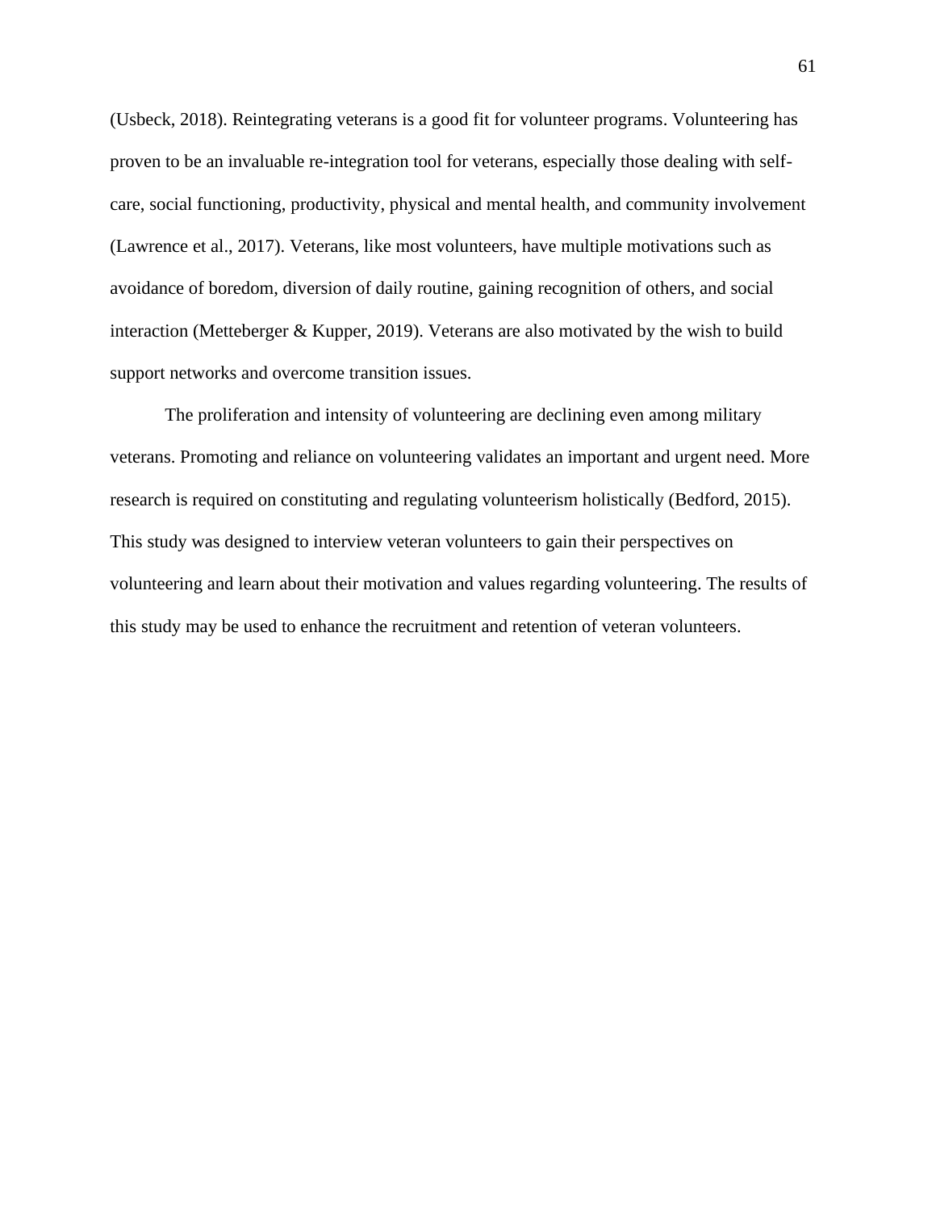(Usbeck, 2018). Reintegrating veterans is a good fit for volunteer programs. Volunteering has proven to be an invaluable re-integration tool for veterans, especially those dealing with self-care, social functioning, productivity, physical and mental health, and community involvement (Lawrence et al., 2017). Veterans, like most volunteers, have multiple motivations such as avoidance of boredom, diversion of daily routine, gaining recognition of others, and social interaction (Metteberger & Kupper, 2019). Veterans are also motivated by the wish to build support networks and overcome transition issues.

The proliferation and intensity of volunteering are declining even among military veterans. Promoting and reliance on volunteering validates an important and urgent need. More research is required on constituting and regulating volunteerism holistically (Bedford, 2015). This study was designed to interview veteran volunteers to gain their perspectives on volunteering and learn about their motivation and values regarding volunteering. The results of this study may be used to enhance the recruitment and retention of veteran volunteers.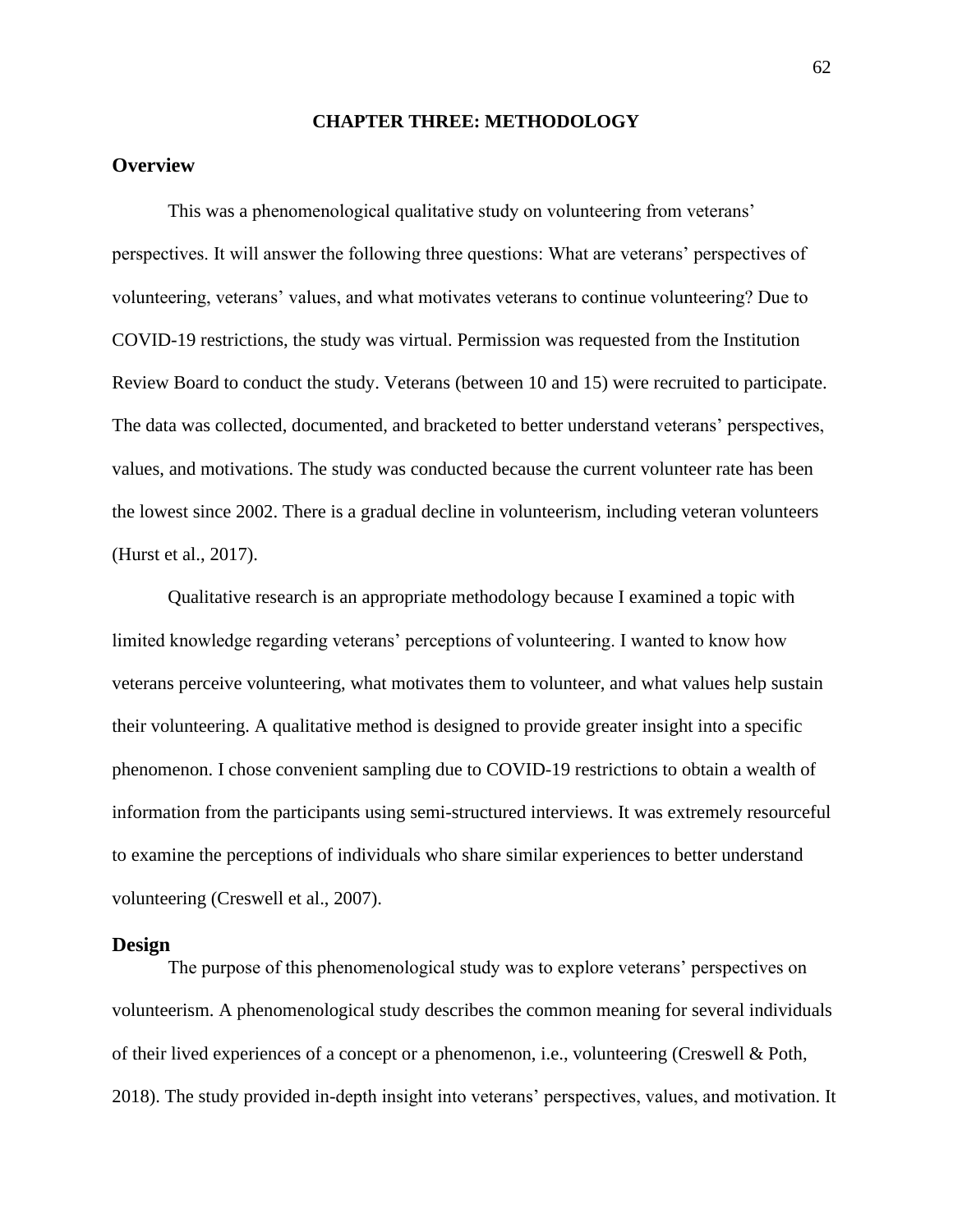# CHAPTER THREE: METHODOLOGY

## Overview

This was a phenomenological qualitative study on volunteering from veterans' perspectives. It will answer the following three questions: What are veterans' perspectives of volunteering, veterans' values, and what motivates veterans to continue volunteering? Due to COVID-19 restrictions, the study was virtual. Permission was requested from the Institution Review Board to conduct the study. Veterans (between 10 and 15) were recruited to participate. The data was collected, documented, and bracketed to better understand veterans' perspectives, values, and motivations. The study was conducted because the current volunteer rate has been the lowest since 2002. There is a gradual decline in volunteerism, including veteran volunteers (Hurst et al., 2017).

Qualitative research is an appropriate methodology because I examined a topic with limited knowledge regarding veterans' perceptions of volunteering. I wanted to know how veterans perceive volunteering, what motivates them to volunteer, and what values help sustain their volunteering. A qualitative method is designed to provide greater insight into a specific phenomenon. I chose convenient sampling due to COVID-19 restrictions to obtain a wealth of information from the participants using semi-structured interviews. It was extremely resourceful to examine the perceptions of individuals who share similar experiences to better understand volunteering (Creswell et al., 2007).

## Design

The purpose of this phenomenological study was to explore veterans' perspectives on volunteerism. A phenomenological study describes the common meaning for several individuals of their lived experiences of a concept or a phenomenon, i.e., volunteering (Creswell & Poth, 2018). The study provided in-depth insight into veterans' perspectives, values, and motivation. It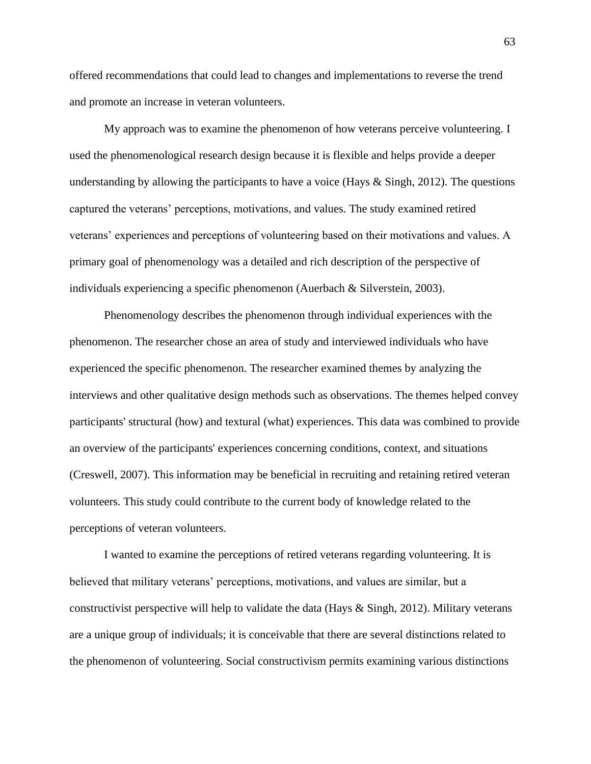offered recommendations that could lead to changes and implementations to reverse the trend and promote an increase in veteran volunteers.

My approach was to examine the phenomenon of how veterans perceive volunteering. I used the phenomenological research design because it is flexible and helps provide a deeper understanding by allowing the participants to have a voice (Hays & Singh, 2012). The questions captured the veterans' perceptions, motivations, and values. The study examined retired veterans' experiences and perceptions of volunteering based on their motivations and values. A primary goal of phenomenology was a detailed and rich description of the perspective of individuals experiencing a specific phenomenon (Auerbach & Silverstein, 2003).

Phenomenology describes the phenomenon through individual experiences with the phenomenon. The researcher chose an area of study and interviewed individuals who have experienced the specific phenomenon. The researcher examined themes by analyzing the interviews and other qualitative design methods such as observations. The themes helped convey participants' structural (how) and textural (what) experiences. This data was combined to provide an overview of the participants' experiences concerning conditions, context, and situations (Creswell, 2007). This information may be beneficial in recruiting and retaining retired veteran volunteers. This study could contribute to the current body of knowledge related to the perceptions of veteran volunteers.

I wanted to examine the perceptions of retired veterans regarding volunteering. It is believed that military veterans' perceptions, motivations, and values are similar, but a constructivist perspective will help to validate the data (Hays & Singh, 2012). Military veterans are a unique group of individuals; it is conceivable that there are several distinctions related to the phenomenon of volunteering. Social constructivism permits examining various distinctions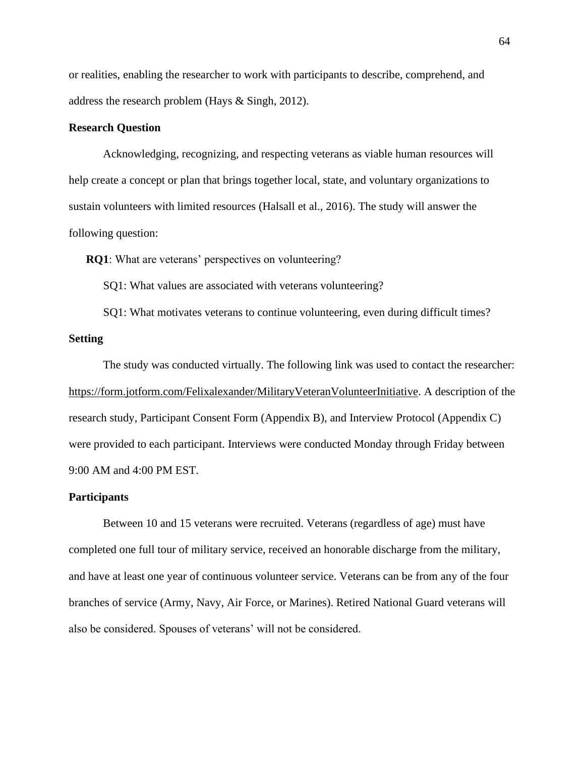or realities, enabling the researcher to work with participants to describe, comprehend, and address the research problem (Hays & Singh, 2012).

## Research Question

Acknowledging, recognizing, and respecting veterans as viable human resources will help create a concept or plan that brings together local, state, and voluntary organizations to sustain volunteers with limited resources (Halsall et al., 2016). The study will answer the following question:

**RQ1**: What are veterans' perspectives on volunteering?

SQ1: What values are associated with veterans volunteering?

SQ1: What motivates veterans to continue volunteering, even during difficult times?

## Setting

The study was conducted virtually. The following link was used to contact the researcher: https://form.jotform.com/Felixalexander/MilitaryVeteranVolunteerInitiative. A description of the research study, Participant Consent Form (Appendix B), and Interview Protocol (Appendix C) were provided to each participant. Interviews were conducted Monday through Friday between 9:00 AM and 4:00 PM EST.

## Participants

Between 10 and 15 veterans were recruited. Veterans (regardless of age) must have completed one full tour of military service, received an honorable discharge from the military, and have at least one year of continuous volunteer service. Veterans can be from any of the four branches of service (Army, Navy, Air Force, or Marines). Retired National Guard veterans will also be considered. Spouses of veterans' will not be considered.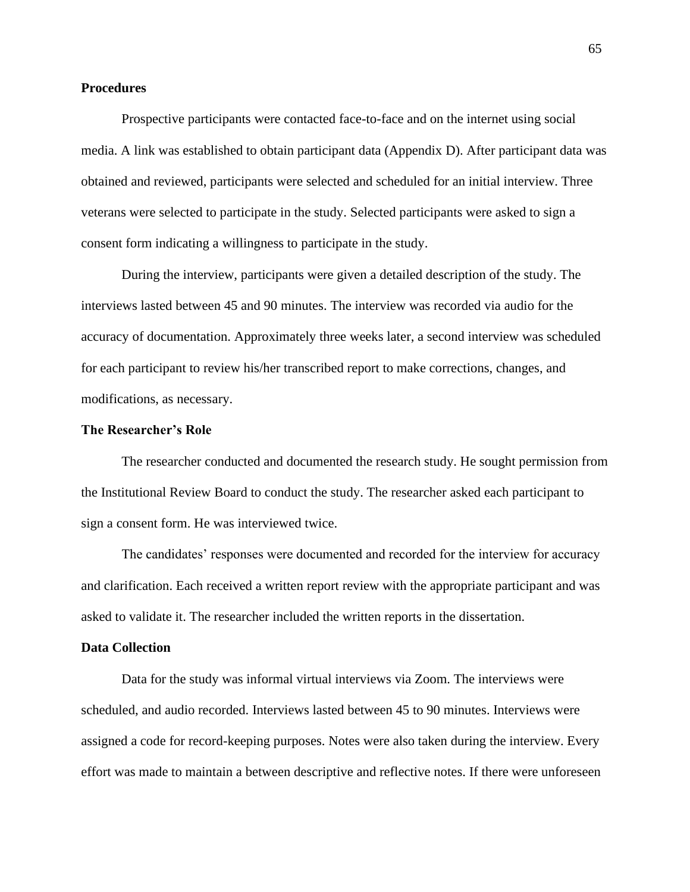## Procedures

Prospective participants were contacted face-to-face and on the internet using social media. A link was established to obtain participant data (Appendix D). After participant data was obtained and reviewed, participants were selected and scheduled for an initial interview. Three veterans were selected to participate in the study. Selected participants were asked to sign a consent form indicating a willingness to participate in the study.

During the interview, participants were given a detailed description of the study. The interviews lasted between 45 and 90 minutes. The interview was recorded via audio for the accuracy of documentation. Approximately three weeks later, a second interview was scheduled for each participant to review his/her transcribed report to make corrections, changes, and modifications, as necessary.

## The Researcher's Role

The researcher conducted and documented the research study. He sought permission from the Institutional Review Board to conduct the study. The researcher asked each participant to sign a consent form. He was interviewed twice.

The candidates' responses were documented and recorded for the interview for accuracy and clarification. Each received a written report review with the appropriate participant and was asked to validate it. The researcher included the written reports in the dissertation.

## Data Collection

Data for the study was informal virtual interviews via Zoom. The interviews were scheduled, and audio recorded. Interviews lasted between 45 to 90 minutes. Interviews were assigned a code for record-keeping purposes. Notes were also taken during the interview. Every effort was made to maintain a between descriptive and reflective notes. If there were unforeseen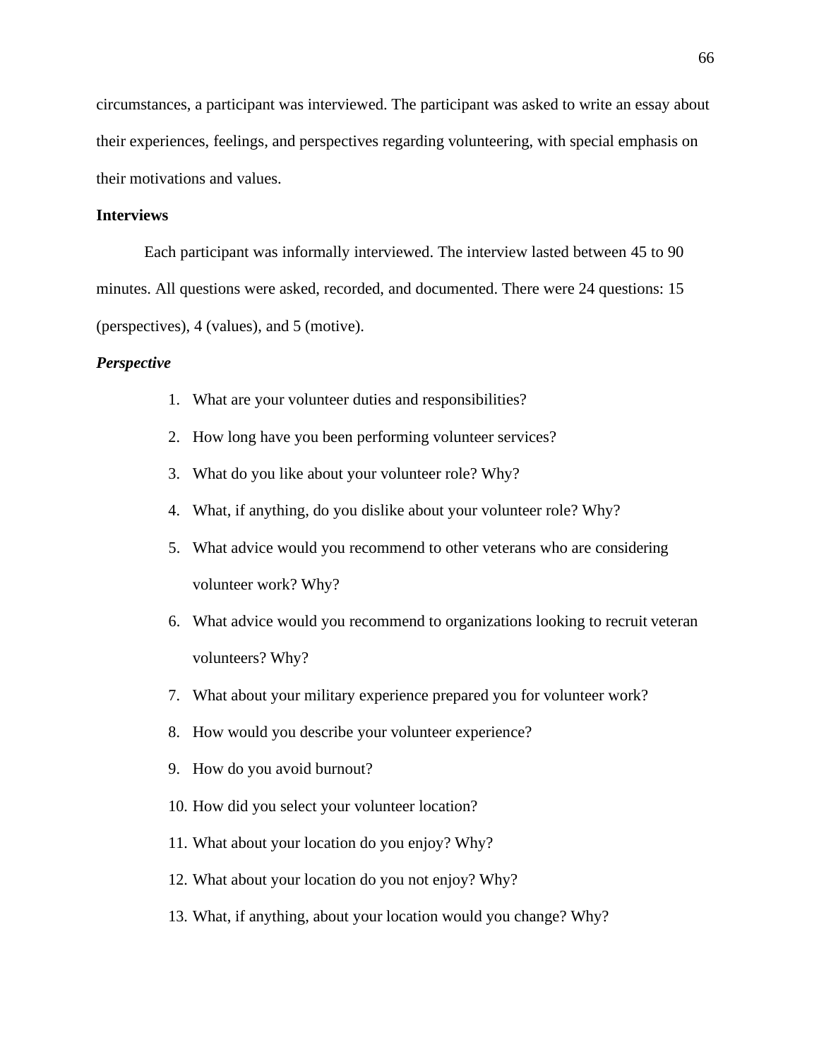circumstances, a participant was interviewed. The participant was asked to write an essay about their experiences, feelings, and perspectives regarding volunteering, with special emphasis on their motivations and values.

**Interviews**

Each participant was informally interviewed. The interview lasted between 45 to 90 minutes. All questions were asked, recorded, and documented. There were 24 questions: 15 (perspectives), 4 (values), and 5 (motive).

***Perspective***

1. What are your volunteer duties and responsibilities?
2. How long have you been performing volunteer services?
3. What do you like about your volunteer role? Why?
4. What, if anything, do you dislike about your volunteer role? Why?
5. What advice would you recommend to other veterans who are considering volunteer work? Why?
6. What advice would you recommend to organizations looking to recruit veteran volunteers? Why?
7. What about your military experience prepared you for volunteer work?
8. How would you describe your volunteer experience?
9. How do you avoid burnout?
10. How did you select your volunteer location?
11. What about your location do you enjoy? Why?
12. What about your location do you not enjoy? Why?
13. What, if anything, about your location would you change? Why?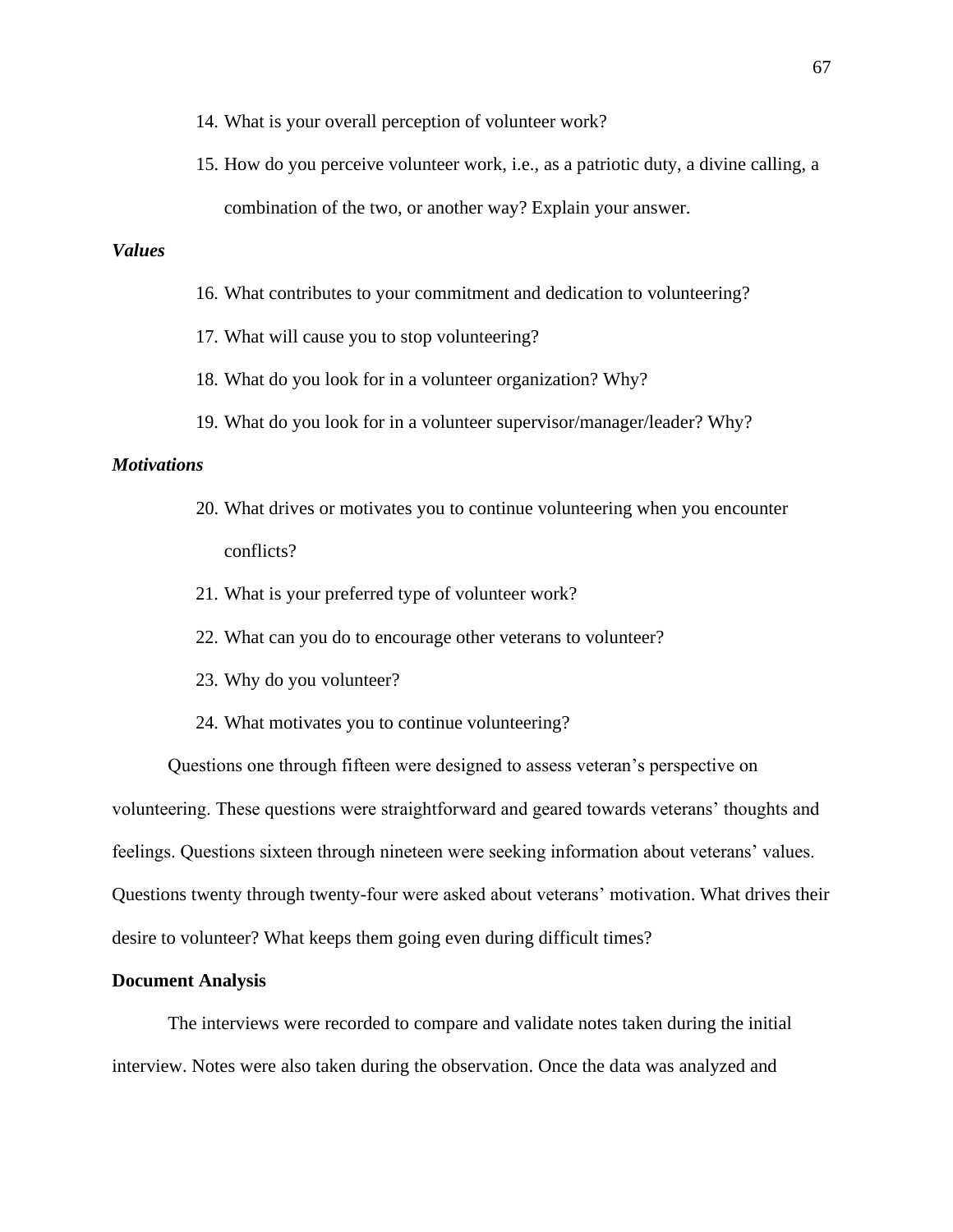14. What is your overall perception of volunteer work?
15. How do you perceive volunteer work, i.e., as a patriotic duty, a divine calling, a combination of the two, or another way? Explain your answer.

***Values***

16. What contributes to your commitment and dedication to volunteering?
17. What will cause you to stop volunteering?
18. What do you look for in a volunteer organization? Why?
19. What do you look for in a volunteer supervisor/manager/leader? Why?

***Motivations***

20. What drives or motivates you to continue volunteering when you encounter conflicts?
21. What is your preferred type of volunteer work?
22. What can you do to encourage other veterans to volunteer?
23. Why do you volunteer?
24. What motivates you to continue volunteering?

Questions one through fifteen were designed to assess veteran's perspective on volunteering. These questions were straightforward and geared towards veterans' thoughts and feelings. Questions sixteen through nineteen were seeking information about veterans' values. Questions twenty through twenty-four were asked about veterans' motivation. What drives their desire to volunteer? What keeps them going even during difficult times?

**Document Analysis**

The interviews were recorded to compare and validate notes taken during the initial interview. Notes were also taken during the observation. Once the data was analyzed and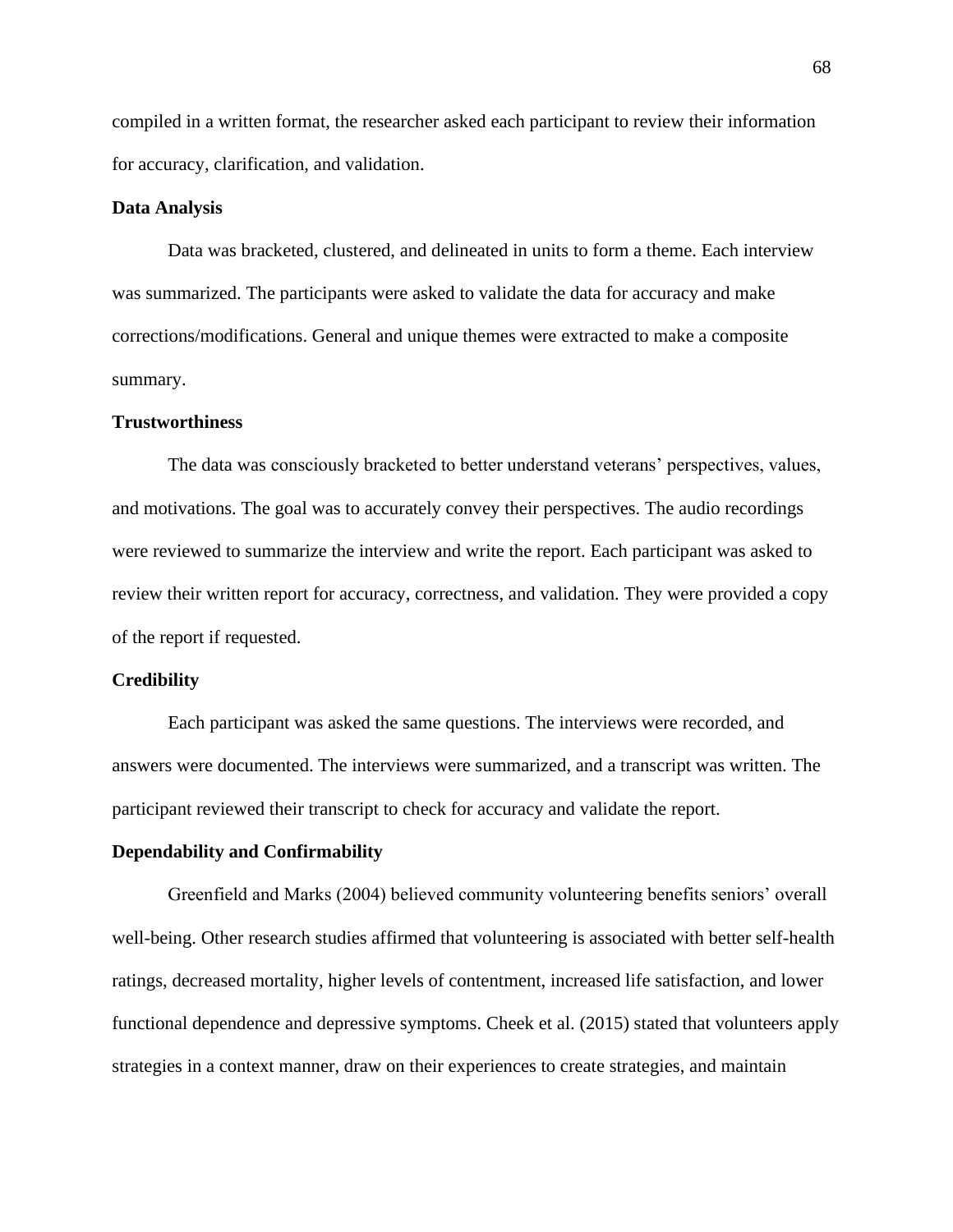compiled in a written format, the researcher asked each participant to review their information for accuracy, clarification, and validation.

### Data Analysis

Data was bracketed, clustered, and delineated in units to form a theme. Each interview was summarized. The participants were asked to validate the data for accuracy and make corrections/modifications. General and unique themes were extracted to make a composite summary.

### Trustworthiness

The data was consciously bracketed to better understand veterans' perspectives, values, and motivations. The goal was to accurately convey their perspectives. The audio recordings were reviewed to summarize the interview and write the report. Each participant was asked to review their written report for accuracy, correctness, and validation. They were provided a copy of the report if requested.

### Credibility

Each participant was asked the same questions. The interviews were recorded, and answers were documented. The interviews were summarized, and a transcript was written. The participant reviewed their transcript to check for accuracy and validate the report.

### Dependability and Confirmability

Greenfield and Marks (2004) believed community volunteering benefits seniors' overall well-being. Other research studies affirmed that volunteering is associated with better self-health ratings, decreased mortality, higher levels of contentment, increased life satisfaction, and lower functional dependence and depressive symptoms. Cheek et al. (2015) stated that volunteers apply strategies in a context manner, draw on their experiences to create strategies, and maintain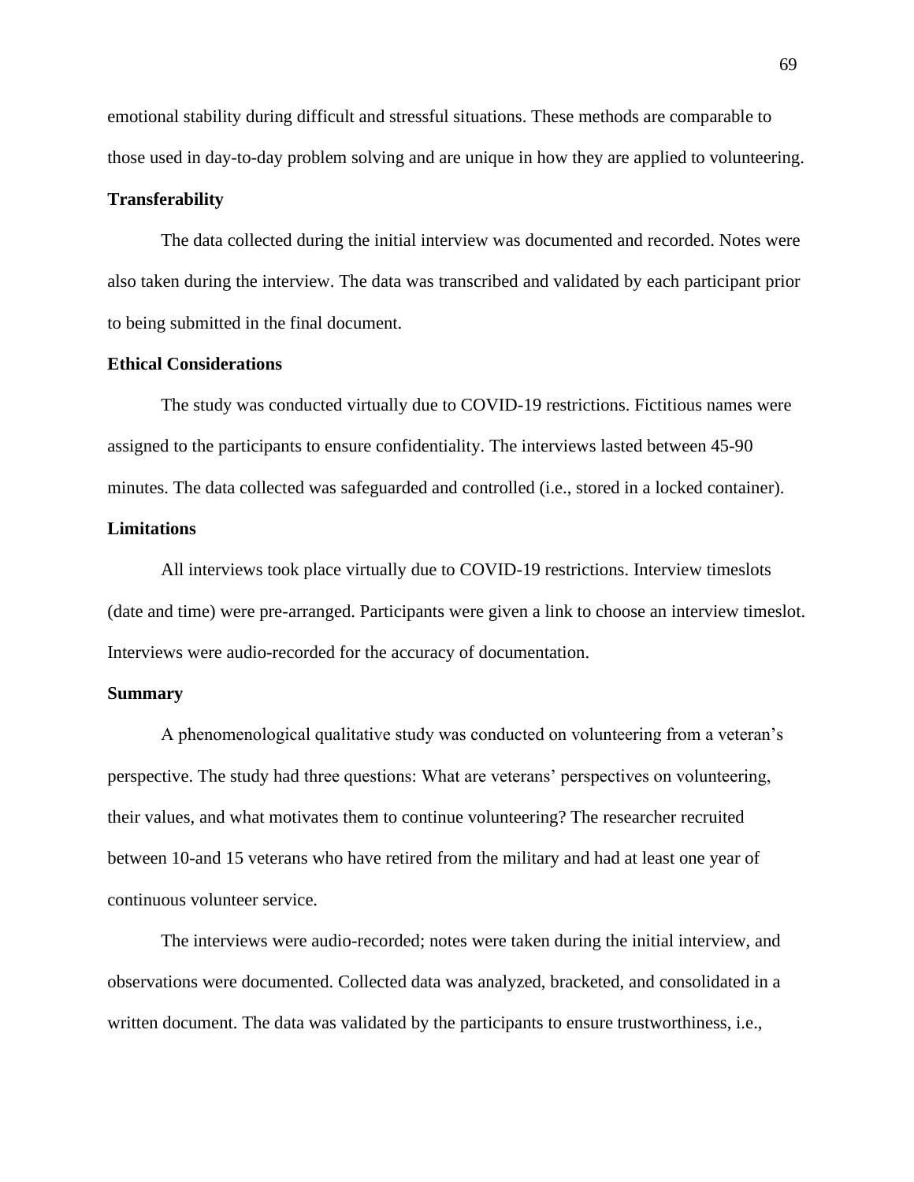emotional stability during difficult and stressful situations. These methods are comparable to those used in day-to-day problem solving and are unique in how they are applied to volunteering.

**Transferability**

The data collected during the initial interview was documented and recorded. Notes were also taken during the interview. The data was transcribed and validated by each participant prior to being submitted in the final document.

**Ethical Considerations**

The study was conducted virtually due to COVID-19 restrictions. Fictitious names were assigned to the participants to ensure confidentiality. The interviews lasted between 45-90 minutes. The data collected was safeguarded and controlled (i.e., stored in a locked container).

**Limitations**

All interviews took place virtually due to COVID-19 restrictions. Interview timeslots (date and time) were pre-arranged. Participants were given a link to choose an interview timeslot. Interviews were audio-recorded for the accuracy of documentation.

**Summary**

A phenomenological qualitative study was conducted on volunteering from a veteran's perspective. The study had three questions: What are veterans' perspectives on volunteering, their values, and what motivates them to continue volunteering? The researcher recruited between 10-and 15 veterans who have retired from the military and had at least one year of continuous volunteer service.

The interviews were audio-recorded; notes were taken during the initial interview, and observations were documented. Collected data was analyzed, bracketed, and consolidated in a written document. The data was validated by the participants to ensure trustworthiness, i.e.,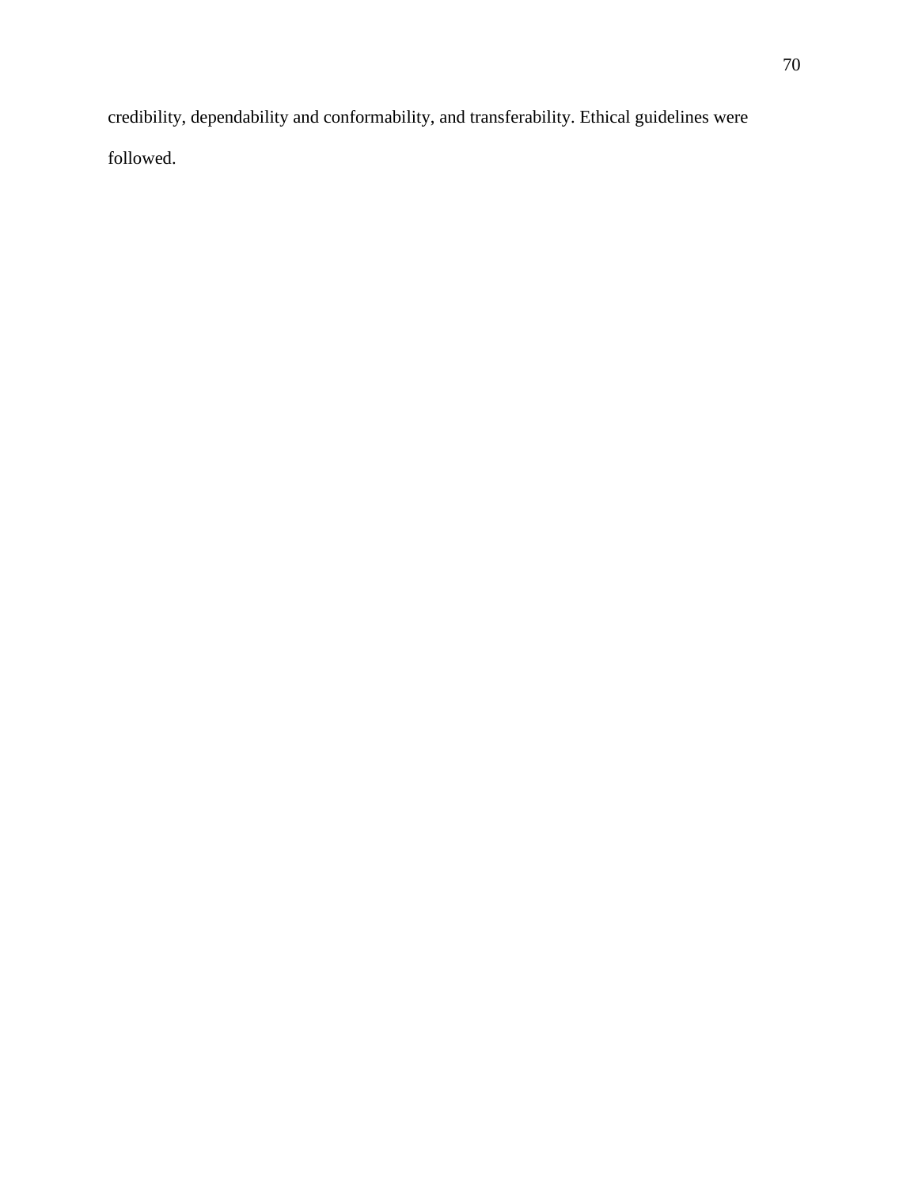credibility, dependability and conformability, and transferability. Ethical guidelines were followed.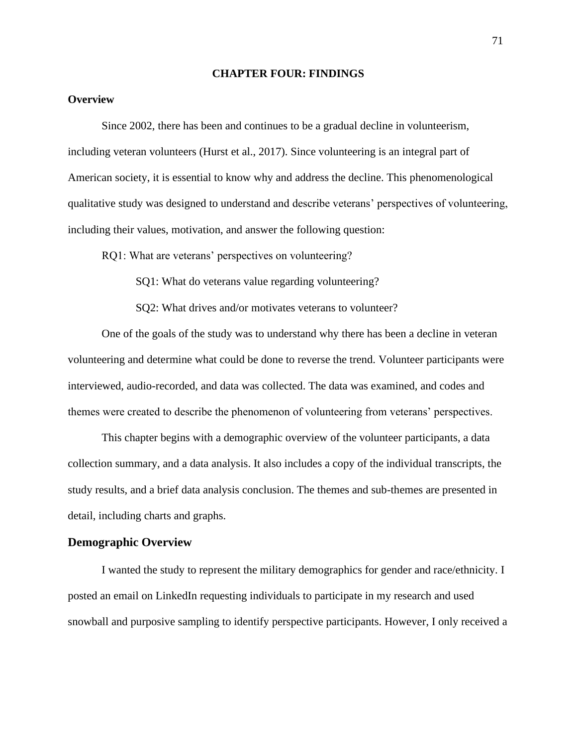# CHAPTER FOUR: FINDINGS

## Overview

Since 2002, there has been and continues to be a gradual decline in volunteerism, including veteran volunteers (Hurst et al., 2017). Since volunteering is an integral part of American society, it is essential to know why and address the decline. This phenomenological qualitative study was designed to understand and describe veterans' perspectives of volunteering, including their values, motivation, and answer the following question:

RQ1: What are veterans' perspectives on volunteering?

SQ1: What do veterans value regarding volunteering?

SQ2: What drives and/or motivates veterans to volunteer?

One of the goals of the study was to understand why there has been a decline in veteran volunteering and determine what could be done to reverse the trend. Volunteer participants were interviewed, audio-recorded, and data was collected. The data was examined, and codes and themes were created to describe the phenomenon of volunteering from veterans' perspectives.

This chapter begins with a demographic overview of the volunteer participants, a data collection summary, and a data analysis. It also includes a copy of the individual transcripts, the study results, and a brief data analysis conclusion. The themes and sub-themes are presented in detail, including charts and graphs.

## Demographic Overview

I wanted the study to represent the military demographics for gender and race/ethnicity. I posted an email on LinkedIn requesting individuals to participate in my research and used snowball and purposive sampling to identify perspective participants. However, I only received a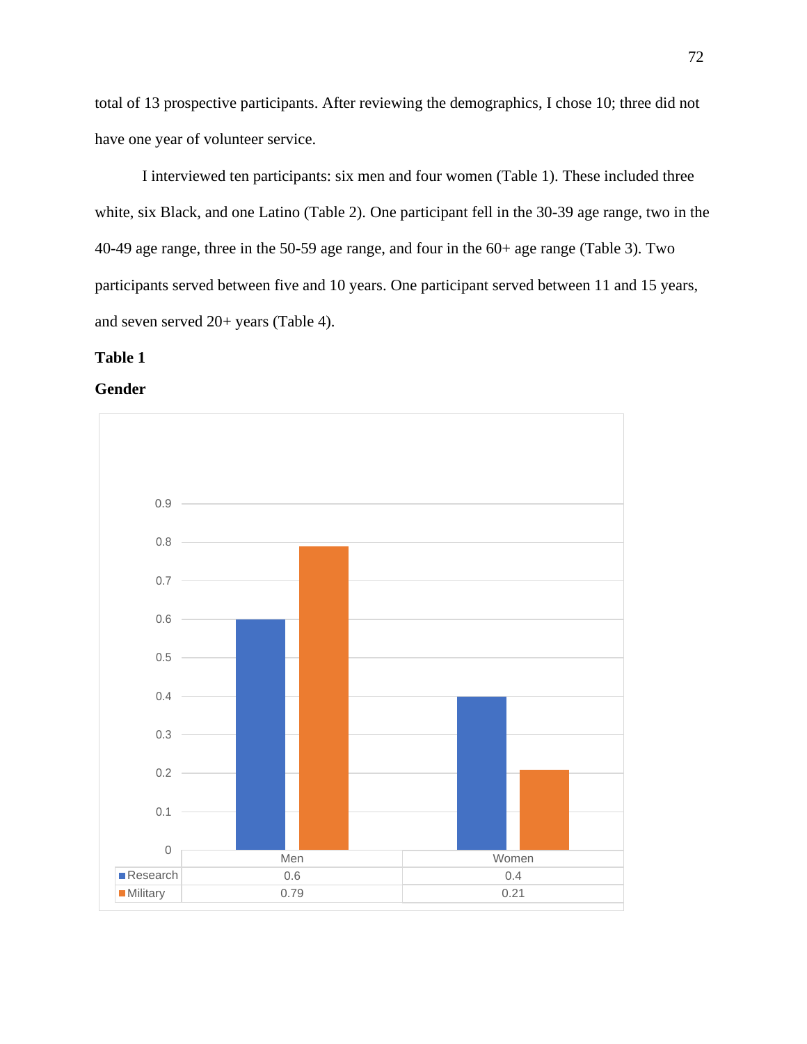total of 13 prospective participants. After reviewing the demographics, I chose 10; three did not have one year of volunteer service.

I interviewed ten participants: six men and four women (Table 1). These included three white, six Black, and one Latino (Table 2). One participant fell in the 30-39 age range, two in the 40-49 age range, three in the 50-59 age range, and four in the 60+ age range (Table 3). Two participants served between five and 10 years. One participant served between 11 and 15 years, and seven served 20+ years (Table 4).

**Table 1**

**Gender**

| | Men | Women |
|---|---|---|
| Research | 0.6 | 0.4 |
| Military | 0.79 | 0.21 |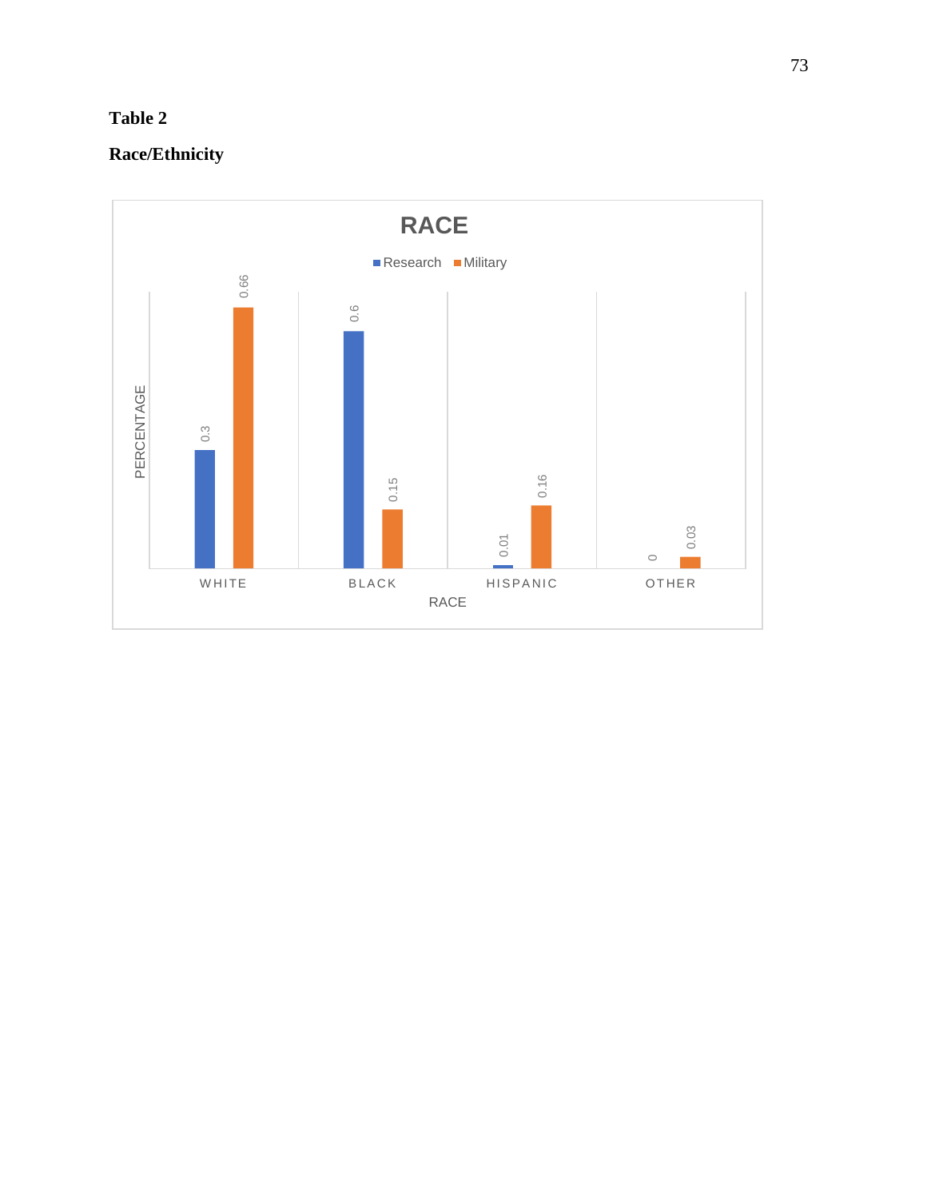**Table 2**

**Race/Ethnicity**

**RACE**

| RACE | Research | Military |
|---|---|---|
| WHITE | 0.3 | 0.66 |
| BLACK | 0.6 | 0.15 |
| HISPANIC | 0.01 | 0.16 |
| OTHER | 0 | 0.03 |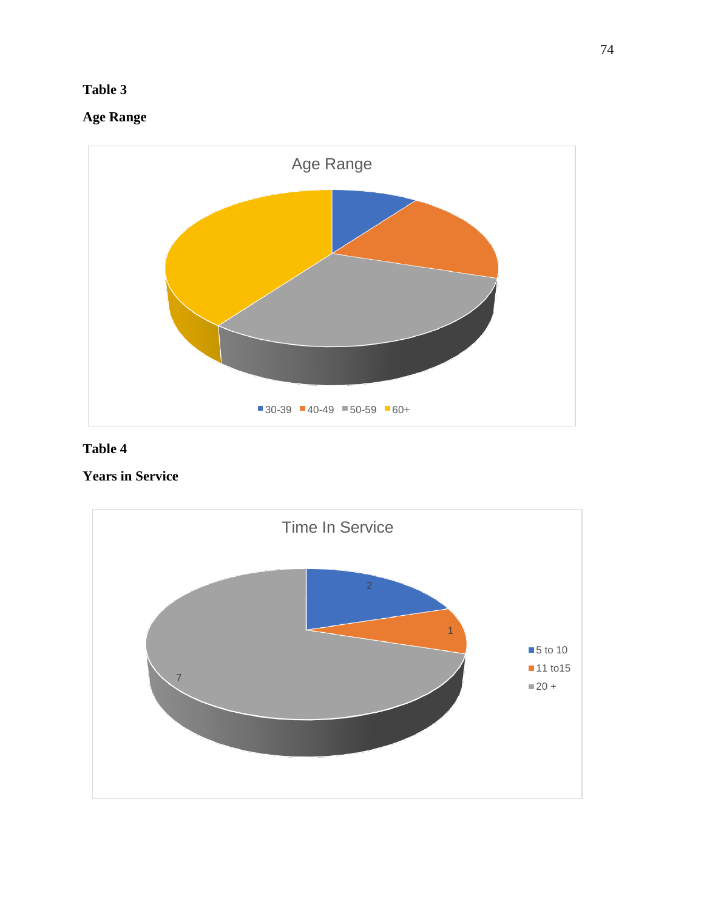**Table 3**

**Age Range**

Age Range

30-39 | 40-49 | 50-59 | 60+

**Table 4**

**Years in Service**

Time In Service

2

1

7

5 to 10

11 to15

20 +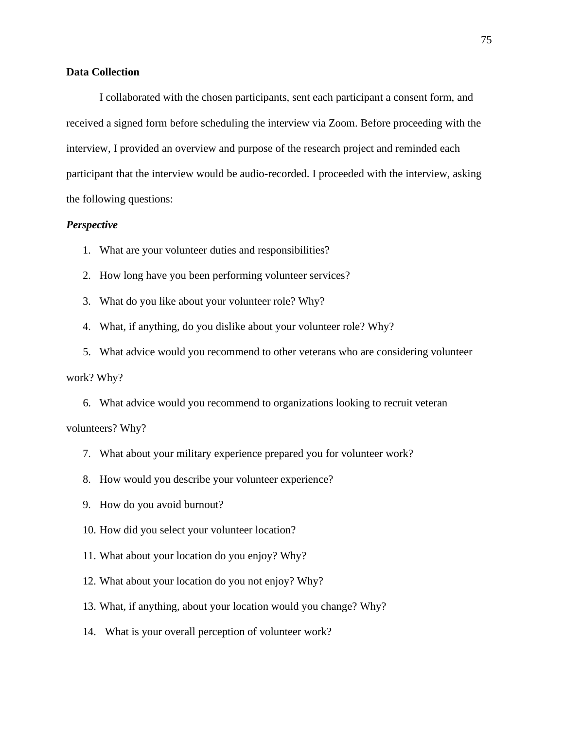## Data Collection

I collaborated with the chosen participants, sent each participant a consent form, and received a signed form before scheduling the interview via Zoom. Before proceeding with the interview, I provided an overview and purpose of the research project and reminded each participant that the interview would be audio-recorded. I proceeded with the interview, asking the following questions:

### *Perspective*

1. What are your volunteer duties and responsibilities?
2. How long have you been performing volunteer services?
3. What do you like about your volunteer role? Why?
4. What, if anything, do you dislike about your volunteer role? Why?
5. What advice would you recommend to other veterans who are considering volunteer work? Why?
6. What advice would you recommend to organizations looking to recruit veteran volunteers? Why?
7. What about your military experience prepared you for volunteer work?
8. How would you describe your volunteer experience?
9. How do you avoid burnout?
10. How did you select your volunteer location?
11. What about your location do you enjoy? Why?
12. What about your location do you not enjoy? Why?
13. What, if anything, about your location would you change? Why?
14. What is your overall perception of volunteer work?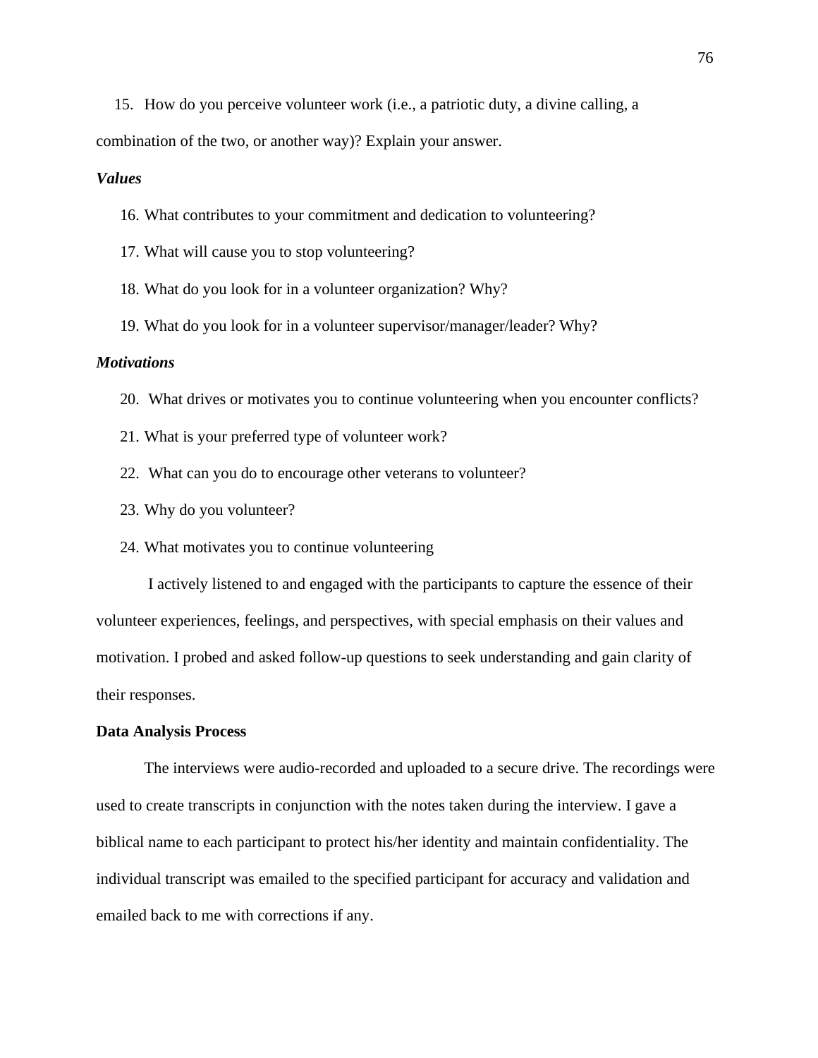15. How do you perceive volunteer work (i.e., a patriotic duty, a divine calling, a combination of the two, or another way)? Explain your answer.

***Values***

16. What contributes to your commitment and dedication to volunteering?
17. What will cause you to stop volunteering?
18. What do you look for in a volunteer organization? Why?
19. What do you look for in a volunteer supervisor/manager/leader? Why?

***Motivations***

20. What drives or motivates you to continue volunteering when you encounter conflicts?
21. What is your preferred type of volunteer work?
22. What can you do to encourage other veterans to volunteer?
23. Why do you volunteer?
24. What motivates you to continue volunteering

I actively listened to and engaged with the participants to capture the essence of their volunteer experiences, feelings, and perspectives, with special emphasis on their values and motivation. I probed and asked follow-up questions to seek understanding and gain clarity of their responses.

**Data Analysis Process**

The interviews were audio-recorded and uploaded to a secure drive. The recordings were used to create transcripts in conjunction with the notes taken during the interview. I gave a biblical name to each participant to protect his/her identity and maintain confidentiality. The individual transcript was emailed to the specified participant for accuracy and validation and emailed back to me with corrections if any.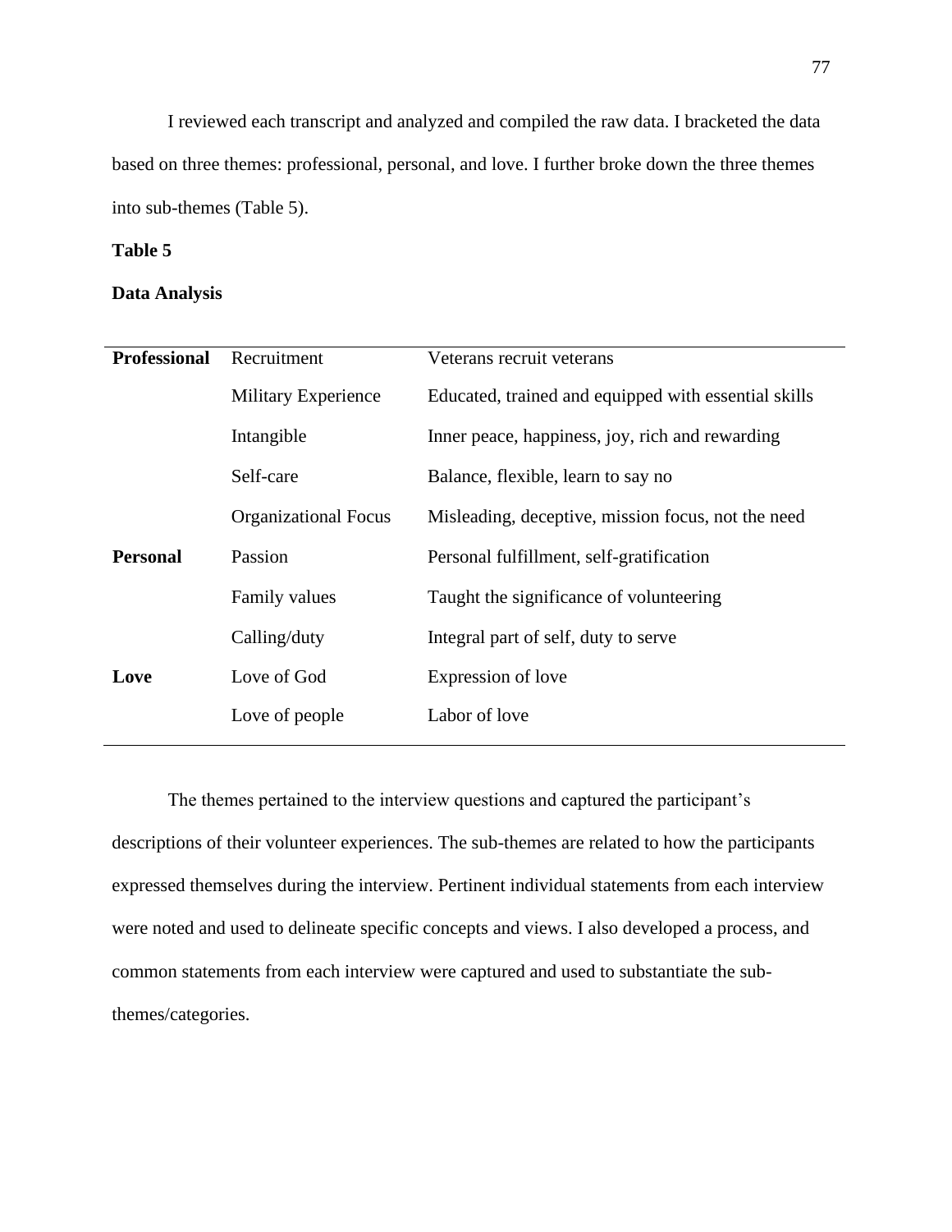I reviewed each transcript and analyzed and compiled the raw data. I bracketed the data based on three themes: professional, personal, and love. I further broke down the three themes into sub-themes (Table 5).

**Table 5**

**Data Analysis**

| | | |
|---|---|---|
| **Professional** | Recruitment | Veterans recruit veterans |
| | Military Experience | Educated, trained and equipped with essential skills |
| | Intangible | Inner peace, happiness, joy, rich and rewarding |
| | Self-care | Balance, flexible, learn to say no |
| | Organizational Focus | Misleading, deceptive, mission focus, not the need |
| **Personal** | Passion | Personal fulfillment, self-gratification |
| | Family values | Taught the significance of volunteering |
| | Calling/duty | Integral part of self, duty to serve |
| **Love** | Love of God | Expression of love |
| | Love of people | Labor of love |

The themes pertained to the interview questions and captured the participant's descriptions of their volunteer experiences. The sub-themes are related to how the participants expressed themselves during the interview. Pertinent individual statements from each interview were noted and used to delineate specific concepts and views. I also developed a process, and common statements from each interview were captured and used to substantiate the sub-themes/categories.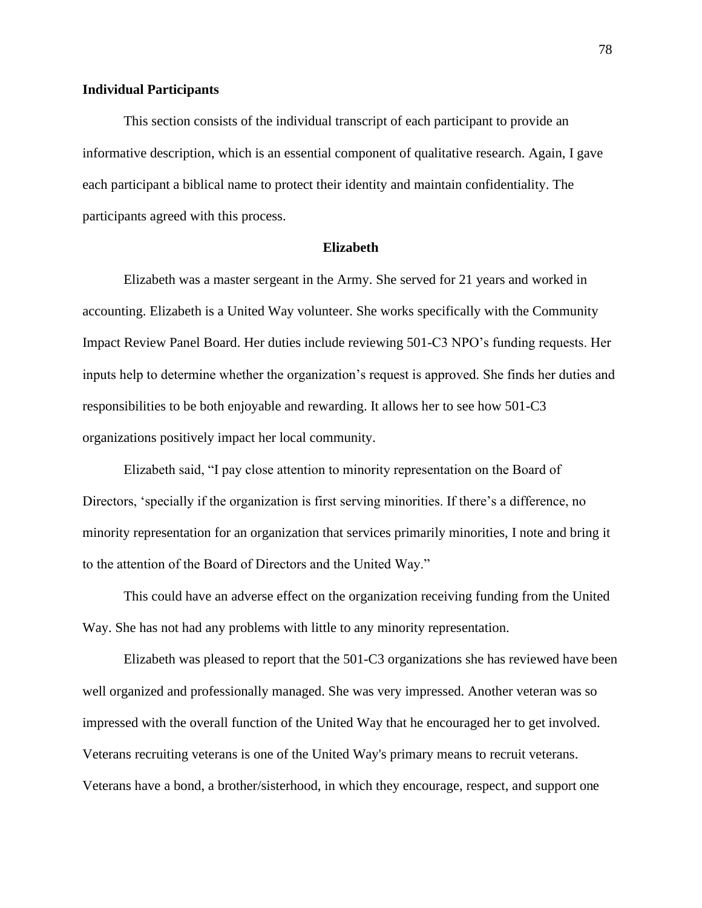### Individual Participants

This section consists of the individual transcript of each participant to provide an informative description, which is an essential component of qualitative research. Again, I gave each participant a biblical name to protect their identity and maintain confidentiality. The participants agreed with this process.

#### Elizabeth

Elizabeth was a master sergeant in the Army. She served for 21 years and worked in accounting. Elizabeth is a United Way volunteer. She works specifically with the Community Impact Review Panel Board. Her duties include reviewing 501-C3 NPO's funding requests. Her inputs help to determine whether the organization's request is approved. She finds her duties and responsibilities to be both enjoyable and rewarding. It allows her to see how 501-C3 organizations positively impact her local community.

Elizabeth said, "I pay close attention to minority representation on the Board of Directors, 'specially if the organization is first serving minorities. If there's a difference, no minority representation for an organization that services primarily minorities, I note and bring it to the attention of the Board of Directors and the United Way."

This could have an adverse effect on the organization receiving funding from the United Way. She has not had any problems with little to any minority representation.

Elizabeth was pleased to report that the 501-C3 organizations she has reviewed have been well organized and professionally managed. She was very impressed. Another veteran was so impressed with the overall function of the United Way that he encouraged her to get involved. Veterans recruiting veterans is one of the United Way's primary means to recruit veterans. Veterans have a bond, a brother/sisterhood, in which they encourage, respect, and support one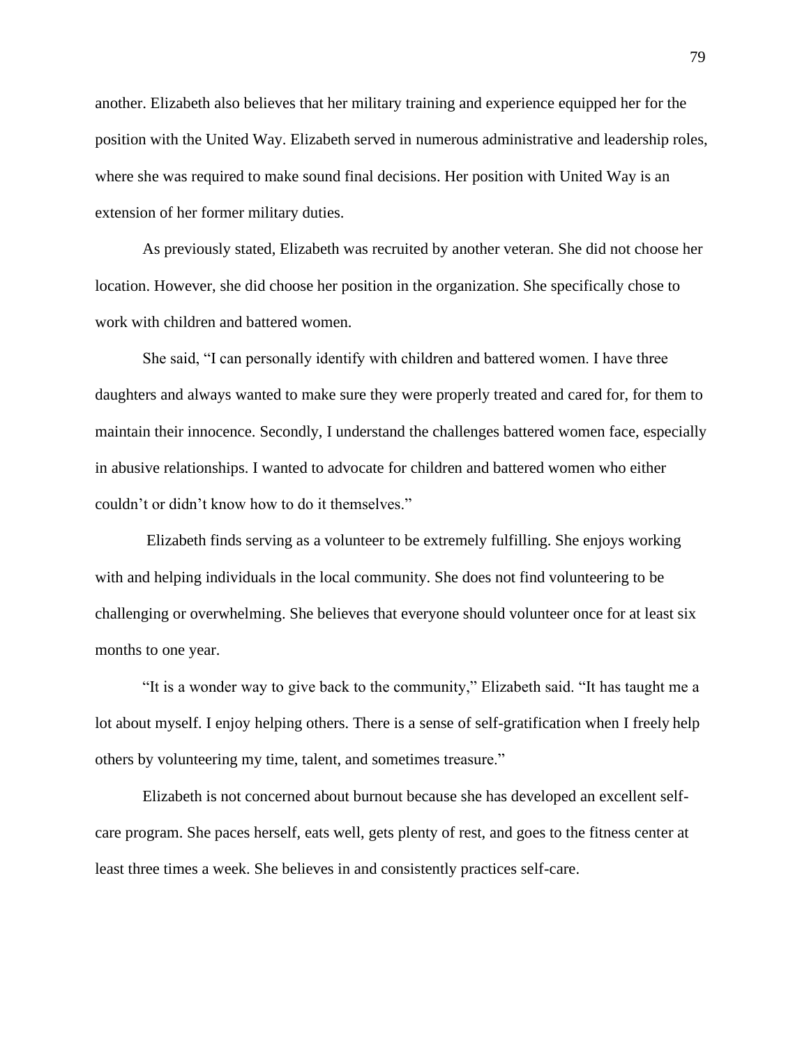another. Elizabeth also believes that her military training and experience equipped her for the position with the United Way. Elizabeth served in numerous administrative and leadership roles, where she was required to make sound final decisions. Her position with United Way is an extension of her former military duties.

As previously stated, Elizabeth was recruited by another veteran. She did not choose her location. However, she did choose her position in the organization. She specifically chose to work with children and battered women.

She said, "I can personally identify with children and battered women. I have three daughters and always wanted to make sure they were properly treated and cared for, for them to maintain their innocence. Secondly, I understand the challenges battered women face, especially in abusive relationships. I wanted to advocate for children and battered women who either couldn't or didn't know how to do it themselves."

Elizabeth finds serving as a volunteer to be extremely fulfilling. She enjoys working with and helping individuals in the local community. She does not find volunteering to be challenging or overwhelming. She believes that everyone should volunteer once for at least six months to one year.

"It is a wonder way to give back to the community," Elizabeth said. "It has taught me a lot about myself. I enjoy helping others. There is a sense of self-gratification when I freely help others by volunteering my time, talent, and sometimes treasure."

Elizabeth is not concerned about burnout because she has developed an excellent self-care program. She paces herself, eats well, gets plenty of rest, and goes to the fitness center at least three times a week. She believes in and consistently practices self-care.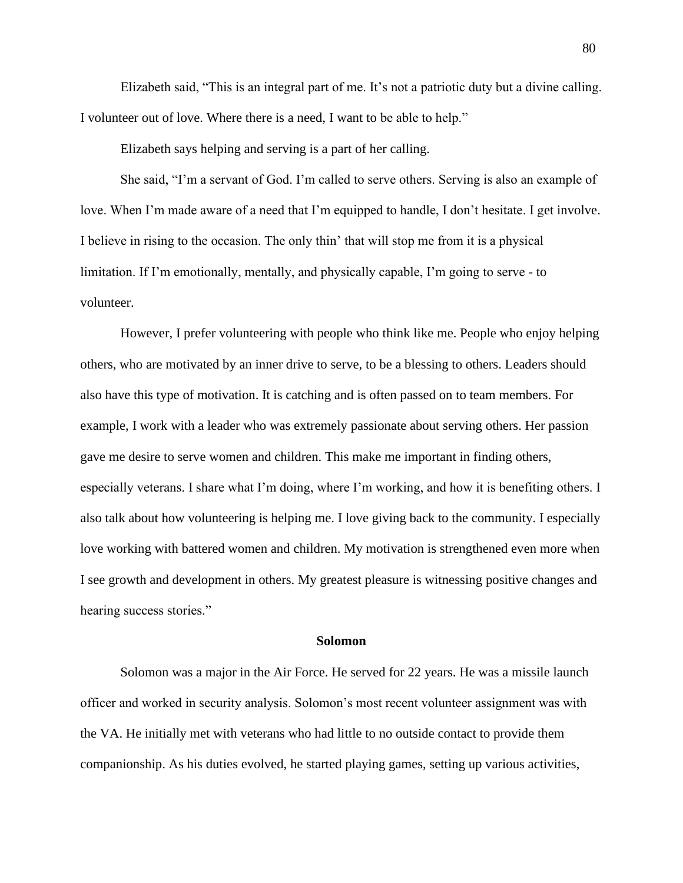Elizabeth said, “This is an integral part of me. It’s not a patriotic duty but a divine calling. I volunteer out of love. Where there is a need, I want to be able to help.”

Elizabeth says helping and serving is a part of her calling.

She said, “I’m a servant of God. I’m called to serve others. Serving is also an example of love. When I’m made aware of a need that I’m equipped to handle, I don’t hesitate. I get involve. I believe in rising to the occasion. The only thin’ that will stop me from it is a physical limitation. If I’m emotionally, mentally, and physically capable, I’m going to serve - to volunteer.

However, I prefer volunteering with people who think like me. People who enjoy helping others, who are motivated by an inner drive to serve, to be a blessing to others. Leaders should also have this type of motivation. It is catching and is often passed on to team members. For example, I work with a leader who was extremely passionate about serving others. Her passion gave me desire to serve women and children. This make me important in finding others, especially veterans. I share what I’m doing, where I’m working, and how it is benefiting others. I also talk about how volunteering is helping me. I love giving back to the community. I especially love working with battered women and children. My motivation is strengthened even more when I see growth and development in others. My greatest pleasure is witnessing positive changes and hearing success stories.”

**Solomon**

Solomon was a major in the Air Force. He served for 22 years. He was a missile launch officer and worked in security analysis. Solomon’s most recent volunteer assignment was with the VA. He initially met with veterans who had little to no outside contact to provide them companionship. As his duties evolved, he started playing games, setting up various activities,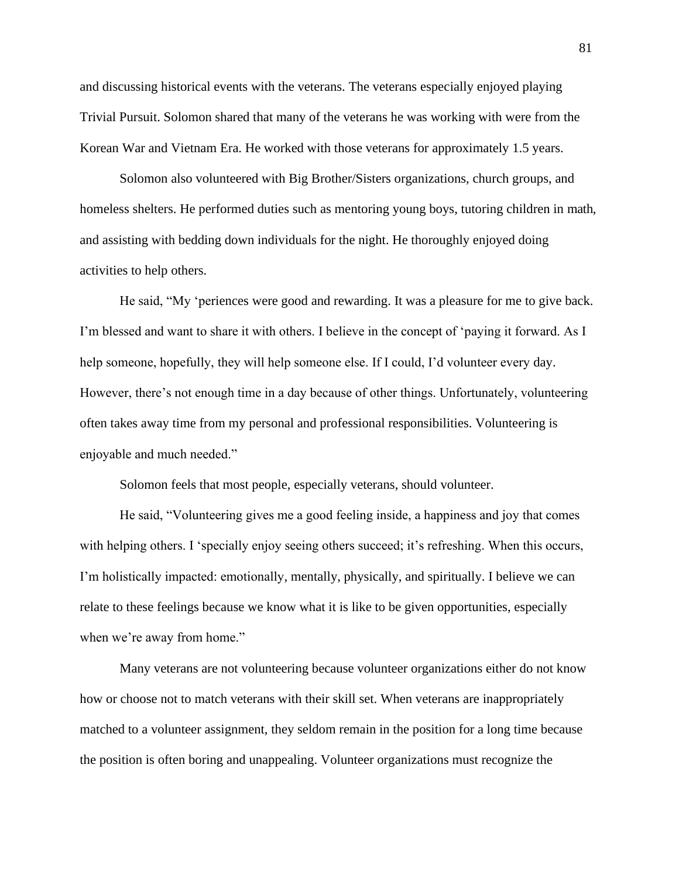and discussing historical events with the veterans. The veterans especially enjoyed playing Trivial Pursuit. Solomon shared that many of the veterans he was working with were from the Korean War and Vietnam Era. He worked with those veterans for approximately 1.5 years.

Solomon also volunteered with Big Brother/Sisters organizations, church groups, and homeless shelters. He performed duties such as mentoring young boys, tutoring children in math, and assisting with bedding down individuals for the night. He thoroughly enjoyed doing activities to help others.

He said, "My 'periences were good and rewarding. It was a pleasure for me to give back. I'm blessed and want to share it with others. I believe in the concept of 'paying it forward. As I help someone, hopefully, they will help someone else. If I could, I'd volunteer every day. However, there's not enough time in a day because of other things. Unfortunately, volunteering often takes away time from my personal and professional responsibilities. Volunteering is enjoyable and much needed."

Solomon feels that most people, especially veterans, should volunteer.

He said, "Volunteering gives me a good feeling inside, a happiness and joy that comes with helping others. I 'specially enjoy seeing others succeed; it's refreshing. When this occurs, I'm holistically impacted: emotionally, mentally, physically, and spiritually. I believe we can relate to these feelings because we know what it is like to be given opportunities, especially when we're away from home."

Many veterans are not volunteering because volunteer organizations either do not know how or choose not to match veterans with their skill set. When veterans are inappropriately matched to a volunteer assignment, they seldom remain in the position for a long time because the position is often boring and unappealing. Volunteer organizations must recognize the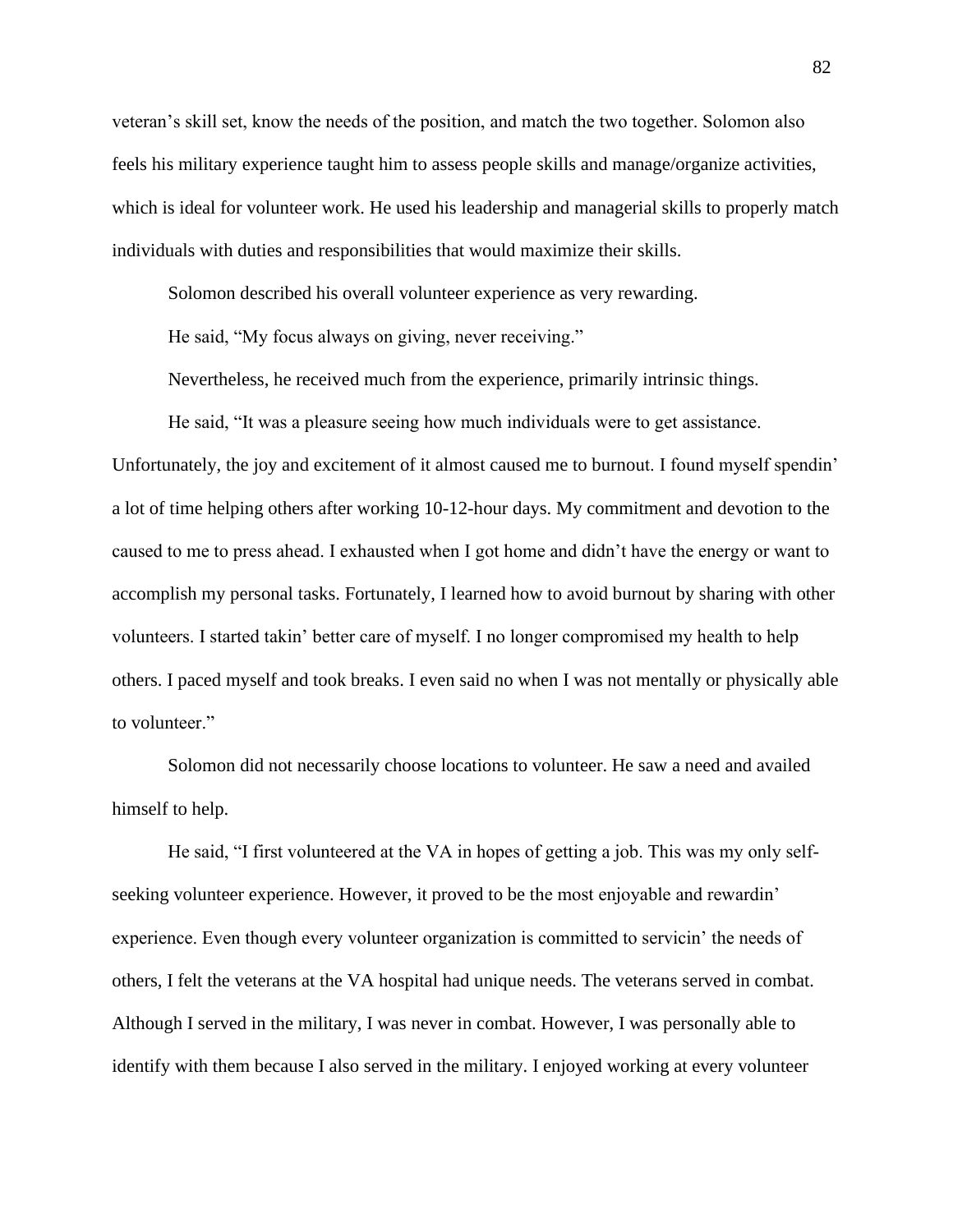veteran's skill set, know the needs of the position, and match the two together. Solomon also feels his military experience taught him to assess people skills and manage/organize activities, which is ideal for volunteer work. He used his leadership and managerial skills to properly match individuals with duties and responsibilities that would maximize their skills.

Solomon described his overall volunteer experience as very rewarding.

He said, "My focus always on giving, never receiving."

Nevertheless, he received much from the experience, primarily intrinsic things.

He said, "It was a pleasure seeing how much individuals were to get assistance. Unfortunately, the joy and excitement of it almost caused me to burnout. I found myself spendin' a lot of time helping others after working 10-12-hour days. My commitment and devotion to the caused to me to press ahead. I exhausted when I got home and didn't have the energy or want to accomplish my personal tasks. Fortunately, I learned how to avoid burnout by sharing with other volunteers. I started takin' better care of myself. I no longer compromised my health to help others. I paced myself and took breaks. I even said no when I was not mentally or physically able to volunteer."

Solomon did not necessarily choose locations to volunteer. He saw a need and availed himself to help.

He said, "I first volunteered at the VA in hopes of getting a job. This was my only self-seeking volunteer experience. However, it proved to be the most enjoyable and rewardin' experience. Even though every volunteer organization is committed to servicin' the needs of others, I felt the veterans at the VA hospital had unique needs. The veterans served in combat. Although I served in the military, I was never in combat. However, I was personally able to identify with them because I also served in the military. I enjoyed working at every volunteer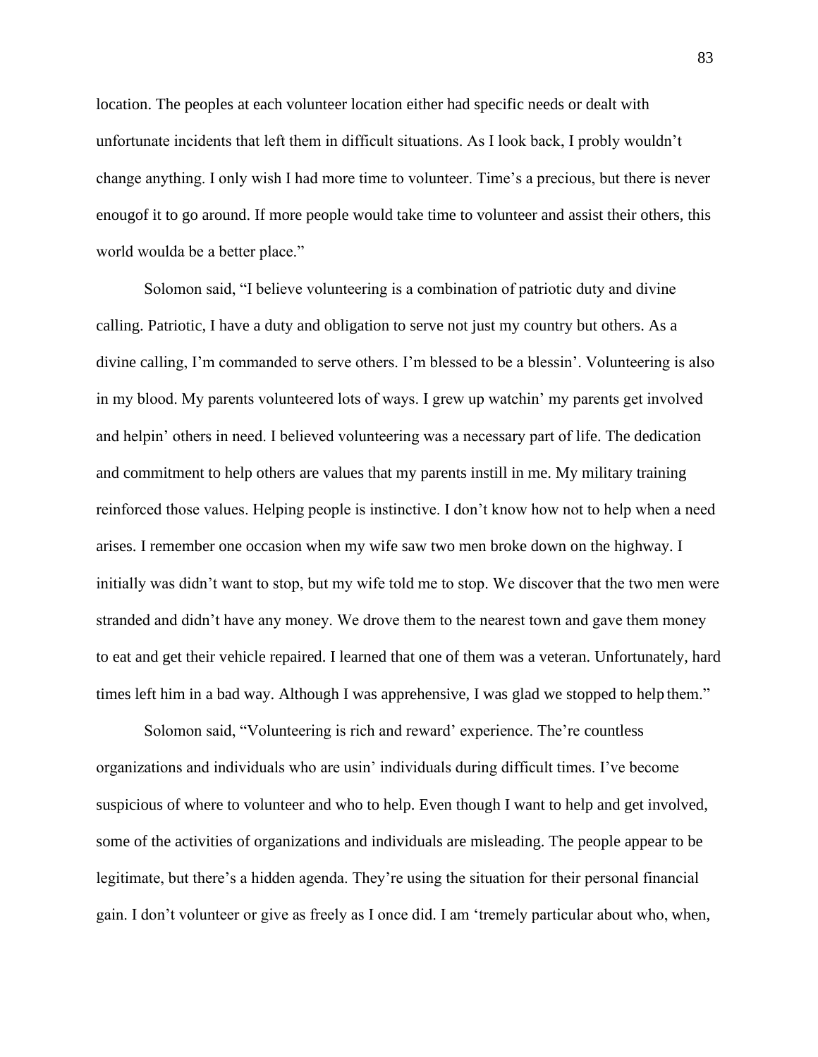location. The peoples at each volunteer location either had specific needs or dealt with unfortunate incidents that left them in difficult situations. As I look back, I probly wouldn't change anything. I only wish I had more time to volunteer. Time's a precious, but there is never enougof it to go around. If more people would take time to volunteer and assist their others, this world woulda be a better place."

Solomon said, "I believe volunteering is a combination of patriotic duty and divine calling. Patriotic, I have a duty and obligation to serve not just my country but others. As a divine calling, I'm commanded to serve others. I'm blessed to be a blessin'. Volunteering is also in my blood. My parents volunteered lots of ways. I grew up watchin' my parents get involved and helpin' others in need. I believed volunteering was a necessary part of life. The dedication and commitment to help others are values that my parents instill in me. My military training reinforced those values. Helping people is instinctive. I don't know how not to help when a need arises. I remember one occasion when my wife saw two men broke down on the highway. I initially was didn't want to stop, but my wife told me to stop. We discover that the two men were stranded and didn't have any money. We drove them to the nearest town and gave them money to eat and get their vehicle repaired. I learned that one of them was a veteran. Unfortunately, hard times left him in a bad way. Although I was apprehensive, I was glad we stopped to help them."

Solomon said, "Volunteering is rich and reward' experience. The're countless organizations and individuals who are usin' individuals during difficult times. I've become suspicious of where to volunteer and who to help. Even though I want to help and get involved, some of the activities of organizations and individuals are misleading. The people appear to be legitimate, but there's a hidden agenda. They're using the situation for their personal financial gain. I don't volunteer or give as freely as I once did. I am 'tremely particular about who, when,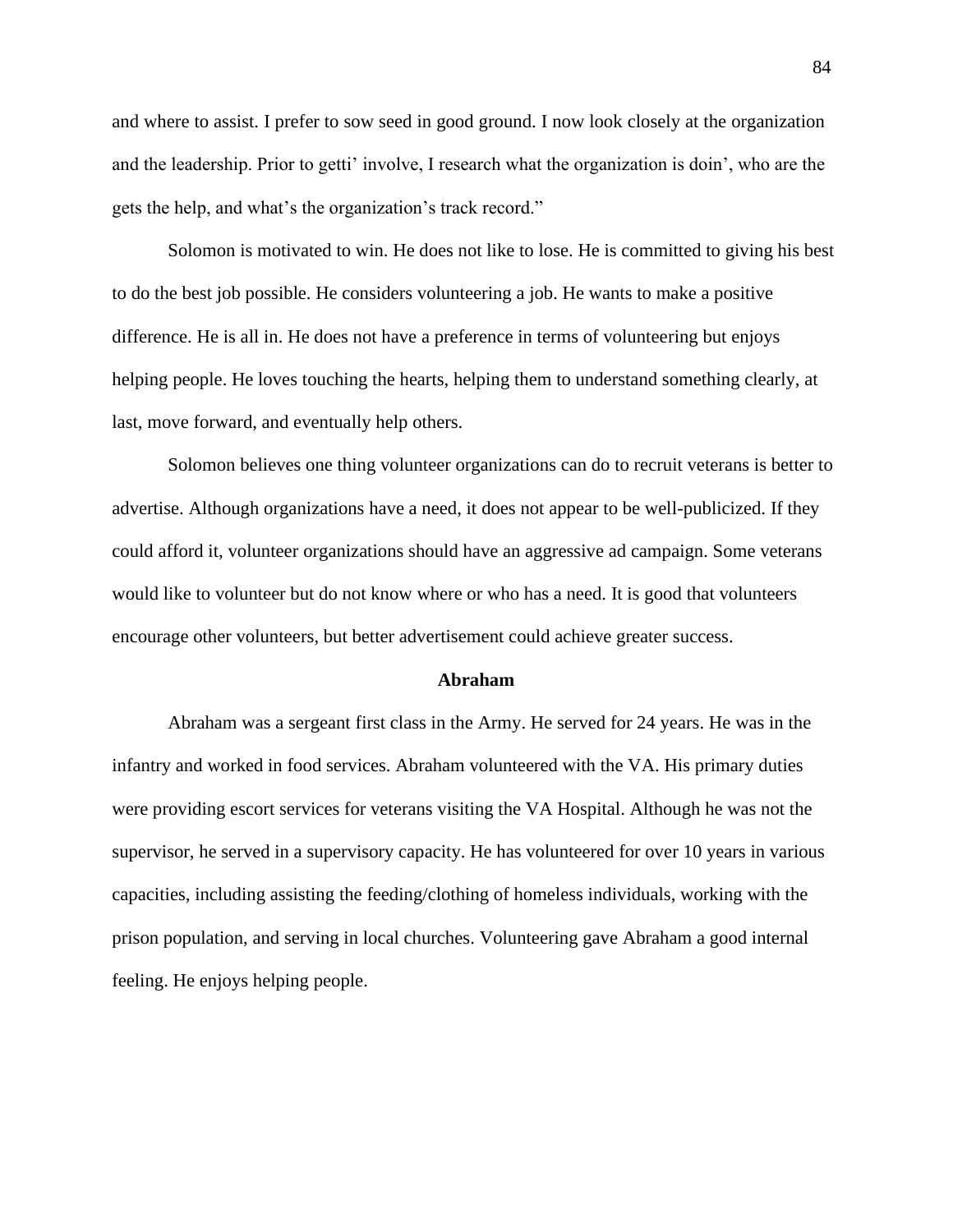and where to assist. I prefer to sow seed in good ground. I now look closely at the organization and the leadership. Prior to getti' involve, I research what the organization is doin', who are the gets the help, and what's the organization's track record."

Solomon is motivated to win. He does not like to lose. He is committed to giving his best to do the best job possible. He considers volunteering a job. He wants to make a positive difference. He is all in. He does not have a preference in terms of volunteering but enjoys helping people. He loves touching the hearts, helping them to understand something clearly, at last, move forward, and eventually help others.

Solomon believes one thing volunteer organizations can do to recruit veterans is better to advertise. Although organizations have a need, it does not appear to be well-publicized. If they could afford it, volunteer organizations should have an aggressive ad campaign. Some veterans would like to volunteer but do not know where or who has a need. It is good that volunteers encourage other volunteers, but better advertisement could achieve greater success.

## Abraham

Abraham was a sergeant first class in the Army. He served for 24 years. He was in the infantry and worked in food services. Abraham volunteered with the VA. His primary duties were providing escort services for veterans visiting the VA Hospital. Although he was not the supervisor, he served in a supervisory capacity. He has volunteered for over 10 years in various capacities, including assisting the feeding/clothing of homeless individuals, working with the prison population, and serving in local churches. Volunteering gave Abraham a good internal feeling. He enjoys helping people.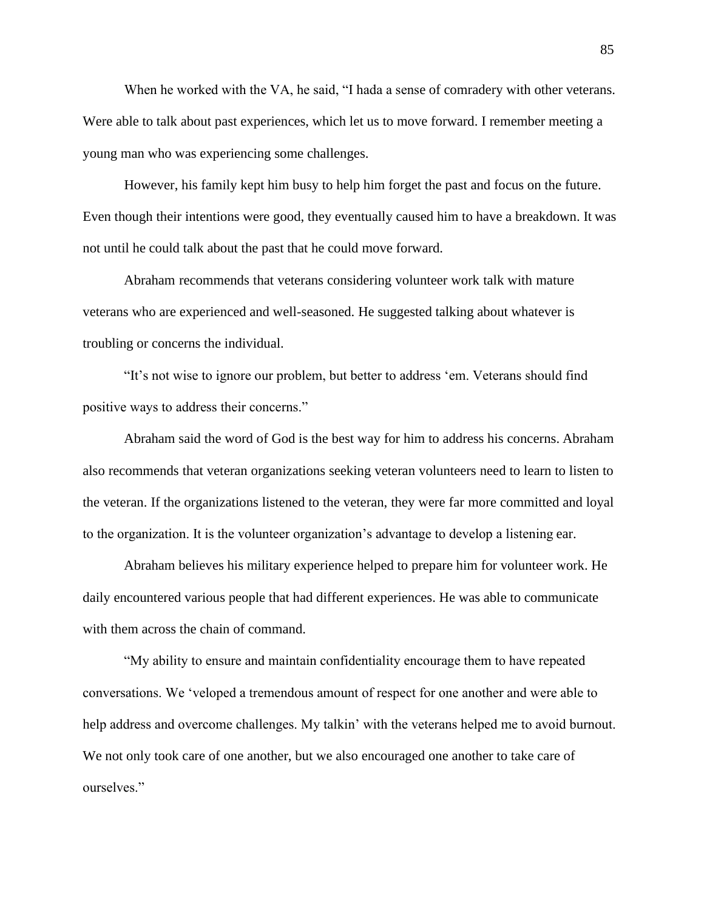When he worked with the VA, he said, “I hada a sense of comradery with other veterans. Were able to talk about past experiences, which let us to move forward. I remember meeting a young man who was experiencing some challenges.

However, his family kept him busy to help him forget the past and focus on the future. Even though their intentions were good, they eventually caused him to have a breakdown. It was not until he could talk about the past that he could move forward.

Abraham recommends that veterans considering volunteer work talk with mature veterans who are experienced and well-seasoned. He suggested talking about whatever is troubling or concerns the individual.

“It’s not wise to ignore our problem, but better to address ‘em. Veterans should find positive ways to address their concerns.”

Abraham said the word of God is the best way for him to address his concerns. Abraham also recommends that veteran organizations seeking veteran volunteers need to learn to listen to the veteran. If the organizations listened to the veteran, they were far more committed and loyal to the organization. It is the volunteer organization’s advantage to develop a listening ear.

Abraham believes his military experience helped to prepare him for volunteer work. He daily encountered various people that had different experiences. He was able to communicate with them across the chain of command.

“My ability to ensure and maintain confidentiality encourage them to have repeated conversations. We ‘veloped a tremendous amount of respect for one another and were able to help address and overcome challenges. My talkin’ with the veterans helped me to avoid burnout. We not only took care of one another, but we also encouraged one another to take care of ourselves.”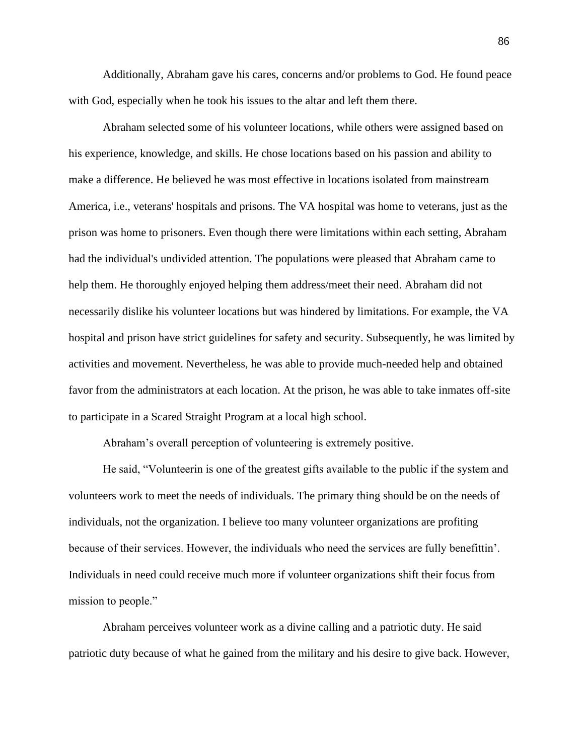Additionally, Abraham gave his cares, concerns and/or problems to God. He found peace with God, especially when he took his issues to the altar and left them there.

Abraham selected some of his volunteer locations, while others were assigned based on his experience, knowledge, and skills. He chose locations based on his passion and ability to make a difference. He believed he was most effective in locations isolated from mainstream America, i.e., veterans' hospitals and prisons. The VA hospital was home to veterans, just as the prison was home to prisoners. Even though there were limitations within each setting, Abraham had the individual's undivided attention. The populations were pleased that Abraham came to help them. He thoroughly enjoyed helping them address/meet their need. Abraham did not necessarily dislike his volunteer locations but was hindered by limitations. For example, the VA hospital and prison have strict guidelines for safety and security. Subsequently, he was limited by activities and movement. Nevertheless, he was able to provide much-needed help and obtained favor from the administrators at each location. At the prison, he was able to take inmates off-site to participate in a Scared Straight Program at a local high school.

Abraham's overall perception of volunteering is extremely positive.

He said, "Volunteerin is one of the greatest gifts available to the public if the system and volunteers work to meet the needs of individuals. The primary thing should be on the needs of individuals, not the organization. I believe too many volunteer organizations are profiting because of their services. However, the individuals who need the services are fully benefittin'. Individuals in need could receive much more if volunteer organizations shift their focus from mission to people."

Abraham perceives volunteer work as a divine calling and a patriotic duty. He said patriotic duty because of what he gained from the military and his desire to give back. However,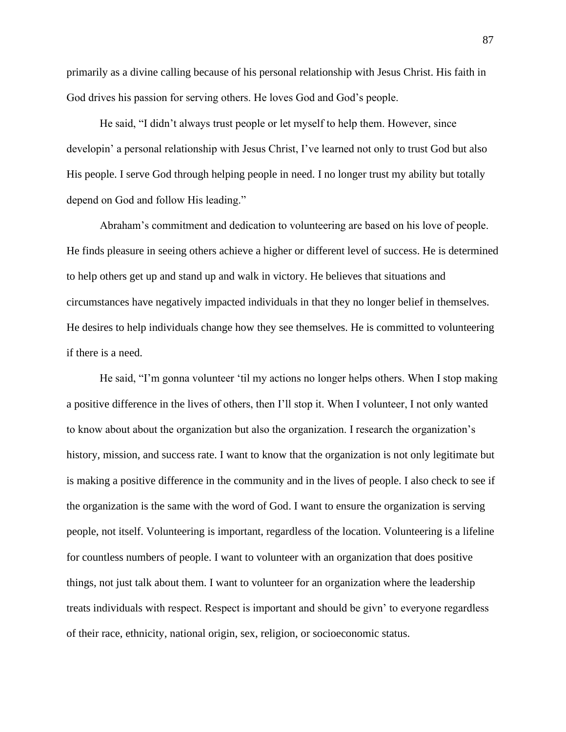primarily as a divine calling because of his personal relationship with Jesus Christ. His faith in God drives his passion for serving others. He loves God and God's people.

He said, "I didn't always trust people or let myself to help them. However, since developin' a personal relationship with Jesus Christ, I've learned not only to trust God but also His people. I serve God through helping people in need. I no longer trust my ability but totally depend on God and follow His leading."

Abraham's commitment and dedication to volunteering are based on his love of people. He finds pleasure in seeing others achieve a higher or different level of success. He is determined to help others get up and stand up and walk in victory. He believes that situations and circumstances have negatively impacted individuals in that they no longer belief in themselves. He desires to help individuals change how they see themselves. He is committed to volunteering if there is a need.

He said, "I'm gonna volunteer 'til my actions no longer helps others. When I stop making a positive difference in the lives of others, then I'll stop it. When I volunteer, I not only wanted to know about about the organization but also the organization. I research the organization's history, mission, and success rate. I want to know that the organization is not only legitimate but is making a positive difference in the community and in the lives of people. I also check to see if the organization is the same with the word of God. I want to ensure the organization is serving people, not itself. Volunteering is important, regardless of the location. Volunteering is a lifeline for countless numbers of people. I want to volunteer with an organization that does positive things, not just talk about them. I want to volunteer for an organization where the leadership treats individuals with respect. Respect is important and should be givn' to everyone regardless of their race, ethnicity, national origin, sex, religion, or socioeconomic status.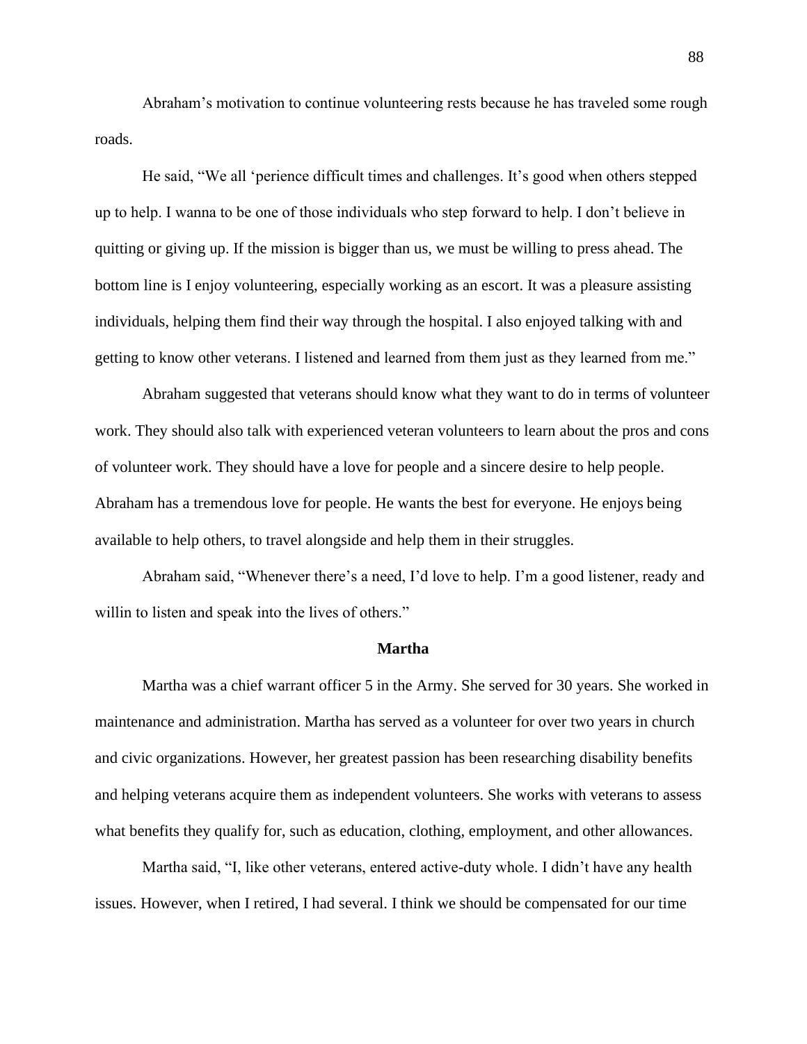Abraham's motivation to continue volunteering rests because he has traveled some rough roads.

He said, "We all 'perience difficult times and challenges. It's good when others stepped up to help. I wanna to be one of those individuals who step forward to help. I don't believe in quitting or giving up. If the mission is bigger than us, we must be willing to press ahead. The bottom line is I enjoy volunteering, especially working as an escort. It was a pleasure assisting individuals, helping them find their way through the hospital. I also enjoyed talking with and getting to know other veterans. I listened and learned from them just as they learned from me."

Abraham suggested that veterans should know what they want to do in terms of volunteer work. They should also talk with experienced veteran volunteers to learn about the pros and cons of volunteer work. They should have a love for people and a sincere desire to help people. Abraham has a tremendous love for people. He wants the best for everyone. He enjoys being available to help others, to travel alongside and help them in their struggles.

Abraham said, "Whenever there's a need, I'd love to help. I'm a good listener, ready and willin to listen and speak into the lives of others."

### Martha

Martha was a chief warrant officer 5 in the Army. She served for 30 years. She worked in maintenance and administration. Martha has served as a volunteer for over two years in church and civic organizations. However, her greatest passion has been researching disability benefits and helping veterans acquire them as independent volunteers. She works with veterans to assess what benefits they qualify for, such as education, clothing, employment, and other allowances.

Martha said, "I, like other veterans, entered active-duty whole. I didn't have any health issues. However, when I retired, I had several. I think we should be compensated for our time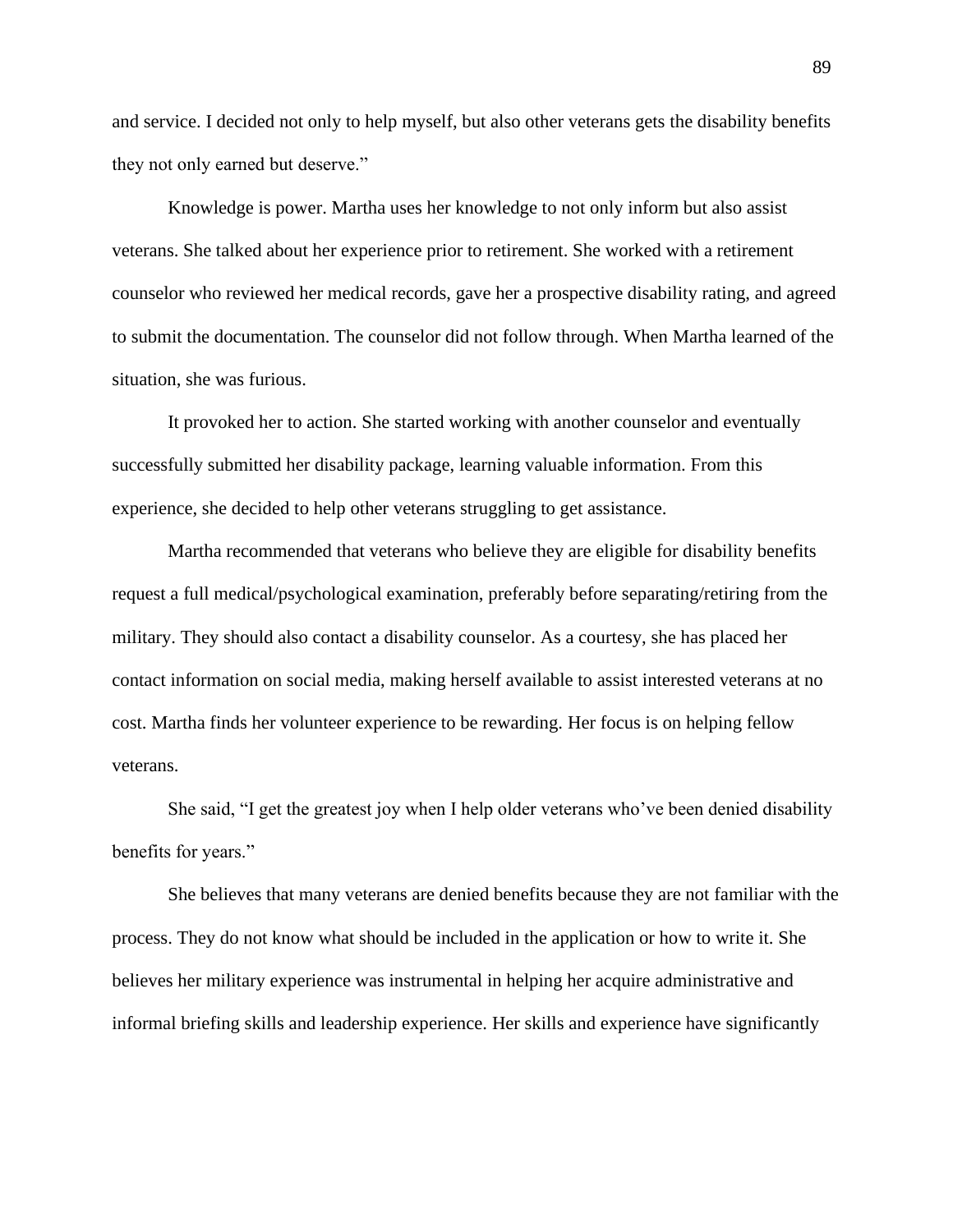and service. I decided not only to help myself, but also other veterans gets the disability benefits they not only earned but deserve."

Knowledge is power. Martha uses her knowledge to not only inform but also assist veterans. She talked about her experience prior to retirement. She worked with a retirement counselor who reviewed her medical records, gave her a prospective disability rating, and agreed to submit the documentation. The counselor did not follow through. When Martha learned of the situation, she was furious.

It provoked her to action. She started working with another counselor and eventually successfully submitted her disability package, learning valuable information. From this experience, she decided to help other veterans struggling to get assistance.

Martha recommended that veterans who believe they are eligible for disability benefits request a full medical/psychological examination, preferably before separating/retiring from the military. They should also contact a disability counselor. As a courtesy, she has placed her contact information on social media, making herself available to assist interested veterans at no cost. Martha finds her volunteer experience to be rewarding. Her focus is on helping fellow veterans.

She said, "I get the greatest joy when I help older veterans who've been denied disability benefits for years."

She believes that many veterans are denied benefits because they are not familiar with the process. They do not know what should be included in the application or how to write it. She believes her military experience was instrumental in helping her acquire administrative and informal briefing skills and leadership experience. Her skills and experience have significantly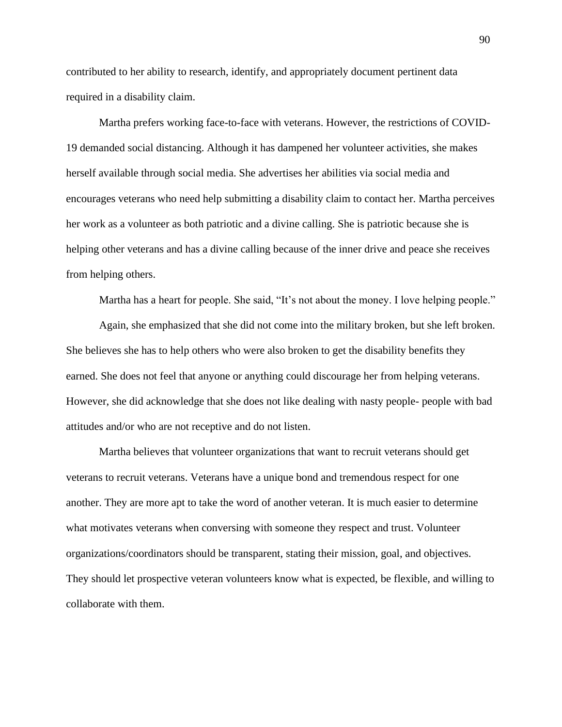contributed to her ability to research, identify, and appropriately document pertinent data required in a disability claim.

Martha prefers working face-to-face with veterans. However, the restrictions of COVID-19 demanded social distancing. Although it has dampened her volunteer activities, she makes herself available through social media. She advertises her abilities via social media and encourages veterans who need help submitting a disability claim to contact her. Martha perceives her work as a volunteer as both patriotic and a divine calling. She is patriotic because she is helping other veterans and has a divine calling because of the inner drive and peace she receives from helping others.

Martha has a heart for people. She said, "It's not about the money. I love helping people."

Again, she emphasized that she did not come into the military broken, but she left broken. She believes she has to help others who were also broken to get the disability benefits they earned. She does not feel that anyone or anything could discourage her from helping veterans. However, she did acknowledge that she does not like dealing with nasty people- people with bad attitudes and/or who are not receptive and do not listen.

Martha believes that volunteer organizations that want to recruit veterans should get veterans to recruit veterans. Veterans have a unique bond and tremendous respect for one another. They are more apt to take the word of another veteran. It is much easier to determine what motivates veterans when conversing with someone they respect and trust. Volunteer organizations/coordinators should be transparent, stating their mission, goal, and objectives. They should let prospective veteran volunteers know what is expected, be flexible, and willing to collaborate with them.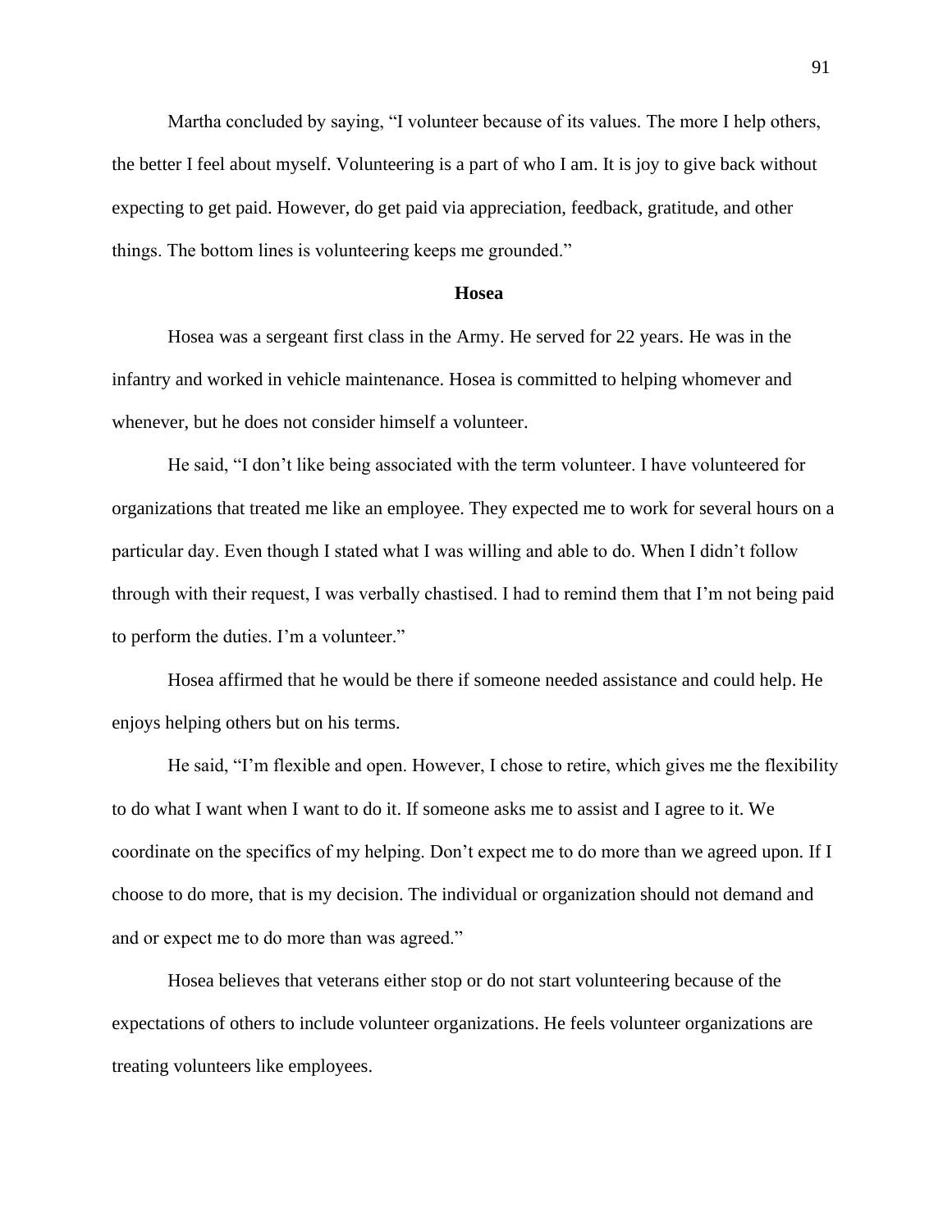Martha concluded by saying, “I volunteer because of its values. The more I help others, the better I feel about myself. Volunteering is a part of who I am. It is joy to give back without expecting to get paid. However, do get paid via appreciation, feedback, gratitude, and other things. The bottom lines is volunteering keeps me grounded.”

**Hosea**

Hosea was a sergeant first class in the Army. He served for 22 years. He was in the infantry and worked in vehicle maintenance. Hosea is committed to helping whomever and whenever, but he does not consider himself a volunteer.

He said, “I don’t like being associated with the term volunteer. I have volunteered for organizations that treated me like an employee. They expected me to work for several hours on a particular day. Even though I stated what I was willing and able to do. When I didn’t follow through with their request, I was verbally chastised. I had to remind them that I’m not being paid to perform the duties. I’m a volunteer.”

Hosea affirmed that he would be there if someone needed assistance and could help. He enjoys helping others but on his terms.

He said, “I’m flexible and open. However, I chose to retire, which gives me the flexibility to do what I want when I want to do it. If someone asks me to assist and I agree to it. We coordinate on the specifics of my helping. Don’t expect me to do more than we agreed upon. If I choose to do more, that is my decision. The individual or organization should not demand and and or expect me to do more than was agreed.”

Hosea believes that veterans either stop or do not start volunteering because of the expectations of others to include volunteer organizations. He feels volunteer organizations are treating volunteers like employees.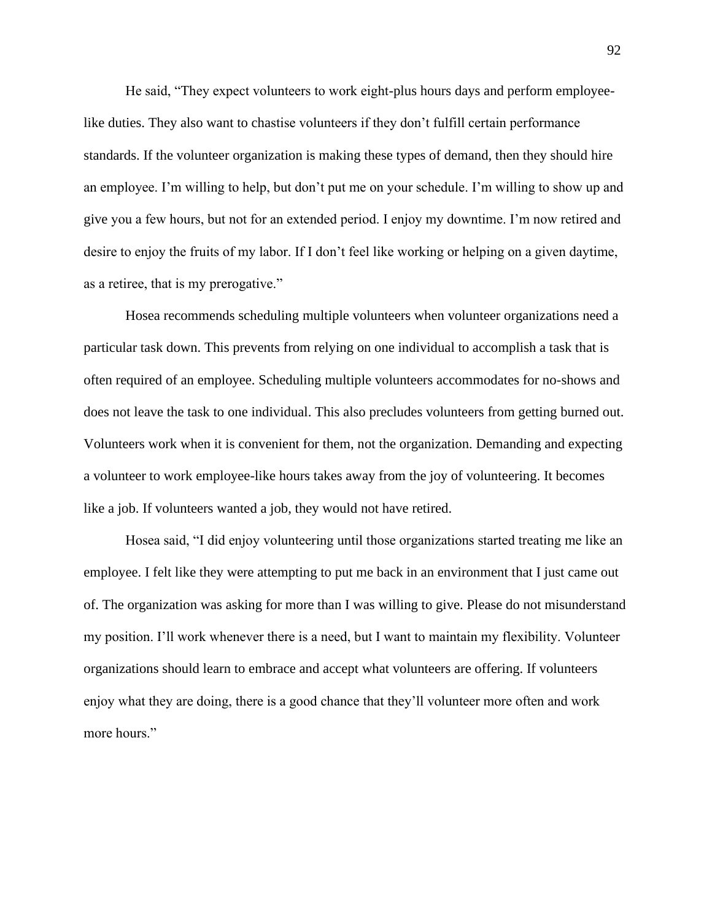He said, "They expect volunteers to work eight-plus hours days and perform employee-like duties. They also want to chastise volunteers if they don't fulfill certain performance standards. If the volunteer organization is making these types of demand, then they should hire an employee. I'm willing to help, but don't put me on your schedule. I'm willing to show up and give you a few hours, but not for an extended period. I enjoy my downtime. I'm now retired and desire to enjoy the fruits of my labor. If I don't feel like working or helping on a given daytime, as a retiree, that is my prerogative."

Hosea recommends scheduling multiple volunteers when volunteer organizations need a particular task down. This prevents from relying on one individual to accomplish a task that is often required of an employee. Scheduling multiple volunteers accommodates for no-shows and does not leave the task to one individual. This also precludes volunteers from getting burned out. Volunteers work when it is convenient for them, not the organization. Demanding and expecting a volunteer to work employee-like hours takes away from the joy of volunteering. It becomes like a job. If volunteers wanted a job, they would not have retired.

Hosea said, "I did enjoy volunteering until those organizations started treating me like an employee. I felt like they were attempting to put me back in an environment that I just came out of. The organization was asking for more than I was willing to give. Please do not misunderstand my position. I'll work whenever there is a need, but I want to maintain my flexibility. Volunteer organizations should learn to embrace and accept what volunteers are offering. If volunteers enjoy what they are doing, there is a good chance that they'll volunteer more often and work more hours."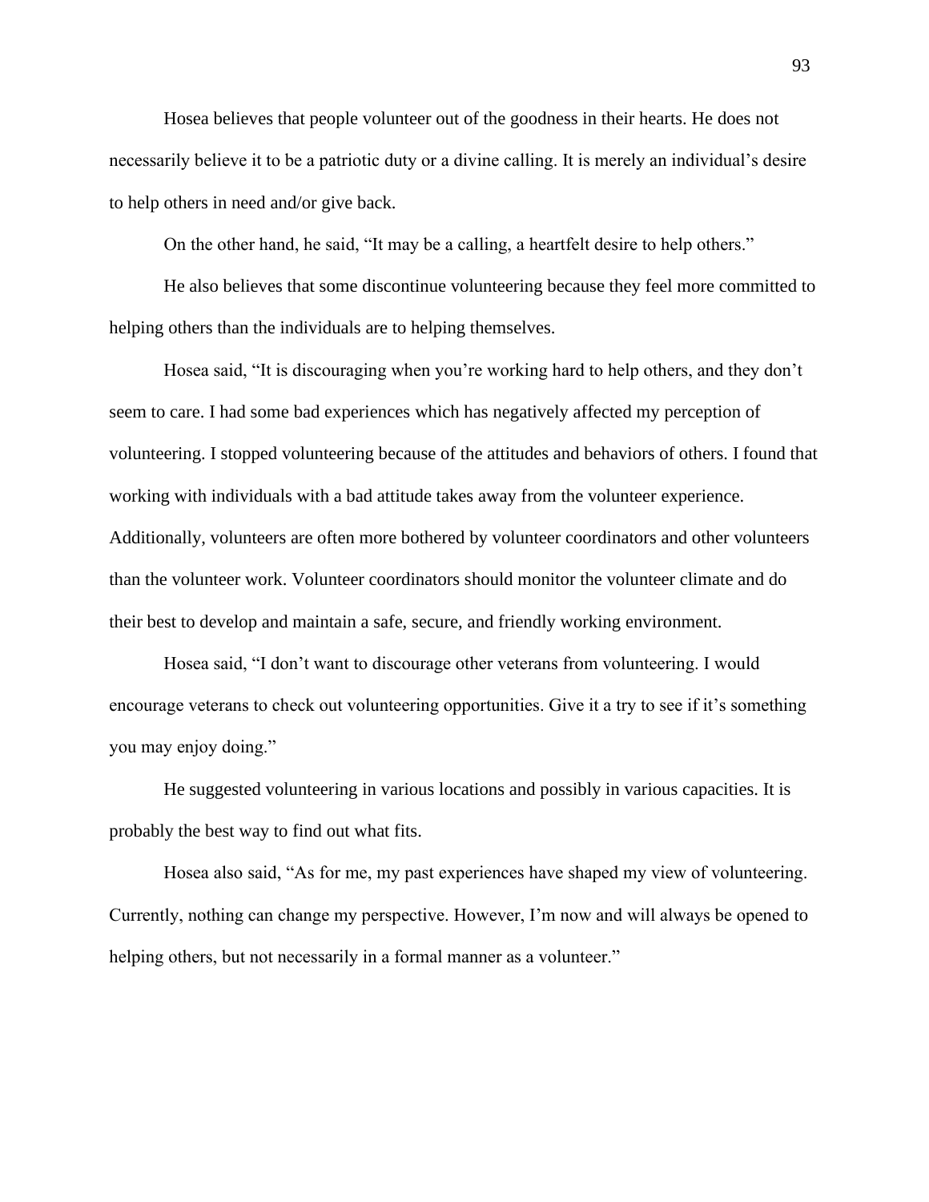Hosea believes that people volunteer out of the goodness in their hearts. He does not necessarily believe it to be a patriotic duty or a divine calling. It is merely an individual's desire to help others in need and/or give back.

On the other hand, he said, "It may be a calling, a heartfelt desire to help others."

He also believes that some discontinue volunteering because they feel more committed to helping others than the individuals are to helping themselves.

Hosea said, "It is discouraging when you're working hard to help others, and they don't seem to care. I had some bad experiences which has negatively affected my perception of volunteering. I stopped volunteering because of the attitudes and behaviors of others. I found that working with individuals with a bad attitude takes away from the volunteer experience. Additionally, volunteers are often more bothered by volunteer coordinators and other volunteers than the volunteer work. Volunteer coordinators should monitor the volunteer climate and do their best to develop and maintain a safe, secure, and friendly working environment.

Hosea said, "I don't want to discourage other veterans from volunteering. I would encourage veterans to check out volunteering opportunities. Give it a try to see if it's something you may enjoy doing."

He suggested volunteering in various locations and possibly in various capacities. It is probably the best way to find out what fits.

Hosea also said, "As for me, my past experiences have shaped my view of volunteering. Currently, nothing can change my perspective. However, I'm now and will always be opened to helping others, but not necessarily in a formal manner as a volunteer."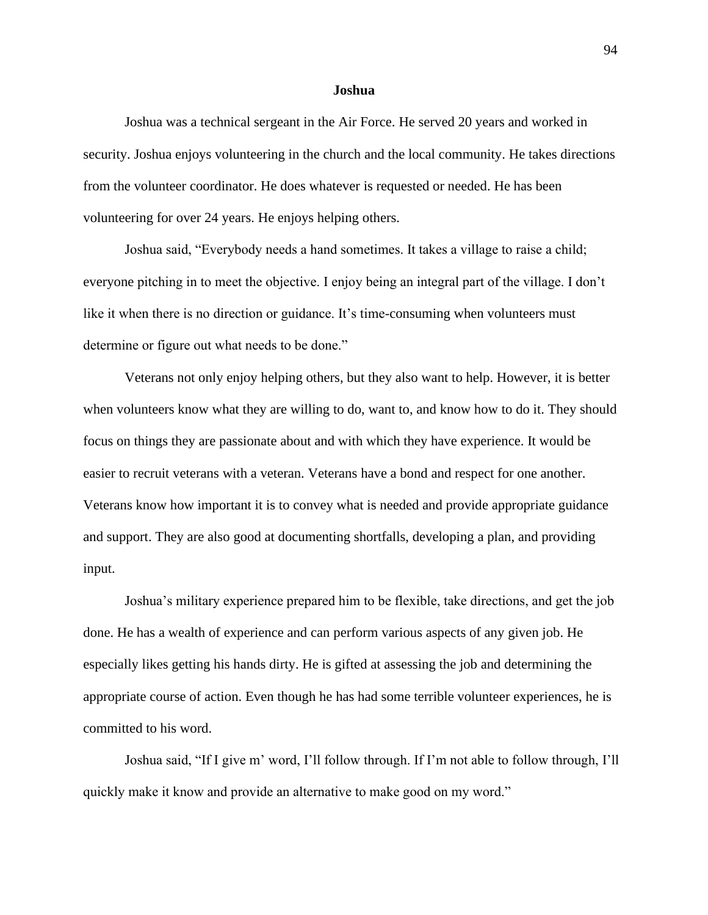**Joshua**

Joshua was a technical sergeant in the Air Force. He served 20 years and worked in security. Joshua enjoys volunteering in the church and the local community. He takes directions from the volunteer coordinator. He does whatever is requested or needed. He has been volunteering for over 24 years. He enjoys helping others.

Joshua said, "Everybody needs a hand sometimes. It takes a village to raise a child; everyone pitching in to meet the objective. I enjoy being an integral part of the village. I don't like it when there is no direction or guidance. It's time-consuming when volunteers must determine or figure out what needs to be done."

Veterans not only enjoy helping others, but they also want to help. However, it is better when volunteers know what they are willing to do, want to, and know how to do it. They should focus on things they are passionate about and with which they have experience. It would be easier to recruit veterans with a veteran. Veterans have a bond and respect for one another. Veterans know how important it is to convey what is needed and provide appropriate guidance and support. They are also good at documenting shortfalls, developing a plan, and providing input.

Joshua's military experience prepared him to be flexible, take directions, and get the job done. He has a wealth of experience and can perform various aspects of any given job. He especially likes getting his hands dirty. He is gifted at assessing the job and determining the appropriate course of action. Even though he has had some terrible volunteer experiences, he is committed to his word.

Joshua said, "If I give m' word, I'll follow through. If I'm not able to follow through, I'll quickly make it know and provide an alternative to make good on my word."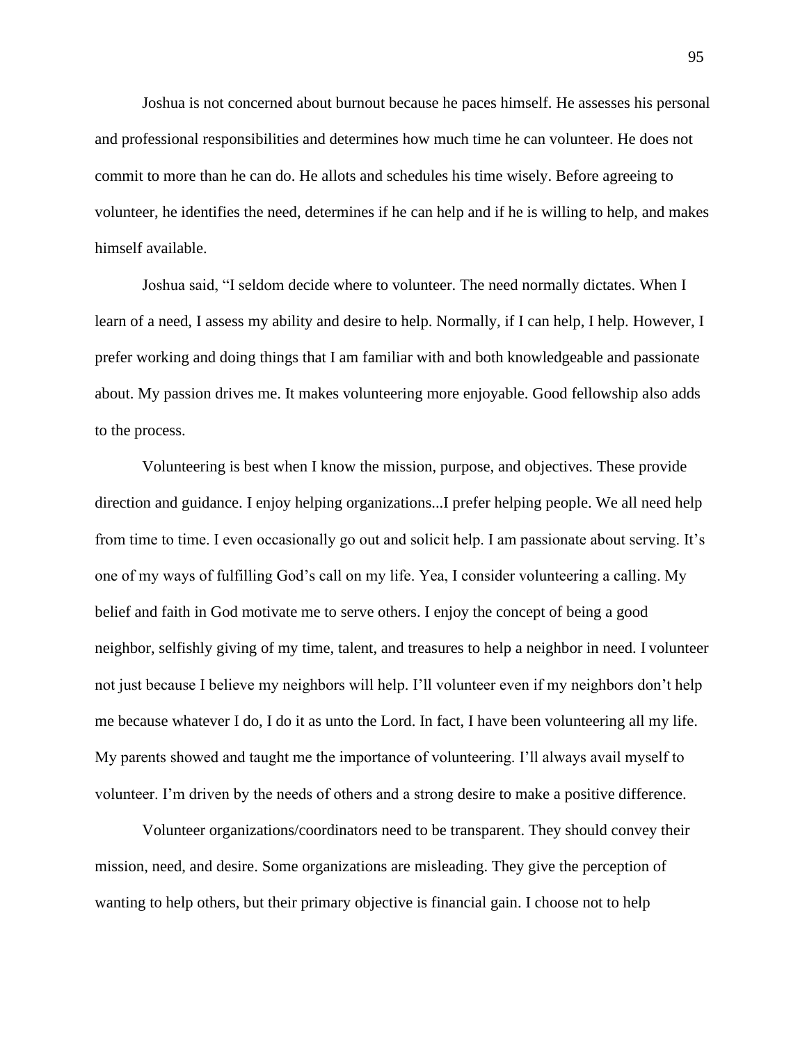Joshua is not concerned about burnout because he paces himself. He assesses his personal and professional responsibilities and determines how much time he can volunteer. He does not commit to more than he can do. He allots and schedules his time wisely. Before agreeing to volunteer, he identifies the need, determines if he can help and if he is willing to help, and makes himself available.

Joshua said, "I seldom decide where to volunteer. The need normally dictates. When I learn of a need, I assess my ability and desire to help. Normally, if I can help, I help. However, I prefer working and doing things that I am familiar with and both knowledgeable and passionate about. My passion drives me. It makes volunteering more enjoyable. Good fellowship also adds to the process.

Volunteering is best when I know the mission, purpose, and objectives. These provide direction and guidance. I enjoy helping organizations...I prefer helping people. We all need help from time to time. I even occasionally go out and solicit help. I am passionate about serving. It's one of my ways of fulfilling God's call on my life. Yea, I consider volunteering a calling. My belief and faith in God motivate me to serve others. I enjoy the concept of being a good neighbor, selfishly giving of my time, talent, and treasures to help a neighbor in need. I volunteer not just because I believe my neighbors will help. I'll volunteer even if my neighbors don't help me because whatever I do, I do it as unto the Lord. In fact, I have been volunteering all my life. My parents showed and taught me the importance of volunteering. I'll always avail myself to volunteer. I'm driven by the needs of others and a strong desire to make a positive difference.

Volunteer organizations/coordinators need to be transparent. They should convey their mission, need, and desire. Some organizations are misleading. They give the perception of wanting to help others, but their primary objective is financial gain. I choose not to help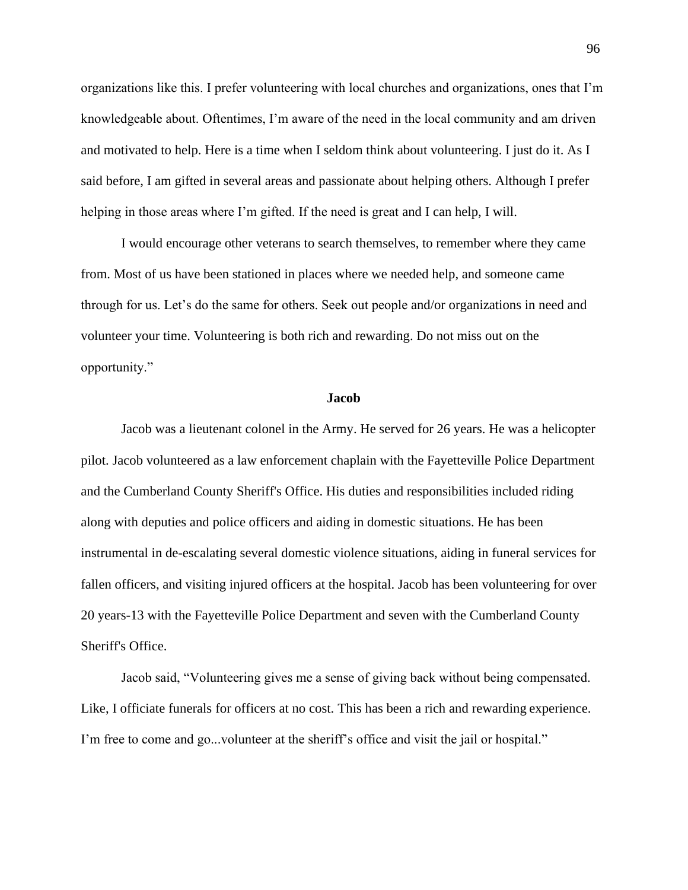organizations like this. I prefer volunteering with local churches and organizations, ones that I'm knowledgeable about. Oftentimes, I'm aware of the need in the local community and am driven and motivated to help. Here is a time when I seldom think about volunteering. I just do it. As I said before, I am gifted in several areas and passionate about helping others. Although I prefer helping in those areas where I'm gifted. If the need is great and I can help, I will.

I would encourage other veterans to search themselves, to remember where they came from. Most of us have been stationed in places where we needed help, and someone came through for us. Let's do the same for others. Seek out people and/or organizations in need and volunteer your time. Volunteering is both rich and rewarding. Do not miss out on the opportunity."

### Jacob

Jacob was a lieutenant colonel in the Army. He served for 26 years. He was a helicopter pilot. Jacob volunteered as a law enforcement chaplain with the Fayetteville Police Department and the Cumberland County Sheriff's Office. His duties and responsibilities included riding along with deputies and police officers and aiding in domestic situations. He has been instrumental in de-escalating several domestic violence situations, aiding in funeral services for fallen officers, and visiting injured officers at the hospital. Jacob has been volunteering for over 20 years-13 with the Fayetteville Police Department and seven with the Cumberland County Sheriff's Office.

Jacob said, "Volunteering gives me a sense of giving back without being compensated. Like, I officiate funerals for officers at no cost. This has been a rich and rewarding experience. I'm free to come and go...volunteer at the sheriff's office and visit the jail or hospital."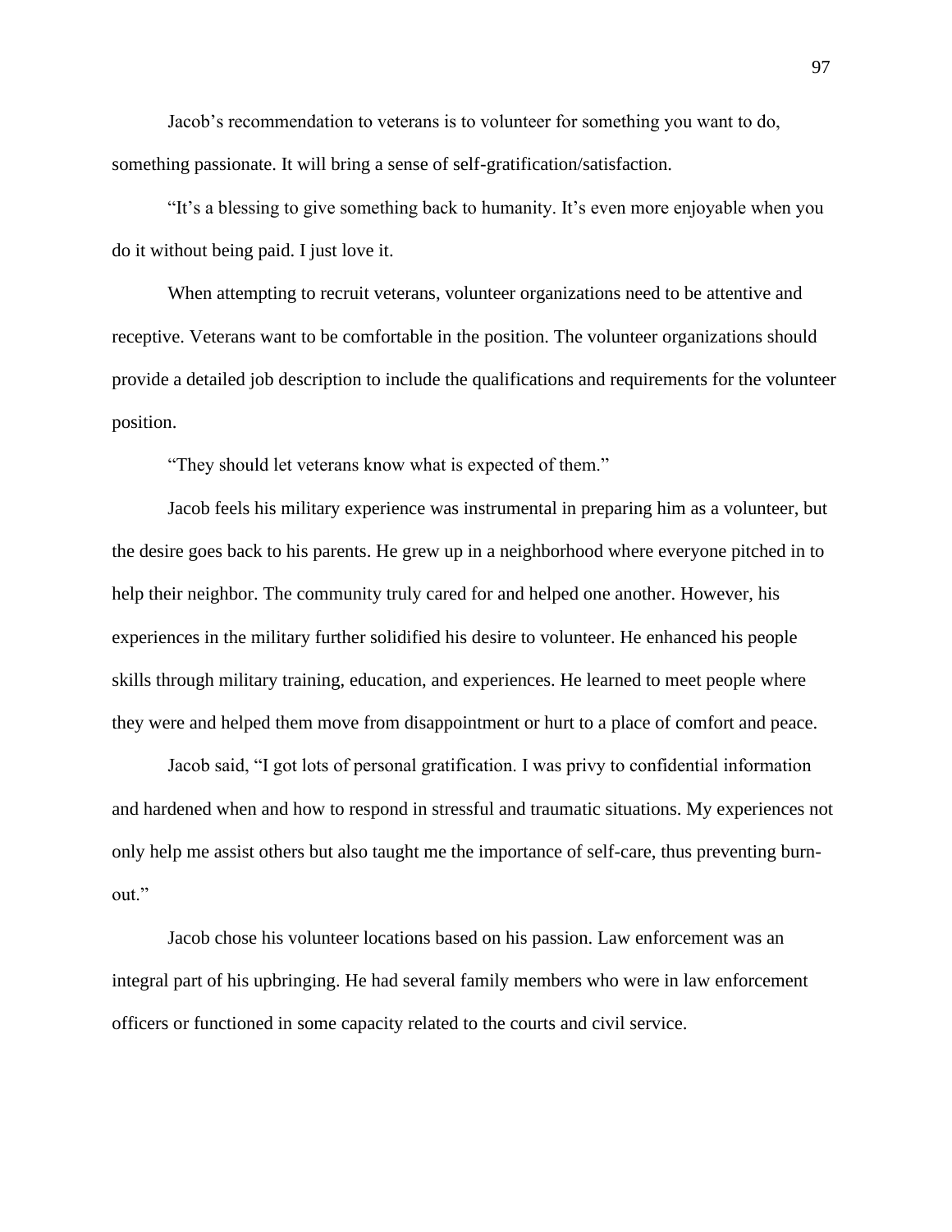Jacob's recommendation to veterans is to volunteer for something you want to do, something passionate. It will bring a sense of self-gratification/satisfaction.

"It's a blessing to give something back to humanity. It's even more enjoyable when you do it without being paid. I just love it.

When attempting to recruit veterans, volunteer organizations need to be attentive and receptive. Veterans want to be comfortable in the position. The volunteer organizations should provide a detailed job description to include the qualifications and requirements for the volunteer position.

"They should let veterans know what is expected of them."

Jacob feels his military experience was instrumental in preparing him as a volunteer, but the desire goes back to his parents. He grew up in a neighborhood where everyone pitched in to help their neighbor. The community truly cared for and helped one another. However, his experiences in the military further solidified his desire to volunteer. He enhanced his people skills through military training, education, and experiences. He learned to meet people where they were and helped them move from disappointment or hurt to a place of comfort and peace.

Jacob said, "I got lots of personal gratification. I was privy to confidential information and hardened when and how to respond in stressful and traumatic situations. My experiences not only help me assist others but also taught me the importance of self-care, thus preventing burn-out."

Jacob chose his volunteer locations based on his passion. Law enforcement was an integral part of his upbringing. He had several family members who were in law enforcement officers or functioned in some capacity related to the courts and civil service.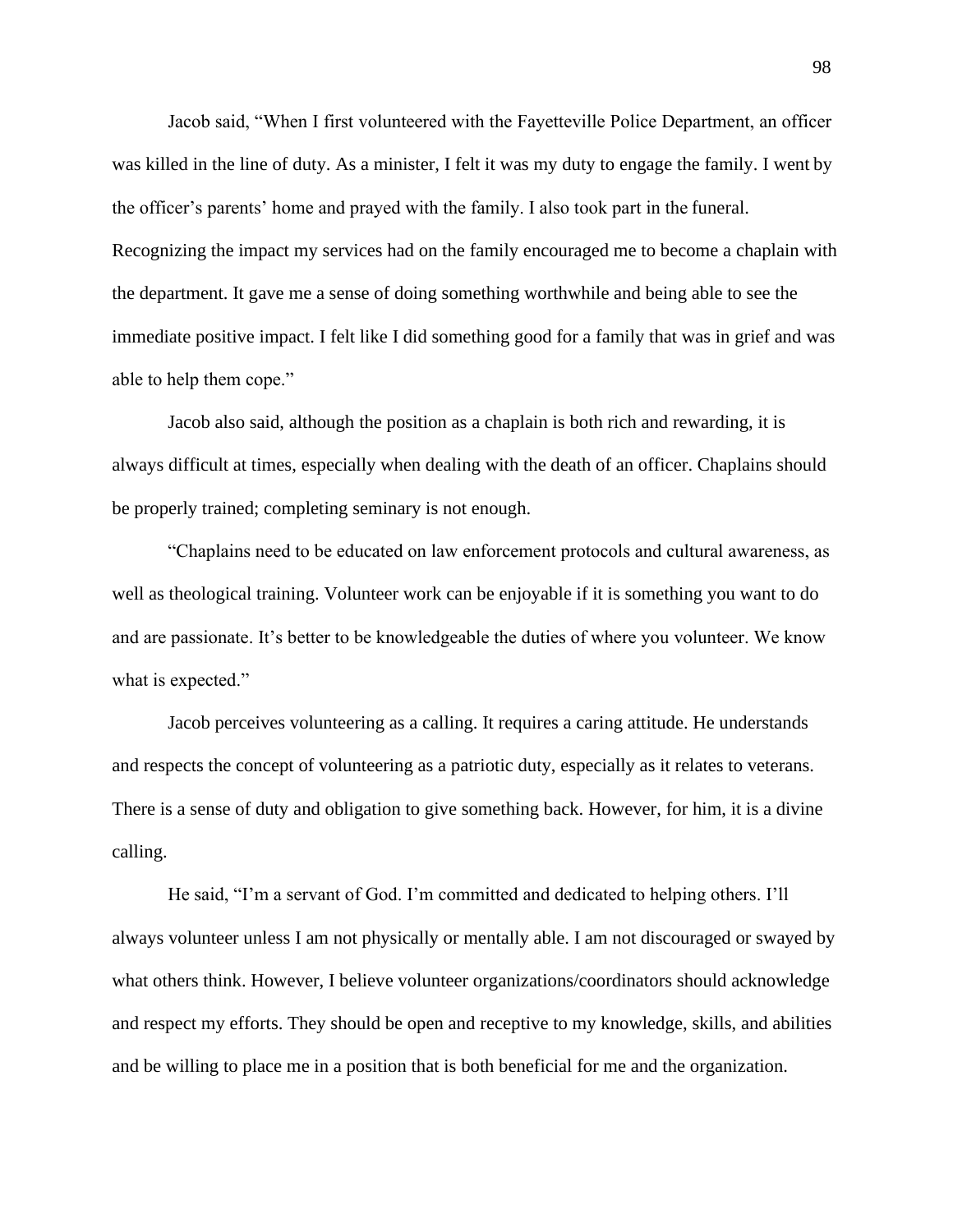Jacob said, "When I first volunteered with the Fayetteville Police Department, an officer was killed in the line of duty. As a minister, I felt it was my duty to engage the family. I went by the officer's parents' home and prayed with the family. I also took part in the funeral. Recognizing the impact my services had on the family encouraged me to become a chaplain with the department. It gave me a sense of doing something worthwhile and being able to see the immediate positive impact. I felt like I did something good for a family that was in grief and was able to help them cope."

Jacob also said, although the position as a chaplain is both rich and rewarding, it is always difficult at times, especially when dealing with the death of an officer. Chaplains should be properly trained; completing seminary is not enough.

"Chaplains need to be educated on law enforcement protocols and cultural awareness, as well as theological training. Volunteer work can be enjoyable if it is something you want to do and are passionate. It's better to be knowledgeable the duties of where you volunteer. We know what is expected."

Jacob perceives volunteering as a calling. It requires a caring attitude. He understands and respects the concept of volunteering as a patriotic duty, especially as it relates to veterans. There is a sense of duty and obligation to give something back. However, for him, it is a divine calling.

He said, "I'm a servant of God. I'm committed and dedicated to helping others. I'll always volunteer unless I am not physically or mentally able. I am not discouraged or swayed by what others think. However, I believe volunteer organizations/coordinators should acknowledge and respect my efforts. They should be open and receptive to my knowledge, skills, and abilities and be willing to place me in a position that is both beneficial for me and the organization.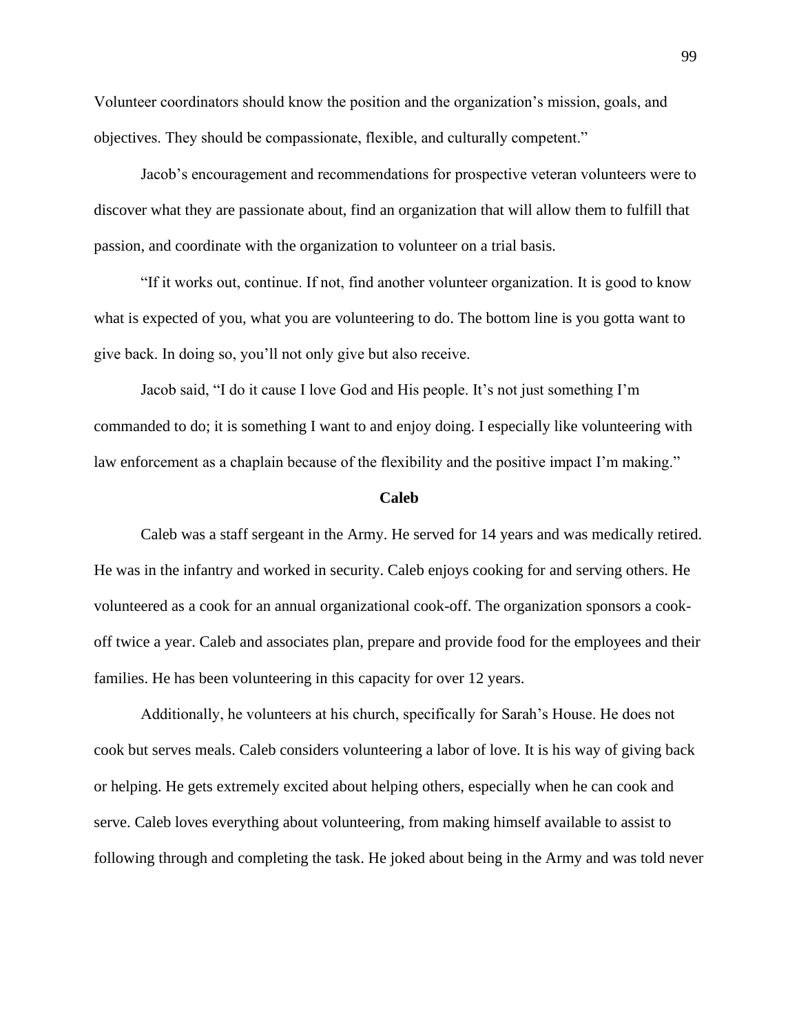Volunteer coordinators should know the position and the organization's mission, goals, and objectives. They should be compassionate, flexible, and culturally competent."

Jacob's encouragement and recommendations for prospective veteran volunteers were to discover what they are passionate about, find an organization that will allow them to fulfill that passion, and coordinate with the organization to volunteer on a trial basis.

"If it works out, continue. If not, find another volunteer organization. It is good to know what is expected of you, what you are volunteering to do. The bottom line is you gotta want to give back. In doing so, you'll not only give but also receive.

Jacob said, "I do it cause I love God and His people. It's not just something I'm commanded to do; it is something I want to and enjoy doing. I especially like volunteering with law enforcement as a chaplain because of the flexibility and the positive impact I'm making."

**Caleb**

Caleb was a staff sergeant in the Army. He served for 14 years and was medically retired. He was in the infantry and worked in security. Caleb enjoys cooking for and serving others. He volunteered as a cook for an annual organizational cook-off. The organization sponsors a cook-off twice a year. Caleb and associates plan, prepare and provide food for the employees and their families. He has been volunteering in this capacity for over 12 years.

Additionally, he volunteers at his church, specifically for Sarah's House. He does not cook but serves meals. Caleb considers volunteering a labor of love. It is his way of giving back or helping. He gets extremely excited about helping others, especially when he can cook and serve. Caleb loves everything about volunteering, from making himself available to assist to following through and completing the task. He joked about being in the Army and was told never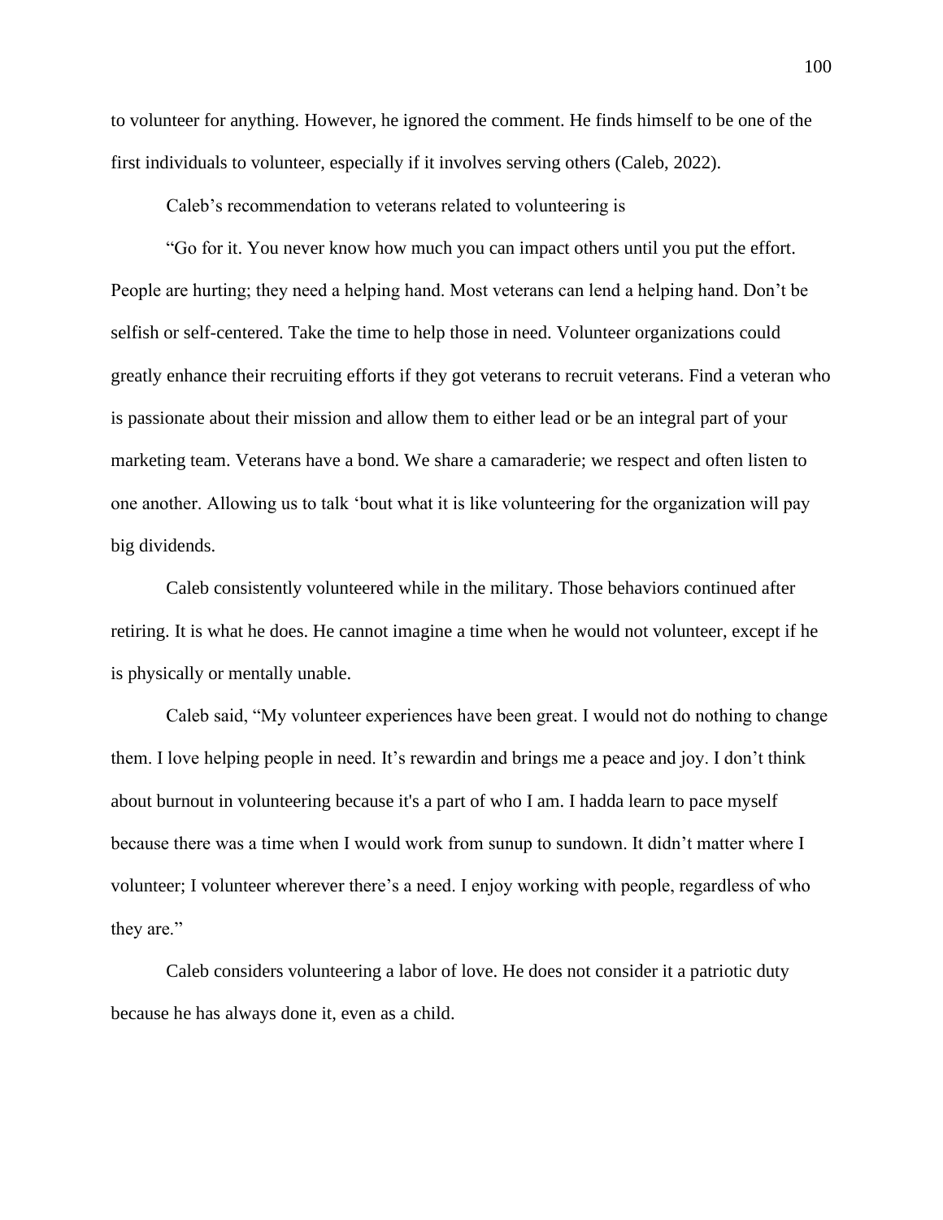to volunteer for anything. However, he ignored the comment. He finds himself to be one of the first individuals to volunteer, especially if it involves serving others (Caleb, 2022).

Caleb's recommendation to veterans related to volunteering is

"Go for it. You never know how much you can impact others until you put the effort. People are hurting; they need a helping hand. Most veterans can lend a helping hand. Don't be selfish or self-centered. Take the time to help those in need. Volunteer organizations could greatly enhance their recruiting efforts if they got veterans to recruit veterans. Find a veteran who is passionate about their mission and allow them to either lead or be an integral part of your marketing team. Veterans have a bond. We share a camaraderie; we respect and often listen to one another. Allowing us to talk 'bout what it is like volunteering for the organization will pay big dividends.

Caleb consistently volunteered while in the military. Those behaviors continued after retiring. It is what he does. He cannot imagine a time when he would not volunteer, except if he is physically or mentally unable.

Caleb said, "My volunteer experiences have been great. I would not do nothing to change them. I love helping people in need. It's rewardin and brings me a peace and joy. I don't think about burnout in volunteering because it's a part of who I am. I hadda learn to pace myself because there was a time when I would work from sunup to sundown. It didn't matter where I volunteer; I volunteer wherever there's a need. I enjoy working with people, regardless of who they are."

Caleb considers volunteering a labor of love. He does not consider it a patriotic duty because he has always done it, even as a child.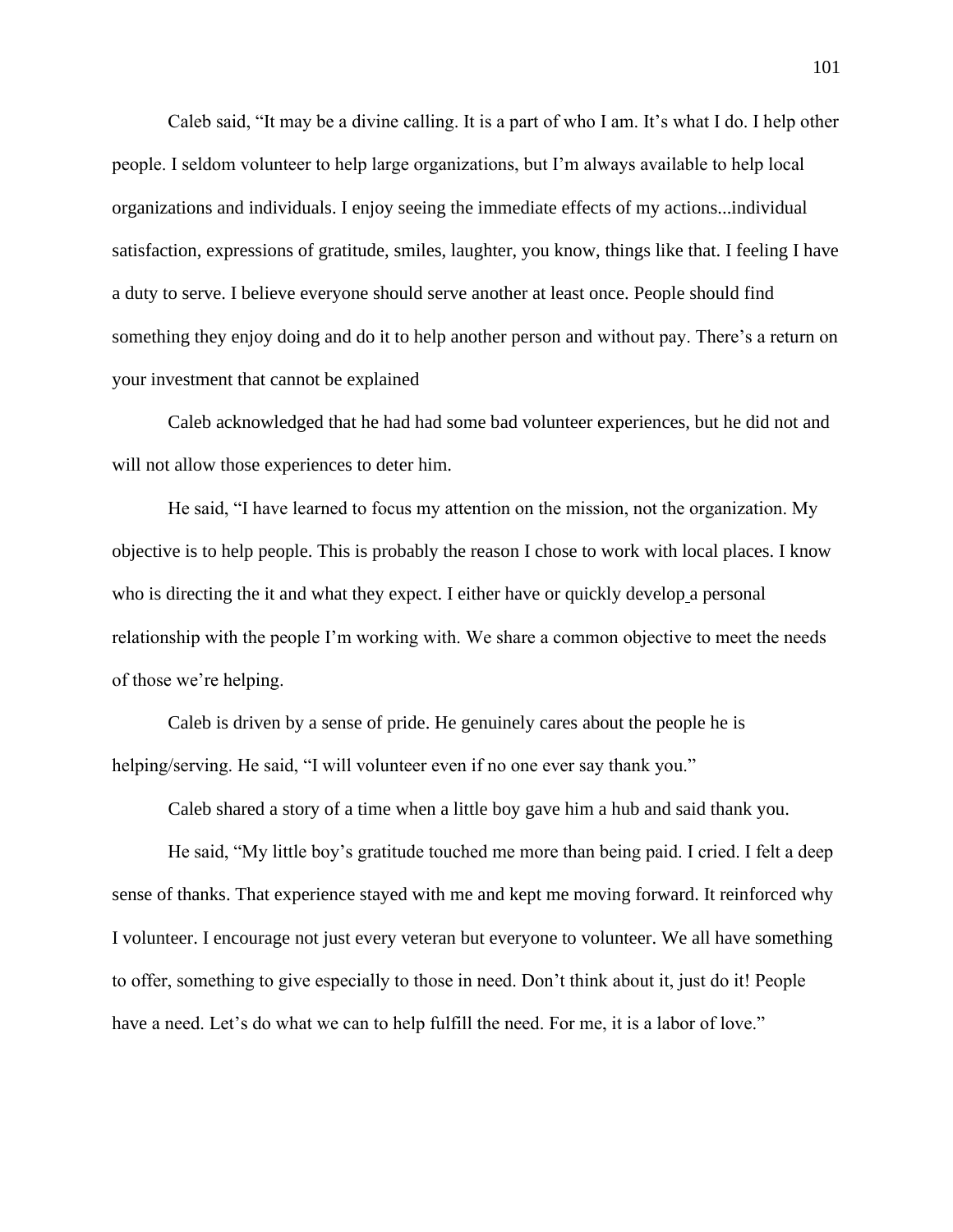Caleb said, "It may be a divine calling. It is a part of who I am. It's what I do. I help other people. I seldom volunteer to help large organizations, but I'm always available to help local organizations and individuals. I enjoy seeing the immediate effects of my actions...individual satisfaction, expressions of gratitude, smiles, laughter, you know, things like that. I feeling I have a duty to serve. I believe everyone should serve another at least once. People should find something they enjoy doing and do it to help another person and without pay. There's a return on your investment that cannot be explained

Caleb acknowledged that he had had some bad volunteer experiences, but he did not and will not allow those experiences to deter him.

He said, "I have learned to focus my attention on the mission, not the organization. My objective is to help people. This is probably the reason I chose to work with local places. I know who is directing the it and what they expect. I either have or quickly develop a personal relationship with the people I'm working with. We share a common objective to meet the needs of those we're helping.

Caleb is driven by a sense of pride. He genuinely cares about the people he is helping/serving. He said, "I will volunteer even if no one ever say thank you."

Caleb shared a story of a time when a little boy gave him a hub and said thank you.

He said, "My little boy's gratitude touched me more than being paid. I cried. I felt a deep sense of thanks. That experience stayed with me and kept me moving forward. It reinforced why I volunteer. I encourage not just every veteran but everyone to volunteer. We all have something to offer, something to give especially to those in need. Don't think about it, just do it! People have a need. Let's do what we can to help fulfill the need. For me, it is a labor of love."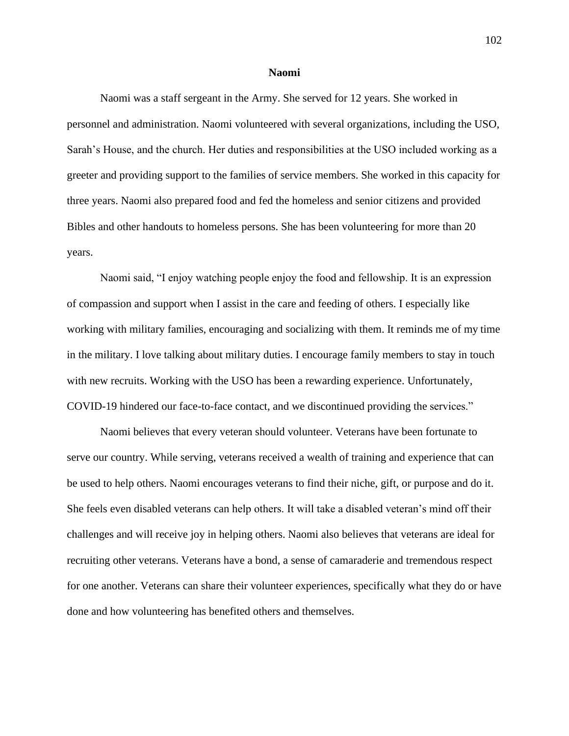## Naomi

Naomi was a staff sergeant in the Army. She served for 12 years. She worked in personnel and administration. Naomi volunteered with several organizations, including the USO, Sarah's House, and the church. Her duties and responsibilities at the USO included working as a greeter and providing support to the families of service members. She worked in this capacity for three years. Naomi also prepared food and fed the homeless and senior citizens and provided Bibles and other handouts to homeless persons. She has been volunteering for more than 20 years.

Naomi said, "I enjoy watching people enjoy the food and fellowship. It is an expression of compassion and support when I assist in the care and feeding of others. I especially like working with military families, encouraging and socializing with them. It reminds me of my time in the military. I love talking about military duties. I encourage family members to stay in touch with new recruits. Working with the USO has been a rewarding experience. Unfortunately, COVID-19 hindered our face-to-face contact, and we discontinued providing the services."

Naomi believes that every veteran should volunteer. Veterans have been fortunate to serve our country. While serving, veterans received a wealth of training and experience that can be used to help others. Naomi encourages veterans to find their niche, gift, or purpose and do it. She feels even disabled veterans can help others. It will take a disabled veteran's mind off their challenges and will receive joy in helping others. Naomi also believes that veterans are ideal for recruiting other veterans. Veterans have a bond, a sense of camaraderie and tremendous respect for one another. Veterans can share their volunteer experiences, specifically what they do or have done and how volunteering has benefited others and themselves.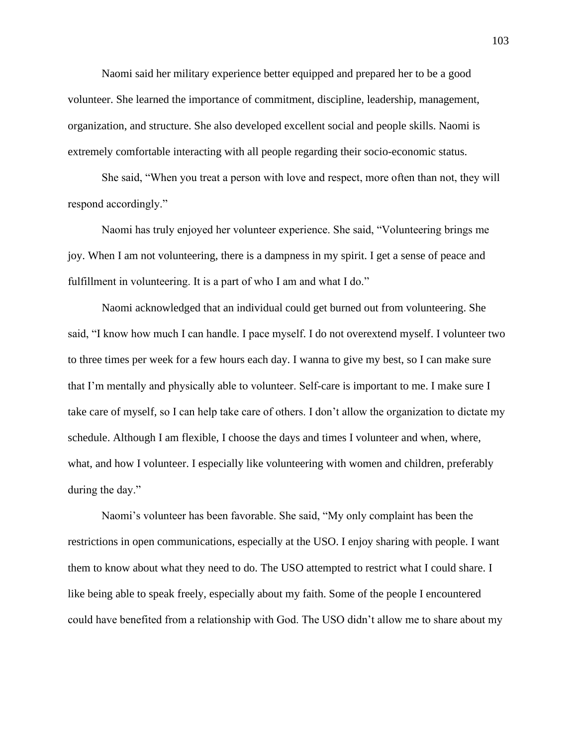Naomi said her military experience better equipped and prepared her to be a good volunteer. She learned the importance of commitment, discipline, leadership, management, organization, and structure. She also developed excellent social and people skills. Naomi is extremely comfortable interacting with all people regarding their socio-economic status.

She said, "When you treat a person with love and respect, more often than not, they will respond accordingly."

Naomi has truly enjoyed her volunteer experience. She said, "Volunteering brings me joy. When I am not volunteering, there is a dampness in my spirit. I get a sense of peace and fulfillment in volunteering. It is a part of who I am and what I do."

Naomi acknowledged that an individual could get burned out from volunteering. She said, "I know how much I can handle. I pace myself. I do not overextend myself. I volunteer two to three times per week for a few hours each day. I wanna to give my best, so I can make sure that I'm mentally and physically able to volunteer. Self-care is important to me. I make sure I take care of myself, so I can help take care of others. I don't allow the organization to dictate my schedule. Although I am flexible, I choose the days and times I volunteer and when, where, what, and how I volunteer. I especially like volunteering with women and children, preferably during the day."

Naomi's volunteer has been favorable. She said, "My only complaint has been the restrictions in open communications, especially at the USO. I enjoy sharing with people. I want them to know about what they need to do. The USO attempted to restrict what I could share. I like being able to speak freely, especially about my faith. Some of the people I encountered could have benefited from a relationship with God. The USO didn't allow me to share about my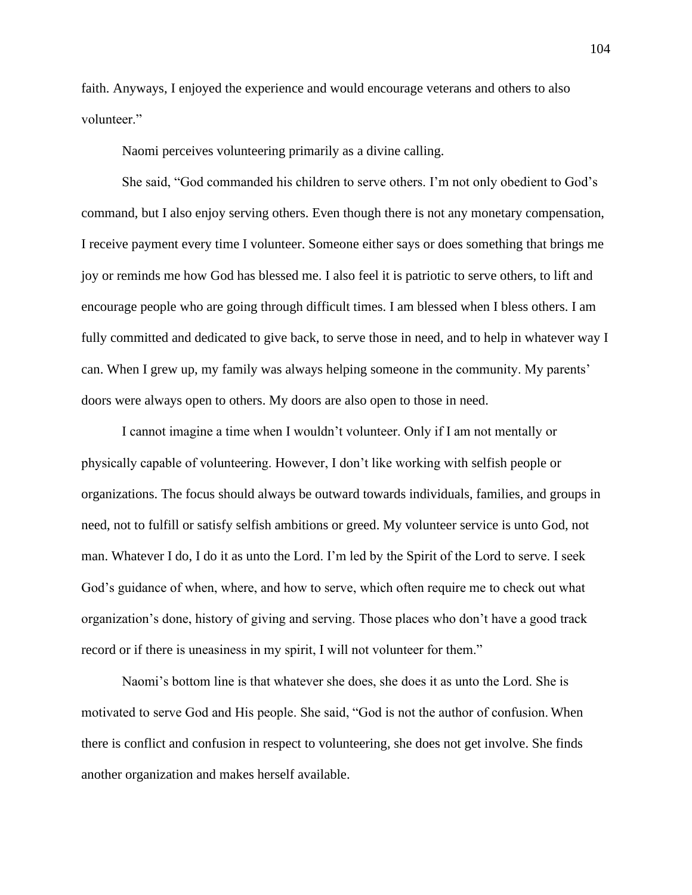faith. Anyways, I enjoyed the experience and would encourage veterans and others to also volunteer."

Naomi perceives volunteering primarily as a divine calling.

She said, "God commanded his children to serve others. I'm not only obedient to God's command, but I also enjoy serving others. Even though there is not any monetary compensation, I receive payment every time I volunteer. Someone either says or does something that brings me joy or reminds me how God has blessed me. I also feel it is patriotic to serve others, to lift and encourage people who are going through difficult times. I am blessed when I bless others. I am fully committed and dedicated to give back, to serve those in need, and to help in whatever way I can. When I grew up, my family was always helping someone in the community. My parents' doors were always open to others. My doors are also open to those in need.

I cannot imagine a time when I wouldn't volunteer. Only if I am not mentally or physically capable of volunteering. However, I don't like working with selfish people or organizations. The focus should always be outward towards individuals, families, and groups in need, not to fulfill or satisfy selfish ambitions or greed. My volunteer service is unto God, not man. Whatever I do, I do it as unto the Lord. I'm led by the Spirit of the Lord to serve. I seek God's guidance of when, where, and how to serve, which often require me to check out what organization's done, history of giving and serving. Those places who don't have a good track record or if there is uneasiness in my spirit, I will not volunteer for them."

Naomi's bottom line is that whatever she does, she does it as unto the Lord. She is motivated to serve God and His people. She said, "God is not the author of confusion. When there is conflict and confusion in respect to volunteering, she does not get involve. She finds another organization and makes herself available.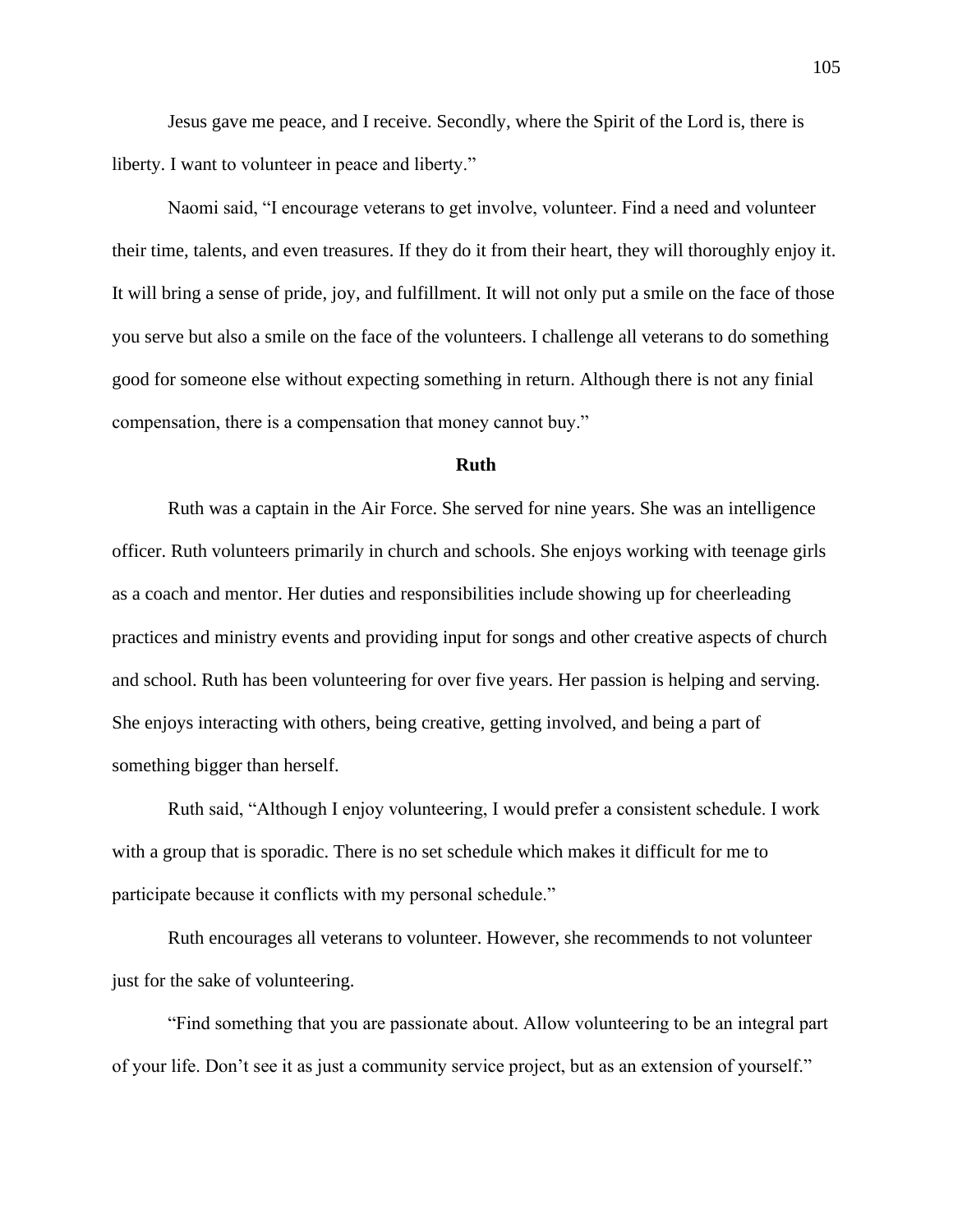Jesus gave me peace, and I receive. Secondly, where the Spirit of the Lord is, there is liberty. I want to volunteer in peace and liberty."

Naomi said, "I encourage veterans to get involve, volunteer. Find a need and volunteer their time, talents, and even treasures. If they do it from their heart, they will thoroughly enjoy it. It will bring a sense of pride, joy, and fulfillment. It will not only put a smile on the face of those you serve but also a smile on the face of the volunteers. I challenge all veterans to do something good for someone else without expecting something in return. Although there is not any finial compensation, there is a compensation that money cannot buy."

**Ruth**

Ruth was a captain in the Air Force. She served for nine years. She was an intelligence officer. Ruth volunteers primarily in church and schools. She enjoys working with teenage girls as a coach and mentor. Her duties and responsibilities include showing up for cheerleading practices and ministry events and providing input for songs and other creative aspects of church and school. Ruth has been volunteering for over five years. Her passion is helping and serving. She enjoys interacting with others, being creative, getting involved, and being a part of something bigger than herself.

Ruth said, "Although I enjoy volunteering, I would prefer a consistent schedule. I work with a group that is sporadic. There is no set schedule which makes it difficult for me to participate because it conflicts with my personal schedule."

Ruth encourages all veterans to volunteer. However, she recommends to not volunteer just for the sake of volunteering.

"Find something that you are passionate about. Allow volunteering to be an integral part of your life. Don't see it as just a community service project, but as an extension of yourself."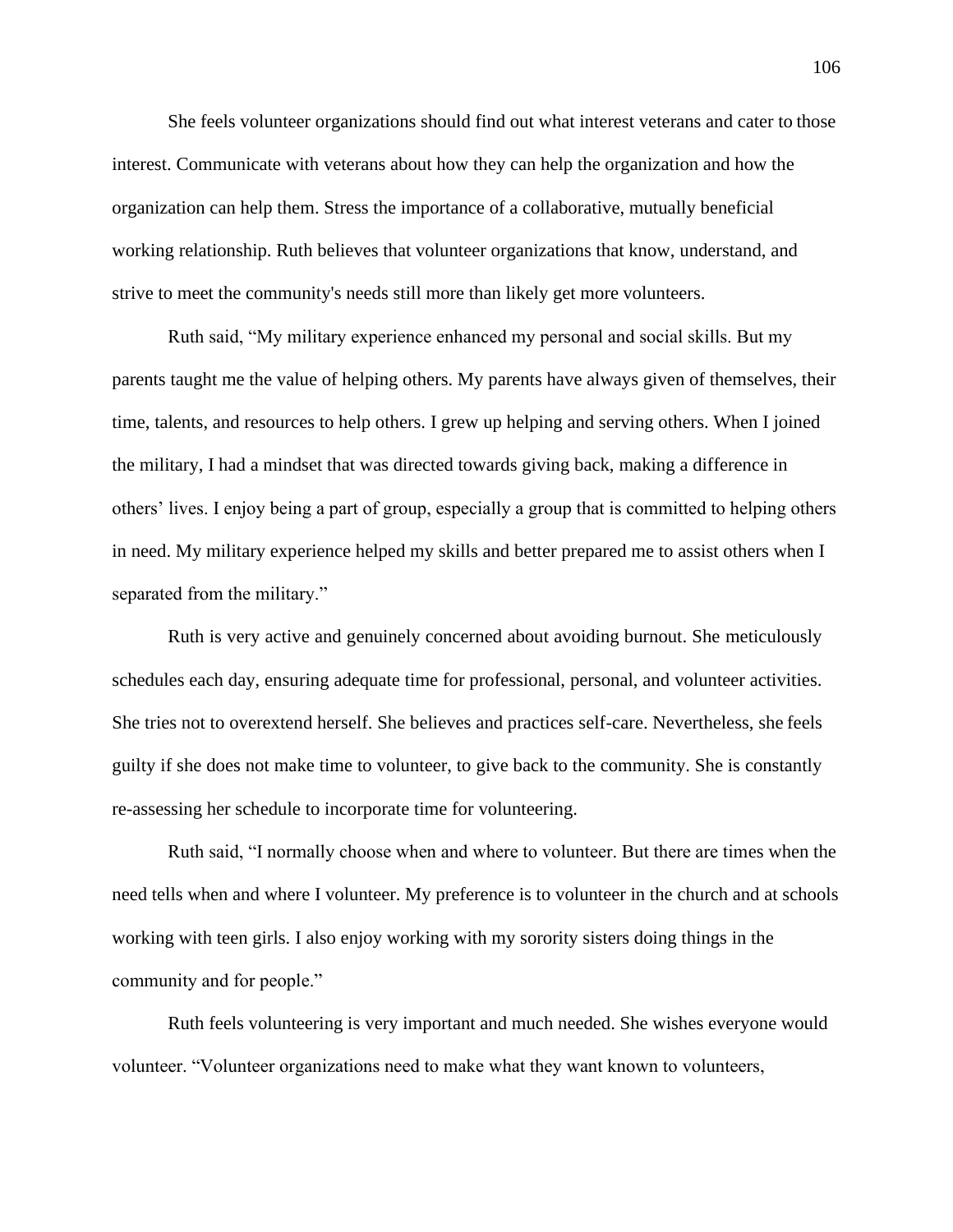She feels volunteer organizations should find out what interest veterans and cater to those interest. Communicate with veterans about how they can help the organization and how the organization can help them. Stress the importance of a collaborative, mutually beneficial working relationship. Ruth believes that volunteer organizations that know, understand, and strive to meet the community's needs still more than likely get more volunteers.

Ruth said, "My military experience enhanced my personal and social skills. But my parents taught me the value of helping others. My parents have always given of themselves, their time, talents, and resources to help others. I grew up helping and serving others. When I joined the military, I had a mindset that was directed towards giving back, making a difference in others' lives. I enjoy being a part of group, especially a group that is committed to helping others in need. My military experience helped my skills and better prepared me to assist others when I separated from the military."

Ruth is very active and genuinely concerned about avoiding burnout. She meticulously schedules each day, ensuring adequate time for professional, personal, and volunteer activities. She tries not to overextend herself. She believes and practices self-care. Nevertheless, she feels guilty if she does not make time to volunteer, to give back to the community. She is constantly re-assessing her schedule to incorporate time for volunteering.

Ruth said, "I normally choose when and where to volunteer. But there are times when the need tells when and where I volunteer. My preference is to volunteer in the church and at schools working with teen girls. I also enjoy working with my sorority sisters doing things in the community and for people."

Ruth feels volunteering is very important and much needed. She wishes everyone would volunteer. "Volunteer organizations need to make what they want known to volunteers,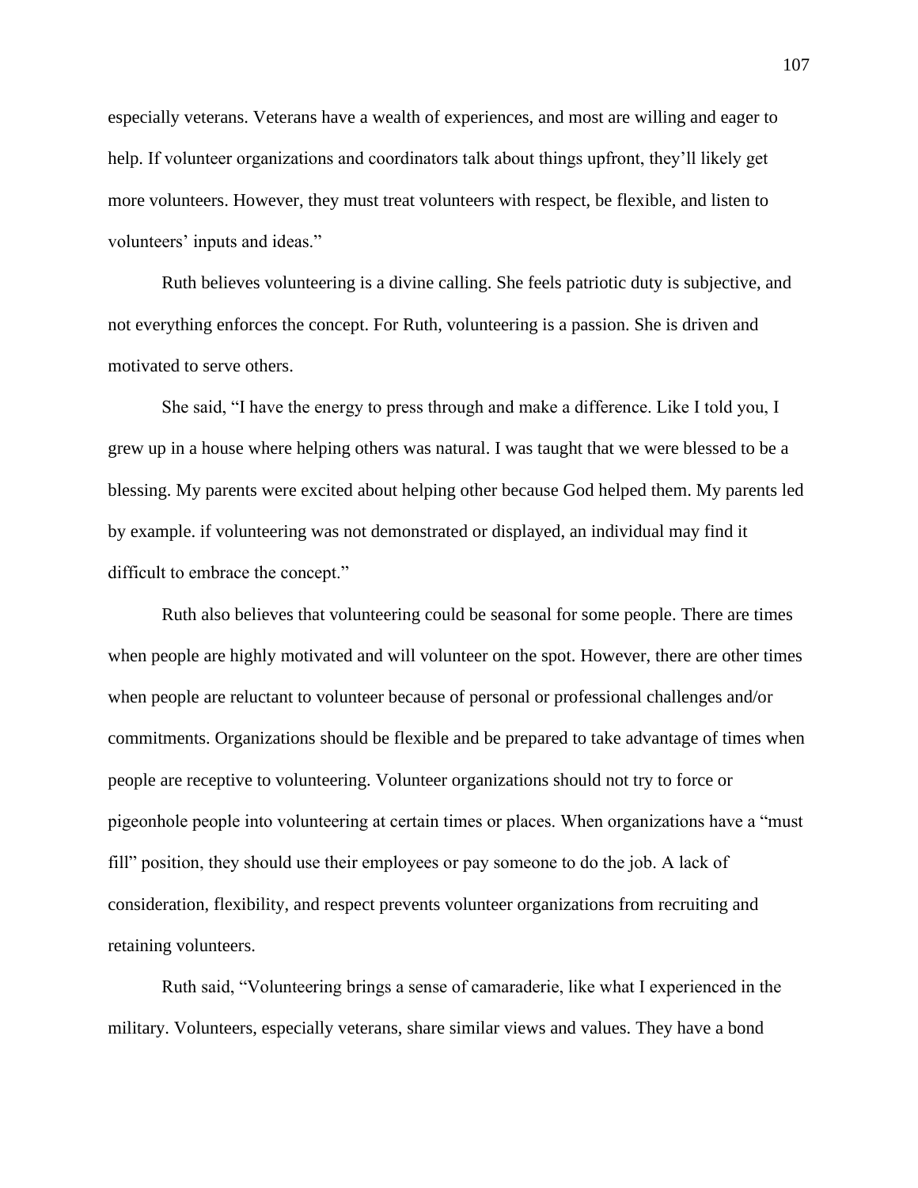especially veterans. Veterans have a wealth of experiences, and most are willing and eager to help. If volunteer organizations and coordinators talk about things upfront, they'll likely get more volunteers. However, they must treat volunteers with respect, be flexible, and listen to volunteers' inputs and ideas."

Ruth believes volunteering is a divine calling. She feels patriotic duty is subjective, and not everything enforces the concept. For Ruth, volunteering is a passion. She is driven and motivated to serve others.

She said, "I have the energy to press through and make a difference. Like I told you, I grew up in a house where helping others was natural. I was taught that we were blessed to be a blessing. My parents were excited about helping other because God helped them. My parents led by example. if volunteering was not demonstrated or displayed, an individual may find it difficult to embrace the concept."

Ruth also believes that volunteering could be seasonal for some people. There are times when people are highly motivated and will volunteer on the spot. However, there are other times when people are reluctant to volunteer because of personal or professional challenges and/or commitments. Organizations should be flexible and be prepared to take advantage of times when people are receptive to volunteering. Volunteer organizations should not try to force or pigeonhole people into volunteering at certain times or places. When organizations have a "must fill" position, they should use their employees or pay someone to do the job. A lack of consideration, flexibility, and respect prevents volunteer organizations from recruiting and retaining volunteers.

Ruth said, "Volunteering brings a sense of camaraderie, like what I experienced in the military. Volunteers, especially veterans, share similar views and values. They have a bond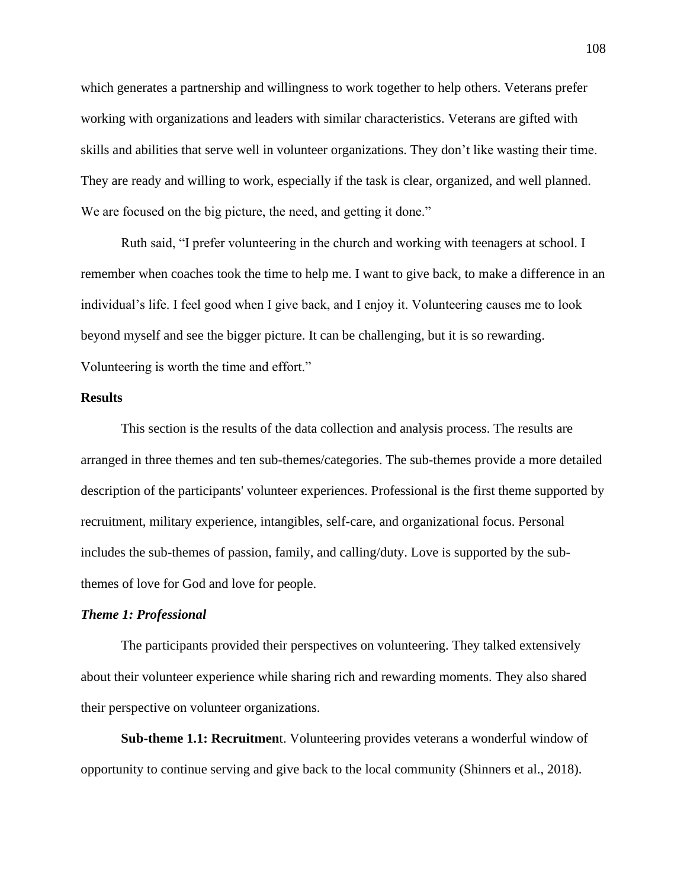which generates a partnership and willingness to work together to help others. Veterans prefer working with organizations and leaders with similar characteristics. Veterans are gifted with skills and abilities that serve well in volunteer organizations. They don't like wasting their time. They are ready and willing to work, especially if the task is clear, organized, and well planned. We are focused on the big picture, the need, and getting it done."

Ruth said, "I prefer volunteering in the church and working with teenagers at school. I remember when coaches took the time to help me. I want to give back, to make a difference in an individual's life. I feel good when I give back, and I enjoy it. Volunteering causes me to look beyond myself and see the bigger picture. It can be challenging, but it is so rewarding. Volunteering is worth the time and effort."

## Results

This section is the results of the data collection and analysis process. The results are arranged in three themes and ten sub-themes/categories. The sub-themes provide a more detailed description of the participants' volunteer experiences. Professional is the first theme supported by recruitment, military experience, intangibles, self-care, and organizational focus. Personal includes the sub-themes of passion, family, and calling/duty. Love is supported by the sub-themes of love for God and love for people.

### *Theme 1: Professional*

The participants provided their perspectives on volunteering. They talked extensively about their volunteer experience while sharing rich and rewarding moments. They also shared their perspective on volunteer organizations.

**Sub-theme 1.1: Recruitmen**t. Volunteering provides veterans a wonderful window of opportunity to continue serving and give back to the local community (Shinners et al., 2018).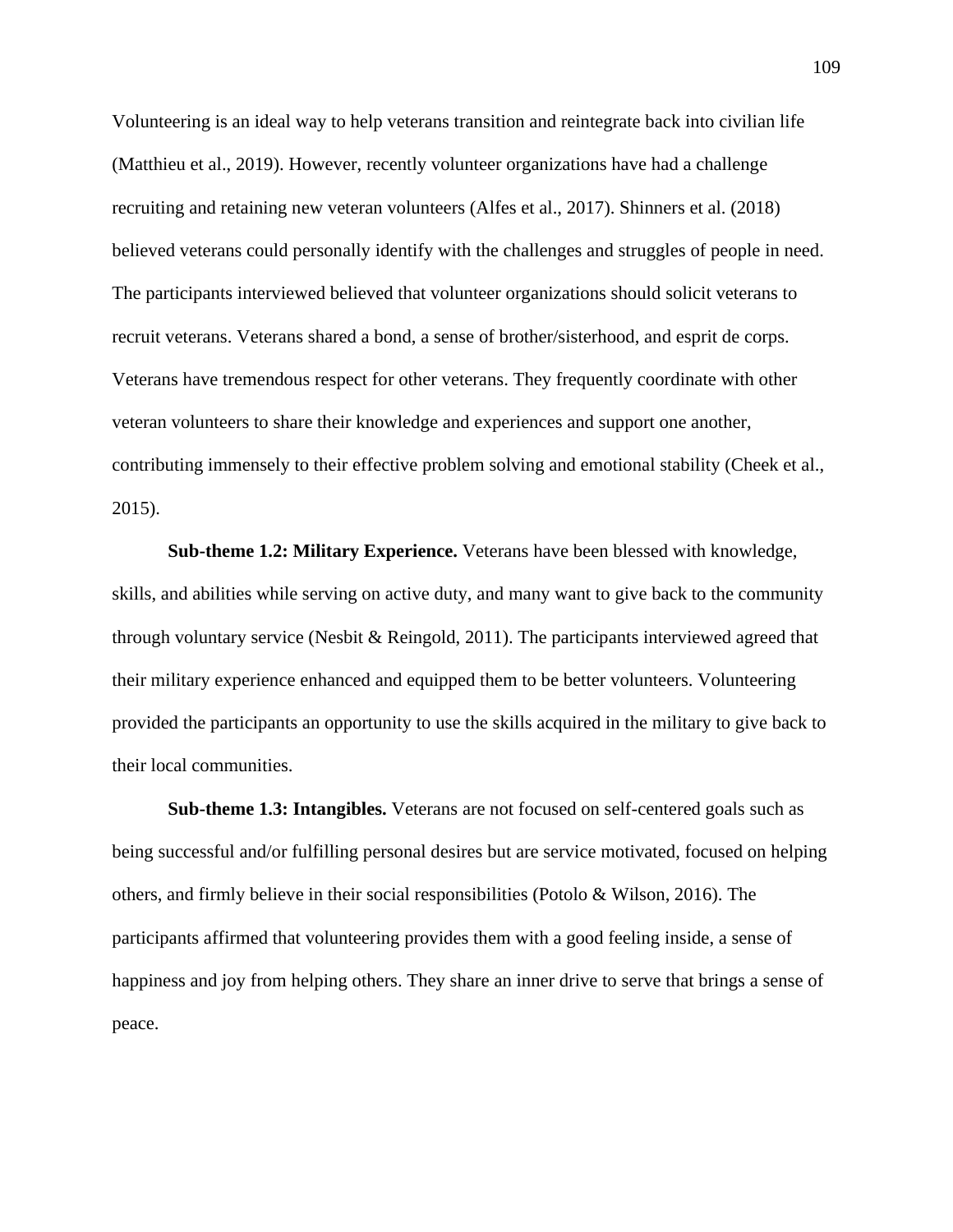Volunteering is an ideal way to help veterans transition and reintegrate back into civilian life (Matthieu et al., 2019). However, recently volunteer organizations have had a challenge recruiting and retaining new veteran volunteers (Alfes et al., 2017). Shinners et al. (2018) believed veterans could personally identify with the challenges and struggles of people in need. The participants interviewed believed that volunteer organizations should solicit veterans to recruit veterans. Veterans shared a bond, a sense of brother/sisterhood, and esprit de corps. Veterans have tremendous respect for other veterans. They frequently coordinate with other veteran volunteers to share their knowledge and experiences and support one another, contributing immensely to their effective problem solving and emotional stability (Cheek et al., 2015).

**Sub-theme 1.2: Military Experience.** Veterans have been blessed with knowledge, skills, and abilities while serving on active duty, and many want to give back to the community through voluntary service (Nesbit & Reingold, 2011). The participants interviewed agreed that their military experience enhanced and equipped them to be better volunteers. Volunteering provided the participants an opportunity to use the skills acquired in the military to give back to their local communities.

**Sub-theme 1.3: Intangibles.** Veterans are not focused on self-centered goals such as being successful and/or fulfilling personal desires but are service motivated, focused on helping others, and firmly believe in their social responsibilities (Potolo & Wilson, 2016). The participants affirmed that volunteering provides them with a good feeling inside, a sense of happiness and joy from helping others. They share an inner drive to serve that brings a sense of peace.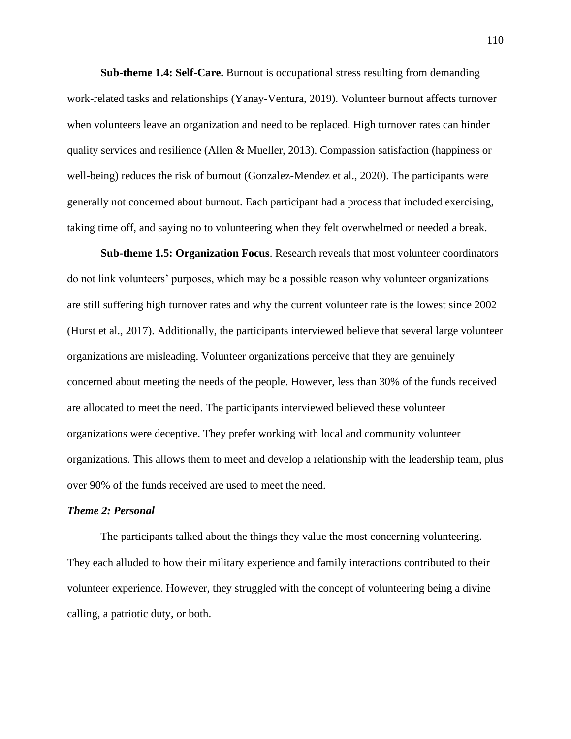**Sub-theme 1.4: Self-Care.** Burnout is occupational stress resulting from demanding work-related tasks and relationships (Yanay-Ventura, 2019). Volunteer burnout affects turnover when volunteers leave an organization and need to be replaced. High turnover rates can hinder quality services and resilience (Allen & Mueller, 2013). Compassion satisfaction (happiness or well-being) reduces the risk of burnout (Gonzalez-Mendez et al., 2020). The participants were generally not concerned about burnout. Each participant had a process that included exercising, taking time off, and saying no to volunteering when they felt overwhelmed or needed a break.

**Sub-theme 1.5: Organization Focus**. Research reveals that most volunteer coordinators do not link volunteers' purposes, which may be a possible reason why volunteer organizations are still suffering high turnover rates and why the current volunteer rate is the lowest since 2002 (Hurst et al., 2017). Additionally, the participants interviewed believe that several large volunteer organizations are misleading. Volunteer organizations perceive that they are genuinely concerned about meeting the needs of the people. However, less than 30% of the funds received are allocated to meet the need. The participants interviewed believed these volunteer organizations were deceptive. They prefer working with local and community volunteer organizations. This allows them to meet and develop a relationship with the leadership team, plus over 90% of the funds received are used to meet the need.

### *Theme 2: Personal*

The participants talked about the things they value the most concerning volunteering. They each alluded to how their military experience and family interactions contributed to their volunteer experience. However, they struggled with the concept of volunteering being a divine calling, a patriotic duty, or both.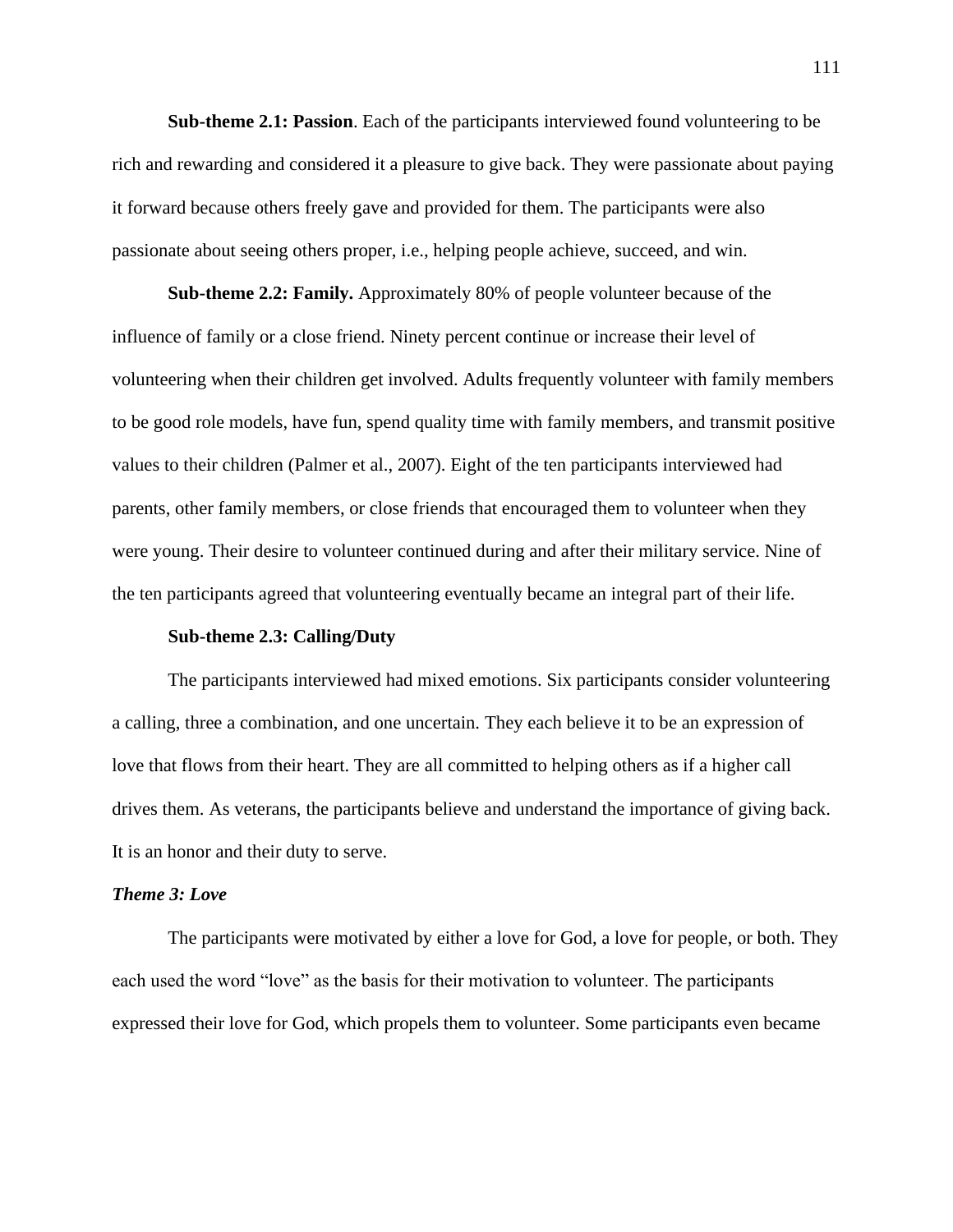**Sub-theme 2.1: Passion**. Each of the participants interviewed found volunteering to be rich and rewarding and considered it a pleasure to give back. They were passionate about paying it forward because others freely gave and provided for them. The participants were also passionate about seeing others proper, i.e., helping people achieve, succeed, and win.

**Sub-theme 2.2: Family.** Approximately 80% of people volunteer because of the influence of family or a close friend. Ninety percent continue or increase their level of volunteering when their children get involved. Adults frequently volunteer with family members to be good role models, have fun, spend quality time with family members, and transmit positive values to their children (Palmer et al., 2007). Eight of the ten participants interviewed had parents, other family members, or close friends that encouraged them to volunteer when they were young. Their desire to volunteer continued during and after their military service. Nine of the ten participants agreed that volunteering eventually became an integral part of their life.

**Sub-theme 2.3: Calling/Duty**

The participants interviewed had mixed emotions. Six participants consider volunteering a calling, three a combination, and one uncertain. They each believe it to be an expression of love that flows from their heart. They are all committed to helping others as if a higher call drives them. As veterans, the participants believe and understand the importance of giving back. It is an honor and their duty to serve.

***Theme 3: Love***

The participants were motivated by either a love for God, a love for people, or both. They each used the word "love" as the basis for their motivation to volunteer. The participants expressed their love for God, which propels them to volunteer. Some participants even became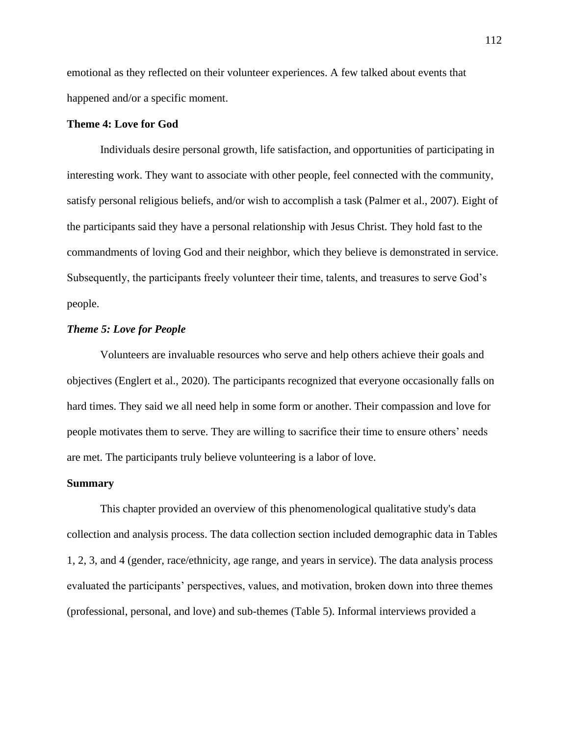emotional as they reflected on their volunteer experiences. A few talked about events that happened and/or a specific moment.

### Theme 4: Love for God

Individuals desire personal growth, life satisfaction, and opportunities of participating in interesting work. They want to associate with other people, feel connected with the community, satisfy personal religious beliefs, and/or wish to accomplish a task (Palmer et al., 2007). Eight of the participants said they have a personal relationship with Jesus Christ. They hold fast to the commandments of loving God and their neighbor, which they believe is demonstrated in service. Subsequently, the participants freely volunteer their time, talents, and treasures to serve God's people.

#### *Theme 5: Love for People*

Volunteers are invaluable resources who serve and help others achieve their goals and objectives (Englert et al., 2020). The participants recognized that everyone occasionally falls on hard times. They said we all need help in some form or another. Their compassion and love for people motivates them to serve. They are willing to sacrifice their time to ensure others' needs are met. The participants truly believe volunteering is a labor of love.

### Summary

This chapter provided an overview of this phenomenological qualitative study's data collection and analysis process. The data collection section included demographic data in Tables 1, 2, 3, and 4 (gender, race/ethnicity, age range, and years in service). The data analysis process evaluated the participants' perspectives, values, and motivation, broken down into three themes (professional, personal, and love) and sub-themes (Table 5). Informal interviews provided a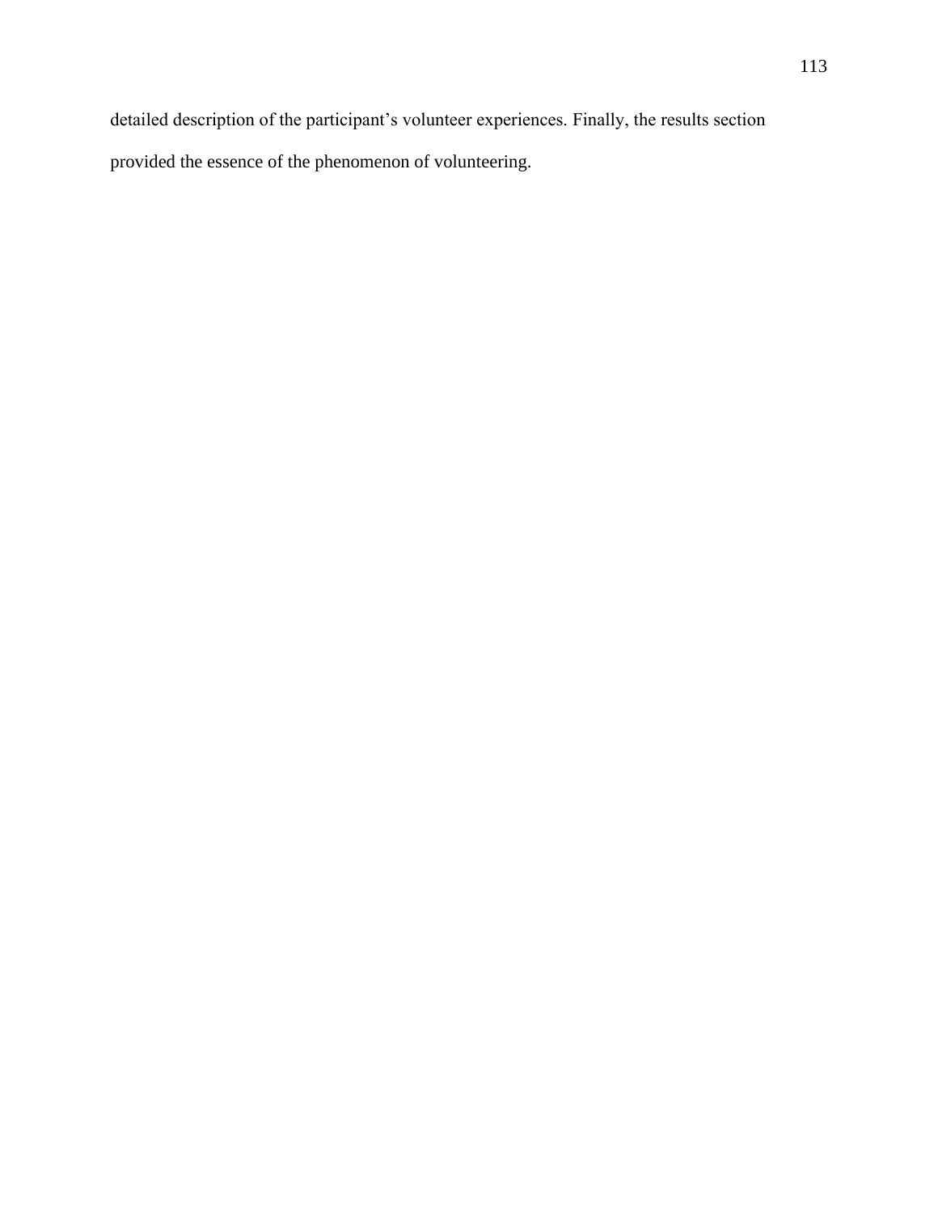detailed description of the participant's volunteer experiences. Finally, the results section provided the essence of the phenomenon of volunteering.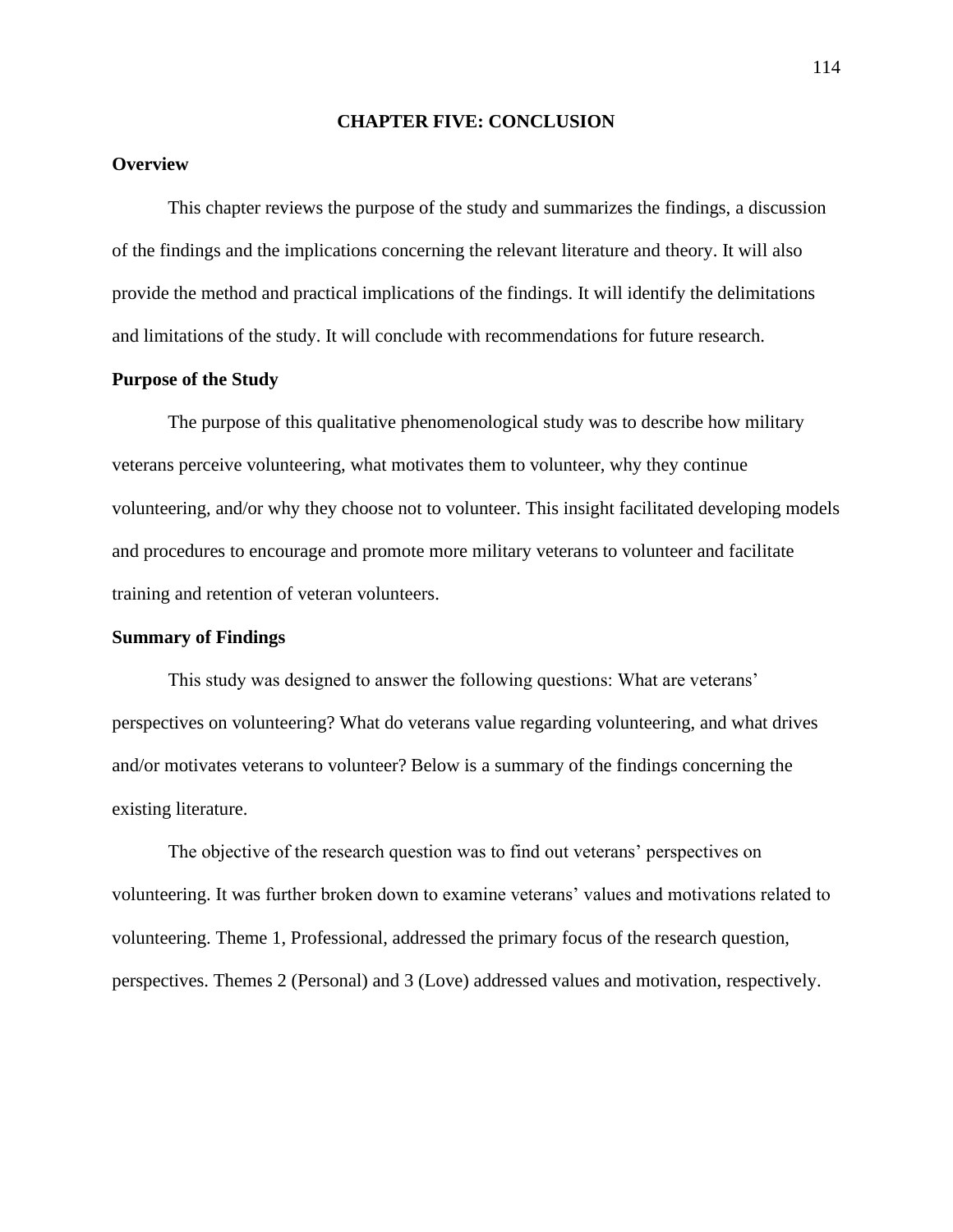# CHAPTER FIVE: CONCLUSION

## Overview

This chapter reviews the purpose of the study and summarizes the findings, a discussion of the findings and the implications concerning the relevant literature and theory. It will also provide the method and practical implications of the findings. It will identify the delimitations and limitations of the study. It will conclude with recommendations for future research.

## Purpose of the Study

The purpose of this qualitative phenomenological study was to describe how military veterans perceive volunteering, what motivates them to volunteer, why they continue volunteering, and/or why they choose not to volunteer. This insight facilitated developing models and procedures to encourage and promote more military veterans to volunteer and facilitate training and retention of veteran volunteers.

## Summary of Findings

This study was designed to answer the following questions: What are veterans' perspectives on volunteering? What do veterans value regarding volunteering, and what drives and/or motivates veterans to volunteer? Below is a summary of the findings concerning the existing literature.

The objective of the research question was to find out veterans' perspectives on volunteering. It was further broken down to examine veterans' values and motivations related to volunteering. Theme 1, Professional, addressed the primary focus of the research question, perspectives. Themes 2 (Personal) and 3 (Love) addressed values and motivation, respectively.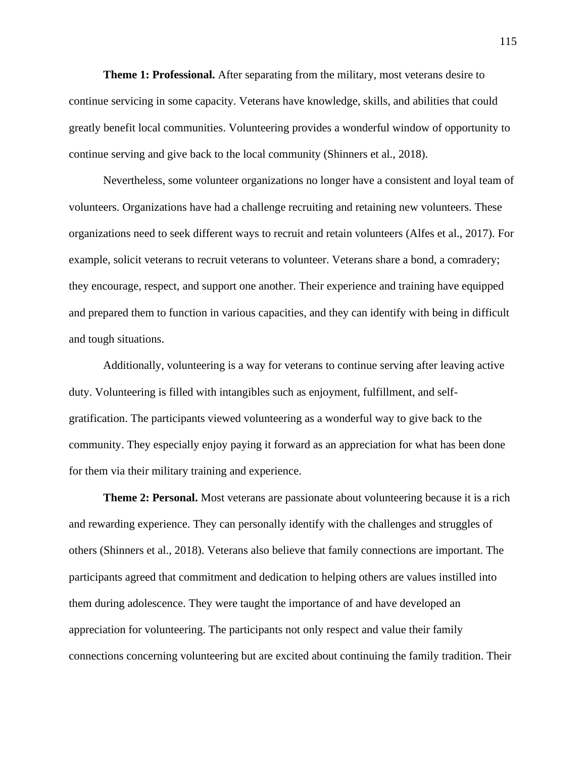**Theme 1: Professional.** After separating from the military, most veterans desire to continue servicing in some capacity. Veterans have knowledge, skills, and abilities that could greatly benefit local communities. Volunteering provides a wonderful window of opportunity to continue serving and give back to the local community (Shinners et al., 2018).

Nevertheless, some volunteer organizations no longer have a consistent and loyal team of volunteers. Organizations have had a challenge recruiting and retaining new volunteers. These organizations need to seek different ways to recruit and retain volunteers (Alfes et al., 2017). For example, solicit veterans to recruit veterans to volunteer. Veterans share a bond, a comradery; they encourage, respect, and support one another. Their experience and training have equipped and prepared them to function in various capacities, and they can identify with being in difficult and tough situations.

Additionally, volunteering is a way for veterans to continue serving after leaving active duty. Volunteering is filled with intangibles such as enjoyment, fulfillment, and self-gratification. The participants viewed volunteering as a wonderful way to give back to the community. They especially enjoy paying it forward as an appreciation for what has been done for them via their military training and experience.

**Theme 2: Personal.** Most veterans are passionate about volunteering because it is a rich and rewarding experience. They can personally identify with the challenges and struggles of others (Shinners et al., 2018). Veterans also believe that family connections are important. The participants agreed that commitment and dedication to helping others are values instilled into them during adolescence. They were taught the importance of and have developed an appreciation for volunteering. The participants not only respect and value their family connections concerning volunteering but are excited about continuing the family tradition. Their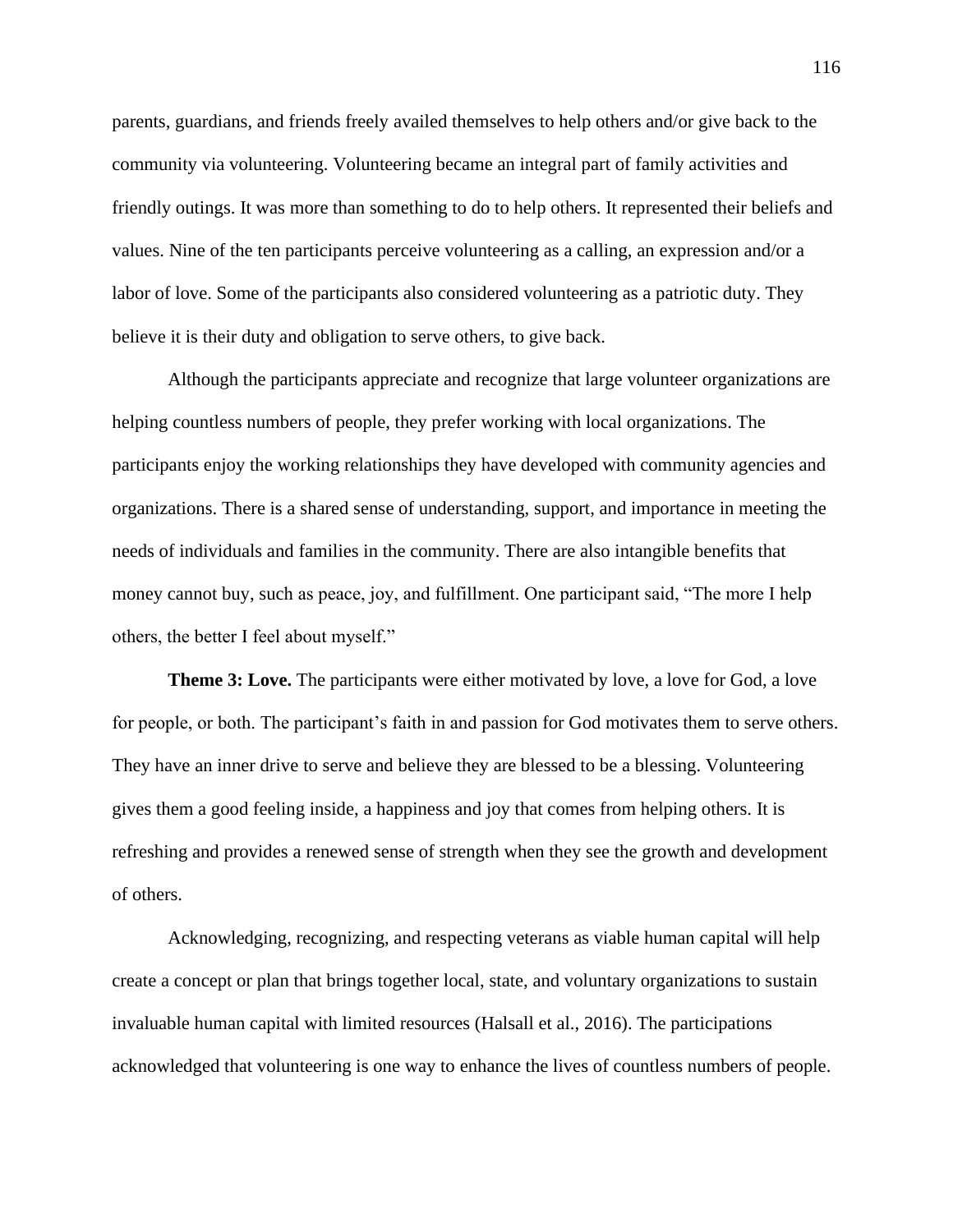parents, guardians, and friends freely availed themselves to help others and/or give back to the community via volunteering. Volunteering became an integral part of family activities and friendly outings. It was more than something to do to help others. It represented their beliefs and values. Nine of the ten participants perceive volunteering as a calling, an expression and/or a labor of love. Some of the participants also considered volunteering as a patriotic duty. They believe it is their duty and obligation to serve others, to give back.

Although the participants appreciate and recognize that large volunteer organizations are helping countless numbers of people, they prefer working with local organizations. The participants enjoy the working relationships they have developed with community agencies and organizations. There is a shared sense of understanding, support, and importance in meeting the needs of individuals and families in the community. There are also intangible benefits that money cannot buy, such as peace, joy, and fulfillment. One participant said, "The more I help others, the better I feel about myself."

**Theme 3: Love.** The participants were either motivated by love, a love for God, a love for people, or both. The participant's faith in and passion for God motivates them to serve others. They have an inner drive to serve and believe they are blessed to be a blessing. Volunteering gives them a good feeling inside, a happiness and joy that comes from helping others. It is refreshing and provides a renewed sense of strength when they see the growth and development of others.

Acknowledging, recognizing, and respecting veterans as viable human capital will help create a concept or plan that brings together local, state, and voluntary organizations to sustain invaluable human capital with limited resources (Halsall et al., 2016). The participations acknowledged that volunteering is one way to enhance the lives of countless numbers of people.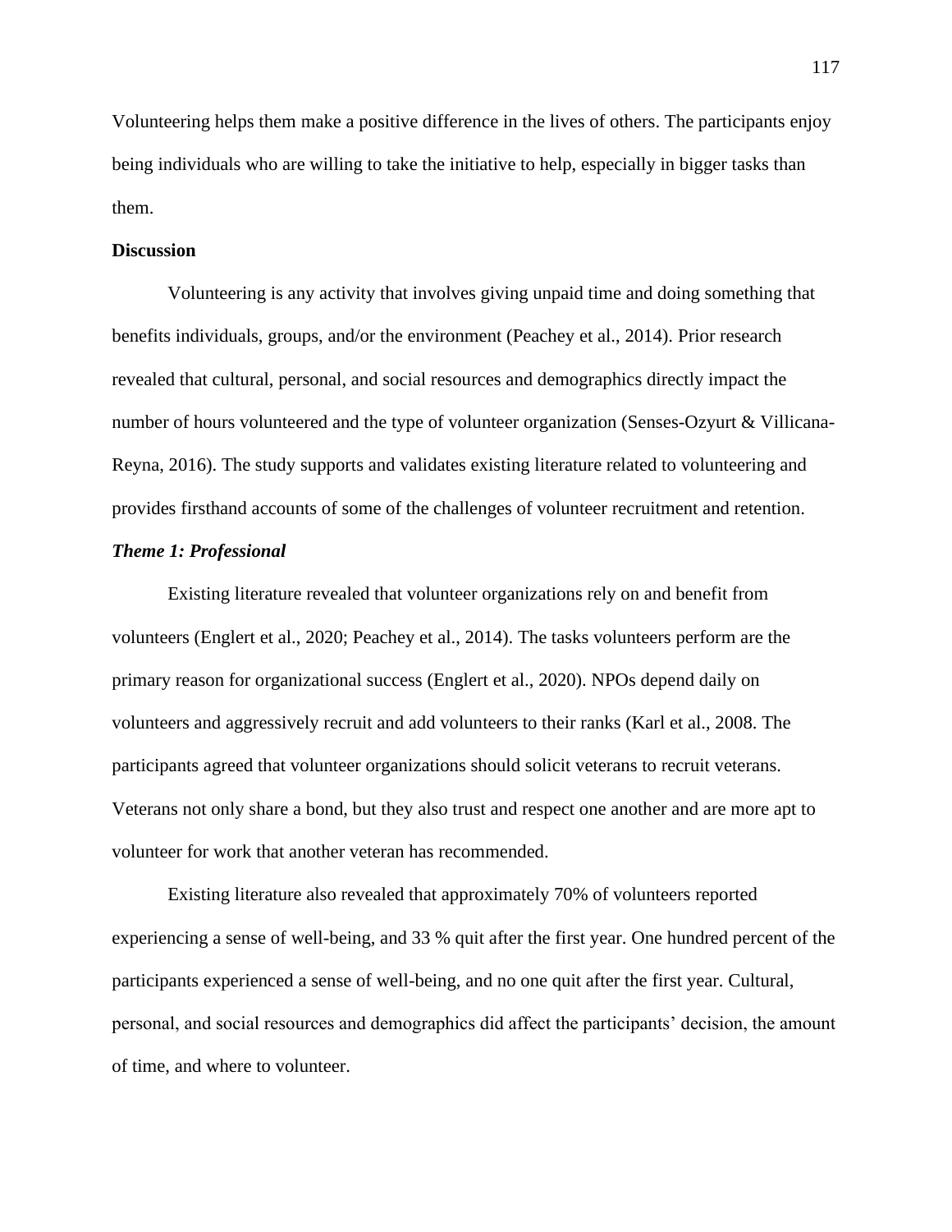Volunteering helps them make a positive difference in the lives of others. The participants enjoy being individuals who are willing to take the initiative to help, especially in bigger tasks than them.

**Discussion**

Volunteering is any activity that involves giving unpaid time and doing something that benefits individuals, groups, and/or the environment (Peachey et al., 2014). Prior research revealed that cultural, personal, and social resources and demographics directly impact the number of hours volunteered and the type of volunteer organization (Senses-Ozyurt & Villicana-Reyna, 2016). The study supports and validates existing literature related to volunteering and provides firsthand accounts of some of the challenges of volunteer recruitment and retention.

***Theme 1: Professional***

Existing literature revealed that volunteer organizations rely on and benefit from volunteers (Englert et al., 2020; Peachey et al., 2014). The tasks volunteers perform are the primary reason for organizational success (Englert et al., 2020). NPOs depend daily on volunteers and aggressively recruit and add volunteers to their ranks (Karl et al., 2008. The participants agreed that volunteer organizations should solicit veterans to recruit veterans. Veterans not only share a bond, but they also trust and respect one another and are more apt to volunteer for work that another veteran has recommended.

Existing literature also revealed that approximately 70% of volunteers reported experiencing a sense of well-being, and 33 % quit after the first year. One hundred percent of the participants experienced a sense of well-being, and no one quit after the first year. Cultural, personal, and social resources and demographics did affect the participants' decision, the amount of time, and where to volunteer.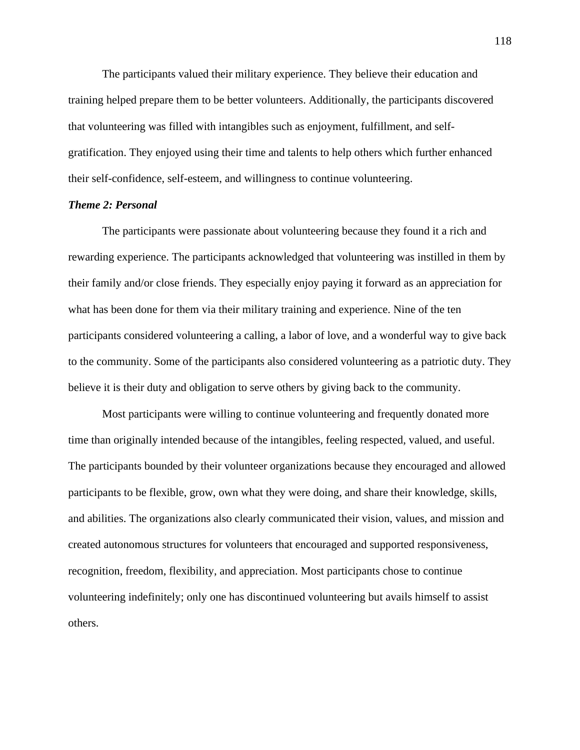The participants valued their military experience. They believe their education and training helped prepare them to be better volunteers. Additionally, the participants discovered that volunteering was filled with intangibles such as enjoyment, fulfillment, and self-gratification. They enjoyed using their time and talents to help others which further enhanced their self-confidence, self-esteem, and willingness to continue volunteering.

### *Theme 2: Personal*

The participants were passionate about volunteering because they found it a rich and rewarding experience. The participants acknowledged that volunteering was instilled in them by their family and/or close friends. They especially enjoy paying it forward as an appreciation for what has been done for them via their military training and experience. Nine of the ten participants considered volunteering a calling, a labor of love, and a wonderful way to give back to the community. Some of the participants also considered volunteering as a patriotic duty. They believe it is their duty and obligation to serve others by giving back to the community.

Most participants were willing to continue volunteering and frequently donated more time than originally intended because of the intangibles, feeling respected, valued, and useful. The participants bounded by their volunteer organizations because they encouraged and allowed participants to be flexible, grow, own what they were doing, and share their knowledge, skills, and abilities. The organizations also clearly communicated their vision, values, and mission and created autonomous structures for volunteers that encouraged and supported responsiveness, recognition, freedom, flexibility, and appreciation. Most participants chose to continue volunteering indefinitely; only one has discontinued volunteering but avails himself to assist others.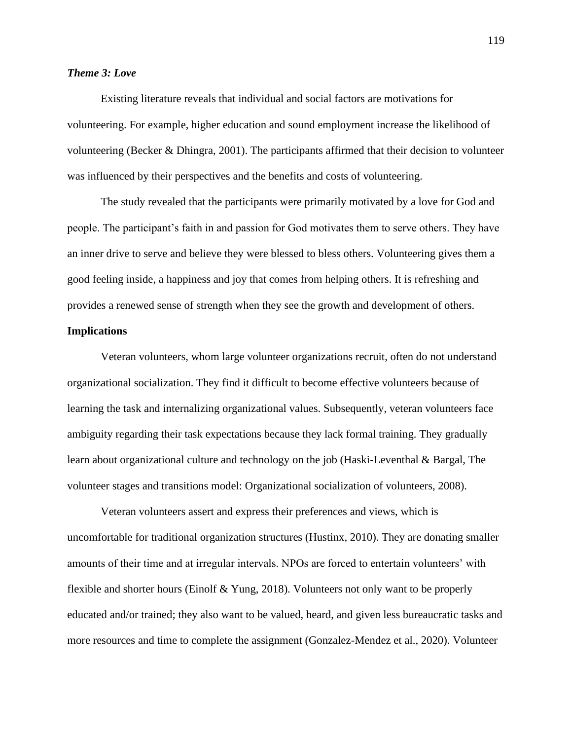### *Theme 3: Love*

Existing literature reveals that individual and social factors are motivations for volunteering. For example, higher education and sound employment increase the likelihood of volunteering (Becker & Dhingra, 2001). The participants affirmed that their decision to volunteer was influenced by their perspectives and the benefits and costs of volunteering.

The study revealed that the participants were primarily motivated by a love for God and people. The participant's faith in and passion for God motivates them to serve others. They have an inner drive to serve and believe they were blessed to bless others. Volunteering gives them a good feeling inside, a happiness and joy that comes from helping others. It is refreshing and provides a renewed sense of strength when they see the growth and development of others.

## Implications

Veteran volunteers, whom large volunteer organizations recruit, often do not understand organizational socialization. They find it difficult to become effective volunteers because of learning the task and internalizing organizational values. Subsequently, veteran volunteers face ambiguity regarding their task expectations because they lack formal training. They gradually learn about organizational culture and technology on the job (Haski-Leventhal & Bargal, The volunteer stages and transitions model: Organizational socialization of volunteers, 2008).

Veteran volunteers assert and express their preferences and views, which is uncomfortable for traditional organization structures (Hustinx, 2010). They are donating smaller amounts of their time and at irregular intervals. NPOs are forced to entertain volunteers' with flexible and shorter hours (Einolf & Yung, 2018). Volunteers not only want to be properly educated and/or trained; they also want to be valued, heard, and given less bureaucratic tasks and more resources and time to complete the assignment (Gonzalez-Mendez et al., 2020). Volunteer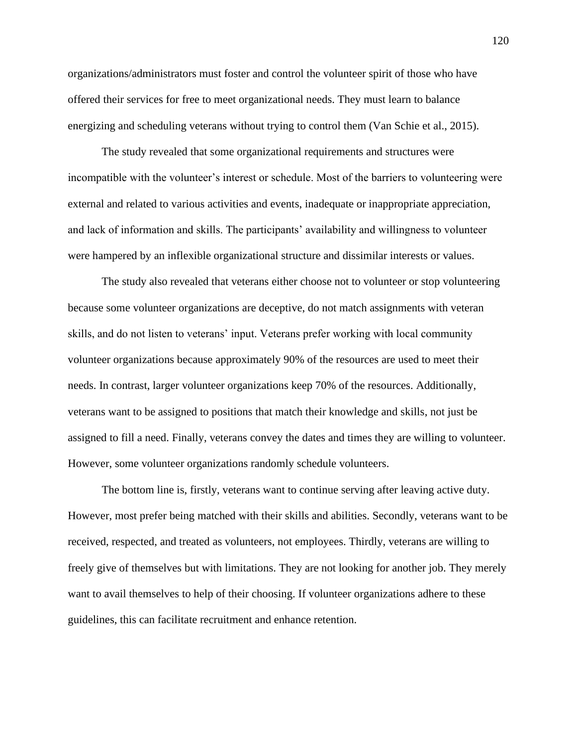organizations/administrators must foster and control the volunteer spirit of those who have offered their services for free to meet organizational needs. They must learn to balance energizing and scheduling veterans without trying to control them (Van Schie et al., 2015).

The study revealed that some organizational requirements and structures were incompatible with the volunteer's interest or schedule. Most of the barriers to volunteering were external and related to various activities and events, inadequate or inappropriate appreciation, and lack of information and skills. The participants' availability and willingness to volunteer were hampered by an inflexible organizational structure and dissimilar interests or values.

The study also revealed that veterans either choose not to volunteer or stop volunteering because some volunteer organizations are deceptive, do not match assignments with veteran skills, and do not listen to veterans' input. Veterans prefer working with local community volunteer organizations because approximately 90% of the resources are used to meet their needs. In contrast, larger volunteer organizations keep 70% of the resources. Additionally, veterans want to be assigned to positions that match their knowledge and skills, not just be assigned to fill a need. Finally, veterans convey the dates and times they are willing to volunteer. However, some volunteer organizations randomly schedule volunteers.

The bottom line is, firstly, veterans want to continue serving after leaving active duty. However, most prefer being matched with their skills and abilities. Secondly, veterans want to be received, respected, and treated as volunteers, not employees. Thirdly, veterans are willing to freely give of themselves but with limitations. They are not looking for another job. They merely want to avail themselves to help of their choosing. If volunteer organizations adhere to these guidelines, this can facilitate recruitment and enhance retention.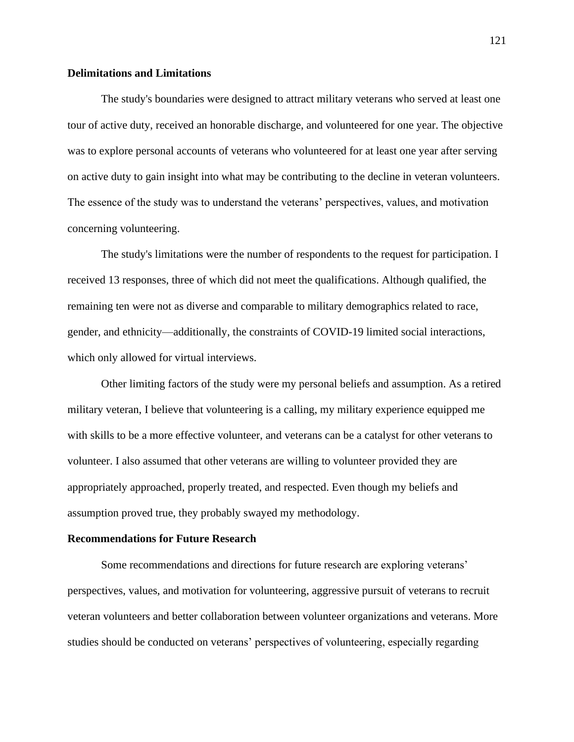## Delimitations and Limitations

The study's boundaries were designed to attract military veterans who served at least one tour of active duty, received an honorable discharge, and volunteered for one year. The objective was to explore personal accounts of veterans who volunteered for at least one year after serving on active duty to gain insight into what may be contributing to the decline in veteran volunteers. The essence of the study was to understand the veterans' perspectives, values, and motivation concerning volunteering.

The study's limitations were the number of respondents to the request for participation. I received 13 responses, three of which did not meet the qualifications. Although qualified, the remaining ten were not as diverse and comparable to military demographics related to race, gender, and ethnicity—additionally, the constraints of COVID-19 limited social interactions, which only allowed for virtual interviews.

Other limiting factors of the study were my personal beliefs and assumption. As a retired military veteran, I believe that volunteering is a calling, my military experience equipped me with skills to be a more effective volunteer, and veterans can be a catalyst for other veterans to volunteer. I also assumed that other veterans are willing to volunteer provided they are appropriately approached, properly treated, and respected. Even though my beliefs and assumption proved true, they probably swayed my methodology.

## Recommendations for Future Research

Some recommendations and directions for future research are exploring veterans' perspectives, values, and motivation for volunteering, aggressive pursuit of veterans to recruit veteran volunteers and better collaboration between volunteer organizations and veterans. More studies should be conducted on veterans' perspectives of volunteering, especially regarding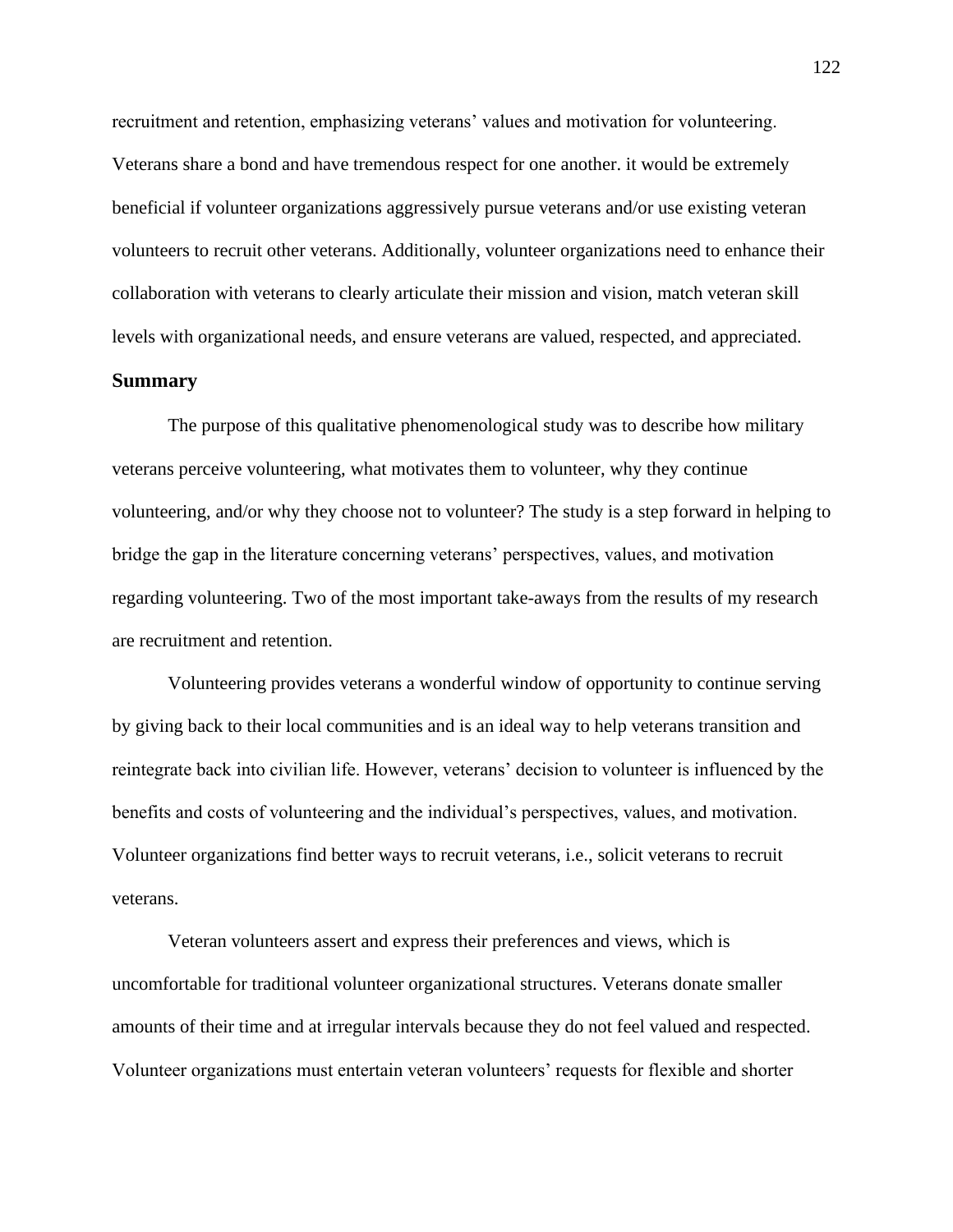recruitment and retention, emphasizing veterans' values and motivation for volunteering. Veterans share a bond and have tremendous respect for one another. it would be extremely beneficial if volunteer organizations aggressively pursue veterans and/or use existing veteran volunteers to recruit other veterans. Additionally, volunteer organizations need to enhance their collaboration with veterans to clearly articulate their mission and vision, match veteran skill levels with organizational needs, and ensure veterans are valued, respected, and appreciated.

## Summary

The purpose of this qualitative phenomenological study was to describe how military veterans perceive volunteering, what motivates them to volunteer, why they continue volunteering, and/or why they choose not to volunteer? The study is a step forward in helping to bridge the gap in the literature concerning veterans' perspectives, values, and motivation regarding volunteering. Two of the most important take-aways from the results of my research are recruitment and retention.

Volunteering provides veterans a wonderful window of opportunity to continue serving by giving back to their local communities and is an ideal way to help veterans transition and reintegrate back into civilian life. However, veterans' decision to volunteer is influenced by the benefits and costs of volunteering and the individual's perspectives, values, and motivation. Volunteer organizations find better ways to recruit veterans, i.e., solicit veterans to recruit veterans.

Veteran volunteers assert and express their preferences and views, which is uncomfortable for traditional volunteer organizational structures. Veterans donate smaller amounts of their time and at irregular intervals because they do not feel valued and respected. Volunteer organizations must entertain veteran volunteers' requests for flexible and shorter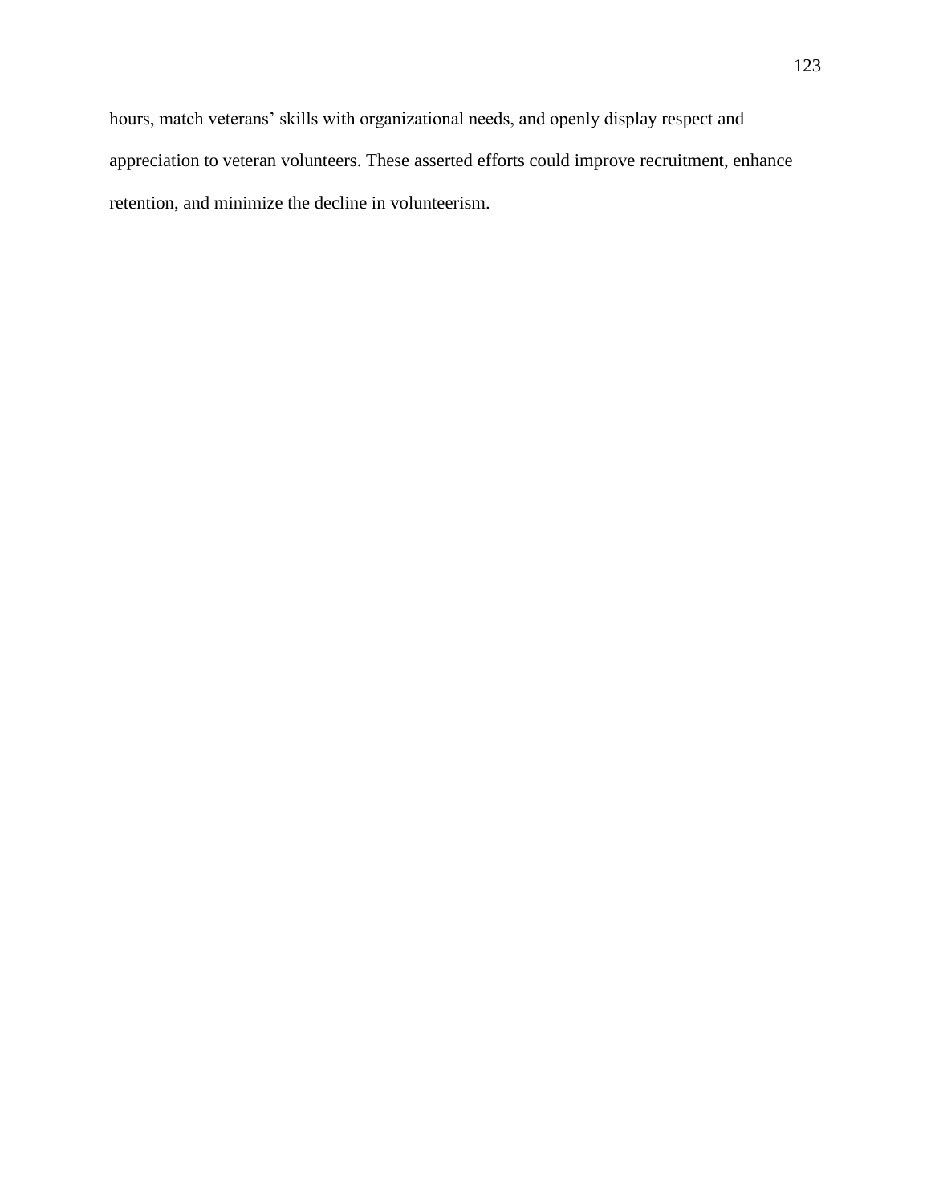hours, match veterans’ skills with organizational needs, and openly display respect and appreciation to veteran volunteers. These asserted efforts could improve recruitment, enhance retention, and minimize the decline in volunteerism.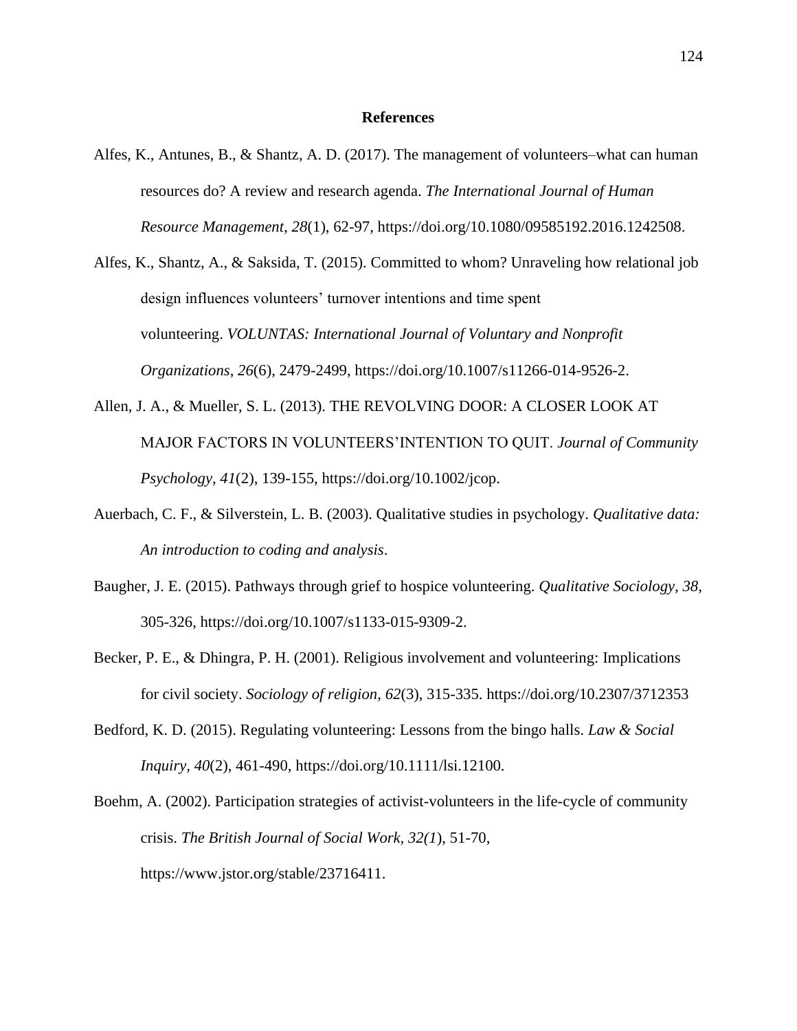# References

Alfes, K., Antunes, B., & Shantz, A. D. (2017). The management of volunteers–what can human resources do? A review and research agenda. *The International Journal of Human Resource Management*, *28*(1), 62-97, https://doi.org/10.1080/09585192.2016.1242508.

Alfes, K., Shantz, A., & Saksida, T. (2015). Committed to whom? Unraveling how relational job design influences volunteers' turnover intentions and time spent volunteering. *VOLUNTAS: International Journal of Voluntary and Nonprofit Organizations*, *26*(6), 2479-2499, https://doi.org/10.1007/s11266-014-9526-2.

Allen, J. A., & Mueller, S. L. (2013). THE REVOLVING DOOR: A CLOSER LOOK AT MAJOR FACTORS IN VOLUNTEERS'INTENTION TO QUIT. *Journal of Community Psychology*, *41*(2), 139-155, https://doi.org/10.1002/jcop.

Auerbach, C. F., & Silverstein, L. B. (2003). Qualitative studies in psychology. *Qualitative data: An introduction to coding and analysis*.

Baugher, J. E. (2015). Pathways through grief to hospice volunteering. *Qualitative Sociology, 38*, 305-326, https://doi.org/10.1007/s1133-015-9309-2.

Becker, P. E., & Dhingra, P. H. (2001). Religious involvement and volunteering: Implications for civil society. *Sociology of religion*, *62*(3), 315-335. https://doi.org/10.2307/3712353

Bedford, K. D. (2015). Regulating volunteering: Lessons from the bingo halls. *Law & Social Inquiry*, *40*(2), 461-490, https://doi.org/10.1111/lsi.12100.

Boehm, A. (2002). Participation strategies of activist-volunteers in the life-cycle of community crisis. *The British Journal of Social Work, 32(1*), 51-70, https://www.jstor.org/stable/23716411.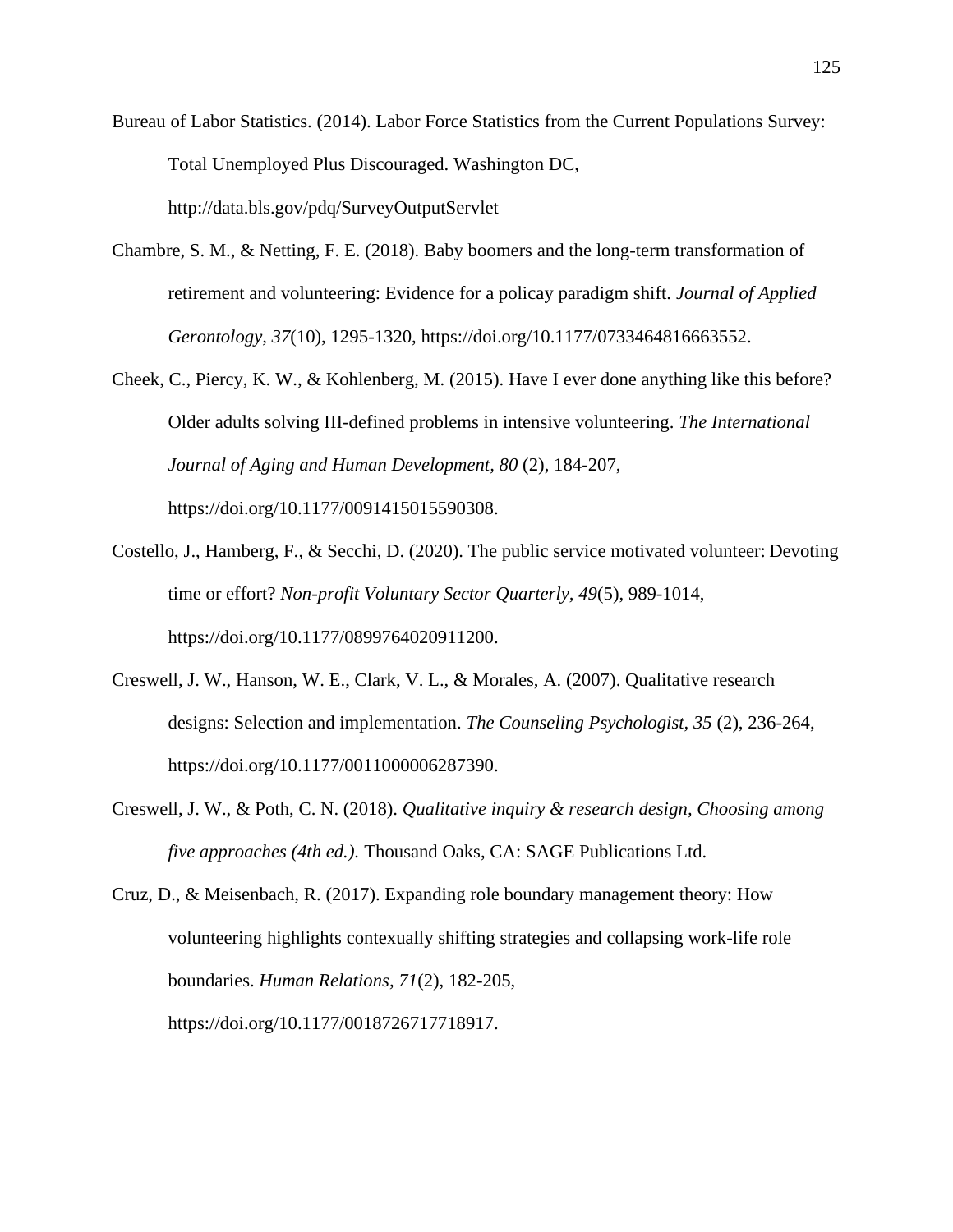Bureau of Labor Statistics. (2014). Labor Force Statistics from the Current Populations Survey: Total Unemployed Plus Discouraged. Washington DC, http://data.bls.gov/pdq/SurveyOutputServlet

Chambre, S. M., & Netting, F. E. (2018). Baby boomers and the long-term transformation of retirement and volunteering: Evidence for a policay paradigm shift. *Journal of Applied Gerontology, 37*(10), 1295-1320, https://doi.org/10.1177/0733464816663552.

Cheek, C., Piercy, K. W., & Kohlenberg, M. (2015). Have I ever done anything like this before? Older adults solving III-defined problems in intensive volunteering. *The International Journal of Aging and Human Development, 80* (2), 184-207, https://doi.org/10.1177/0091415015590308.

Costello, J., Hamberg, F., & Secchi, D. (2020). The public service motivated volunteer: Devoting time or effort? *Non-profit Voluntary Sector Quarterly, 49*(5), 989-1014, https://doi.org/10.1177/0899764020911200.

Creswell, J. W., Hanson, W. E., Clark, V. L., & Morales, A. (2007). Qualitative research designs: Selection and implementation. *The Counseling Psychologist, 35* (2), 236-264, https://doi.org/10.1177/0011000006287390.

Creswell, J. W., & Poth, C. N. (2018). *Qualitative inquiry & research design, Choosing among five approaches (4th ed.).* Thousand Oaks, CA: SAGE Publications Ltd.

Cruz, D., & Meisenbach, R. (2017). Expanding role boundary management theory: How volunteering highlights contexually shifting strategies and collapsing work-life role boundaries. *Human Relations, 71*(2), 182-205, https://doi.org/10.1177/0018726717718917.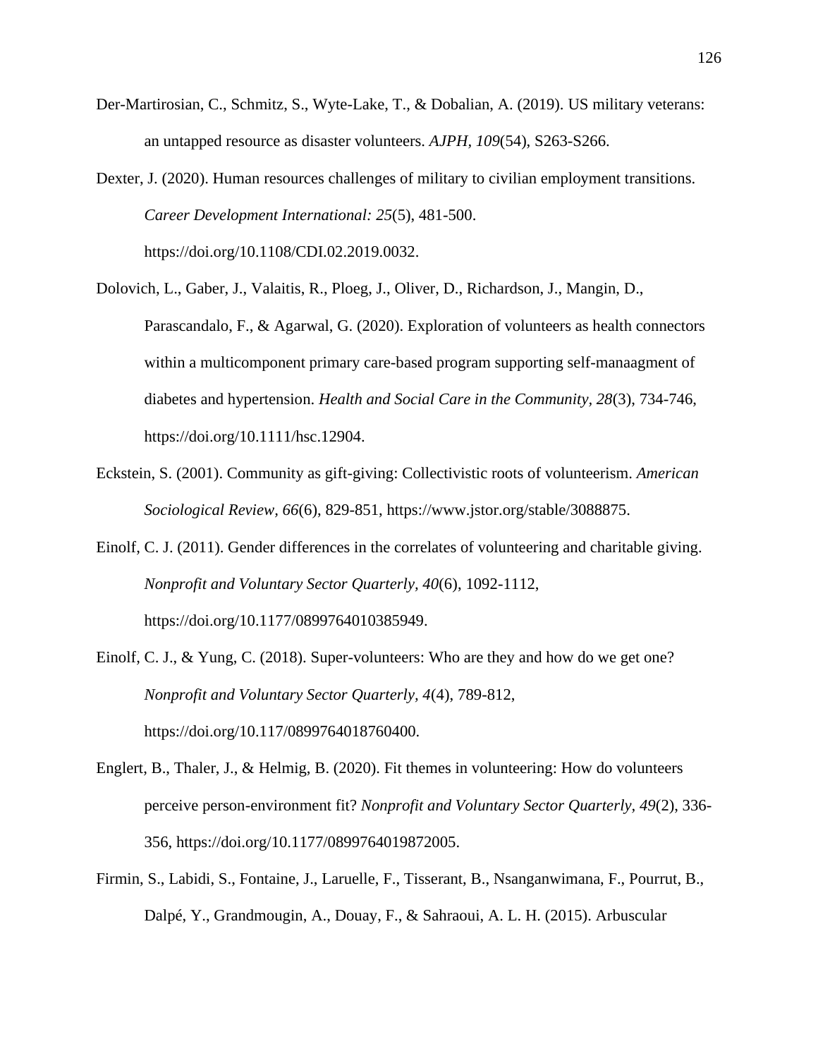Der-Martirosian, C., Schmitz, S., Wyte-Lake, T., & Dobalian, A. (2019). US military veterans: an untapped resource as disaster volunteers. *AJPH, 109*(54), S263-S266.

Dexter, J. (2020). Human resources challenges of military to civilian employment transitions. *Career Development International: 25*(5), 481-500. https://doi.org/10.1108/CDI.02.2019.0032.

Dolovich, L., Gaber, J., Valaitis, R., Ploeg, J., Oliver, D., Richardson, J., Mangin, D., Parascandalo, F., & Agarwal, G. (2020). Exploration of volunteers as health connectors within a multicomponent primary care-based program supporting self-manaagment of diabetes and hypertension. *Health and Social Care in the Community, 28*(3), 734-746, https://doi.org/10.1111/hsc.12904.

Eckstein, S. (2001). Community as gift-giving: Collectivistic roots of volunteerism. *American Sociological Review, 66*(6), 829-851, https://www.jstor.org/stable/3088875.

Einolf, C. J. (2011). Gender differences in the correlates of volunteering and charitable giving. *Nonprofit and Voluntary Sector Quarterly, 40*(6), 1092-1112, https://doi.org/10.1177/0899764010385949.

Einolf, C. J., & Yung, C. (2018). Super-volunteers: Who are they and how do we get one? *Nonprofit and Voluntary Sector Quarterly, 4*(4), 789-812, https://doi.org/10.117/0899764018760400.

Englert, B., Thaler, J., & Helmig, B. (2020). Fit themes in volunteering: How do volunteers perceive person-environment fit? *Nonprofit and Voluntary Sector Quarterly, 49*(2), 336-356, https://doi.org/10.1177/0899764019872005.

Firmin, S., Labidi, S., Fontaine, J., Laruelle, F., Tisserant, B., Nsanganwimana, F., Pourrut, B., Dalpé, Y., Grandmougin, A., Douay, F., & Sahraoui, A. L. H. (2015). Arbuscular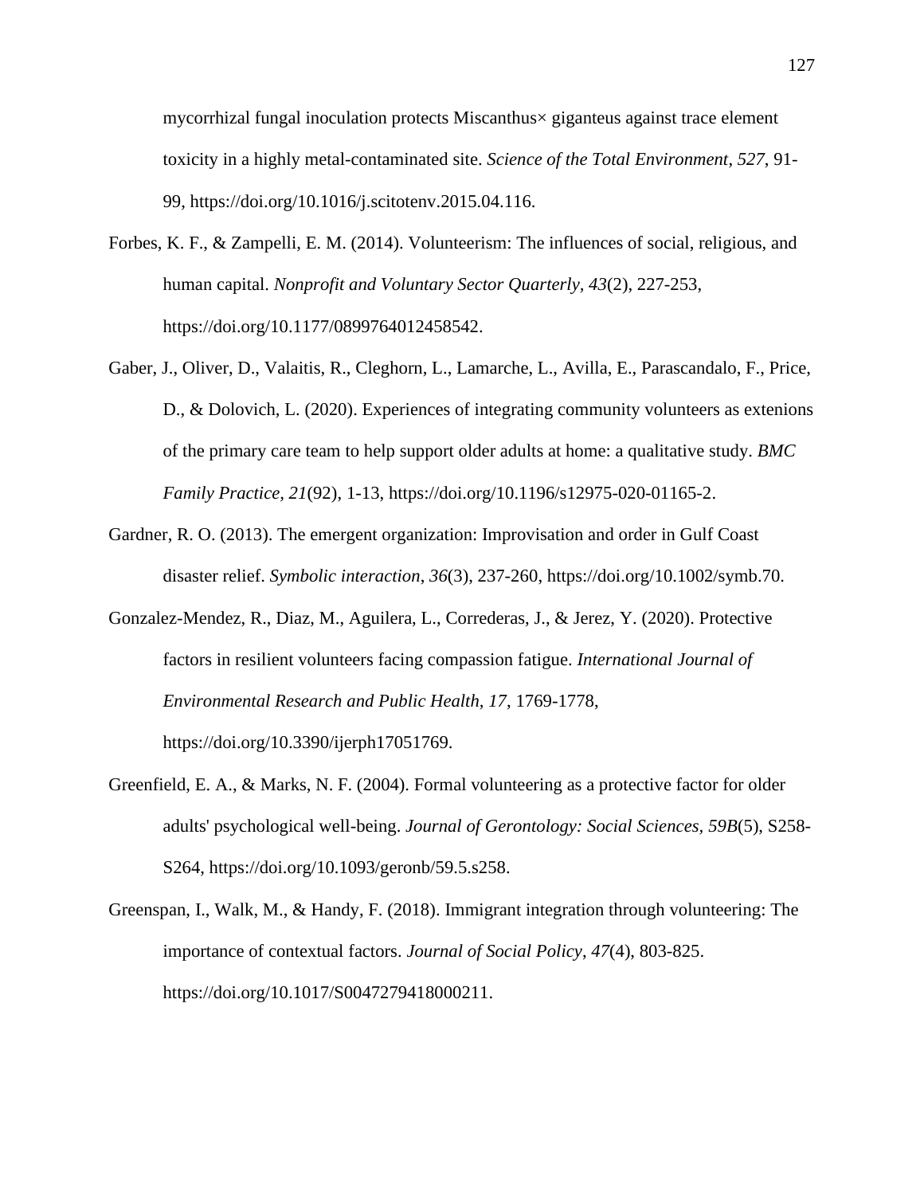mycorrhizal fungal inoculation protects Miscanthus× giganteus against trace element toxicity in a highly metal-contaminated site. *Science of the Total Environment*, *527*, 91-99, https://doi.org/10.1016/j.scitotenv.2015.04.116.

Forbes, K. F., & Zampelli, E. M. (2014). Volunteerism: The influences of social, religious, and human capital. *Nonprofit and Voluntary Sector Quarterly, 43*(2), 227-253, https://doi.org/10.1177/0899764012458542.

Gaber, J., Oliver, D., Valaitis, R., Cleghorn, L., Lamarche, L., Avilla, E., Parascandalo, F., Price, D., & Dolovich, L. (2020). Experiences of integrating community volunteers as extenions of the primary care team to help support older adults at home: a qualitative study. *BMC Family Practice, 21*(92), 1-13, https://doi.org/10.1196/s12975-020-01165-2.

Gardner, R. O. (2013). The emergent organization: Improvisation and order in Gulf Coast disaster relief. *Symbolic interaction*, *36*(3), 237-260, https://doi.org/10.1002/symb.70.

Gonzalez-Mendez, R., Diaz, M., Aguilera, L., Correderas, J., & Jerez, Y. (2020). Protective factors in resilient volunteers facing compassion fatigue. *International Journal of Environmental Research and Public Health, 17*, 1769-1778, https://doi.org/10.3390/ijerph17051769.

Greenfield, E. A., & Marks, N. F. (2004). Formal volunteering as a protective factor for older adults' psychological well-being. *Journal of Gerontology: Social Sciences, 59B*(5), S258-S264, https://doi.org/10.1093/geronb/59.5.s258.

Greenspan, I., Walk, M., & Handy, F. (2018). Immigrant integration through volunteering: The importance of contextual factors. *Journal of Social Policy*, *47*(4), 803-825. https://doi.org/10.1017/S0047279418000211.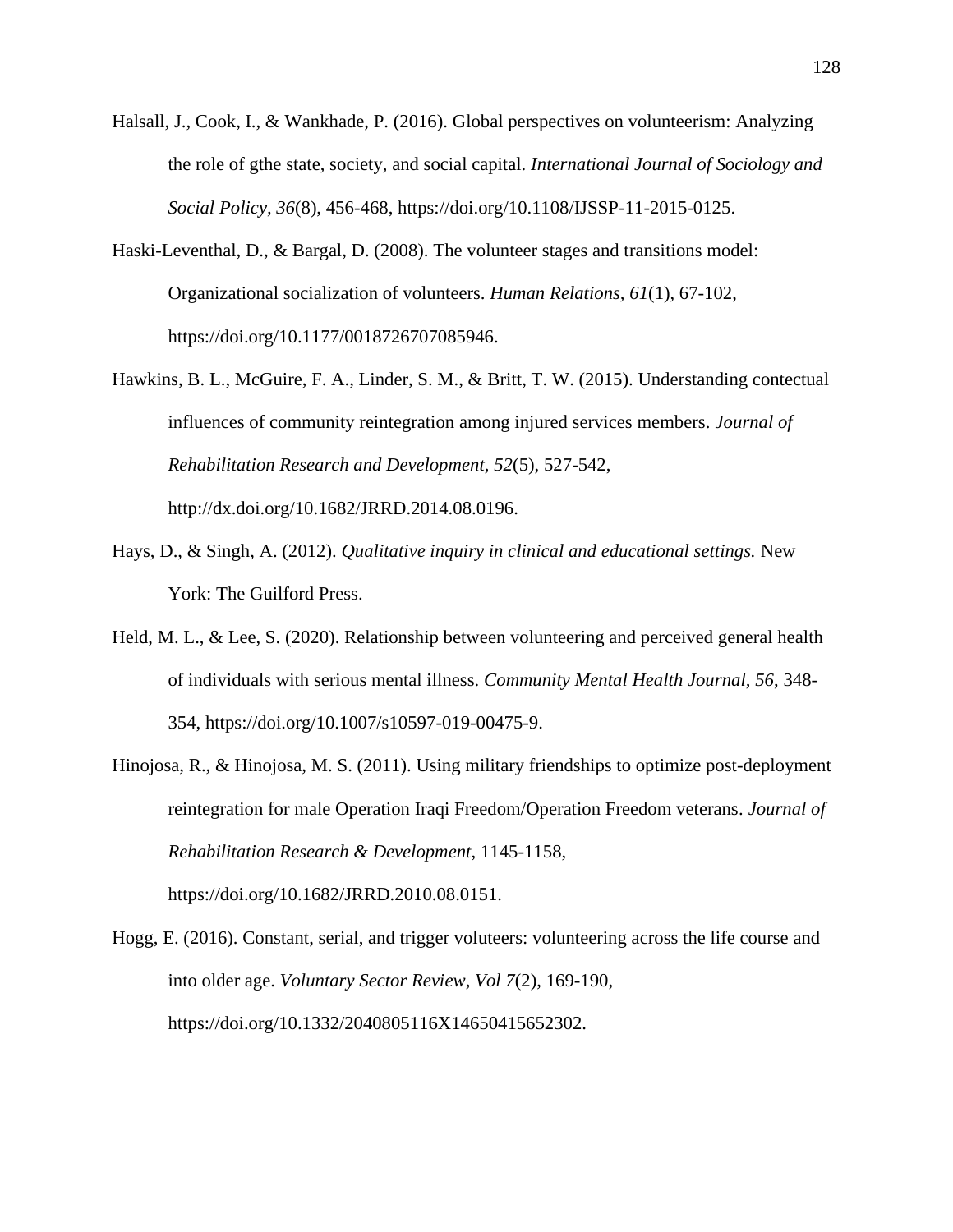Halsall, J., Cook, I., & Wankhade, P. (2016). Global perspectives on volunteerism: Analyzing the role of gthe state, society, and social capital. *International Journal of Sociology and Social Policy, 36*(8), 456-468, https://doi.org/10.1108/IJSSP-11-2015-0125.

Haski-Leventhal, D., & Bargal, D. (2008). The volunteer stages and transitions model: Organizational socialization of volunteers. *Human Relations, 61*(1), 67-102, https://doi.org/10.1177/0018726707085946.

Hawkins, B. L., McGuire, F. A., Linder, S. M., & Britt, T. W. (2015). Understanding contectual influences of community reintegration among injured services members. *Journal of Rehabilitation Research and Development, 52*(5), 527-542, http://dx.doi.org/10.1682/JRRD.2014.08.0196.

Hays, D., & Singh, A. (2012). *Qualitative inquiry in clinical and educational settings.* New York: The Guilford Press.

Held, M. L., & Lee, S. (2020). Relationship between volunteering and perceived general health of individuals with serious mental illness. *Community Mental Health Journal, 56*, 348-354, https://doi.org/10.1007/s10597-019-00475-9.

Hinojosa, R., & Hinojosa, M. S. (2011). Using military friendships to optimize post-deployment reintegration for male Operation Iraqi Freedom/Operation Freedom veterans. *Journal of Rehabilitation Research & Development*, 1145-1158, https://doi.org/10.1682/JRRD.2010.08.0151.

Hogg, E. (2016). Constant, serial, and trigger voluteers: volunteering across the life course and into older age. *Voluntary Sector Review, Vol 7*(2), 169-190, https://doi.org/10.1332/2040805116X14650415652302.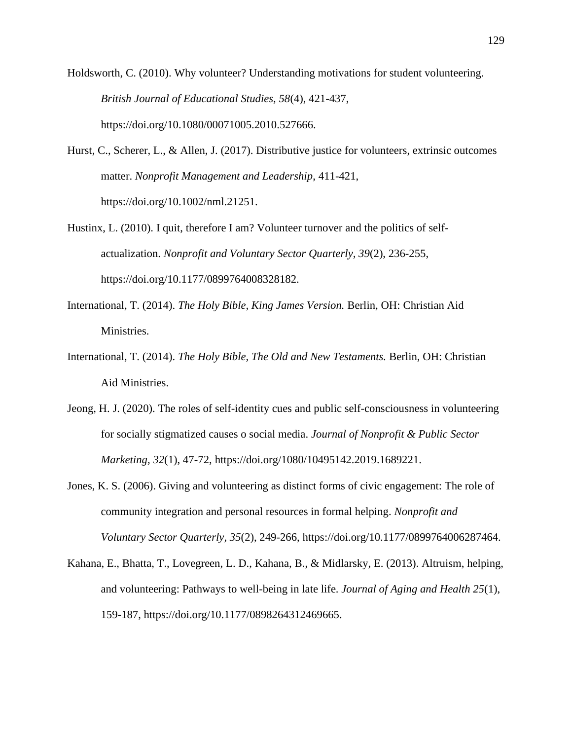Holdsworth, C. (2010). Why volunteer? Understanding motivations for student volunteering. *British Journal of Educational Studies, 58*(4), 421-437, https://doi.org/10.1080/00071005.2010.527666.

Hurst, C., Scherer, L., & Allen, J. (2017). Distributive justice for volunteers, extrinsic outcomes matter. *Nonprofit Management and Leadership*, 411-421, https://doi.org/10.1002/nml.21251.

Hustinx, L. (2010). I quit, therefore I am? Volunteer turnover and the politics of self-actualization. *Nonprofit and Voluntary Sector Quarterly, 39*(2), 236-255, https://doi.org/10.1177/0899764008328182.

International, T. (2014). *The Holy Bible, King James Version.* Berlin, OH: Christian Aid Ministries.

International, T. (2014). *The Holy Bible, The Old and New Testaments.* Berlin, OH: Christian Aid Ministries.

Jeong, H. J. (2020). The roles of self-identity cues and public self-consciousness in volunteering for socially stigmatized causes o social media. *Journal of Nonprofit & Public Sector Marketing, 32*(1), 47-72, https://doi.org/1080/10495142.2019.1689221.

Jones, K. S. (2006). Giving and volunteering as distinct forms of civic engagement: The role of community integration and personal resources in formal helping. *Nonprofit and Voluntary Sector Quarterly, 35*(2), 249-266, https://doi.org/10.1177/0899764006287464.

Kahana, E., Bhatta, T., Lovegreen, L. D., Kahana, B., & Midlarsky, E. (2013). Altruism, helping, and volunteering: Pathways to well-being in late life. *Journal of Aging and Health 25*(1), 159-187, https://doi.org/10.1177/0898264312469665.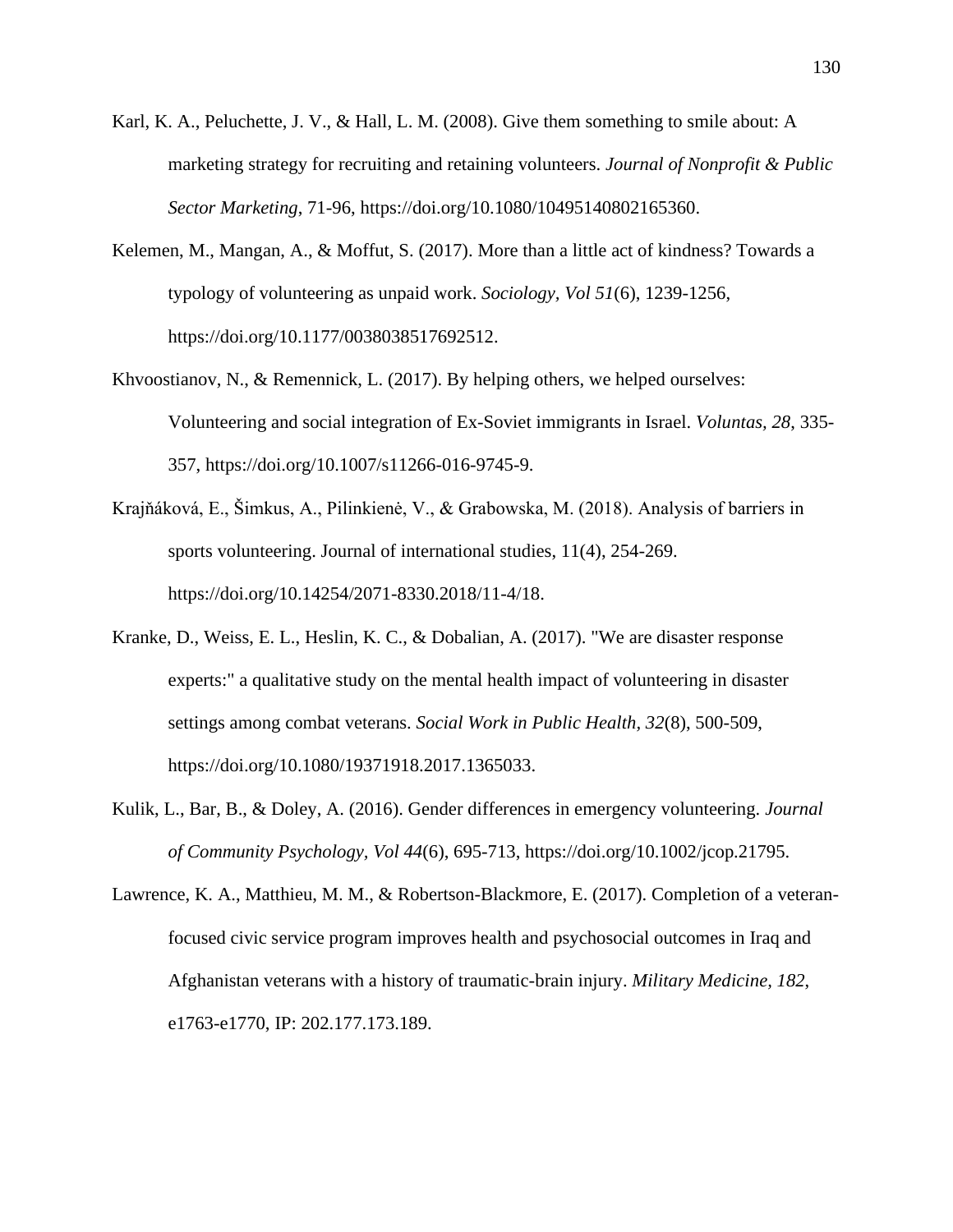Karl, K. A., Peluchette, J. V., & Hall, L. M. (2008). Give them something to smile about: A marketing strategy for recruiting and retaining volunteers. *Journal of Nonprofit & Public Sector Marketing*, 71-96, https://doi.org/10.1080/10495140802165360.

Kelemen, M., Mangan, A., & Moffut, S. (2017). More than a little act of kindness? Towards a typology of volunteering as unpaid work. *Sociology, Vol 51*(6), 1239-1256, https://doi.org/10.1177/0038038517692512.

Khvoostianov, N., & Remennick, L. (2017). By helping others, we helped ourselves: Volunteering and social integration of Ex-Soviet immigrants in Israel. *Voluntas, 28*, 335-357, https://doi.org/10.1007/s11266-016-9745-9.

Krajňáková, E., Šimkus, A., Pilinkienė, V., & Grabowska, M. (2018). Analysis of barriers in sports volunteering. Journal of international studies, 11(4), 254-269. https://doi.org/10.14254/2071-8330.2018/11-4/18.

Kranke, D., Weiss, E. L., Heslin, K. C., & Dobalian, A. (2017). "We are disaster response experts:" a qualitative study on the mental health impact of volunteering in disaster settings among combat veterans. *Social Work in Public Health, 32*(8), 500-509, https://doi.org/10.1080/19371918.2017.1365033.

Kulik, L., Bar, B., & Doley, A. (2016). Gender differences in emergency volunteering. *Journal of Community Psychology, Vol 44*(6), 695-713, https://doi.org/10.1002/jcop.21795.

Lawrence, K. A., Matthieu, M. M., & Robertson-Blackmore, E. (2017). Completion of a veteran-focused civic service program improves health and psychosocial outcomes in Iraq and Afghanistan veterans with a history of traumatic-brain injury. *Military Medicine, 182*, e1763-e1770, IP: 202.177.173.189.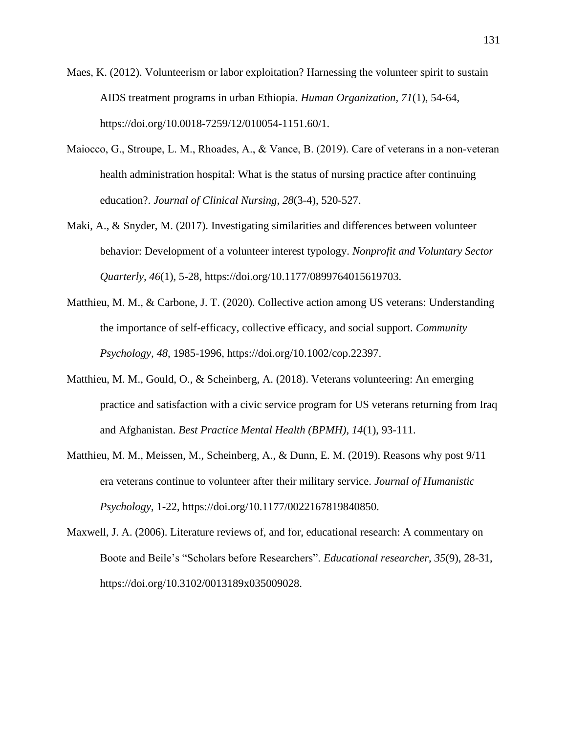Maes, K. (2012). Volunteerism or labor exploitation? Harnessing the volunteer spirit to sustain AIDS treatment programs in urban Ethiopia. *Human Organization, 71*(1), 54-64, https://doi.org/10.0018-7259/12/010054-1151.60/1.

Maiocco, G., Stroupe, L. M., Rhoades, A., & Vance, B. (2019). Care of veterans in a non-veteran health administration hospital: What is the status of nursing practice after continuing education?. *Journal of Clinical Nursing*, *28*(3-4), 520-527.

Maki, A., & Snyder, M. (2017). Investigating similarities and differences between volunteer behavior: Development of a volunteer interest typology. *Nonprofit and Voluntary Sector Quarterly*, *46*(1), 5-28, https://doi.org/10.1177/0899764015619703.

Matthieu, M. M., & Carbone, J. T. (2020). Collective action among US veterans: Understanding the importance of self-efficacy, collective efficacy, and social support. *Community Psychology, 48*, 1985-1996, https://doi.org/10.1002/cop.22397.

Matthieu, M. M., Gould, O., & Scheinberg, A. (2018). Veterans volunteering: An emerging practice and satisfaction with a civic service program for US veterans returning from Iraq and Afghanistan. *Best Practice Mental Health (BPMH), 14*(1), 93-111.

Matthieu, M. M., Meissen, M., Scheinberg, A., & Dunn, E. M. (2019). Reasons why post 9/11 era veterans continue to volunteer after their military service. *Journal of Humanistic Psychology*, 1-22, https://doi.org/10.1177/0022167819840850.

Maxwell, J. A. (2006). Literature reviews of, and for, educational research: A commentary on Boote and Beile's "Scholars before Researchers". *Educational researcher*, *35*(9), 28-31, https://doi.org/10.3102/0013189x035009028.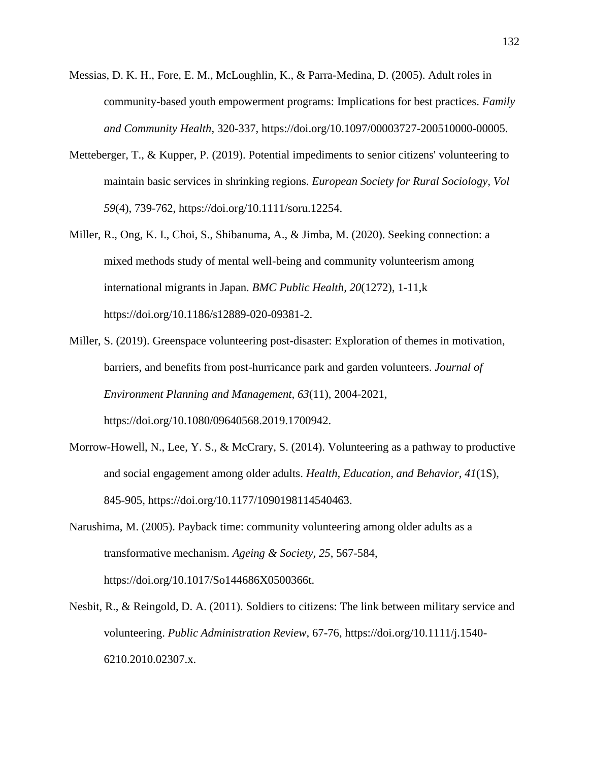Messias, D. K. H., Fore, E. M., McLoughlin, K., & Parra-Medina, D. (2005). Adult roles in community-based youth empowerment programs: Implications for best practices. *Family and Community Health*, 320-337, https://doi.org/10.1097/00003727-200510000-00005.

Metteberger, T., & Kupper, P. (2019). Potential impediments to senior citizens' volunteering to maintain basic services in shrinking regions. *European Society for Rural Sociology, Vol 59*(4), 739-762, https://doi.org/10.1111/soru.12254.

Miller, R., Ong, K. I., Choi, S., Shibanuma, A., & Jimba, M. (2020). Seeking connection: a mixed methods study of mental well-being and community volunteerism among international migrants in Japan. *BMC Public Health, 20*(1272), 1-11,k https://doi.org/10.1186/s12889-020-09381-2.

Miller, S. (2019). Greenspace volunteering post-disaster: Exploration of themes in motivation, barriers, and benefits from post-hurricance park and garden volunteers. *Journal of Environment Planning and Management, 63*(11), 2004-2021, https://doi.org/10.1080/09640568.2019.1700942.

Morrow-Howell, N., Lee, Y. S., & McCrary, S. (2014). Volunteering as a pathway to productive and social engagement among older adults. *Health, Education, and Behavior*, *41*(1S), 845-905, https://doi.org/10.1177/1090198114540463.

Narushima, M. (2005). Payback time: community volunteering among older adults as a transformative mechanism. *Ageing & Society*, *25*, 567-584, https://doi.org/10.1017/So144686X0500366t.

Nesbit, R., & Reingold, D. A. (2011). Soldiers to citizens: The link between military service and volunteering. *Public Administration Review*, 67-76, https://doi.org/10.1111/j.1540-6210.2010.02307.x.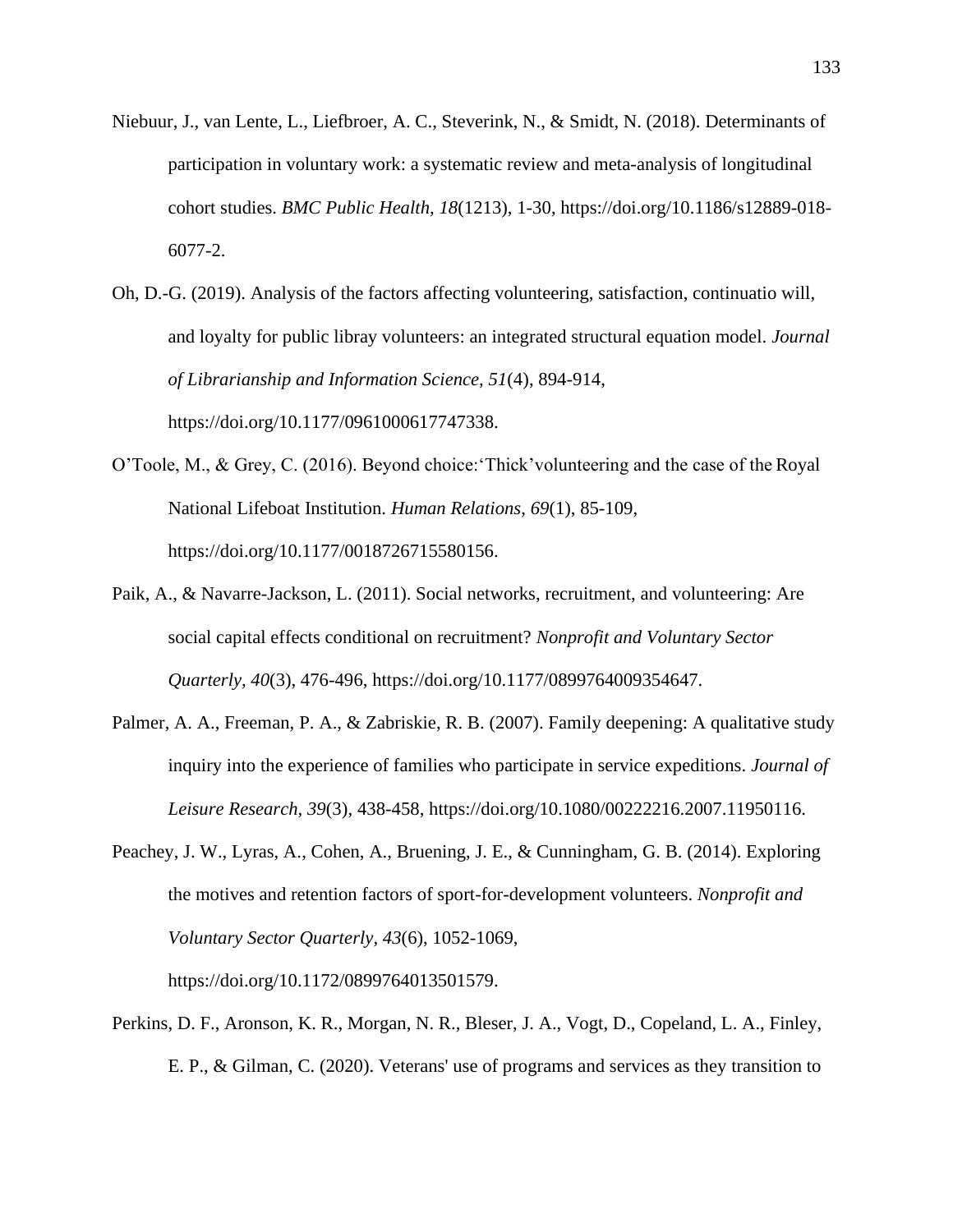Niebuur, J., van Lente, L., Liefbroer, A. C., Steverink, N., & Smidt, N. (2018). Determinants of participation in voluntary work: a systematic review and meta-analysis of longitudinal cohort studies. *BMC Public Health, 18*(1213), 1-30, https://doi.org/10.1186/s12889-018-6077-2.

Oh, D.-G. (2019). Analysis of the factors affecting volunteering, satisfaction, continuatio will, and loyalty for public libray volunteers: an integrated structural equation model. *Journal of Librarianship and Information Science, 51*(4), 894-914, https://doi.org/10.1177/0961000617747338.

O'Toole, M., & Grey, C. (2016). Beyond choice:'Thick'volunteering and the case of the Royal National Lifeboat Institution. *Human Relations*, *69*(1), 85-109, https://doi.org/10.1177/0018726715580156.

Paik, A., & Navarre-Jackson, L. (2011). Social networks, recruitment, and volunteering: Are social capital effects conditional on recruitment? *Nonprofit and Voluntary Sector Quarterly, 40*(3), 476-496, https://doi.org/10.1177/0899764009354647.

Palmer, A. A., Freeman, P. A., & Zabriskie, R. B. (2007). Family deepening: A qualitative study inquiry into the experience of families who participate in service expeditions. *Journal of Leisure Research, 39*(3), 438-458, https://doi.org/10.1080/00222216.2007.11950116.

Peachey, J. W., Lyras, A., Cohen, A., Bruening, J. E., & Cunningham, G. B. (2014). Exploring the motives and retention factors of sport-for-development volunteers. *Nonprofit and Voluntary Sector Quarterly, 43*(6), 1052-1069, https://doi.org/10.1172/0899764013501579.

Perkins, D. F., Aronson, K. R., Morgan, N. R., Bleser, J. A., Vogt, D., Copeland, L. A., Finley, E. P., & Gilman, C. (2020). Veterans' use of programs and services as they transition to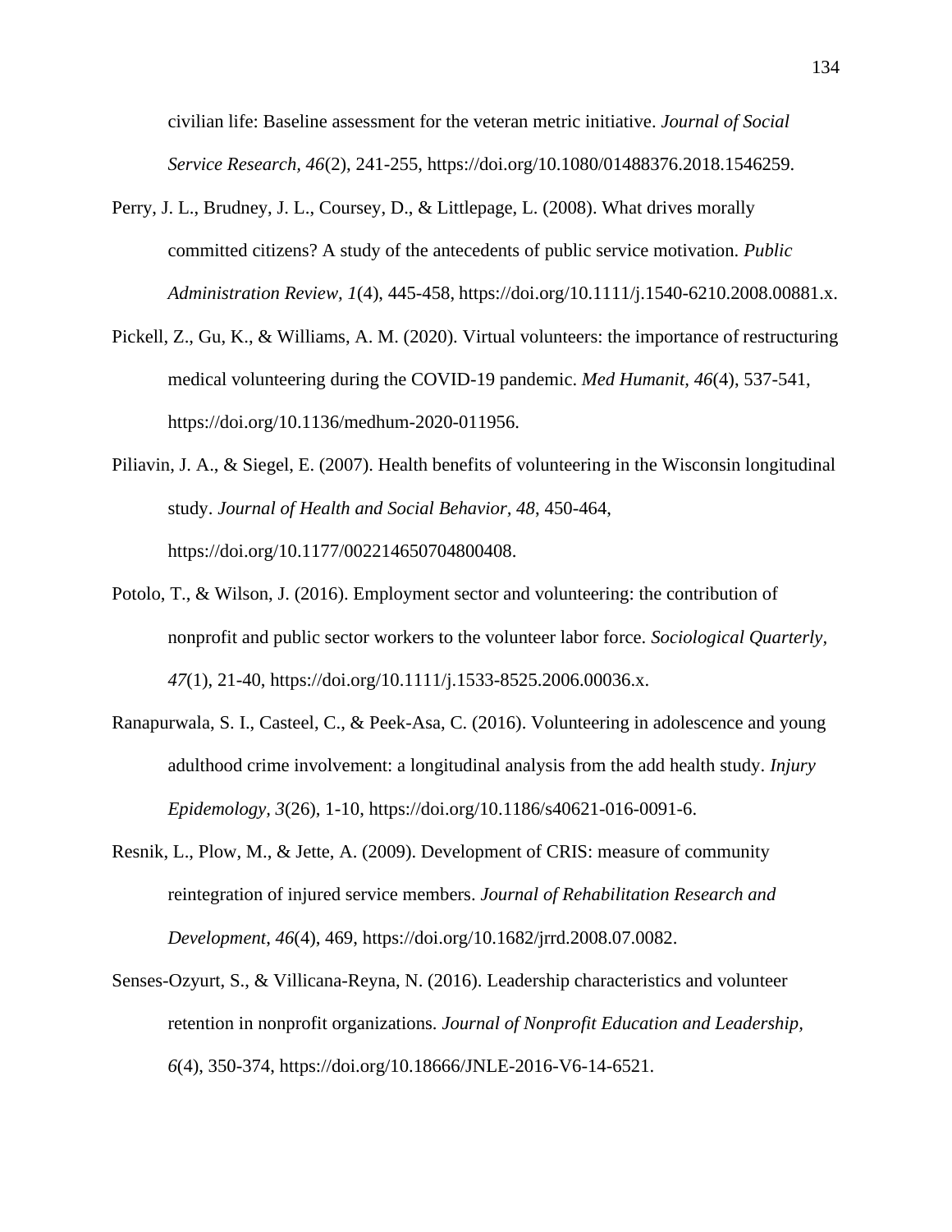civilian life: Baseline assessment for the veteran metric initiative. *Journal of Social Service Research, 46*(2), 241-255, https://doi.org/10.1080/01488376.2018.1546259.

Perry, J. L., Brudney, J. L., Coursey, D., & Littlepage, L. (2008). What drives morally committed citizens? A study of the antecedents of public service motivation. *Public Administration Review, 1*(4), 445-458, https://doi.org/10.1111/j.1540-6210.2008.00881.x.

Pickell, Z., Gu, K., & Williams, A. M. (2020). Virtual volunteers: the importance of restructuring medical volunteering during the COVID-19 pandemic. *Med Humanit, 46*(4), 537-541, https://doi.org/10.1136/medhum-2020-011956.

Piliavin, J. A., & Siegel, E. (2007). Health benefits of volunteering in the Wisconsin longitudinal study. *Journal of Health and Social Behavior, 48*, 450-464, https://doi.org/10.1177/002214650704800408.

Potolo, T., & Wilson, J. (2016). Employment sector and volunteering: the contribution of nonprofit and public sector workers to the volunteer labor force. *Sociological Quarterly, 47*(1), 21-40, https://doi.org/10.1111/j.1533-8525.2006.00036.x.

Ranapurwala, S. I., Casteel, C., & Peek-Asa, C. (2016). Volunteering in adolescence and young adulthood crime involvement: a longitudinal analysis from the add health study. *Injury Epidemology, 3*(26), 1-10, https://doi.org/10.1186/s40621-016-0091-6.

Resnik, L., Plow, M., & Jette, A. (2009). Development of CRIS: measure of community reintegration of injured service members. *Journal of Rehabilitation Research and Development, 46*(4), 469, https://doi.org/10.1682/jrrd.2008.07.0082.

Senses-Ozyurt, S., & Villicana-Reyna, N. (2016). Leadership characteristics and volunteer retention in nonprofit organizations. *Journal of Nonprofit Education and Leadership, 6*(4), 350-374, https://doi.org/10.18666/JNLE-2016-V6-14-6521.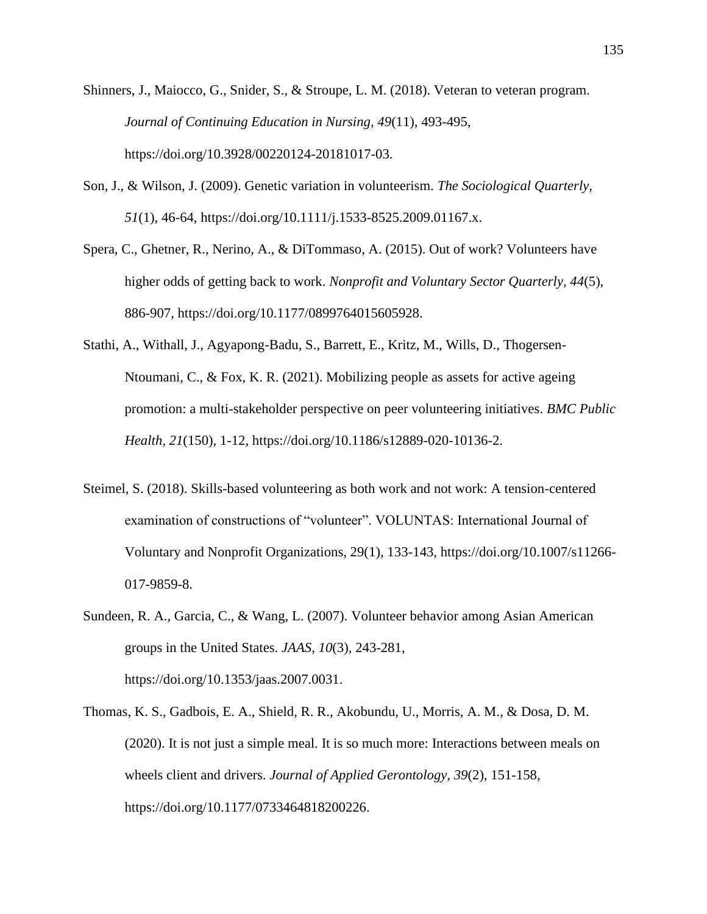Shinners, J., Maiocco, G., Snider, S., & Stroupe, L. M. (2018). Veteran to veteran program. *Journal of Continuing Education in Nursing, 49*(11), 493-495, https://doi.org/10.3928/00220124-20181017-03.

Son, J., & Wilson, J. (2009). Genetic variation in volunteerism. *The Sociological Quarterly, 51*(1), 46-64, https://doi.org/10.1111/j.1533-8525.2009.01167.x.

Spera, C., Ghetner, R., Nerino, A., & DiTommaso, A. (2015). Out of work? Volunteers have higher odds of getting back to work. *Nonprofit and Voluntary Sector Quarterly, 44*(5), 886-907, https://doi.org/10.1177/0899764015605928.

Stathi, A., Withall, J., Agyapong-Badu, S., Barrett, E., Kritz, M., Wills, D., Thogersen-Ntoumani, C., & Fox, K. R. (2021). Mobilizing people as assets for active ageing promotion: a multi-stakeholder perspective on peer volunteering initiatives. *BMC Public Health, 21*(150), 1-12, https://doi.org/10.1186/s12889-020-10136-2.

Steimel, S. (2018). Skills-based volunteering as both work and not work: A tension-centered examination of constructions of "volunteer". VOLUNTAS: International Journal of Voluntary and Nonprofit Organizations, 29(1), 133-143, https://doi.org/10.1007/s11266-017-9859-8.

Sundeen, R. A., Garcia, C., & Wang, L. (2007). Volunteer behavior among Asian American groups in the United States. *JAAS, 10*(3), 243-281, https://doi.org/10.1353/jaas.2007.0031.

Thomas, K. S., Gadbois, E. A., Shield, R. R., Akobundu, U., Morris, A. M., & Dosa, D. M. (2020). It is not just a simple meal. It is so much more: Interactions between meals on wheels client and drivers. *Journal of Applied Gerontology, 39*(2), 151-158, https://doi.org/10.1177/0733464818200226.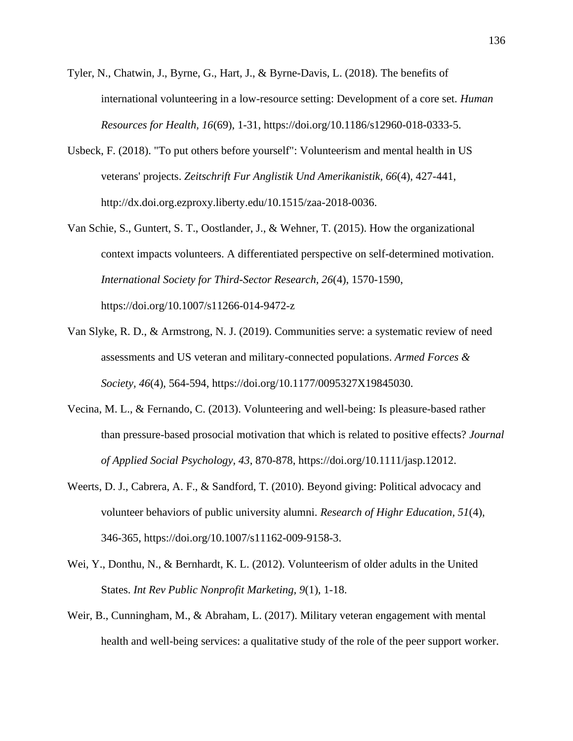Tyler, N., Chatwin, J., Byrne, G., Hart, J., & Byrne-Davis, L. (2018). The benefits of international volunteering in a low-resource setting: Development of a core set. *Human Resources for Health, 16*(69), 1-31, https://doi.org/10.1186/s12960-018-0333-5.

Usbeck, F. (2018). "To put others before yourself": Volunteerism and mental health in US veterans' projects. *Zeitschrift Fur Anglistik Und Amerikanistik, 66*(4), 427-441, http://dx.doi.org.ezproxy.liberty.edu/10.1515/zaa-2018-0036.

Van Schie, S., Guntert, S. T., Oostlander, J., & Wehner, T. (2015). How the organizational context impacts volunteers. A differentiated perspective on self-determined motivation. *International Society for Third-Sector Research, 26*(4), 1570-1590, https://doi.org/10.1007/s11266-014-9472-z

Van Slyke, R. D., & Armstrong, N. J. (2019). Communities serve: a systematic review of need assessments and US veteran and military-connected populations. *Armed Forces & Society, 46*(4), 564-594, https://doi.org/10.1177/0095327X19845030.

Vecina, M. L., & Fernando, C. (2013). Volunteering and well-being: Is pleasure-based rather than pressure-based prosocial motivation that which is related to positive effects? *Journal of Applied Social Psychology, 43*, 870-878, https://doi.org/10.1111/jasp.12012.

Weerts, D. J., Cabrera, A. F., & Sandford, T. (2010). Beyond giving: Political advocacy and volunteer behaviors of public university alumni. *Research of Highr Education, 51*(4), 346-365, https://doi.org/10.1007/s11162-009-9158-3.

Wei, Y., Donthu, N., & Bernhardt, K. L. (2012). Volunteerism of older adults in the United States. *Int Rev Public Nonprofit Marketing, 9*(1), 1-18.

Weir, B., Cunningham, M., & Abraham, L. (2017). Military veteran engagement with mental health and well-being services: a qualitative study of the role of the peer support worker.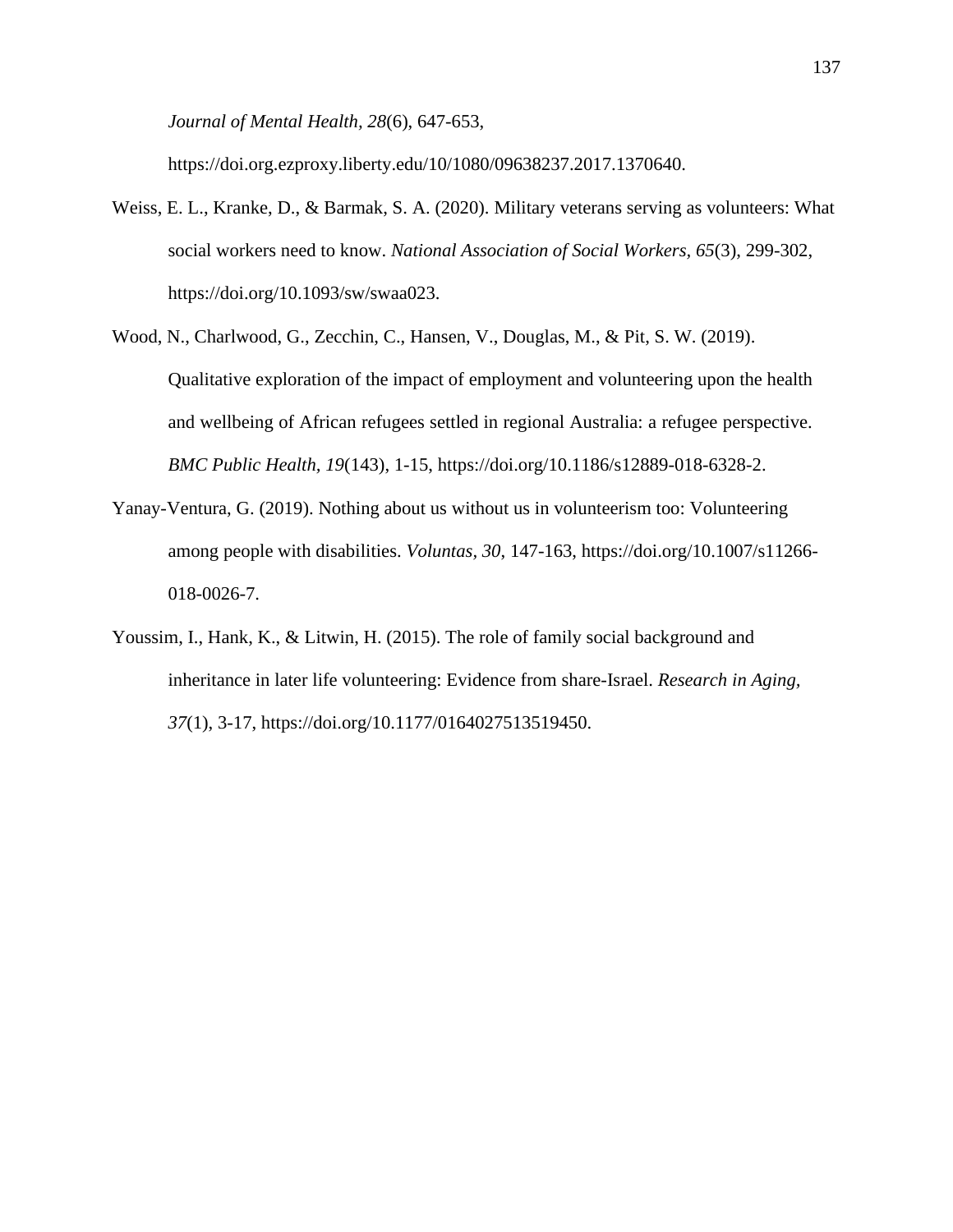*Journal of Mental Health, 28*(6), 647-653, https://doi.org.ezproxy.liberty.edu/10/1080/09638237.2017.1370640.

Weiss, E. L., Kranke, D., & Barmak, S. A. (2020). Military veterans serving as volunteers: What social workers need to know. *National Association of Social Workers, 65*(3), 299-302, https://doi.org/10.1093/sw/swaa023.

Wood, N., Charlwood, G., Zecchin, C., Hansen, V., Douglas, M., & Pit, S. W. (2019). Qualitative exploration of the impact of employment and volunteering upon the health and wellbeing of African refugees settled in regional Australia: a refugee perspective. *BMC Public Health, 19*(143), 1-15, https://doi.org/10.1186/s12889-018-6328-2.

Yanay-Ventura, G. (2019). Nothing about us without us in volunteerism too: Volunteering among people with disabilities. *Voluntas, 30*, 147-163, https://doi.org/10.1007/s11266-018-0026-7.

Youssim, I., Hank, K., & Litwin, H. (2015). The role of family social background and inheritance in later life volunteering: Evidence from share-Israel. *Research in Aging, 37*(1), 3-17, https://doi.org/10.1177/0164027513519450.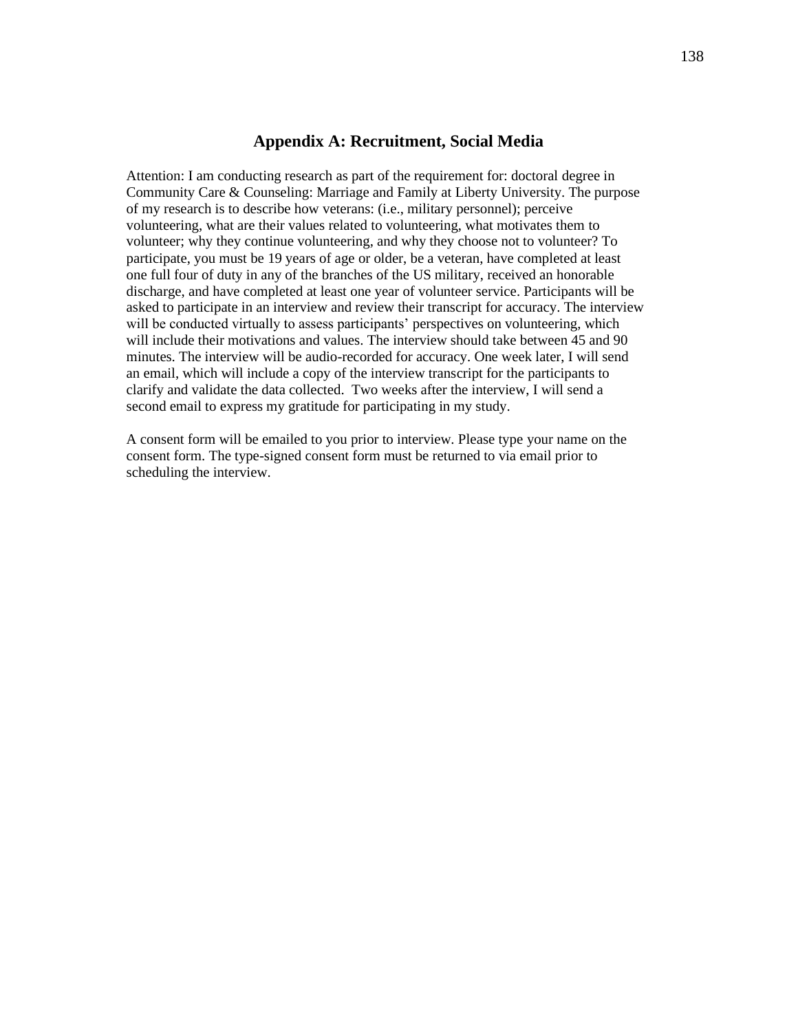## Appendix A: Recruitment, Social Media

Attention: I am conducting research as part of the requirement for: doctoral degree in Community Care & Counseling: Marriage and Family at Liberty University. The purpose of my research is to describe how veterans: (i.e., military personnel); perceive volunteering, what are their values related to volunteering, what motivates them to volunteer; why they continue volunteering, and why they choose not to volunteer? To participate, you must be 19 years of age or older, be a veteran, have completed at least one full four of duty in any of the branches of the US military, received an honorable discharge, and have completed at least one year of volunteer service. Participants will be asked to participate in an interview and review their transcript for accuracy. The interview will be conducted virtually to assess participants' perspectives on volunteering, which will include their motivations and values. The interview should take between 45 and 90 minutes. The interview will be audio-recorded for accuracy. One week later, I will send an email, which will include a copy of the interview transcript for the participants to clarify and validate the data collected. Two weeks after the interview, I will send a second email to express my gratitude for participating in my study.

A consent form will be emailed to you prior to interview. Please type your name on the consent form. The type-signed consent form must be returned to via email prior to scheduling the interview.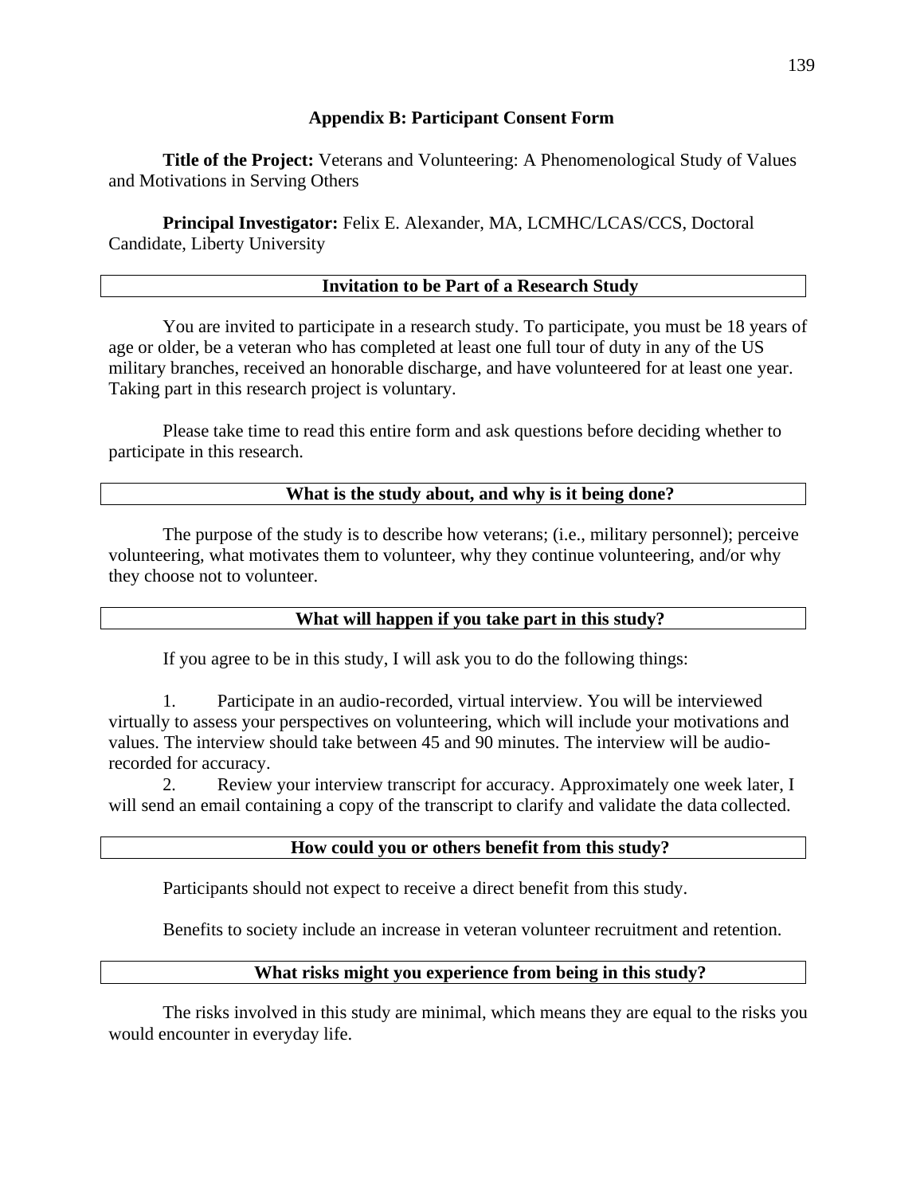## Appendix B: Participant Consent Form

**Title of the Project:** Veterans and Volunteering: A Phenomenological Study of Values and Motivations in Serving Others

**Principal Investigator:** Felix E. Alexander, MA, LCMHC/LCAS/CCS, Doctoral Candidate, Liberty University

### Invitation to be Part of a Research Study

You are invited to participate in a research study. To participate, you must be 18 years of age or older, be a veteran who has completed at least one full tour of duty in any of the US military branches, received an honorable discharge, and have volunteered for at least one year. Taking part in this research project is voluntary.

Please take time to read this entire form and ask questions before deciding whether to participate in this research.

### What is the study about, and why is it being done?

The purpose of the study is to describe how veterans; (i.e., military personnel); perceive volunteering, what motivates them to volunteer, why they continue volunteering, and/or why they choose not to volunteer.

### What will happen if you take part in this study?

If you agree to be in this study, I will ask you to do the following things:

1. Participate in an audio-recorded, virtual interview. You will be interviewed virtually to assess your perspectives on volunteering, which will include your motivations and values. The interview should take between 45 and 90 minutes. The interview will be audio-recorded for accuracy.
2. Review your interview transcript for accuracy. Approximately one week later, I will send an email containing a copy of the transcript to clarify and validate the data collected.

### How could you or others benefit from this study?

Participants should not expect to receive a direct benefit from this study.

Benefits to society include an increase in veteran volunteer recruitment and retention.

### What risks might you experience from being in this study?

The risks involved in this study are minimal, which means they are equal to the risks you would encounter in everyday life.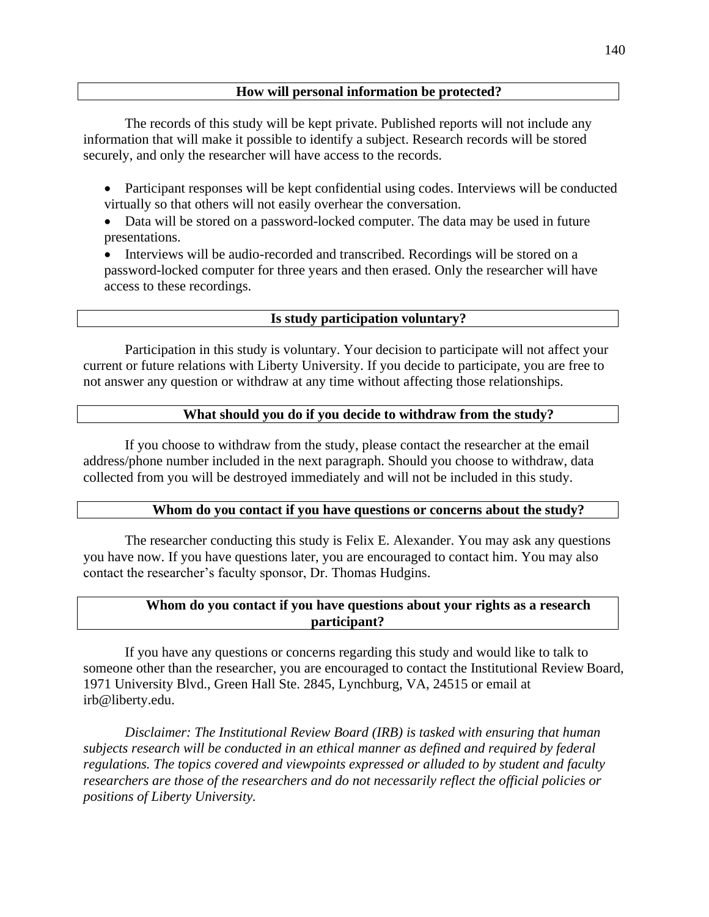**How will personal information be protected?**

The records of this study will be kept private. Published reports will not include any information that will make it possible to identify a subject. Research records will be stored securely, and only the researcher will have access to the records.

- Participant responses will be kept confidential using codes. Interviews will be conducted virtually so that others will not easily overhear the conversation.
- Data will be stored on a password-locked computer. The data may be used in future presentations.
- Interviews will be audio-recorded and transcribed. Recordings will be stored on a password-locked computer for three years and then erased. Only the researcher will have access to these recordings.

**Is study participation voluntary?**

Participation in this study is voluntary. Your decision to participate will not affect your current or future relations with Liberty University. If you decide to participate, you are free to not answer any question or withdraw at any time without affecting those relationships.

**What should you do if you decide to withdraw from the study?**

If you choose to withdraw from the study, please contact the researcher at the email address/phone number included in the next paragraph. Should you choose to withdraw, data collected from you will be destroyed immediately and will not be included in this study.

**Whom do you contact if you have questions or concerns about the study?**

The researcher conducting this study is Felix E. Alexander. You may ask any questions you have now. If you have questions later, you are encouraged to contact him. You may also contact the researcher's faculty sponsor, Dr. Thomas Hudgins.

**Whom do you contact if you have questions about your rights as a research participant?**

If you have any questions or concerns regarding this study and would like to talk to someone other than the researcher, you are encouraged to contact the Institutional Review Board, 1971 University Blvd., Green Hall Ste. 2845, Lynchburg, VA, 24515 or email at irb@liberty.edu.

*Disclaimer: The Institutional Review Board (IRB) is tasked with ensuring that human subjects research will be conducted in an ethical manner as defined and required by federal regulations. The topics covered and viewpoints expressed or alluded to by student and faculty researchers are those of the researchers and do not necessarily reflect the official policies or positions of Liberty University.*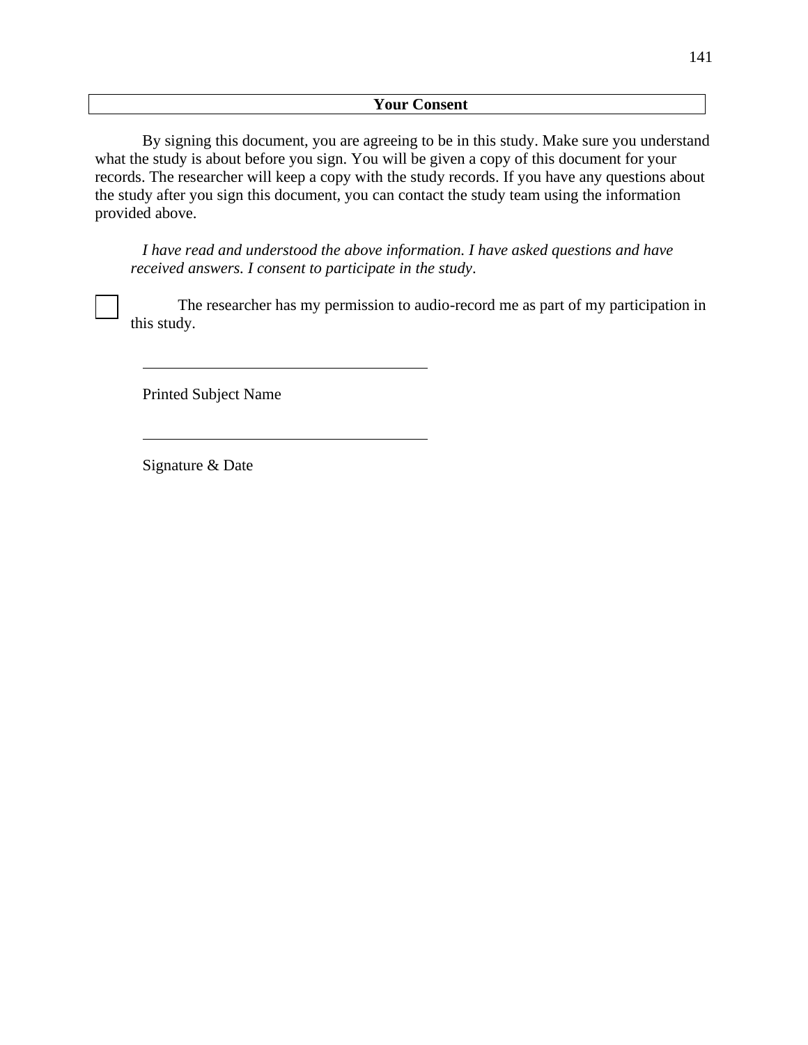## Your Consent

By signing this document, you are agreeing to be in this study. Make sure you understand what the study is about before you sign. You will be given a copy of this document for your records. The researcher will keep a copy with the study records. If you have any questions about the study after you sign this document, you can contact the study team using the information provided above.

*I have read and understood the above information. I have asked questions and have received answers. I consent to participate in the study*.

☐ The researcher has my permission to audio-record me as part of my participation in this study.

\_\_\_\_\_\_\_\_\_\_\_\_\_\_\_\_\_\_\_\_\_\_\_\_\_\_\_\_\_\_\_\_\_\_\_\_

Printed Subject Name

\_\_\_\_\_\_\_\_\_\_\_\_\_\_\_\_\_\_\_\_\_\_\_\_\_\_\_\_\_\_\_\_\_\_\_\_

Signature & Date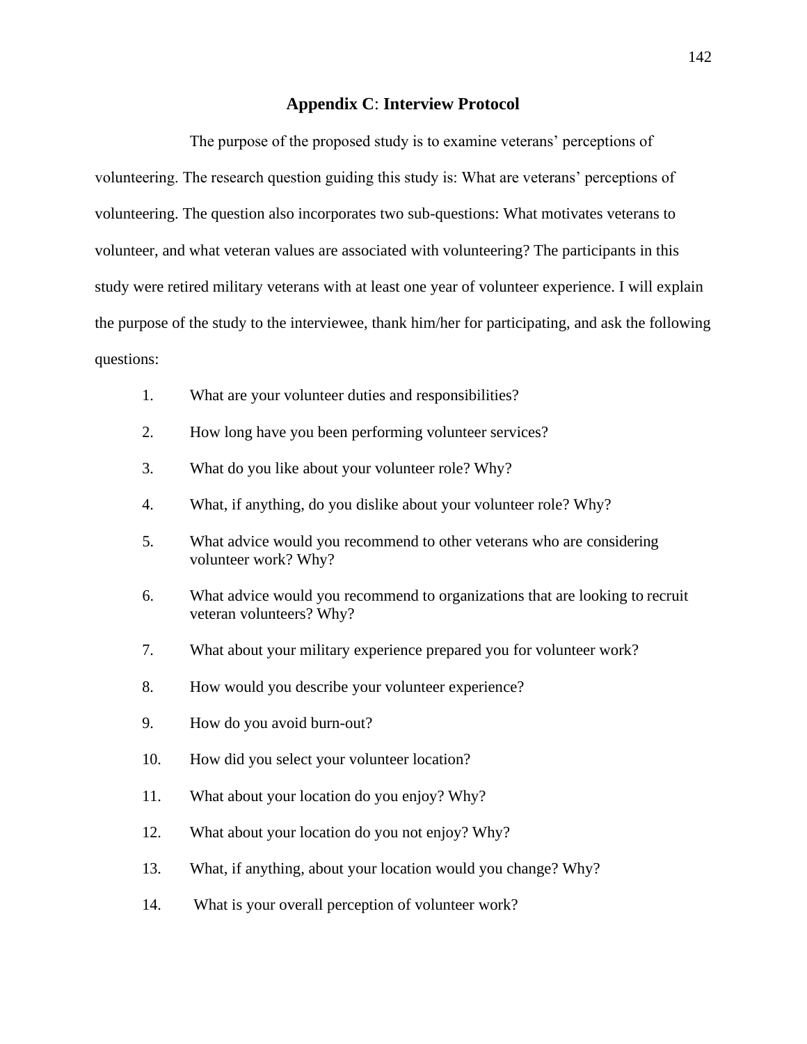## Appendix C: Interview Protocol

The purpose of the proposed study is to examine veterans' perceptions of volunteering. The research question guiding this study is: What are veterans' perceptions of volunteering. The question also incorporates two sub-questions: What motivates veterans to volunteer, and what veteran values are associated with volunteering? The participants in this study were retired military veterans with at least one year of volunteer experience. I will explain the purpose of the study to the interviewee, thank him/her for participating, and ask the following questions:

1. What are your volunteer duties and responsibilities?
2. How long have you been performing volunteer services?
3. What do you like about your volunteer role? Why?
4. What, if anything, do you dislike about your volunteer role? Why?
5. What advice would you recommend to other veterans who are considering volunteer work? Why?
6. What advice would you recommend to organizations that are looking to recruit veteran volunteers? Why?
7. What about your military experience prepared you for volunteer work?
8. How would you describe your volunteer experience?
9. How do you avoid burn-out?
10. How did you select your volunteer location?
11. What about your location do you enjoy? Why?
12. What about your location do you not enjoy? Why?
13. What, if anything, about your location would you change? Why?
14. What is your overall perception of volunteer work?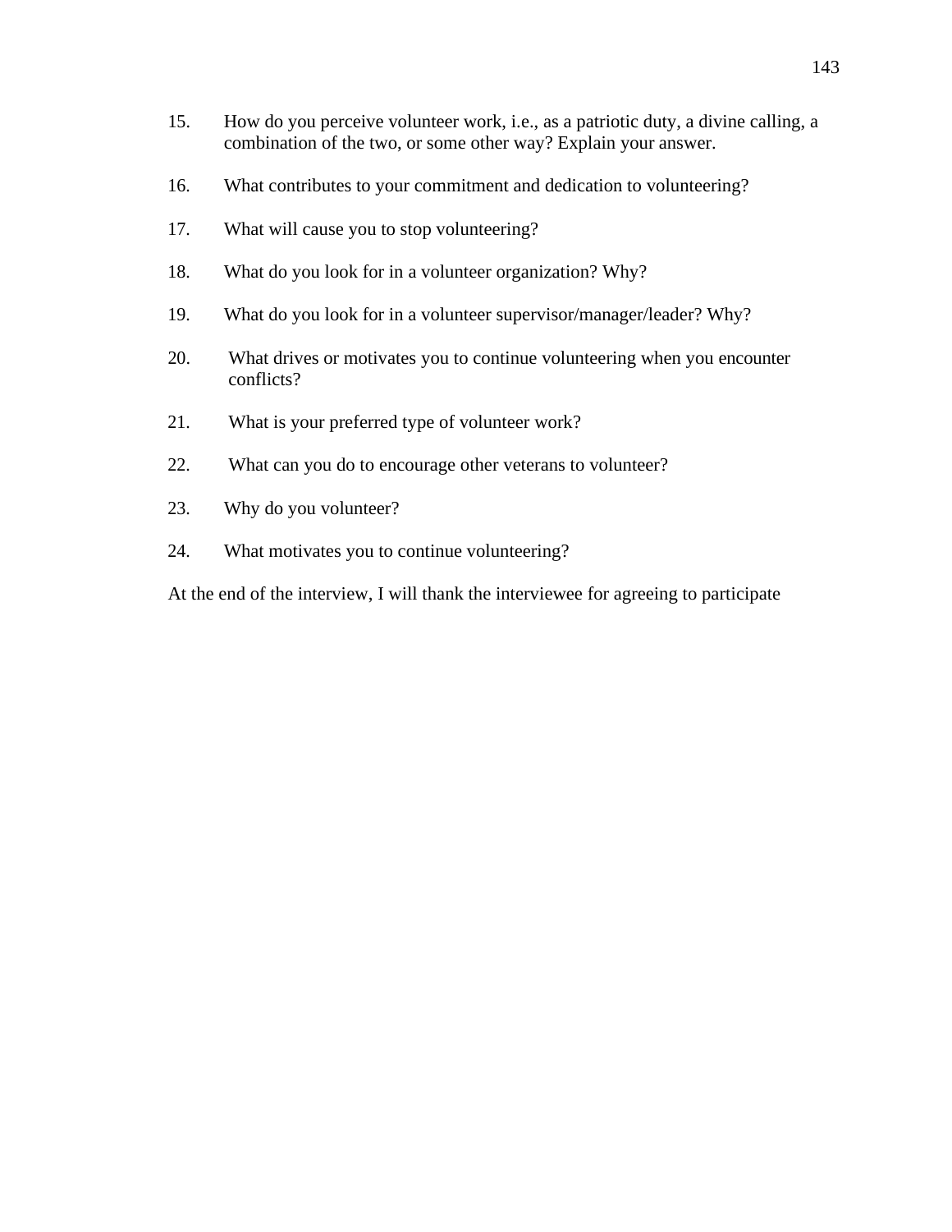15. How do you perceive volunteer work, i.e., as a patriotic duty, a divine calling, a combination of the two, or some other way? Explain your answer.

16. What contributes to your commitment and dedication to volunteering?

17. What will cause you to stop volunteering?

18. What do you look for in a volunteer organization? Why?

19. What do you look for in a volunteer supervisor/manager/leader? Why?

20. What drives or motivates you to continue volunteering when you encounter conflicts?

21. What is your preferred type of volunteer work?

22. What can you do to encourage other veterans to volunteer?

23. Why do you volunteer?

24. What motivates you to continue volunteering?

At the end of the interview, I will thank the interviewee for agreeing to participate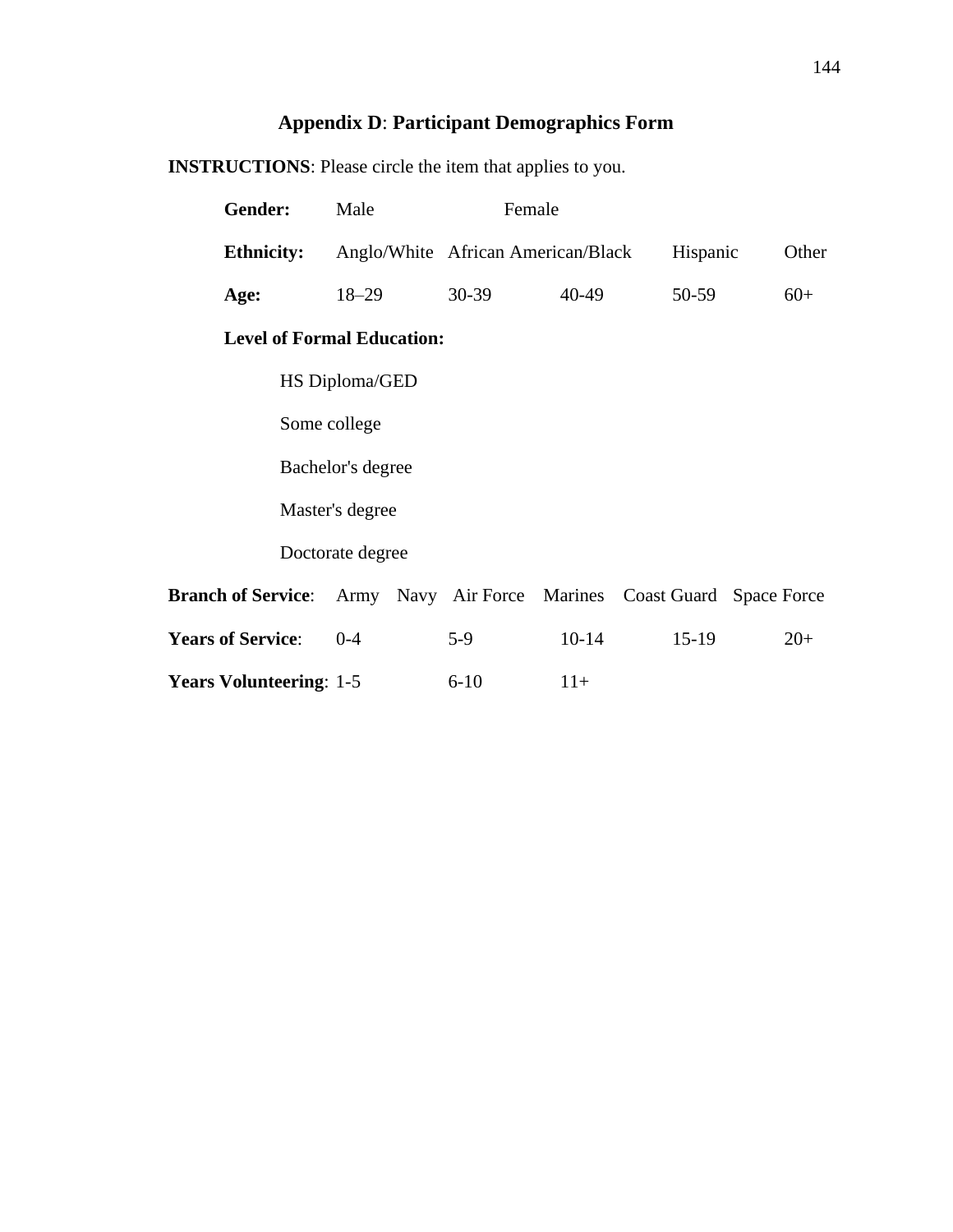## Appendix D: Participant Demographics Form

**INSTRUCTIONS**: Please circle the item that applies to you.

**Gender:** Male Female

**Ethnicity:** Anglo/White African American/Black Hispanic Other

**Age:** 18–29 30-39 40-49 50-59 60+

**Level of Formal Education:**

HS Diploma/GED

Some college

Bachelor's degree

Master's degree

Doctorate degree

**Branch of Service**: Army Navy Air Force Marines Coast Guard Space Force

**Years of Service**: 0-4 5-9 10-14 15-19 20+

**Years Volunteering**: 1-5 6-10 11+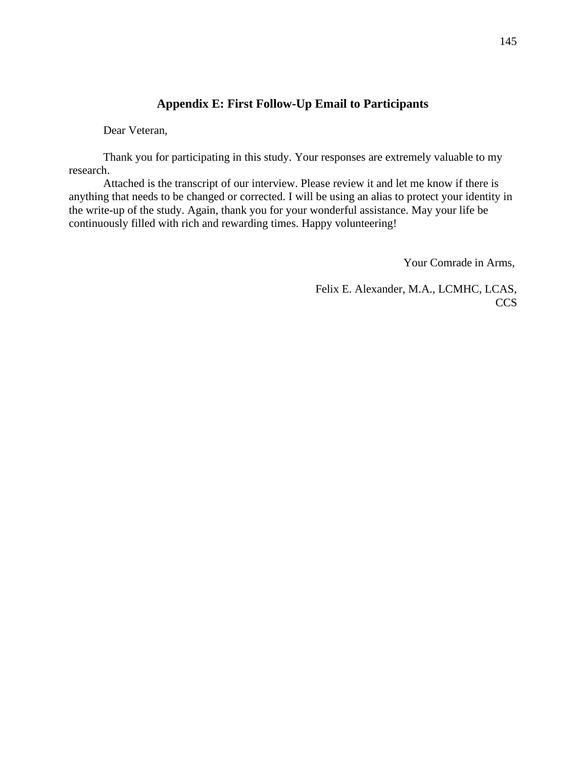## Appendix E: First Follow-Up Email to Participants

Dear Veteran,

Thank you for participating in this study. Your responses are extremely valuable to my research.

Attached is the transcript of our interview. Please review it and let me know if there is anything that needs to be changed or corrected. I will be using an alias to protect your identity in the write-up of the study. Again, thank you for your wonderful assistance. May your life be continuously filled with rich and rewarding times. Happy volunteering!

Your Comrade in Arms,

Felix E. Alexander, M.A., LCMHC, LCAS, CCS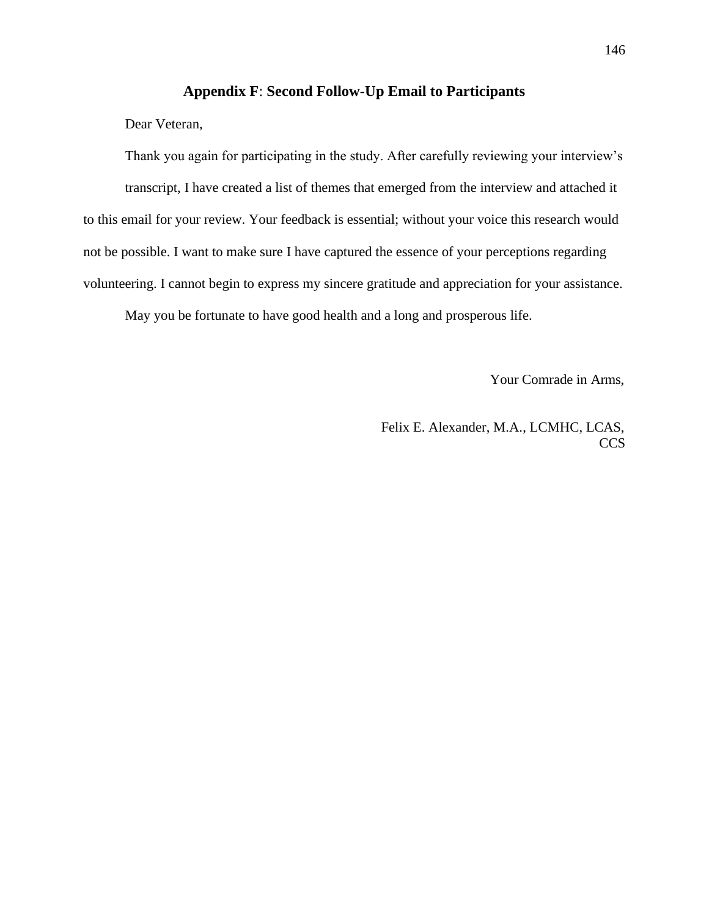## **Appendix F**: **Second Follow-Up Email to Participants**

Dear Veteran,

Thank you again for participating in the study. After carefully reviewing your interview's transcript, I have created a list of themes that emerged from the interview and attached it to this email for your review. Your feedback is essential; without your voice this research would not be possible. I want to make sure I have captured the essence of your perceptions regarding volunteering. I cannot begin to express my sincere gratitude and appreciation for your assistance.

May you be fortunate to have good health and a long and prosperous life.

Your Comrade in Arms,

Felix E. Alexander, M.A., LCMHC, LCAS, CCS